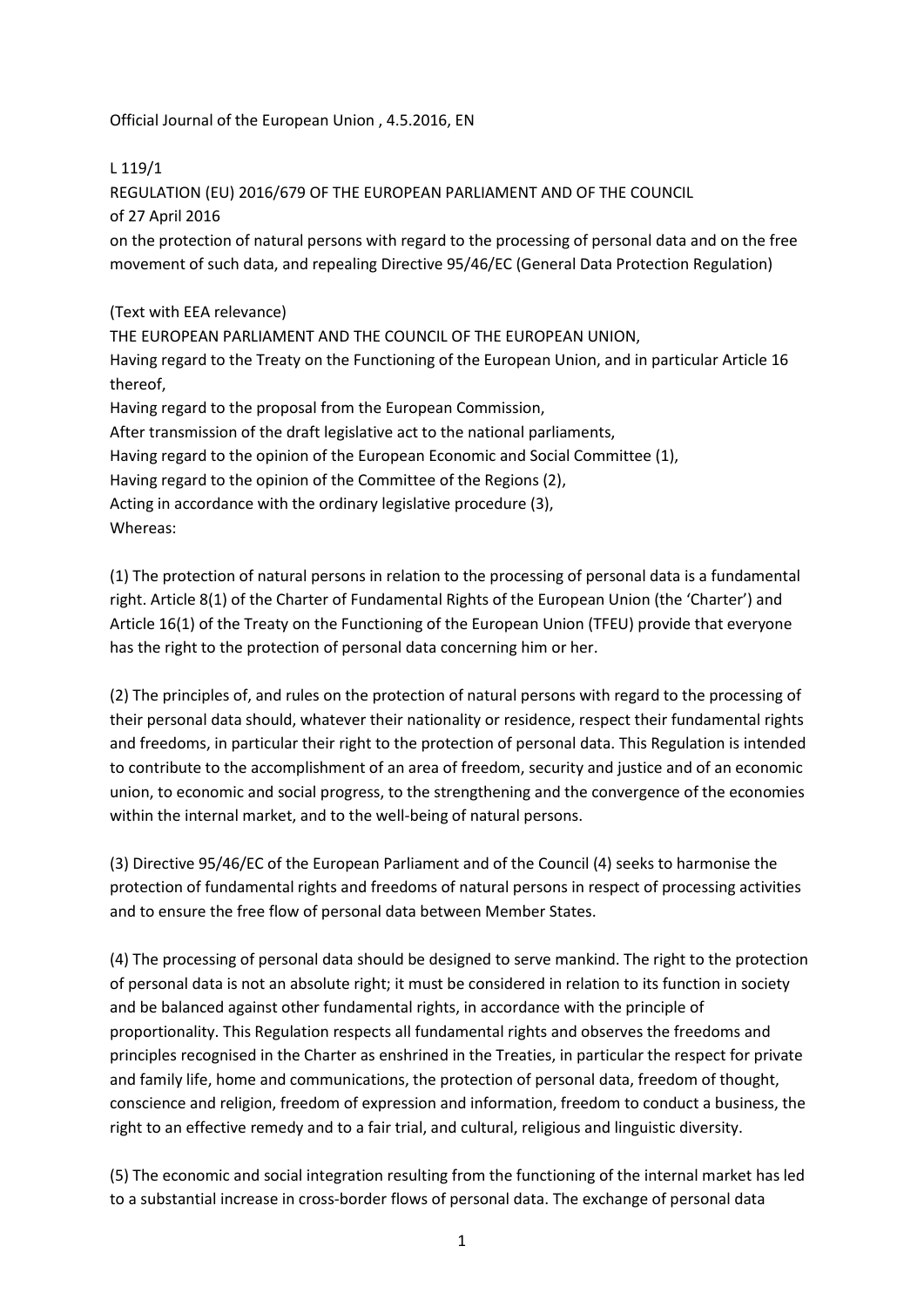Official Journal of the European Union , 4.5.2016, EN

L 119/1

# REGULATION (EU) 2016/679 OF THE EUROPEAN PARLIAMENT AND OF THE COUNCIL

of 27 April 2016

on the protection of natural persons with regard to the processing of personal data and on the free movement of such data, and repealing Directive 95/46/EC (General Data Protection Regulation)

(Text with EEA relevance)

THE EUROPEAN PARLIAMENT AND THE COUNCIL OF THE EUROPEAN UNION,

Having regard to the Treaty on the Functioning of the European Union, and in particular Article 16 thereof,

Having regard to the proposal from the European Commission,

After transmission of the draft legislative act to the national parliaments,

Having regard to the opinion of the European Economic and Social Committee (1),

Having regard to the opinion of the Committee of the Regions (2),

Acting in accordance with the ordinary legislative procedure (3),

Whereas:

(1) The protection of natural persons in relation to the processing of personal data is a fundamental right. Article 8(1) of the Charter of Fundamental Rights of the European Union (the 'Charter') and Article 16(1) of the Treaty on the Functioning of the European Union (TFEU) provide that everyone has the right to the protection of personal data concerning him or her.

(2) The principles of, and rules on the protection of natural persons with regard to the processing of their personal data should, whatever their nationality or residence, respect their fundamental rights and freedoms, in particular their right to the protection of personal data. This Regulation is intended to contribute to the accomplishment of an area of freedom, security and justice and of an economic union, to economic and social progress, to the strengthening and the convergence of the economies within the internal market, and to the well-being of natural persons.

(3) Directive 95/46/EC of the European Parliament and of the Council (4) seeks to harmonise the protection of fundamental rights and freedoms of natural persons in respect of processing activities and to ensure the free flow of personal data between Member States.

(4) The processing of personal data should be designed to serve mankind. The right to the protection of personal data is not an absolute right; it must be considered in relation to its function in society and be balanced against other fundamental rights, in accordance with the principle of proportionality. This Regulation respects all fundamental rights and observes the freedoms and principles recognised in the Charter as enshrined in the Treaties, in particular the respect for private and family life, home and communications, the protection of personal data, freedom of thought, conscience and religion, freedom of expression and information, freedom to conduct a business, the right to an effective remedy and to a fair trial, and cultural, religious and linguistic diversity.

(5) The economic and social integration resulting from the functioning of the internal market has led to a substantial increase in cross-border flows of personal data. The exchange of personal data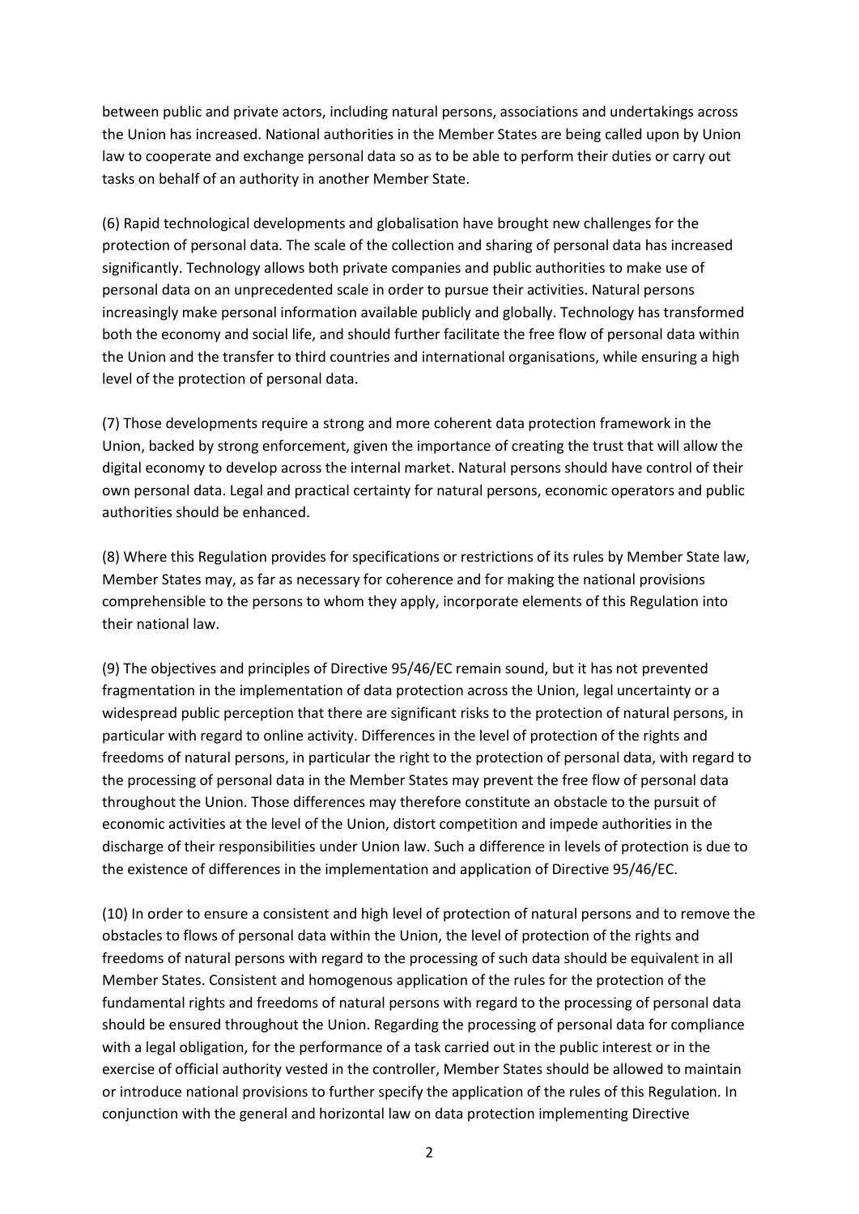between public and private actors, including natural persons, associations and undertakings across the Union has increased. National authorities in the Member States are being called upon by Union law to cooperate and exchange personal data so as to be able to perform their duties or carry out tasks on behalf of an authority in another Member State.

(6) Rapid technological developments and globalisation have brought new challenges for the protection of personal data. The scale of the collection and sharing of personal data has increased significantly. Technology allows both private companies and public authorities to make use of personal data on an unprecedented scale in order to pursue their activities. Natural persons increasingly make personal information available publicly and globally. Technology has transformed both the economy and social life, and should further facilitate the free flow of personal data within the Union and the transfer to third countries and international organisations, while ensuring a high level of the protection of personal data.

(7) Those developments require a strong and more coherent data protection framework in the Union, backed by strong enforcement, given the importance of creating the trust that will allow the digital economy to develop across the internal market. Natural persons should have control of their own personal data. Legal and practical certainty for natural persons, economic operators and public authorities should be enhanced.

(8) Where this Regulation provides for specifications or restrictions of its rules by Member State law, Member States may, as far as necessary for coherence and for making the national provisions comprehensible to the persons to whom they apply, incorporate elements of this Regulation into their national law.

(9) The objectives and principles of Directive 95/46/EC remain sound, but it has not prevented fragmentation in the implementation of data protection across the Union, legal uncertainty or a widespread public perception that there are significant risks to the protection of natural persons, in particular with regard to online activity. Differences in the level of protection of the rights and freedoms of natural persons, in particular the right to the protection of personal data, with regard to the processing of personal data in the Member States may prevent the free flow of personal data throughout the Union. Those differences may therefore constitute an obstacle to the pursuit of economic activities at the level of the Union, distort competition and impede authorities in the discharge of their responsibilities under Union law. Such a difference in levels of protection is due to the existence of differences in the implementation and application of Directive 95/46/EC.

(10) In order to ensure a consistent and high level of protection of natural persons and to remove the obstacles to flows of personal data within the Union, the level of protection of the rights and freedoms of natural persons with regard to the processing of such data should be equivalent in all Member States. Consistent and homogenous application of the rules for the protection of the fundamental rights and freedoms of natural persons with regard to the processing of personal data should be ensured throughout the Union. Regarding the processing of personal data for compliance with a legal obligation, for the performance of a task carried out in the public interest or in the exercise of official authority vested in the controller, Member States should be allowed to maintain or introduce national provisions to further specify the application of the rules of this Regulation. In conjunction with the general and horizontal law on data protection implementing Directive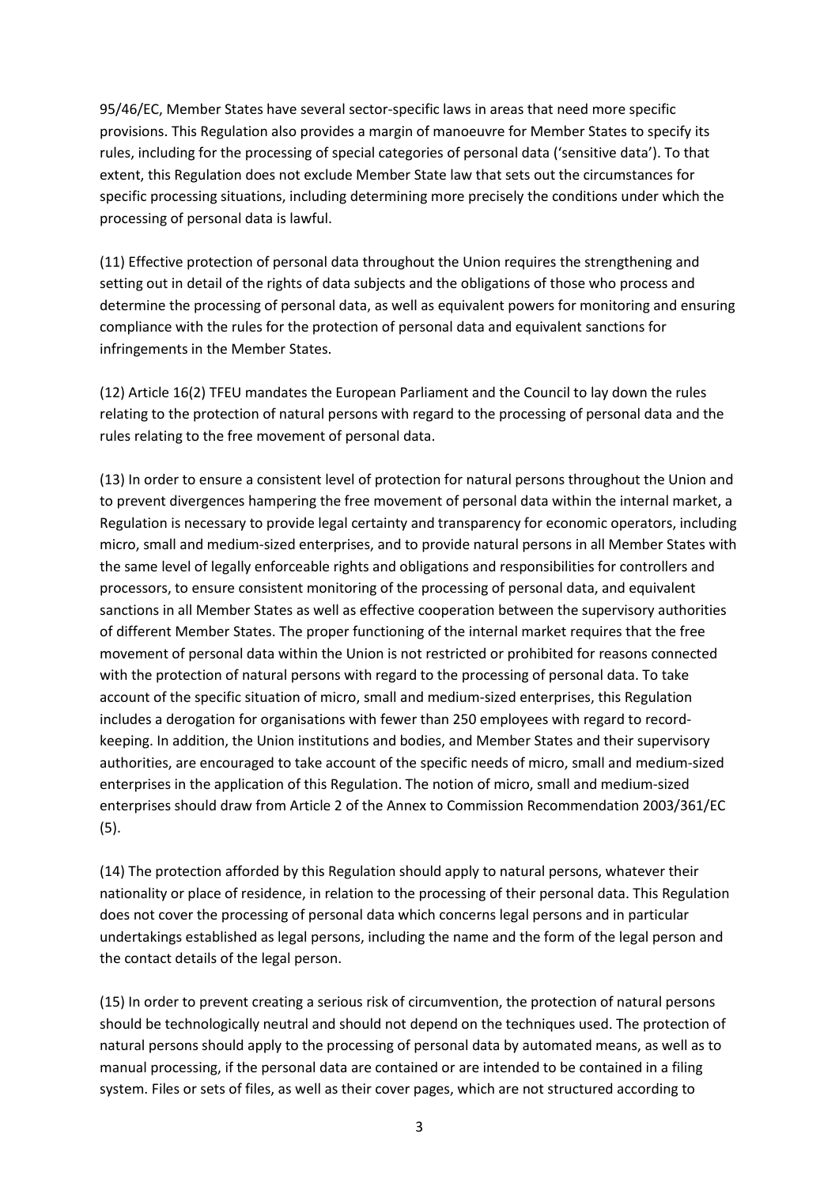95/46/EC, Member States have several sector-specific laws in areas that need more specific provisions. This Regulation also provides a margin of manoeuvre for Member States to specify its rules, including for the processing of special categories of personal data ('sensitive data'). To that extent, this Regulation does not exclude Member State law that sets out the circumstances for specific processing situations, including determining more precisely the conditions under which the processing of personal data is lawful.

(11) Effective protection of personal data throughout the Union requires the strengthening and setting out in detail of the rights of data subjects and the obligations of those who process and determine the processing of personal data, as well as equivalent powers for monitoring and ensuring compliance with the rules for the protection of personal data and equivalent sanctions for infringements in the Member States.

(12) Article 16(2) TFEU mandates the European Parliament and the Council to lay down the rules relating to the protection of natural persons with regard to the processing of personal data and the rules relating to the free movement of personal data.

(13) In order to ensure a consistent level of protection for natural persons throughout the Union and to prevent divergences hampering the free movement of personal data within the internal market, a Regulation is necessary to provide legal certainty and transparency for economic operators, including micro, small and medium-sized enterprises, and to provide natural persons in all Member States with the same level of legally enforceable rights and obligations and responsibilities for controllers and processors, to ensure consistent monitoring of the processing of personal data, and equivalent sanctions in all Member States as well as effective cooperation between the supervisory authorities of different Member States. The proper functioning of the internal market requires that the free movement of personal data within the Union is not restricted or prohibited for reasons connected with the protection of natural persons with regard to the processing of personal data. To take account of the specific situation of micro, small and medium-sized enterprises, this Regulation includes a derogation for organisations with fewer than 250 employees with regard to record-keeping. In addition, the Union institutions and bodies, and Member States and their supervisory authorities, are encouraged to take account of the specific needs of micro, small and medium-sized enterprises in the application of this Regulation. The notion of micro, small and medium-sized enterprises should draw from Article 2 of the Annex to Commission Recommendation 2003/361/EC (5).

(14) The protection afforded by this Regulation should apply to natural persons, whatever their nationality or place of residence, in relation to the processing of their personal data. This Regulation does not cover the processing of personal data which concerns legal persons and in particular undertakings established as legal persons, including the name and the form of the legal person and the contact details of the legal person.

(15) In order to prevent creating a serious risk of circumvention, the protection of natural persons should be technologically neutral and should not depend on the techniques used. The protection of natural persons should apply to the processing of personal data by automated means, as well as to manual processing, if the personal data are contained or are intended to be contained in a filing system. Files or sets of files, as well as their cover pages, which are not structured according to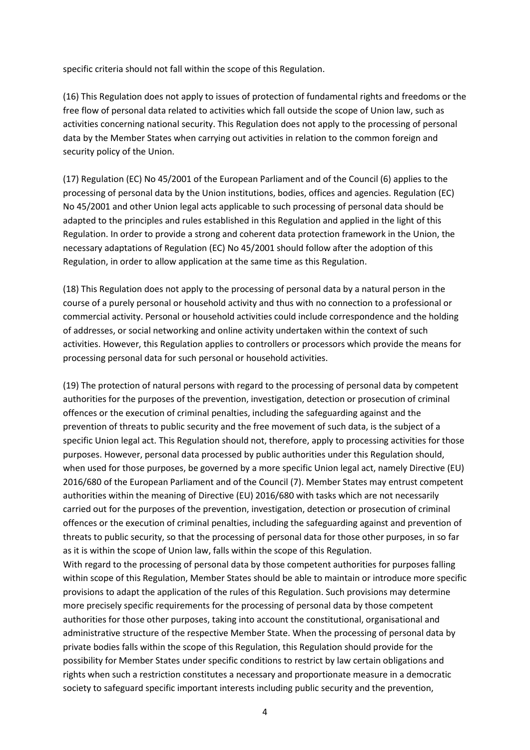specific criteria should not fall within the scope of this Regulation.

(16) This Regulation does not apply to issues of protection of fundamental rights and freedoms or the free flow of personal data related to activities which fall outside the scope of Union law, such as activities concerning national security. This Regulation does not apply to the processing of personal data by the Member States when carrying out activities in relation to the common foreign and security policy of the Union.

(17) Regulation (EC) No 45/2001 of the European Parliament and of the Council (6) applies to the processing of personal data by the Union institutions, bodies, offices and agencies. Regulation (EC) No 45/2001 and other Union legal acts applicable to such processing of personal data should be adapted to the principles and rules established in this Regulation and applied in the light of this Regulation. In order to provide a strong and coherent data protection framework in the Union, the necessary adaptations of Regulation (EC) No 45/2001 should follow after the adoption of this Regulation, in order to allow application at the same time as this Regulation.

(18) This Regulation does not apply to the processing of personal data by a natural person in the course of a purely personal or household activity and thus with no connection to a professional or commercial activity. Personal or household activities could include correspondence and the holding of addresses, or social networking and online activity undertaken within the context of such activities. However, this Regulation applies to controllers or processors which provide the means for processing personal data for such personal or household activities.

(19) The protection of natural persons with regard to the processing of personal data by competent authorities for the purposes of the prevention, investigation, detection or prosecution of criminal offences or the execution of criminal penalties, including the safeguarding against and the prevention of threats to public security and the free movement of such data, is the subject of a specific Union legal act. This Regulation should not, therefore, apply to processing activities for those purposes. However, personal data processed by public authorities under this Regulation should, when used for those purposes, be governed by a more specific Union legal act, namely Directive (EU) 2016/680 of the European Parliament and of the Council (7). Member States may entrust competent authorities within the meaning of Directive (EU) 2016/680 with tasks which are not necessarily carried out for the purposes of the prevention, investigation, detection or prosecution of criminal offences or the execution of criminal penalties, including the safeguarding against and prevention of threats to public security, so that the processing of personal data for those other purposes, in so far as it is within the scope of Union law, falls within the scope of this Regulation.
With regard to the processing of personal data by those competent authorities for purposes falling within scope of this Regulation, Member States should be able to maintain or introduce more specific provisions to adapt the application of the rules of this Regulation. Such provisions may determine more precisely specific requirements for the processing of personal data by those competent authorities for those other purposes, taking into account the constitutional, organisational and administrative structure of the respective Member State. When the processing of personal data by private bodies falls within the scope of this Regulation, this Regulation should provide for the possibility for Member States under specific conditions to restrict by law certain obligations and rights when such a restriction constitutes a necessary and proportionate measure in a democratic society to safeguard specific important interests including public security and the prevention,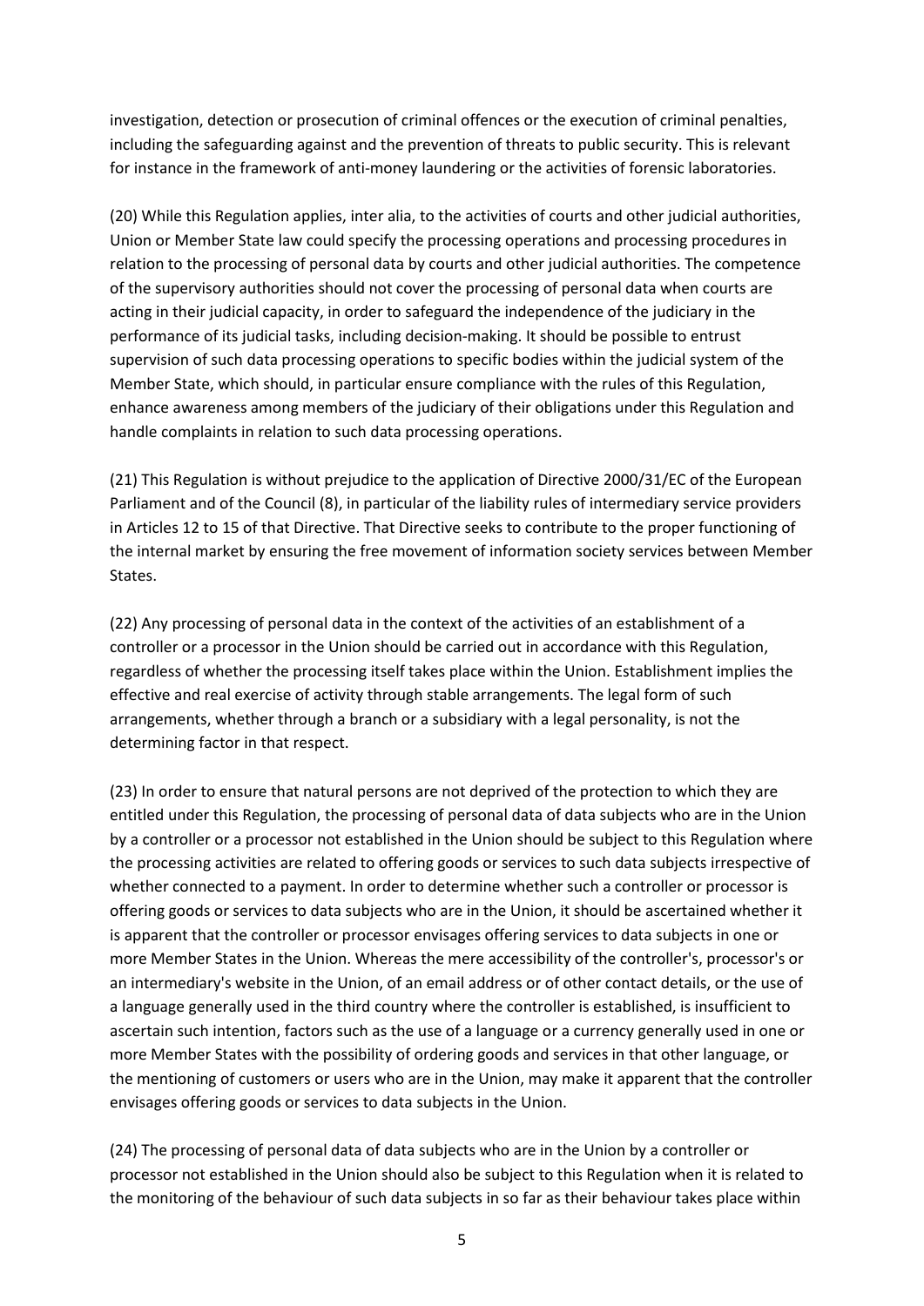investigation, detection or prosecution of criminal offences or the execution of criminal penalties, including the safeguarding against and the prevention of threats to public security. This is relevant for instance in the framework of anti-money laundering or the activities of forensic laboratories.

(20) While this Regulation applies, inter alia, to the activities of courts and other judicial authorities, Union or Member State law could specify the processing operations and processing procedures in relation to the processing of personal data by courts and other judicial authorities. The competence of the supervisory authorities should not cover the processing of personal data when courts are acting in their judicial capacity, in order to safeguard the independence of the judiciary in the performance of its judicial tasks, including decision-making. It should be possible to entrust supervision of such data processing operations to specific bodies within the judicial system of the Member State, which should, in particular ensure compliance with the rules of this Regulation, enhance awareness among members of the judiciary of their obligations under this Regulation and handle complaints in relation to such data processing operations.

(21) This Regulation is without prejudice to the application of Directive 2000/31/EC of the European Parliament and of the Council (8), in particular of the liability rules of intermediary service providers in Articles 12 to 15 of that Directive. That Directive seeks to contribute to the proper functioning of the internal market by ensuring the free movement of information society services between Member States.

(22) Any processing of personal data in the context of the activities of an establishment of a controller or a processor in the Union should be carried out in accordance with this Regulation, regardless of whether the processing itself takes place within the Union. Establishment implies the effective and real exercise of activity through stable arrangements. The legal form of such arrangements, whether through a branch or a subsidiary with a legal personality, is not the determining factor in that respect.

(23) In order to ensure that natural persons are not deprived of the protection to which they are entitled under this Regulation, the processing of personal data of data subjects who are in the Union by a controller or a processor not established in the Union should be subject to this Regulation where the processing activities are related to offering goods or services to such data subjects irrespective of whether connected to a payment. In order to determine whether such a controller or processor is offering goods or services to data subjects who are in the Union, it should be ascertained whether it is apparent that the controller or processor envisages offering services to data subjects in one or more Member States in the Union. Whereas the mere accessibility of the controller's, processor's or an intermediary's website in the Union, of an email address or of other contact details, or the use of a language generally used in the third country where the controller is established, is insufficient to ascertain such intention, factors such as the use of a language or a currency generally used in one or more Member States with the possibility of ordering goods and services in that other language, or the mentioning of customers or users who are in the Union, may make it apparent that the controller envisages offering goods or services to data subjects in the Union.

(24) The processing of personal data of data subjects who are in the Union by a controller or processor not established in the Union should also be subject to this Regulation when it is related to the monitoring of the behaviour of such data subjects in so far as their behaviour takes place within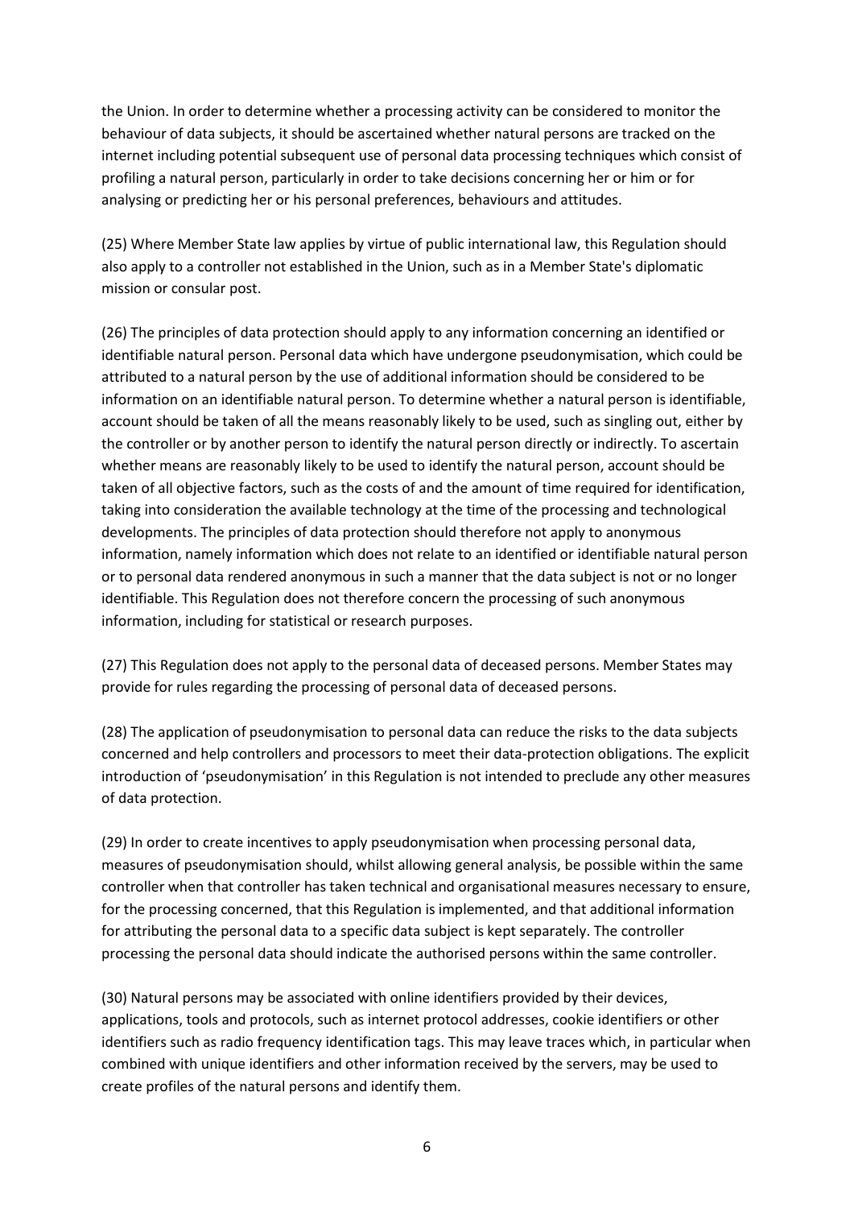the Union. In order to determine whether a processing activity can be considered to monitor the behaviour of data subjects, it should be ascertained whether natural persons are tracked on the internet including potential subsequent use of personal data processing techniques which consist of profiling a natural person, particularly in order to take decisions concerning her or him or for analysing or predicting her or his personal preferences, behaviours and attitudes.

(25) Where Member State law applies by virtue of public international law, this Regulation should also apply to a controller not established in the Union, such as in a Member State's diplomatic mission or consular post.

(26) The principles of data protection should apply to any information concerning an identified or identifiable natural person. Personal data which have undergone pseudonymisation, which could be attributed to a natural person by the use of additional information should be considered to be information on an identifiable natural person. To determine whether a natural person is identifiable, account should be taken of all the means reasonably likely to be used, such as singling out, either by the controller or by another person to identify the natural person directly or indirectly. To ascertain whether means are reasonably likely to be used to identify the natural person, account should be taken of all objective factors, such as the costs of and the amount of time required for identification, taking into consideration the available technology at the time of the processing and technological developments. The principles of data protection should therefore not apply to anonymous information, namely information which does not relate to an identified or identifiable natural person or to personal data rendered anonymous in such a manner that the data subject is not or no longer identifiable. This Regulation does not therefore concern the processing of such anonymous information, including for statistical or research purposes.

(27) This Regulation does not apply to the personal data of deceased persons. Member States may provide for rules regarding the processing of personal data of deceased persons.

(28) The application of pseudonymisation to personal data can reduce the risks to the data subjects concerned and help controllers and processors to meet their data-protection obligations. The explicit introduction of 'pseudonymisation' in this Regulation is not intended to preclude any other measures of data protection.

(29) In order to create incentives to apply pseudonymisation when processing personal data, measures of pseudonymisation should, whilst allowing general analysis, be possible within the same controller when that controller has taken technical and organisational measures necessary to ensure, for the processing concerned, that this Regulation is implemented, and that additional information for attributing the personal data to a specific data subject is kept separately. The controller processing the personal data should indicate the authorised persons within the same controller.

(30) Natural persons may be associated with online identifiers provided by their devices, applications, tools and protocols, such as internet protocol addresses, cookie identifiers or other identifiers such as radio frequency identification tags. This may leave traces which, in particular when combined with unique identifiers and other information received by the servers, may be used to create profiles of the natural persons and identify them.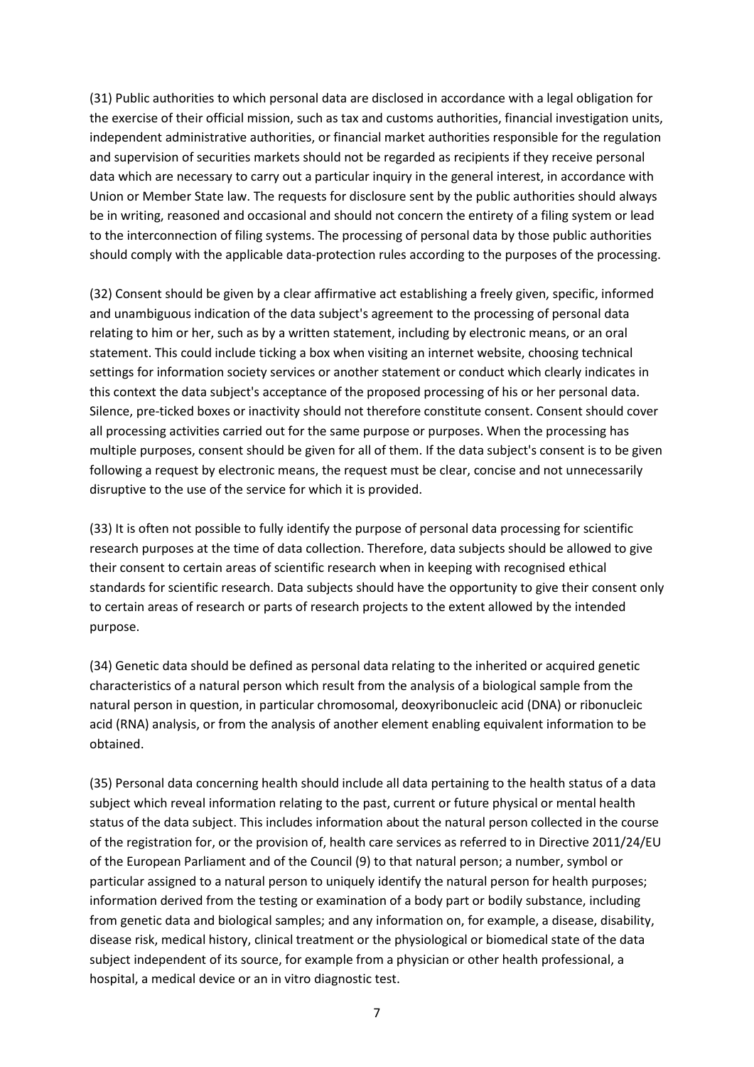(31) Public authorities to which personal data are disclosed in accordance with a legal obligation for the exercise of their official mission, such as tax and customs authorities, financial investigation units, independent administrative authorities, or financial market authorities responsible for the regulation and supervision of securities markets should not be regarded as recipients if they receive personal data which are necessary to carry out a particular inquiry in the general interest, in accordance with Union or Member State law. The requests for disclosure sent by the public authorities should always be in writing, reasoned and occasional and should not concern the entirety of a filing system or lead to the interconnection of filing systems. The processing of personal data by those public authorities should comply with the applicable data-protection rules according to the purposes of the processing.

(32) Consent should be given by a clear affirmative act establishing a freely given, specific, informed and unambiguous indication of the data subject's agreement to the processing of personal data relating to him or her, such as by a written statement, including by electronic means, or an oral statement. This could include ticking a box when visiting an internet website, choosing technical settings for information society services or another statement or conduct which clearly indicates in this context the data subject's acceptance of the proposed processing of his or her personal data. Silence, pre-ticked boxes or inactivity should not therefore constitute consent. Consent should cover all processing activities carried out for the same purpose or purposes. When the processing has multiple purposes, consent should be given for all of them. If the data subject's consent is to be given following a request by electronic means, the request must be clear, concise and not unnecessarily disruptive to the use of the service for which it is provided.

(33) It is often not possible to fully identify the purpose of personal data processing for scientific research purposes at the time of data collection. Therefore, data subjects should be allowed to give their consent to certain areas of scientific research when in keeping with recognised ethical standards for scientific research. Data subjects should have the opportunity to give their consent only to certain areas of research or parts of research projects to the extent allowed by the intended purpose.

(34) Genetic data should be defined as personal data relating to the inherited or acquired genetic characteristics of a natural person which result from the analysis of a biological sample from the natural person in question, in particular chromosomal, deoxyribonucleic acid (DNA) or ribonucleic acid (RNA) analysis, or from the analysis of another element enabling equivalent information to be obtained.

(35) Personal data concerning health should include all data pertaining to the health status of a data subject which reveal information relating to the past, current or future physical or mental health status of the data subject. This includes information about the natural person collected in the course of the registration for, or the provision of, health care services as referred to in Directive 2011/24/EU of the European Parliament and of the Council (9) to that natural person; a number, symbol or particular assigned to a natural person to uniquely identify the natural person for health purposes; information derived from the testing or examination of a body part or bodily substance, including from genetic data and biological samples; and any information on, for example, a disease, disability, disease risk, medical history, clinical treatment or the physiological or biomedical state of the data subject independent of its source, for example from a physician or other health professional, a hospital, a medical device or an in vitro diagnostic test.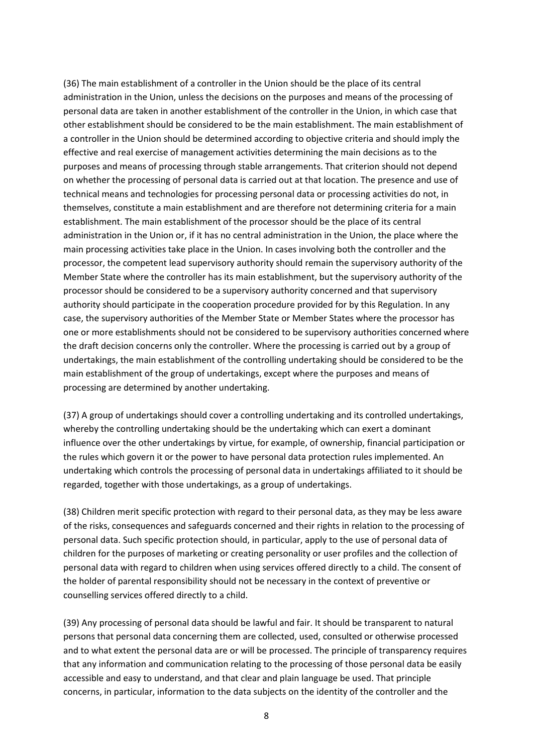(36) The main establishment of a controller in the Union should be the place of its central administration in the Union, unless the decisions on the purposes and means of the processing of personal data are taken in another establishment of the controller in the Union, in which case that other establishment should be considered to be the main establishment. The main establishment of a controller in the Union should be determined according to objective criteria and should imply the effective and real exercise of management activities determining the main decisions as to the purposes and means of processing through stable arrangements. That criterion should not depend on whether the processing of personal data is carried out at that location. The presence and use of technical means and technologies for processing personal data or processing activities do not, in themselves, constitute a main establishment and are therefore not determining criteria for a main establishment. The main establishment of the processor should be the place of its central administration in the Union or, if it has no central administration in the Union, the place where the main processing activities take place in the Union. In cases involving both the controller and the processor, the competent lead supervisory authority should remain the supervisory authority of the Member State where the controller has its main establishment, but the supervisory authority of the processor should be considered to be a supervisory authority concerned and that supervisory authority should participate in the cooperation procedure provided for by this Regulation. In any case, the supervisory authorities of the Member State or Member States where the processor has one or more establishments should not be considered to be supervisory authorities concerned where the draft decision concerns only the controller. Where the processing is carried out by a group of undertakings, the main establishment of the controlling undertaking should be considered to be the main establishment of the group of undertakings, except where the purposes and means of processing are determined by another undertaking.

(37) A group of undertakings should cover a controlling undertaking and its controlled undertakings, whereby the controlling undertaking should be the undertaking which can exert a dominant influence over the other undertakings by virtue, for example, of ownership, financial participation or the rules which govern it or the power to have personal data protection rules implemented. An undertaking which controls the processing of personal data in undertakings affiliated to it should be regarded, together with those undertakings, as a group of undertakings.

(38) Children merit specific protection with regard to their personal data, as they may be less aware of the risks, consequences and safeguards concerned and their rights in relation to the processing of personal data. Such specific protection should, in particular, apply to the use of personal data of children for the purposes of marketing or creating personality or user profiles and the collection of personal data with regard to children when using services offered directly to a child. The consent of the holder of parental responsibility should not be necessary in the context of preventive or counselling services offered directly to a child.

(39) Any processing of personal data should be lawful and fair. It should be transparent to natural persons that personal data concerning them are collected, used, consulted or otherwise processed and to what extent the personal data are or will be processed. The principle of transparency requires that any information and communication relating to the processing of those personal data be easily accessible and easy to understand, and that clear and plain language be used. That principle concerns, in particular, information to the data subjects on the identity of the controller and the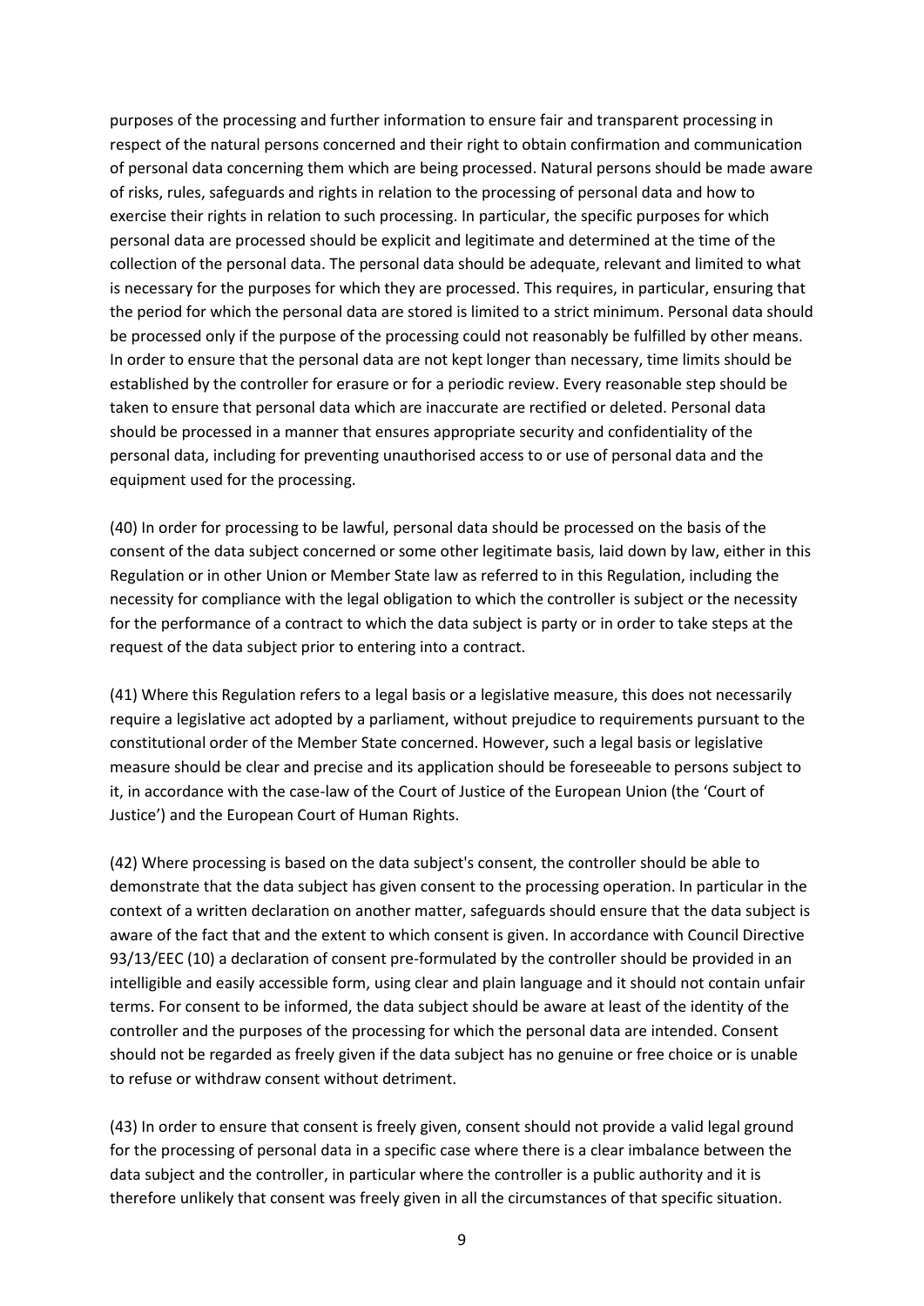purposes of the processing and further information to ensure fair and transparent processing in respect of the natural persons concerned and their right to obtain confirmation and communication of personal data concerning them which are being processed. Natural persons should be made aware of risks, rules, safeguards and rights in relation to the processing of personal data and how to exercise their rights in relation to such processing. In particular, the specific purposes for which personal data are processed should be explicit and legitimate and determined at the time of the collection of the personal data. The personal data should be adequate, relevant and limited to what is necessary for the purposes for which they are processed. This requires, in particular, ensuring that the period for which the personal data are stored is limited to a strict minimum. Personal data should be processed only if the purpose of the processing could not reasonably be fulfilled by other means. In order to ensure that the personal data are not kept longer than necessary, time limits should be established by the controller for erasure or for a periodic review. Every reasonable step should be taken to ensure that personal data which are inaccurate are rectified or deleted. Personal data should be processed in a manner that ensures appropriate security and confidentiality of the personal data, including for preventing unauthorised access to or use of personal data and the equipment used for the processing.

(40) In order for processing to be lawful, personal data should be processed on the basis of the consent of the data subject concerned or some other legitimate basis, laid down by law, either in this Regulation or in other Union or Member State law as referred to in this Regulation, including the necessity for compliance with the legal obligation to which the controller is subject or the necessity for the performance of a contract to which the data subject is party or in order to take steps at the request of the data subject prior to entering into a contract.

(41) Where this Regulation refers to a legal basis or a legislative measure, this does not necessarily require a legislative act adopted by a parliament, without prejudice to requirements pursuant to the constitutional order of the Member State concerned. However, such a legal basis or legislative measure should be clear and precise and its application should be foreseeable to persons subject to it, in accordance with the case-law of the Court of Justice of the European Union (the 'Court of Justice') and the European Court of Human Rights.

(42) Where processing is based on the data subject's consent, the controller should be able to demonstrate that the data subject has given consent to the processing operation. In particular in the context of a written declaration on another matter, safeguards should ensure that the data subject is aware of the fact that and the extent to which consent is given. In accordance with Council Directive 93/13/EEC (10) a declaration of consent pre-formulated by the controller should be provided in an intelligible and easily accessible form, using clear and plain language and it should not contain unfair terms. For consent to be informed, the data subject should be aware at least of the identity of the controller and the purposes of the processing for which the personal data are intended. Consent should not be regarded as freely given if the data subject has no genuine or free choice or is unable to refuse or withdraw consent without detriment.

(43) In order to ensure that consent is freely given, consent should not provide a valid legal ground for the processing of personal data in a specific case where there is a clear imbalance between the data subject and the controller, in particular where the controller is a public authority and it is therefore unlikely that consent was freely given in all the circumstances of that specific situation.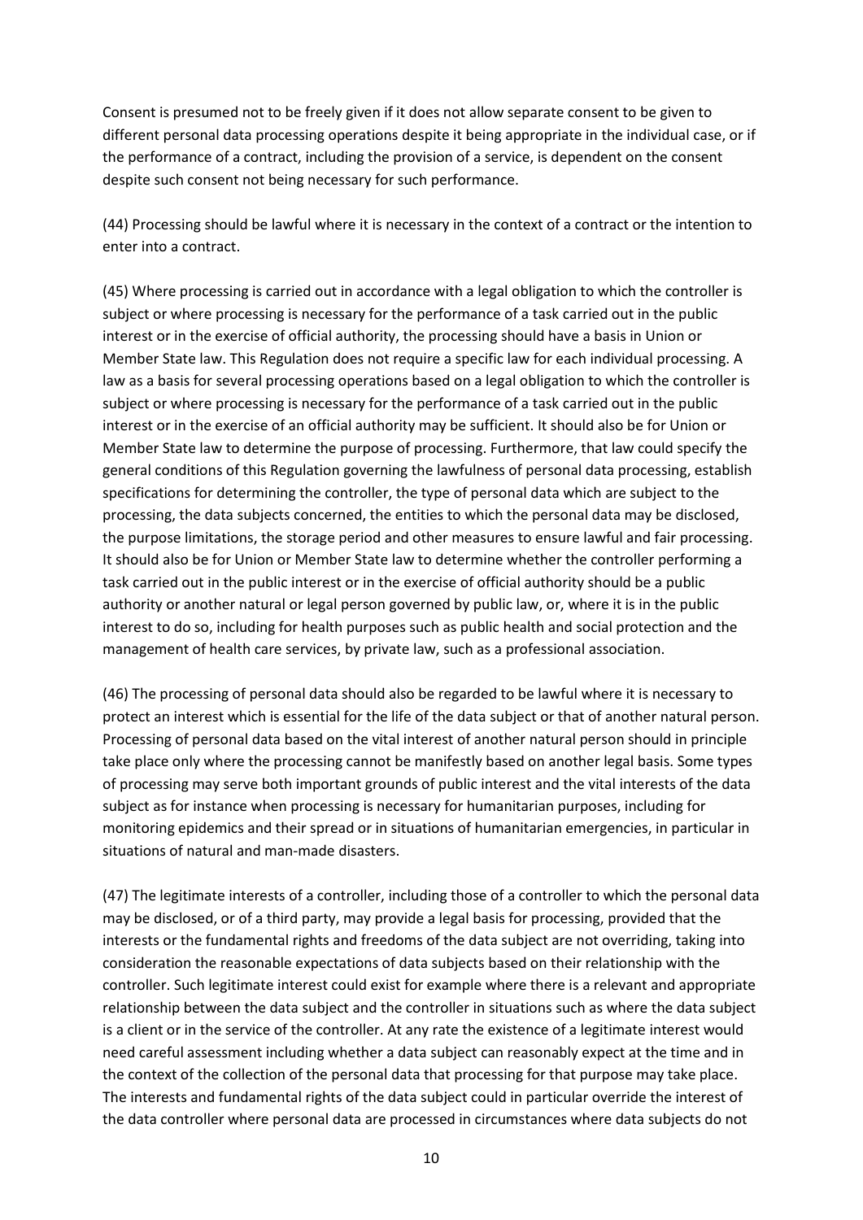Consent is presumed not to be freely given if it does not allow separate consent to be given to different personal data processing operations despite it being appropriate in the individual case, or if the performance of a contract, including the provision of a service, is dependent on the consent despite such consent not being necessary for such performance.

(44) Processing should be lawful where it is necessary in the context of a contract or the intention to enter into a contract.

(45) Where processing is carried out in accordance with a legal obligation to which the controller is subject or where processing is necessary for the performance of a task carried out in the public interest or in the exercise of official authority, the processing should have a basis in Union or Member State law. This Regulation does not require a specific law for each individual processing. A law as a basis for several processing operations based on a legal obligation to which the controller is subject or where processing is necessary for the performance of a task carried out in the public interest or in the exercise of an official authority may be sufficient. It should also be for Union or Member State law to determine the purpose of processing. Furthermore, that law could specify the general conditions of this Regulation governing the lawfulness of personal data processing, establish specifications for determining the controller, the type of personal data which are subject to the processing, the data subjects concerned, the entities to which the personal data may be disclosed, the purpose limitations, the storage period and other measures to ensure lawful and fair processing. It should also be for Union or Member State law to determine whether the controller performing a task carried out in the public interest or in the exercise of official authority should be a public authority or another natural or legal person governed by public law, or, where it is in the public interest to do so, including for health purposes such as public health and social protection and the management of health care services, by private law, such as a professional association.

(46) The processing of personal data should also be regarded to be lawful where it is necessary to protect an interest which is essential for the life of the data subject or that of another natural person. Processing of personal data based on the vital interest of another natural person should in principle take place only where the processing cannot be manifestly based on another legal basis. Some types of processing may serve both important grounds of public interest and the vital interests of the data subject as for instance when processing is necessary for humanitarian purposes, including for monitoring epidemics and their spread or in situations of humanitarian emergencies, in particular in situations of natural and man-made disasters.

(47) The legitimate interests of a controller, including those of a controller to which the personal data may be disclosed, or of a third party, may provide a legal basis for processing, provided that the interests or the fundamental rights and freedoms of the data subject are not overriding, taking into consideration the reasonable expectations of data subjects based on their relationship with the controller. Such legitimate interest could exist for example where there is a relevant and appropriate relationship between the data subject and the controller in situations such as where the data subject is a client or in the service of the controller. At any rate the existence of a legitimate interest would need careful assessment including whether a data subject can reasonably expect at the time and in the context of the collection of the personal data that processing for that purpose may take place. The interests and fundamental rights of the data subject could in particular override the interest of the data controller where personal data are processed in circumstances where data subjects do not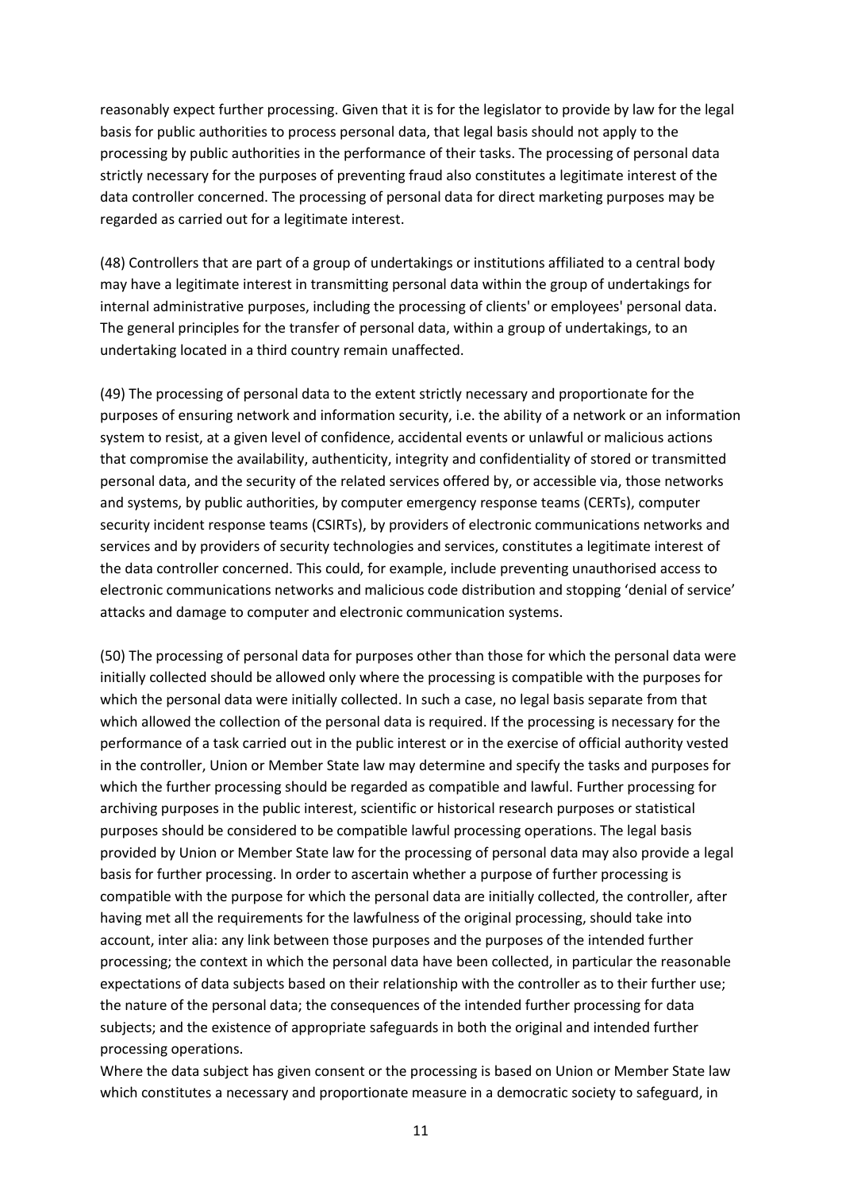reasonably expect further processing. Given that it is for the legislator to provide by law for the legal basis for public authorities to process personal data, that legal basis should not apply to the processing by public authorities in the performance of their tasks. The processing of personal data strictly necessary for the purposes of preventing fraud also constitutes a legitimate interest of the data controller concerned. The processing of personal data for direct marketing purposes may be regarded as carried out for a legitimate interest.

(48) Controllers that are part of a group of undertakings or institutions affiliated to a central body may have a legitimate interest in transmitting personal data within the group of undertakings for internal administrative purposes, including the processing of clients' or employees' personal data. The general principles for the transfer of personal data, within a group of undertakings, to an undertaking located in a third country remain unaffected.

(49) The processing of personal data to the extent strictly necessary and proportionate for the purposes of ensuring network and information security, i.e. the ability of a network or an information system to resist, at a given level of confidence, accidental events or unlawful or malicious actions that compromise the availability, authenticity, integrity and confidentiality of stored or transmitted personal data, and the security of the related services offered by, or accessible via, those networks and systems, by public authorities, by computer emergency response teams (CERTs), computer security incident response teams (CSIRTs), by providers of electronic communications networks and services and by providers of security technologies and services, constitutes a legitimate interest of the data controller concerned. This could, for example, include preventing unauthorised access to electronic communications networks and malicious code distribution and stopping 'denial of service' attacks and damage to computer and electronic communication systems.

(50) The processing of personal data for purposes other than those for which the personal data were initially collected should be allowed only where the processing is compatible with the purposes for which the personal data were initially collected. In such a case, no legal basis separate from that which allowed the collection of the personal data is required. If the processing is necessary for the performance of a task carried out in the public interest or in the exercise of official authority vested in the controller, Union or Member State law may determine and specify the tasks and purposes for which the further processing should be regarded as compatible and lawful. Further processing for archiving purposes in the public interest, scientific or historical research purposes or statistical purposes should be considered to be compatible lawful processing operations. The legal basis provided by Union or Member State law for the processing of personal data may also provide a legal basis for further processing. In order to ascertain whether a purpose of further processing is compatible with the purpose for which the personal data are initially collected, the controller, after having met all the requirements for the lawfulness of the original processing, should take into account, inter alia: any link between those purposes and the purposes of the intended further processing; the context in which the personal data have been collected, in particular the reasonable expectations of data subjects based on their relationship with the controller as to their further use; the nature of the personal data; the consequences of the intended further processing for data subjects; and the existence of appropriate safeguards in both the original and intended further processing operations.
Where the data subject has given consent or the processing is based on Union or Member State law which constitutes a necessary and proportionate measure in a democratic society to safeguard, in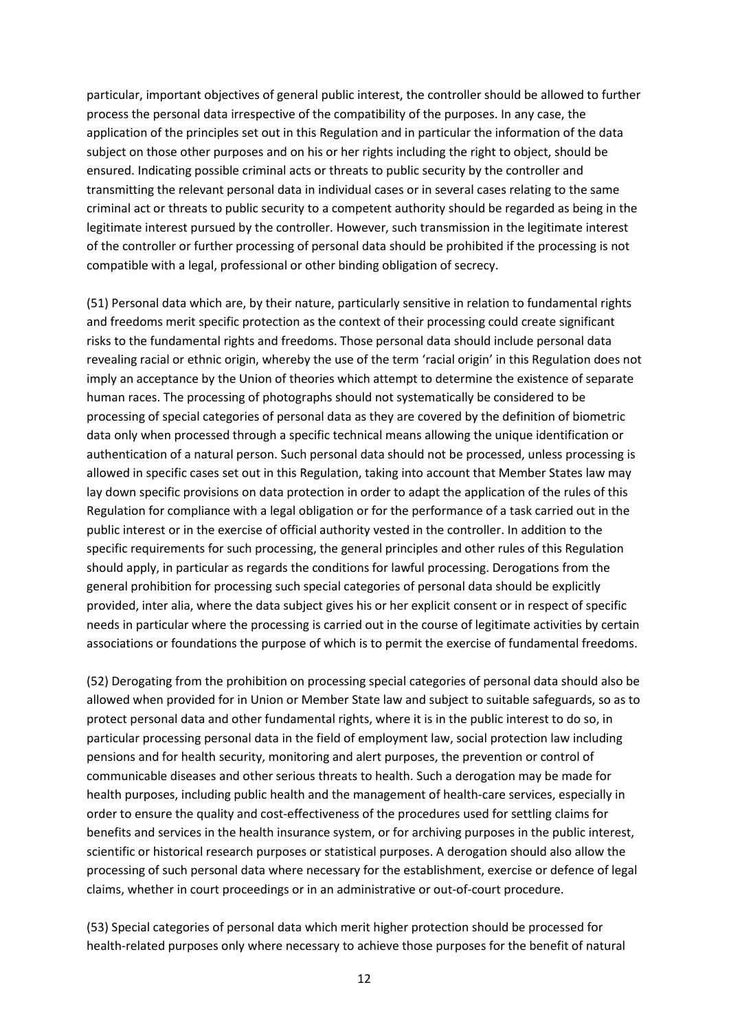particular, important objectives of general public interest, the controller should be allowed to further process the personal data irrespective of the compatibility of the purposes. In any case, the application of the principles set out in this Regulation and in particular the information of the data subject on those other purposes and on his or her rights including the right to object, should be ensured. Indicating possible criminal acts or threats to public security by the controller and transmitting the relevant personal data in individual cases or in several cases relating to the same criminal act or threats to public security to a competent authority should be regarded as being in the legitimate interest pursued by the controller. However, such transmission in the legitimate interest of the controller or further processing of personal data should be prohibited if the processing is not compatible with a legal, professional or other binding obligation of secrecy.

(51) Personal data which are, by their nature, particularly sensitive in relation to fundamental rights and freedoms merit specific protection as the context of their processing could create significant risks to the fundamental rights and freedoms. Those personal data should include personal data revealing racial or ethnic origin, whereby the use of the term 'racial origin' in this Regulation does not imply an acceptance by the Union of theories which attempt to determine the existence of separate human races. The processing of photographs should not systematically be considered to be processing of special categories of personal data as they are covered by the definition of biometric data only when processed through a specific technical means allowing the unique identification or authentication of a natural person. Such personal data should not be processed, unless processing is allowed in specific cases set out in this Regulation, taking into account that Member States law may lay down specific provisions on data protection in order to adapt the application of the rules of this Regulation for compliance with a legal obligation or for the performance of a task carried out in the public interest or in the exercise of official authority vested in the controller. In addition to the specific requirements for such processing, the general principles and other rules of this Regulation should apply, in particular as regards the conditions for lawful processing. Derogations from the general prohibition for processing such special categories of personal data should be explicitly provided, inter alia, where the data subject gives his or her explicit consent or in respect of specific needs in particular where the processing is carried out in the course of legitimate activities by certain associations or foundations the purpose of which is to permit the exercise of fundamental freedoms.

(52) Derogating from the prohibition on processing special categories of personal data should also be allowed when provided for in Union or Member State law and subject to suitable safeguards, so as to protect personal data and other fundamental rights, where it is in the public interest to do so, in particular processing personal data in the field of employment law, social protection law including pensions and for health security, monitoring and alert purposes, the prevention or control of communicable diseases and other serious threats to health. Such a derogation may be made for health purposes, including public health and the management of health-care services, especially in order to ensure the quality and cost-effectiveness of the procedures used for settling claims for benefits and services in the health insurance system, or for archiving purposes in the public interest, scientific or historical research purposes or statistical purposes. A derogation should also allow the processing of such personal data where necessary for the establishment, exercise or defence of legal claims, whether in court proceedings or in an administrative or out-of-court procedure.

(53) Special categories of personal data which merit higher protection should be processed for health-related purposes only where necessary to achieve those purposes for the benefit of natural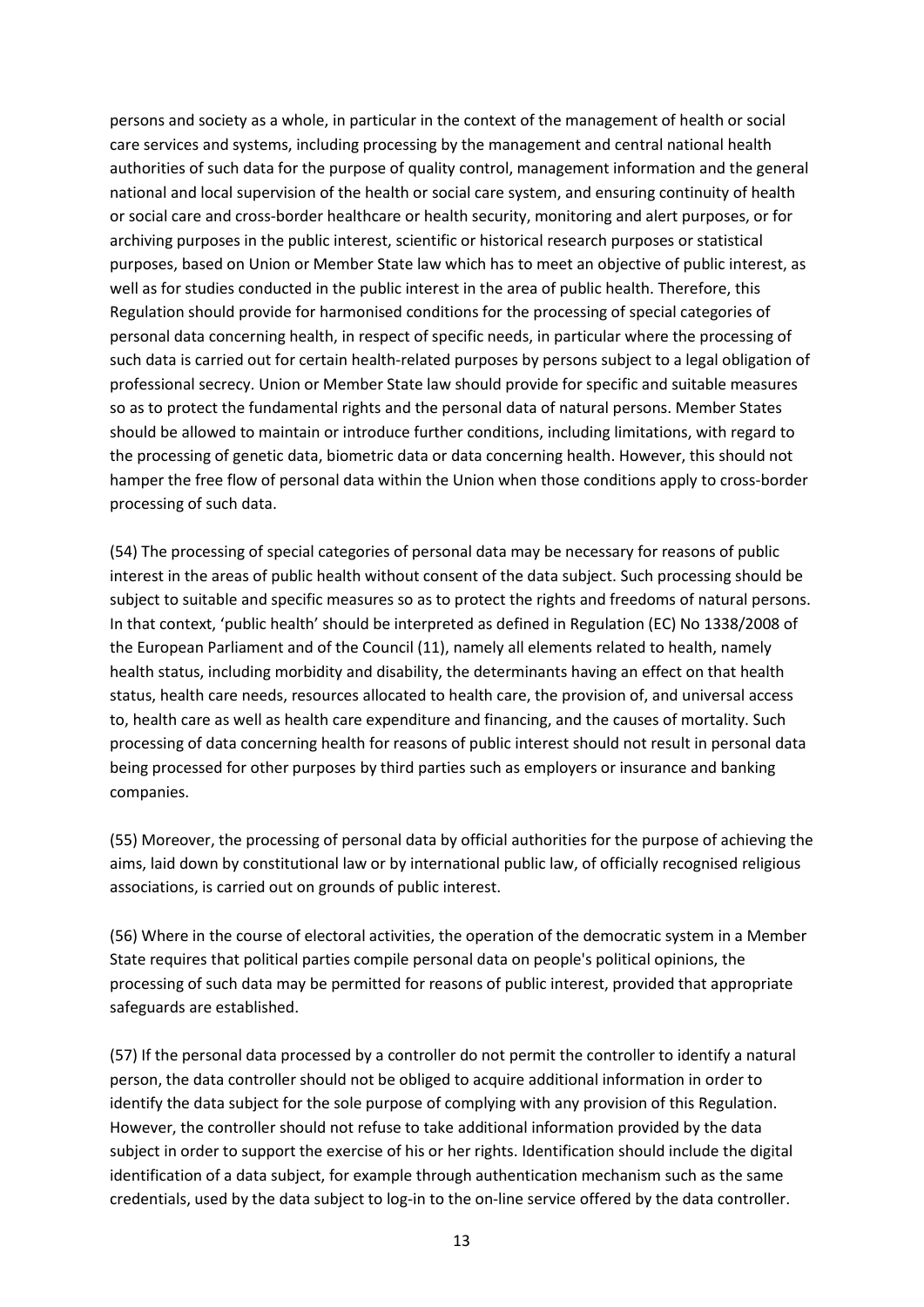persons and society as a whole, in particular in the context of the management of health or social care services and systems, including processing by the management and central national health authorities of such data for the purpose of quality control, management information and the general national and local supervision of the health or social care system, and ensuring continuity of health or social care and cross-border healthcare or health security, monitoring and alert purposes, or for archiving purposes in the public interest, scientific or historical research purposes or statistical purposes, based on Union or Member State law which has to meet an objective of public interest, as well as for studies conducted in the public interest in the area of public health. Therefore, this Regulation should provide for harmonised conditions for the processing of special categories of personal data concerning health, in respect of specific needs, in particular where the processing of such data is carried out for certain health-related purposes by persons subject to a legal obligation of professional secrecy. Union or Member State law should provide for specific and suitable measures so as to protect the fundamental rights and the personal data of natural persons. Member States should be allowed to maintain or introduce further conditions, including limitations, with regard to the processing of genetic data, biometric data or data concerning health. However, this should not hamper the free flow of personal data within the Union when those conditions apply to cross-border processing of such data.

(54) The processing of special categories of personal data may be necessary for reasons of public interest in the areas of public health without consent of the data subject. Such processing should be subject to suitable and specific measures so as to protect the rights and freedoms of natural persons. In that context, 'public health' should be interpreted as defined in Regulation (EC) No 1338/2008 of the European Parliament and of the Council (11), namely all elements related to health, namely health status, including morbidity and disability, the determinants having an effect on that health status, health care needs, resources allocated to health care, the provision of, and universal access to, health care as well as health care expenditure and financing, and the causes of mortality. Such processing of data concerning health for reasons of public interest should not result in personal data being processed for other purposes by third parties such as employers or insurance and banking companies.

(55) Moreover, the processing of personal data by official authorities for the purpose of achieving the aims, laid down by constitutional law or by international public law, of officially recognised religious associations, is carried out on grounds of public interest.

(56) Where in the course of electoral activities, the operation of the democratic system in a Member State requires that political parties compile personal data on people's political opinions, the processing of such data may be permitted for reasons of public interest, provided that appropriate safeguards are established.

(57) If the personal data processed by a controller do not permit the controller to identify a natural person, the data controller should not be obliged to acquire additional information in order to identify the data subject for the sole purpose of complying with any provision of this Regulation. However, the controller should not refuse to take additional information provided by the data subject in order to support the exercise of his or her rights. Identification should include the digital identification of a data subject, for example through authentication mechanism such as the same credentials, used by the data subject to log-in to the on-line service offered by the data controller.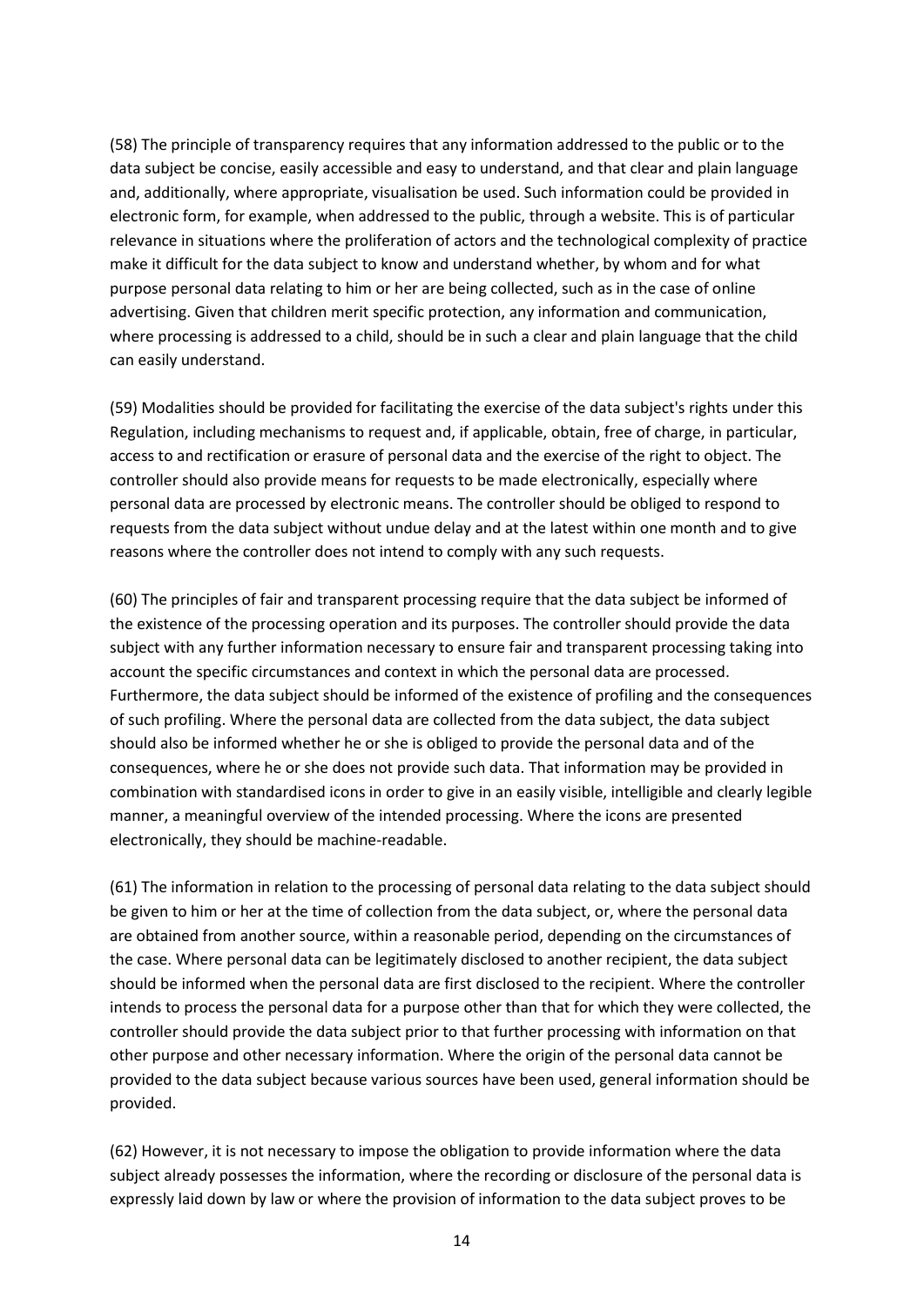(58) The principle of transparency requires that any information addressed to the public or to the data subject be concise, easily accessible and easy to understand, and that clear and plain language and, additionally, where appropriate, visualisation be used. Such information could be provided in electronic form, for example, when addressed to the public, through a website. This is of particular relevance in situations where the proliferation of actors and the technological complexity of practice make it difficult for the data subject to know and understand whether, by whom and for what purpose personal data relating to him or her are being collected, such as in the case of online advertising. Given that children merit specific protection, any information and communication, where processing is addressed to a child, should be in such a clear and plain language that the child can easily understand.

(59) Modalities should be provided for facilitating the exercise of the data subject's rights under this Regulation, including mechanisms to request and, if applicable, obtain, free of charge, in particular, access to and rectification or erasure of personal data and the exercise of the right to object. The controller should also provide means for requests to be made electronically, especially where personal data are processed by electronic means. The controller should be obliged to respond to requests from the data subject without undue delay and at the latest within one month and to give reasons where the controller does not intend to comply with any such requests.

(60) The principles of fair and transparent processing require that the data subject be informed of the existence of the processing operation and its purposes. The controller should provide the data subject with any further information necessary to ensure fair and transparent processing taking into account the specific circumstances and context in which the personal data are processed. Furthermore, the data subject should be informed of the existence of profiling and the consequences of such profiling. Where the personal data are collected from the data subject, the data subject should also be informed whether he or she is obliged to provide the personal data and of the consequences, where he or she does not provide such data. That information may be provided in combination with standardised icons in order to give in an easily visible, intelligible and clearly legible manner, a meaningful overview of the intended processing. Where the icons are presented electronically, they should be machine-readable.

(61) The information in relation to the processing of personal data relating to the data subject should be given to him or her at the time of collection from the data subject, or, where the personal data are obtained from another source, within a reasonable period, depending on the circumstances of the case. Where personal data can be legitimately disclosed to another recipient, the data subject should be informed when the personal data are first disclosed to the recipient. Where the controller intends to process the personal data for a purpose other than that for which they were collected, the controller should provide the data subject prior to that further processing with information on that other purpose and other necessary information. Where the origin of the personal data cannot be provided to the data subject because various sources have been used, general information should be provided.

(62) However, it is not necessary to impose the obligation to provide information where the data subject already possesses the information, where the recording or disclosure of the personal data is expressly laid down by law or where the provision of information to the data subject proves to be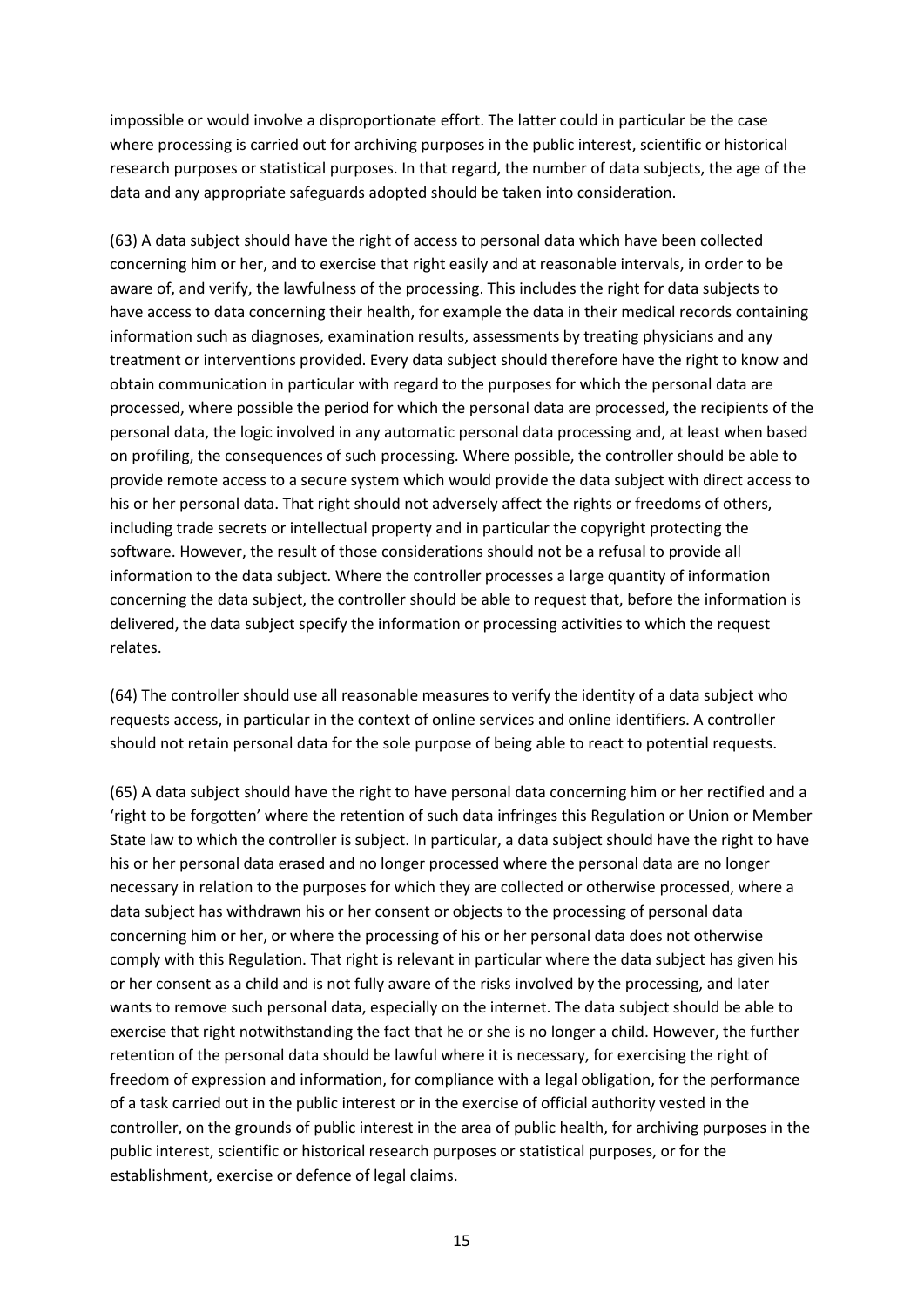impossible or would involve a disproportionate effort. The latter could in particular be the case where processing is carried out for archiving purposes in the public interest, scientific or historical research purposes or statistical purposes. In that regard, the number of data subjects, the age of the data and any appropriate safeguards adopted should be taken into consideration.

(63) A data subject should have the right of access to personal data which have been collected concerning him or her, and to exercise that right easily and at reasonable intervals, in order to be aware of, and verify, the lawfulness of the processing. This includes the right for data subjects to have access to data concerning their health, for example the data in their medical records containing information such as diagnoses, examination results, assessments by treating physicians and any treatment or interventions provided. Every data subject should therefore have the right to know and obtain communication in particular with regard to the purposes for which the personal data are processed, where possible the period for which the personal data are processed, the recipients of the personal data, the logic involved in any automatic personal data processing and, at least when based on profiling, the consequences of such processing. Where possible, the controller should be able to provide remote access to a secure system which would provide the data subject with direct access to his or her personal data. That right should not adversely affect the rights or freedoms of others, including trade secrets or intellectual property and in particular the copyright protecting the software. However, the result of those considerations should not be a refusal to provide all information to the data subject. Where the controller processes a large quantity of information concerning the data subject, the controller should be able to request that, before the information is delivered, the data subject specify the information or processing activities to which the request relates.

(64) The controller should use all reasonable measures to verify the identity of a data subject who requests access, in particular in the context of online services and online identifiers. A controller should not retain personal data for the sole purpose of being able to react to potential requests.

(65) A data subject should have the right to have personal data concerning him or her rectified and a 'right to be forgotten' where the retention of such data infringes this Regulation or Union or Member State law to which the controller is subject. In particular, a data subject should have the right to have his or her personal data erased and no longer processed where the personal data are no longer necessary in relation to the purposes for which they are collected or otherwise processed, where a data subject has withdrawn his or her consent or objects to the processing of personal data concerning him or her, or where the processing of his or her personal data does not otherwise comply with this Regulation. That right is relevant in particular where the data subject has given his or her consent as a child and is not fully aware of the risks involved by the processing, and later wants to remove such personal data, especially on the internet. The data subject should be able to exercise that right notwithstanding the fact that he or she is no longer a child. However, the further retention of the personal data should be lawful where it is necessary, for exercising the right of freedom of expression and information, for compliance with a legal obligation, for the performance of a task carried out in the public interest or in the exercise of official authority vested in the controller, on the grounds of public interest in the area of public health, for archiving purposes in the public interest, scientific or historical research purposes or statistical purposes, or for the establishment, exercise or defence of legal claims.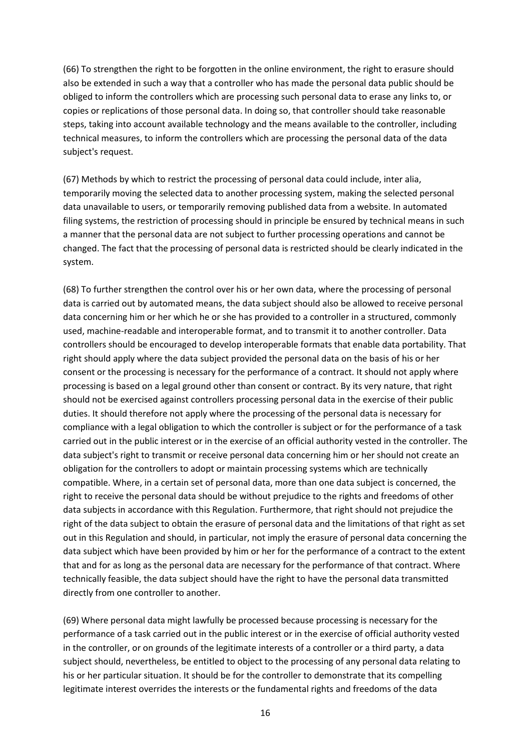(66) To strengthen the right to be forgotten in the online environment, the right to erasure should also be extended in such a way that a controller who has made the personal data public should be obliged to inform the controllers which are processing such personal data to erase any links to, or copies or replications of those personal data. In doing so, that controller should take reasonable steps, taking into account available technology and the means available to the controller, including technical measures, to inform the controllers which are processing the personal data of the data subject's request.

(67) Methods by which to restrict the processing of personal data could include, inter alia, temporarily moving the selected data to another processing system, making the selected personal data unavailable to users, or temporarily removing published data from a website. In automated filing systems, the restriction of processing should in principle be ensured by technical means in such a manner that the personal data are not subject to further processing operations and cannot be changed. The fact that the processing of personal data is restricted should be clearly indicated in the system.

(68) To further strengthen the control over his or her own data, where the processing of personal data is carried out by automated means, the data subject should also be allowed to receive personal data concerning him or her which he or she has provided to a controller in a structured, commonly used, machine-readable and interoperable format, and to transmit it to another controller. Data controllers should be encouraged to develop interoperable formats that enable data portability. That right should apply where the data subject provided the personal data on the basis of his or her consent or the processing is necessary for the performance of a contract. It should not apply where processing is based on a legal ground other than consent or contract. By its very nature, that right should not be exercised against controllers processing personal data in the exercise of their public duties. It should therefore not apply where the processing of the personal data is necessary for compliance with a legal obligation to which the controller is subject or for the performance of a task carried out in the public interest or in the exercise of an official authority vested in the controller. The data subject's right to transmit or receive personal data concerning him or her should not create an obligation for the controllers to adopt or maintain processing systems which are technically compatible. Where, in a certain set of personal data, more than one data subject is concerned, the right to receive the personal data should be without prejudice to the rights and freedoms of other data subjects in accordance with this Regulation. Furthermore, that right should not prejudice the right of the data subject to obtain the erasure of personal data and the limitations of that right as set out in this Regulation and should, in particular, not imply the erasure of personal data concerning the data subject which have been provided by him or her for the performance of a contract to the extent that and for as long as the personal data are necessary for the performance of that contract. Where technically feasible, the data subject should have the right to have the personal data transmitted directly from one controller to another.

(69) Where personal data might lawfully be processed because processing is necessary for the performance of a task carried out in the public interest or in the exercise of official authority vested in the controller, or on grounds of the legitimate interests of a controller or a third party, a data subject should, nevertheless, be entitled to object to the processing of any personal data relating to his or her particular situation. It should be for the controller to demonstrate that its compelling legitimate interest overrides the interests or the fundamental rights and freedoms of the data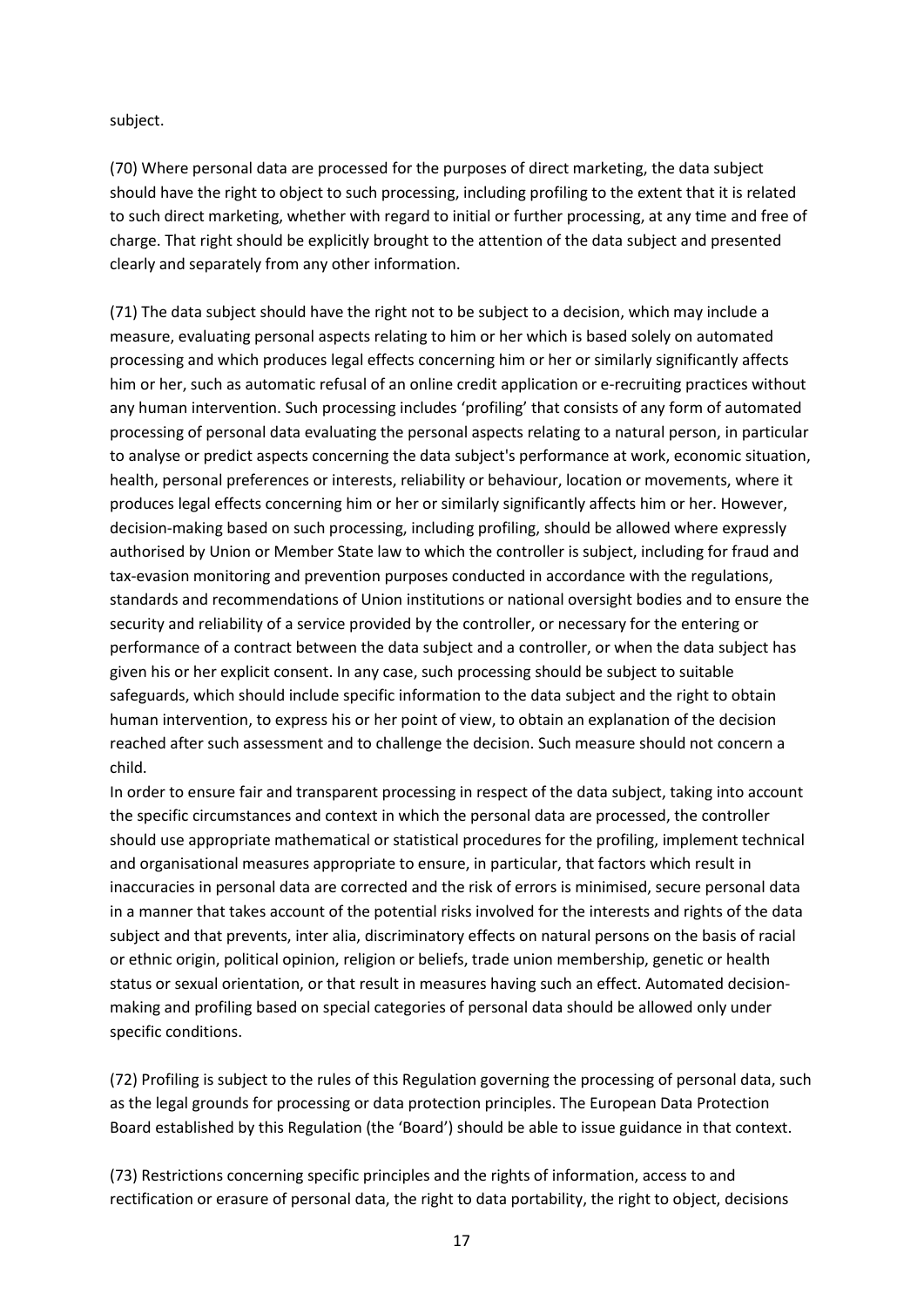subject.

(70) Where personal data are processed for the purposes of direct marketing, the data subject should have the right to object to such processing, including profiling to the extent that it is related to such direct marketing, whether with regard to initial or further processing, at any time and free of charge. That right should be explicitly brought to the attention of the data subject and presented clearly and separately from any other information.

(71) The data subject should have the right not to be subject to a decision, which may include a measure, evaluating personal aspects relating to him or her which is based solely on automated processing and which produces legal effects concerning him or her or similarly significantly affects him or her, such as automatic refusal of an online credit application or e-recruiting practices without any human intervention. Such processing includes 'profiling' that consists of any form of automated processing of personal data evaluating the personal aspects relating to a natural person, in particular to analyse or predict aspects concerning the data subject's performance at work, economic situation, health, personal preferences or interests, reliability or behaviour, location or movements, where it produces legal effects concerning him or her or similarly significantly affects him or her. However, decision-making based on such processing, including profiling, should be allowed where expressly authorised by Union or Member State law to which the controller is subject, including for fraud and tax-evasion monitoring and prevention purposes conducted in accordance with the regulations, standards and recommendations of Union institutions or national oversight bodies and to ensure the security and reliability of a service provided by the controller, or necessary for the entering or performance of a contract between the data subject and a controller, or when the data subject has given his or her explicit consent. In any case, such processing should be subject to suitable safeguards, which should include specific information to the data subject and the right to obtain human intervention, to express his or her point of view, to obtain an explanation of the decision reached after such assessment and to challenge the decision. Such measure should not concern a child.
In order to ensure fair and transparent processing in respect of the data subject, taking into account the specific circumstances and context in which the personal data are processed, the controller should use appropriate mathematical or statistical procedures for the profiling, implement technical and organisational measures appropriate to ensure, in particular, that factors which result in inaccuracies in personal data are corrected and the risk of errors is minimised, secure personal data in a manner that takes account of the potential risks involved for the interests and rights of the data subject and that prevents, inter alia, discriminatory effects on natural persons on the basis of racial or ethnic origin, political opinion, religion or beliefs, trade union membership, genetic or health status or sexual orientation, or that result in measures having such an effect. Automated decision-making and profiling based on special categories of personal data should be allowed only under specific conditions.

(72) Profiling is subject to the rules of this Regulation governing the processing of personal data, such as the legal grounds for processing or data protection principles. The European Data Protection Board established by this Regulation (the 'Board') should be able to issue guidance in that context.

(73) Restrictions concerning specific principles and the rights of information, access to and rectification or erasure of personal data, the right to data portability, the right to object, decisions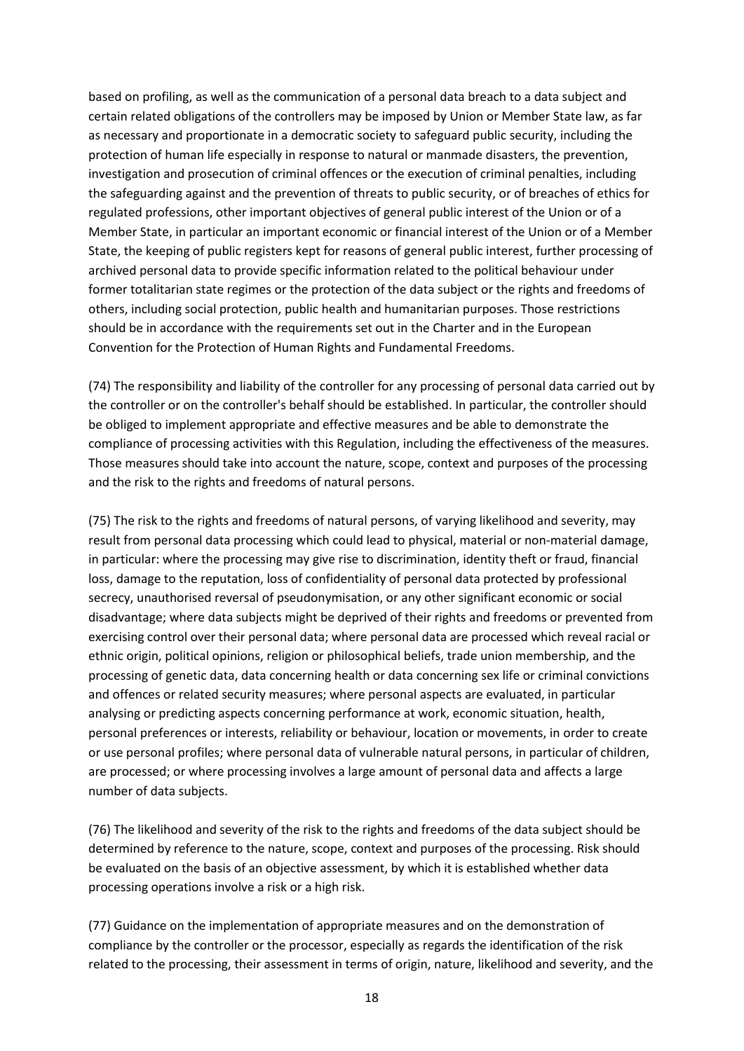based on profiling, as well as the communication of a personal data breach to a data subject and certain related obligations of the controllers may be imposed by Union or Member State law, as far as necessary and proportionate in a democratic society to safeguard public security, including the protection of human life especially in response to natural or manmade disasters, the prevention, investigation and prosecution of criminal offences or the execution of criminal penalties, including the safeguarding against and the prevention of threats to public security, or of breaches of ethics for regulated professions, other important objectives of general public interest of the Union or of a Member State, in particular an important economic or financial interest of the Union or of a Member State, the keeping of public registers kept for reasons of general public interest, further processing of archived personal data to provide specific information related to the political behaviour under former totalitarian state regimes or the protection of the data subject or the rights and freedoms of others, including social protection, public health and humanitarian purposes. Those restrictions should be in accordance with the requirements set out in the Charter and in the European Convention for the Protection of Human Rights and Fundamental Freedoms.

(74) The responsibility and liability of the controller for any processing of personal data carried out by the controller or on the controller's behalf should be established. In particular, the controller should be obliged to implement appropriate and effective measures and be able to demonstrate the compliance of processing activities with this Regulation, including the effectiveness of the measures. Those measures should take into account the nature, scope, context and purposes of the processing and the risk to the rights and freedoms of natural persons.

(75) The risk to the rights and freedoms of natural persons, of varying likelihood and severity, may result from personal data processing which could lead to physical, material or non-material damage, in particular: where the processing may give rise to discrimination, identity theft or fraud, financial loss, damage to the reputation, loss of confidentiality of personal data protected by professional secrecy, unauthorised reversal of pseudonymisation, or any other significant economic or social disadvantage; where data subjects might be deprived of their rights and freedoms or prevented from exercising control over their personal data; where personal data are processed which reveal racial or ethnic origin, political opinions, religion or philosophical beliefs, trade union membership, and the processing of genetic data, data concerning health or data concerning sex life or criminal convictions and offences or related security measures; where personal aspects are evaluated, in particular analysing or predicting aspects concerning performance at work, economic situation, health, personal preferences or interests, reliability or behaviour, location or movements, in order to create or use personal profiles; where personal data of vulnerable natural persons, in particular of children, are processed; or where processing involves a large amount of personal data and affects a large number of data subjects.

(76) The likelihood and severity of the risk to the rights and freedoms of the data subject should be determined by reference to the nature, scope, context and purposes of the processing. Risk should be evaluated on the basis of an objective assessment, by which it is established whether data processing operations involve a risk or a high risk.

(77) Guidance on the implementation of appropriate measures and on the demonstration of compliance by the controller or the processor, especially as regards the identification of the risk related to the processing, their assessment in terms of origin, nature, likelihood and severity, and the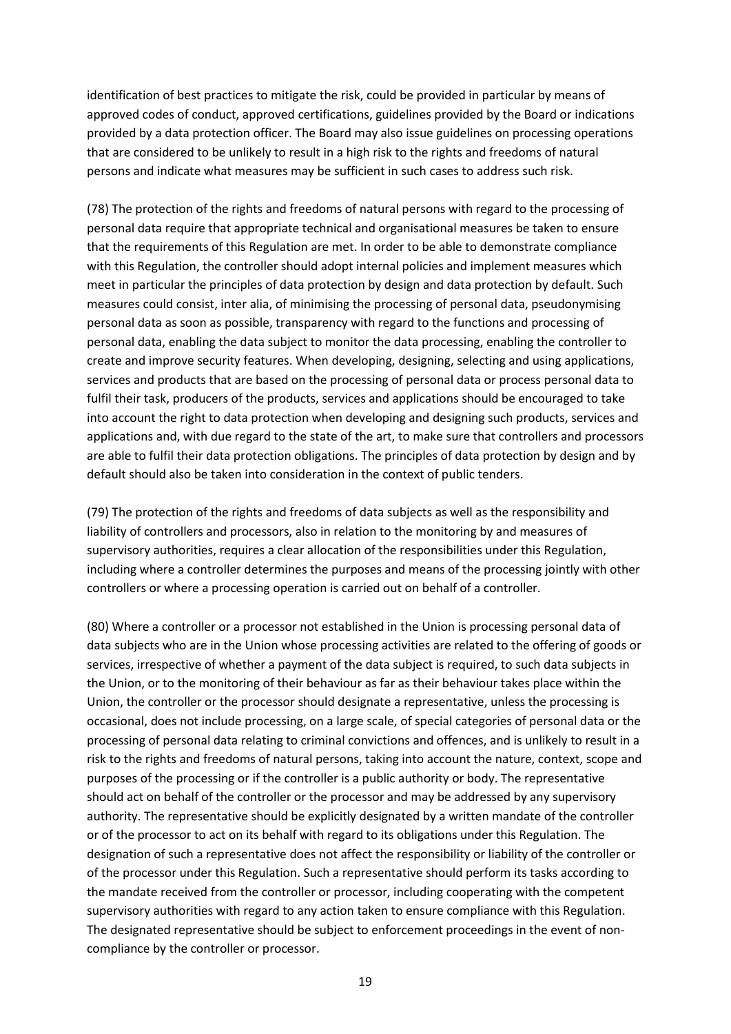identification of best practices to mitigate the risk, could be provided in particular by means of approved codes of conduct, approved certifications, guidelines provided by the Board or indications provided by a data protection officer. The Board may also issue guidelines on processing operations that are considered to be unlikely to result in a high risk to the rights and freedoms of natural persons and indicate what measures may be sufficient in such cases to address such risk.

(78) The protection of the rights and freedoms of natural persons with regard to the processing of personal data require that appropriate technical and organisational measures be taken to ensure that the requirements of this Regulation are met. In order to be able to demonstrate compliance with this Regulation, the controller should adopt internal policies and implement measures which meet in particular the principles of data protection by design and data protection by default. Such measures could consist, inter alia, of minimising the processing of personal data, pseudonymising personal data as soon as possible, transparency with regard to the functions and processing of personal data, enabling the data subject to monitor the data processing, enabling the controller to create and improve security features. When developing, designing, selecting and using applications, services and products that are based on the processing of personal data or process personal data to fulfil their task, producers of the products, services and applications should be encouraged to take into account the right to data protection when developing and designing such products, services and applications and, with due regard to the state of the art, to make sure that controllers and processors are able to fulfil their data protection obligations. The principles of data protection by design and by default should also be taken into consideration in the context of public tenders.

(79) The protection of the rights and freedoms of data subjects as well as the responsibility and liability of controllers and processors, also in relation to the monitoring by and measures of supervisory authorities, requires a clear allocation of the responsibilities under this Regulation, including where a controller determines the purposes and means of the processing jointly with other controllers or where a processing operation is carried out on behalf of a controller.

(80) Where a controller or a processor not established in the Union is processing personal data of data subjects who are in the Union whose processing activities are related to the offering of goods or services, irrespective of whether a payment of the data subject is required, to such data subjects in the Union, or to the monitoring of their behaviour as far as their behaviour takes place within the Union, the controller or the processor should designate a representative, unless the processing is occasional, does not include processing, on a large scale, of special categories of personal data or the processing of personal data relating to criminal convictions and offences, and is unlikely to result in a risk to the rights and freedoms of natural persons, taking into account the nature, context, scope and purposes of the processing or if the controller is a public authority or body. The representative should act on behalf of the controller or the processor and may be addressed by any supervisory authority. The representative should be explicitly designated by a written mandate of the controller or of the processor to act on its behalf with regard to its obligations under this Regulation. The designation of such a representative does not affect the responsibility or liability of the controller or of the processor under this Regulation. Such a representative should perform its tasks according to the mandate received from the controller or processor, including cooperating with the competent supervisory authorities with regard to any action taken to ensure compliance with this Regulation. The designated representative should be subject to enforcement proceedings in the event of non-compliance by the controller or processor.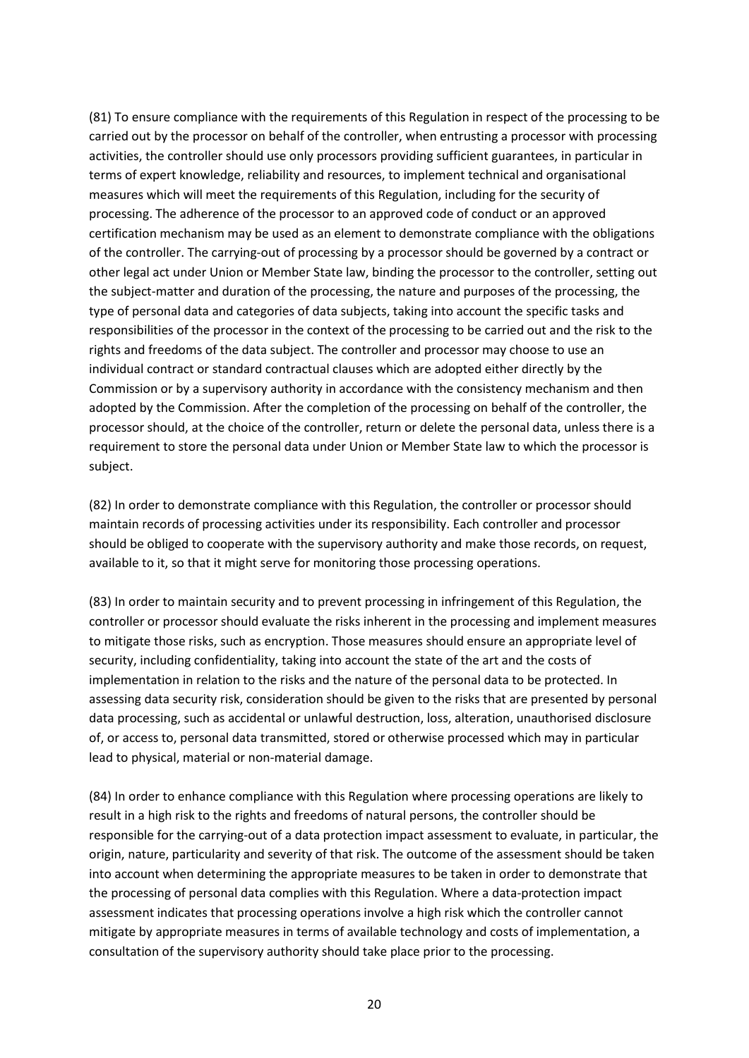(81) To ensure compliance with the requirements of this Regulation in respect of the processing to be carried out by the processor on behalf of the controller, when entrusting a processor with processing activities, the controller should use only processors providing sufficient guarantees, in particular in terms of expert knowledge, reliability and resources, to implement technical and organisational measures which will meet the requirements of this Regulation, including for the security of processing. The adherence of the processor to an approved code of conduct or an approved certification mechanism may be used as an element to demonstrate compliance with the obligations of the controller. The carrying-out of processing by a processor should be governed by a contract or other legal act under Union or Member State law, binding the processor to the controller, setting out the subject-matter and duration of the processing, the nature and purposes of the processing, the type of personal data and categories of data subjects, taking into account the specific tasks and responsibilities of the processor in the context of the processing to be carried out and the risk to the rights and freedoms of the data subject. The controller and processor may choose to use an individual contract or standard contractual clauses which are adopted either directly by the Commission or by a supervisory authority in accordance with the consistency mechanism and then adopted by the Commission. After the completion of the processing on behalf of the controller, the processor should, at the choice of the controller, return or delete the personal data, unless there is a requirement to store the personal data under Union or Member State law to which the processor is subject.

(82) In order to demonstrate compliance with this Regulation, the controller or processor should maintain records of processing activities under its responsibility. Each controller and processor should be obliged to cooperate with the supervisory authority and make those records, on request, available to it, so that it might serve for monitoring those processing operations.

(83) In order to maintain security and to prevent processing in infringement of this Regulation, the controller or processor should evaluate the risks inherent in the processing and implement measures to mitigate those risks, such as encryption. Those measures should ensure an appropriate level of security, including confidentiality, taking into account the state of the art and the costs of implementation in relation to the risks and the nature of the personal data to be protected. In assessing data security risk, consideration should be given to the risks that are presented by personal data processing, such as accidental or unlawful destruction, loss, alteration, unauthorised disclosure of, or access to, personal data transmitted, stored or otherwise processed which may in particular lead to physical, material or non-material damage.

(84) In order to enhance compliance with this Regulation where processing operations are likely to result in a high risk to the rights and freedoms of natural persons, the controller should be responsible for the carrying-out of a data protection impact assessment to evaluate, in particular, the origin, nature, particularity and severity of that risk. The outcome of the assessment should be taken into account when determining the appropriate measures to be taken in order to demonstrate that the processing of personal data complies with this Regulation. Where a data-protection impact assessment indicates that processing operations involve a high risk which the controller cannot mitigate by appropriate measures in terms of available technology and costs of implementation, a consultation of the supervisory authority should take place prior to the processing.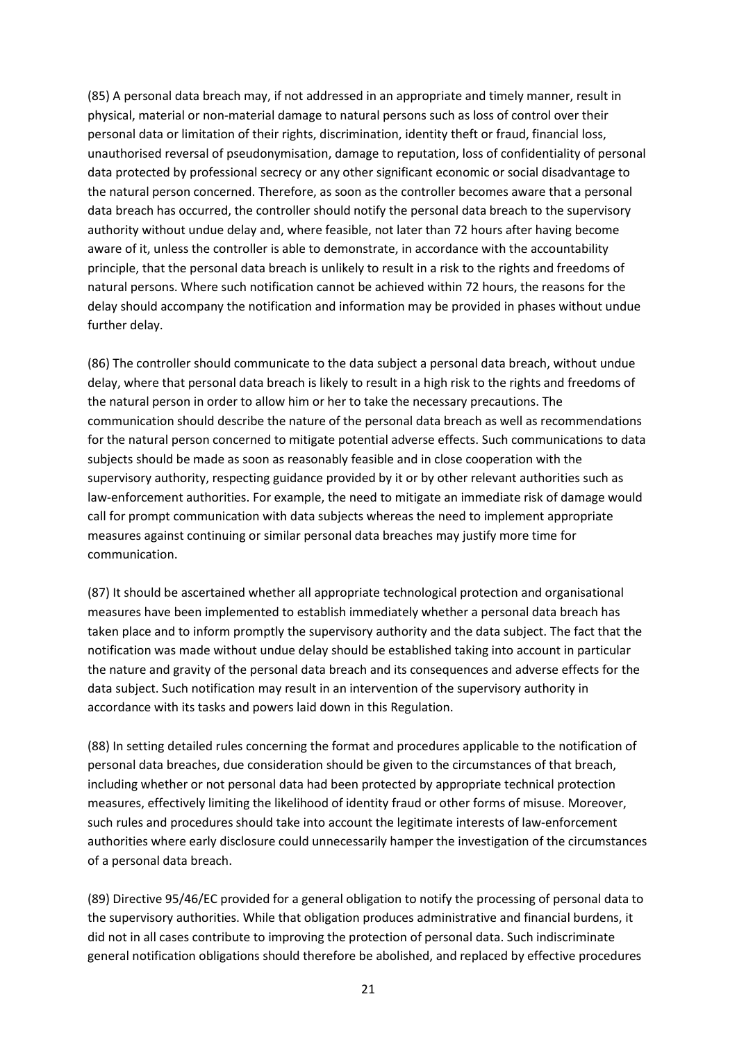(85) A personal data breach may, if not addressed in an appropriate and timely manner, result in physical, material or non-material damage to natural persons such as loss of control over their personal data or limitation of their rights, discrimination, identity theft or fraud, financial loss, unauthorised reversal of pseudonymisation, damage to reputation, loss of confidentiality of personal data protected by professional secrecy or any other significant economic or social disadvantage to the natural person concerned. Therefore, as soon as the controller becomes aware that a personal data breach has occurred, the controller should notify the personal data breach to the supervisory authority without undue delay and, where feasible, not later than 72 hours after having become aware of it, unless the controller is able to demonstrate, in accordance with the accountability principle, that the personal data breach is unlikely to result in a risk to the rights and freedoms of natural persons. Where such notification cannot be achieved within 72 hours, the reasons for the delay should accompany the notification and information may be provided in phases without undue further delay.

(86) The controller should communicate to the data subject a personal data breach, without undue delay, where that personal data breach is likely to result in a high risk to the rights and freedoms of the natural person in order to allow him or her to take the necessary precautions. The communication should describe the nature of the personal data breach as well as recommendations for the natural person concerned to mitigate potential adverse effects. Such communications to data subjects should be made as soon as reasonably feasible and in close cooperation with the supervisory authority, respecting guidance provided by it or by other relevant authorities such as law-enforcement authorities. For example, the need to mitigate an immediate risk of damage would call for prompt communication with data subjects whereas the need to implement appropriate measures against continuing or similar personal data breaches may justify more time for communication.

(87) It should be ascertained whether all appropriate technological protection and organisational measures have been implemented to establish immediately whether a personal data breach has taken place and to inform promptly the supervisory authority and the data subject. The fact that the notification was made without undue delay should be established taking into account in particular the nature and gravity of the personal data breach and its consequences and adverse effects for the data subject. Such notification may result in an intervention of the supervisory authority in accordance with its tasks and powers laid down in this Regulation.

(88) In setting detailed rules concerning the format and procedures applicable to the notification of personal data breaches, due consideration should be given to the circumstances of that breach, including whether or not personal data had been protected by appropriate technical protection measures, effectively limiting the likelihood of identity fraud or other forms of misuse. Moreover, such rules and procedures should take into account the legitimate interests of law-enforcement authorities where early disclosure could unnecessarily hamper the investigation of the circumstances of a personal data breach.

(89) Directive 95/46/EC provided for a general obligation to notify the processing of personal data to the supervisory authorities. While that obligation produces administrative and financial burdens, it did not in all cases contribute to improving the protection of personal data. Such indiscriminate general notification obligations should therefore be abolished, and replaced by effective procedures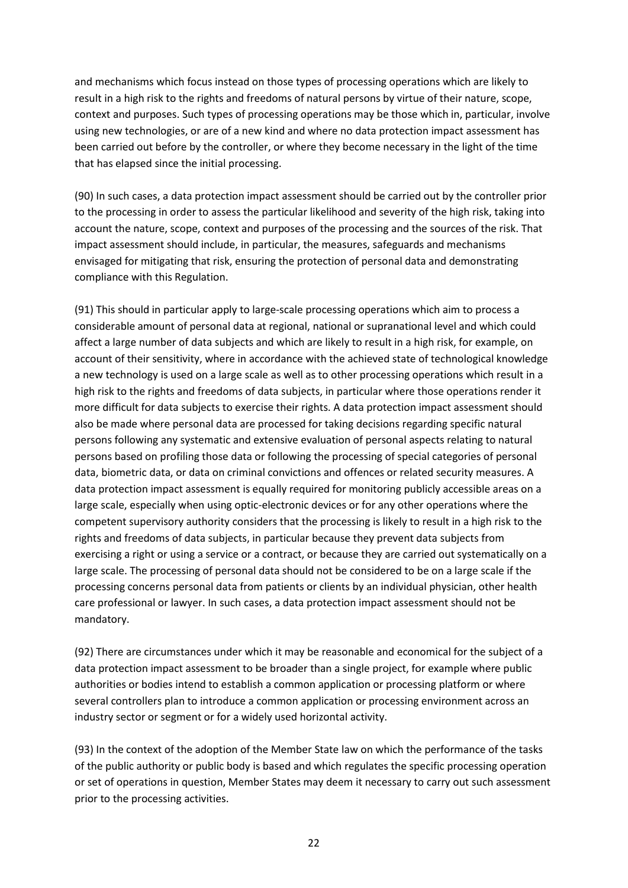and mechanisms which focus instead on those types of processing operations which are likely to result in a high risk to the rights and freedoms of natural persons by virtue of their nature, scope, context and purposes. Such types of processing operations may be those which in, particular, involve using new technologies, or are of a new kind and where no data protection impact assessment has been carried out before by the controller, or where they become necessary in the light of the time that has elapsed since the initial processing.

(90) In such cases, a data protection impact assessment should be carried out by the controller prior to the processing in order to assess the particular likelihood and severity of the high risk, taking into account the nature, scope, context and purposes of the processing and the sources of the risk. That impact assessment should include, in particular, the measures, safeguards and mechanisms envisaged for mitigating that risk, ensuring the protection of personal data and demonstrating compliance with this Regulation.

(91) This should in particular apply to large-scale processing operations which aim to process a considerable amount of personal data at regional, national or supranational level and which could affect a large number of data subjects and which are likely to result in a high risk, for example, on account of their sensitivity, where in accordance with the achieved state of technological knowledge a new technology is used on a large scale as well as to other processing operations which result in a high risk to the rights and freedoms of data subjects, in particular where those operations render it more difficult for data subjects to exercise their rights. A data protection impact assessment should also be made where personal data are processed for taking decisions regarding specific natural persons following any systematic and extensive evaluation of personal aspects relating to natural persons based on profiling those data or following the processing of special categories of personal data, biometric data, or data on criminal convictions and offences or related security measures. A data protection impact assessment is equally required for monitoring publicly accessible areas on a large scale, especially when using optic-electronic devices or for any other operations where the competent supervisory authority considers that the processing is likely to result in a high risk to the rights and freedoms of data subjects, in particular because they prevent data subjects from exercising a right or using a service or a contract, or because they are carried out systematically on a large scale. The processing of personal data should not be considered to be on a large scale if the processing concerns personal data from patients or clients by an individual physician, other health care professional or lawyer. In such cases, a data protection impact assessment should not be mandatory.

(92) There are circumstances under which it may be reasonable and economical for the subject of a data protection impact assessment to be broader than a single project, for example where public authorities or bodies intend to establish a common application or processing platform or where several controllers plan to introduce a common application or processing environment across an industry sector or segment or for a widely used horizontal activity.

(93) In the context of the adoption of the Member State law on which the performance of the tasks of the public authority or public body is based and which regulates the specific processing operation or set of operations in question, Member States may deem it necessary to carry out such assessment prior to the processing activities.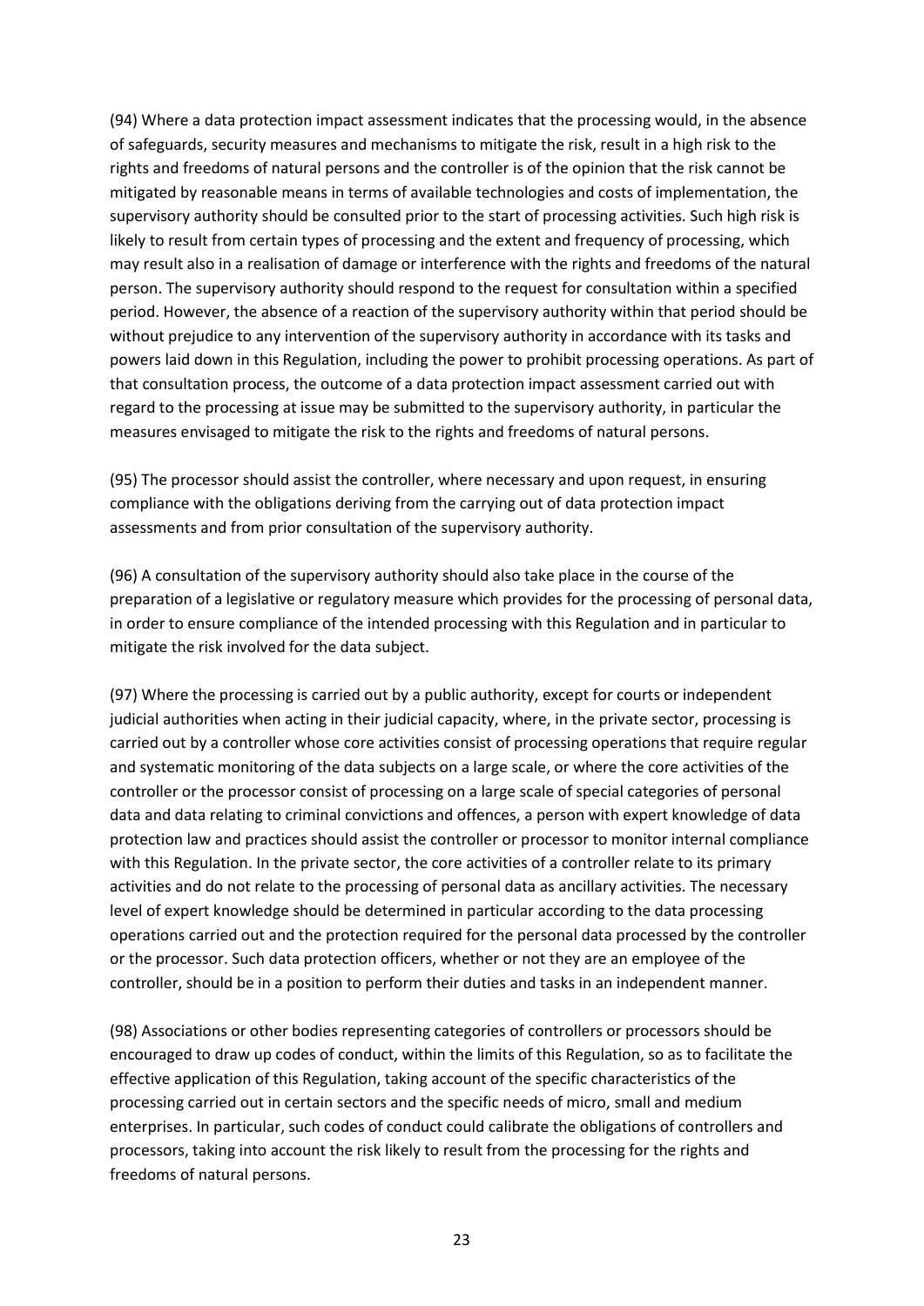(94) Where a data protection impact assessment indicates that the processing would, in the absence of safeguards, security measures and mechanisms to mitigate the risk, result in a high risk to the rights and freedoms of natural persons and the controller is of the opinion that the risk cannot be mitigated by reasonable means in terms of available technologies and costs of implementation, the supervisory authority should be consulted prior to the start of processing activities. Such high risk is likely to result from certain types of processing and the extent and frequency of processing, which may result also in a realisation of damage or interference with the rights and freedoms of the natural person. The supervisory authority should respond to the request for consultation within a specified period. However, the absence of a reaction of the supervisory authority within that period should be without prejudice to any intervention of the supervisory authority in accordance with its tasks and powers laid down in this Regulation, including the power to prohibit processing operations. As part of that consultation process, the outcome of a data protection impact assessment carried out with regard to the processing at issue may be submitted to the supervisory authority, in particular the measures envisaged to mitigate the risk to the rights and freedoms of natural persons.

(95) The processor should assist the controller, where necessary and upon request, in ensuring compliance with the obligations deriving from the carrying out of data protection impact assessments and from prior consultation of the supervisory authority.

(96) A consultation of the supervisory authority should also take place in the course of the preparation of a legislative or regulatory measure which provides for the processing of personal data, in order to ensure compliance of the intended processing with this Regulation and in particular to mitigate the risk involved for the data subject.

(97) Where the processing is carried out by a public authority, except for courts or independent judicial authorities when acting in their judicial capacity, where, in the private sector, processing is carried out by a controller whose core activities consist of processing operations that require regular and systematic monitoring of the data subjects on a large scale, or where the core activities of the controller or the processor consist of processing on a large scale of special categories of personal data and data relating to criminal convictions and offences, a person with expert knowledge of data protection law and practices should assist the controller or processor to monitor internal compliance with this Regulation. In the private sector, the core activities of a controller relate to its primary activities and do not relate to the processing of personal data as ancillary activities. The necessary level of expert knowledge should be determined in particular according to the data processing operations carried out and the protection required for the personal data processed by the controller or the processor. Such data protection officers, whether or not they are an employee of the controller, should be in a position to perform their duties and tasks in an independent manner.

(98) Associations or other bodies representing categories of controllers or processors should be encouraged to draw up codes of conduct, within the limits of this Regulation, so as to facilitate the effective application of this Regulation, taking account of the specific characteristics of the processing carried out in certain sectors and the specific needs of micro, small and medium enterprises. In particular, such codes of conduct could calibrate the obligations of controllers and processors, taking into account the risk likely to result from the processing for the rights and freedoms of natural persons.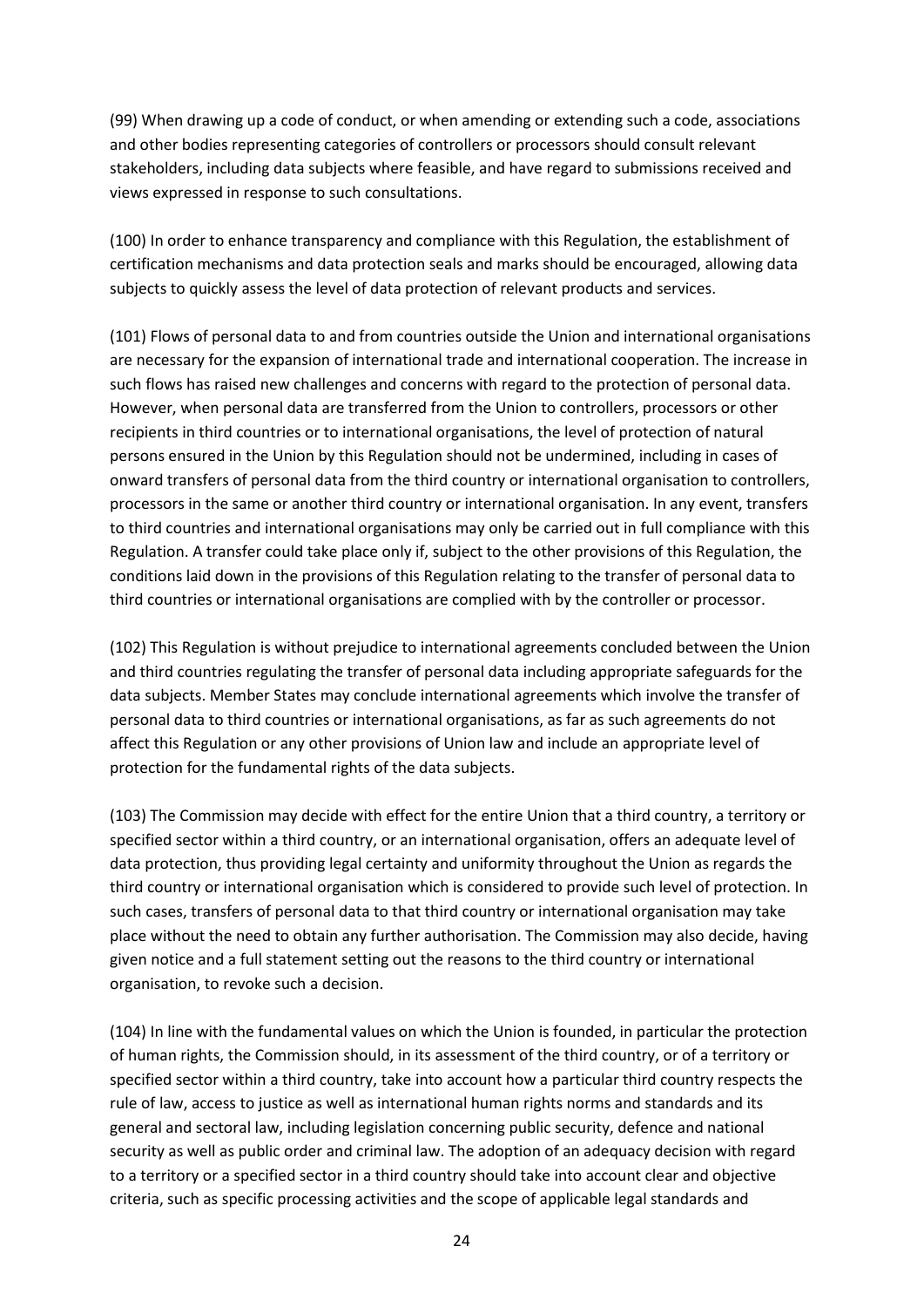(99) When drawing up a code of conduct, or when amending or extending such a code, associations and other bodies representing categories of controllers or processors should consult relevant stakeholders, including data subjects where feasible, and have regard to submissions received and views expressed in response to such consultations.

(100) In order to enhance transparency and compliance with this Regulation, the establishment of certification mechanisms and data protection seals and marks should be encouraged, allowing data subjects to quickly assess the level of data protection of relevant products and services.

(101) Flows of personal data to and from countries outside the Union and international organisations are necessary for the expansion of international trade and international cooperation. The increase in such flows has raised new challenges and concerns with regard to the protection of personal data. However, when personal data are transferred from the Union to controllers, processors or other recipients in third countries or to international organisations, the level of protection of natural persons ensured in the Union by this Regulation should not be undermined, including in cases of onward transfers of personal data from the third country or international organisation to controllers, processors in the same or another third country or international organisation. In any event, transfers to third countries and international organisations may only be carried out in full compliance with this Regulation. A transfer could take place only if, subject to the other provisions of this Regulation, the conditions laid down in the provisions of this Regulation relating to the transfer of personal data to third countries or international organisations are complied with by the controller or processor.

(102) This Regulation is without prejudice to international agreements concluded between the Union and third countries regulating the transfer of personal data including appropriate safeguards for the data subjects. Member States may conclude international agreements which involve the transfer of personal data to third countries or international organisations, as far as such agreements do not affect this Regulation or any other provisions of Union law and include an appropriate level of protection for the fundamental rights of the data subjects.

(103) The Commission may decide with effect for the entire Union that a third country, a territory or specified sector within a third country, or an international organisation, offers an adequate level of data protection, thus providing legal certainty and uniformity throughout the Union as regards the third country or international organisation which is considered to provide such level of protection. In such cases, transfers of personal data to that third country or international organisation may take place without the need to obtain any further authorisation. The Commission may also decide, having given notice and a full statement setting out the reasons to the third country or international organisation, to revoke such a decision.

(104) In line with the fundamental values on which the Union is founded, in particular the protection of human rights, the Commission should, in its assessment of the third country, or of a territory or specified sector within a third country, take into account how a particular third country respects the rule of law, access to justice as well as international human rights norms and standards and its general and sectoral law, including legislation concerning public security, defence and national security as well as public order and criminal law. The adoption of an adequacy decision with regard to a territory or a specified sector in a third country should take into account clear and objective criteria, such as specific processing activities and the scope of applicable legal standards and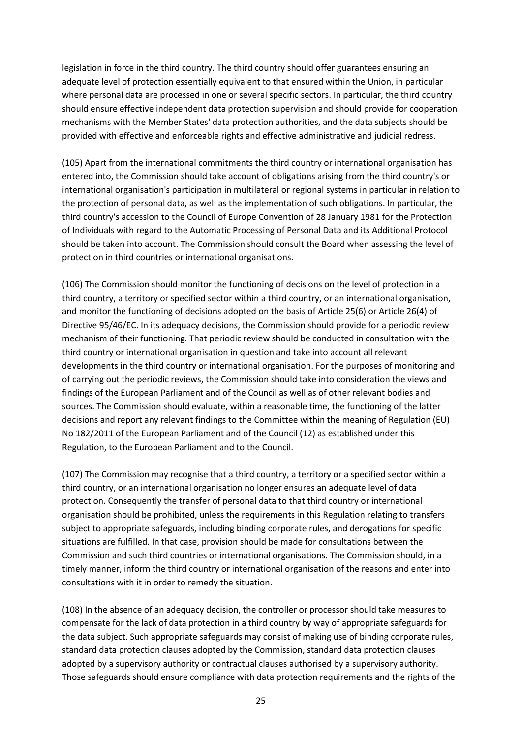legislation in force in the third country. The third country should offer guarantees ensuring an adequate level of protection essentially equivalent to that ensured within the Union, in particular where personal data are processed in one or several specific sectors. In particular, the third country should ensure effective independent data protection supervision and should provide for cooperation mechanisms with the Member States' data protection authorities, and the data subjects should be provided with effective and enforceable rights and effective administrative and judicial redress.

(105) Apart from the international commitments the third country or international organisation has entered into, the Commission should take account of obligations arising from the third country's or international organisation's participation in multilateral or regional systems in particular in relation to the protection of personal data, as well as the implementation of such obligations. In particular, the third country's accession to the Council of Europe Convention of 28 January 1981 for the Protection of Individuals with regard to the Automatic Processing of Personal Data and its Additional Protocol should be taken into account. The Commission should consult the Board when assessing the level of protection in third countries or international organisations.

(106) The Commission should monitor the functioning of decisions on the level of protection in a third country, a territory or specified sector within a third country, or an international organisation, and monitor the functioning of decisions adopted on the basis of Article 25(6) or Article 26(4) of Directive 95/46/EC. In its adequacy decisions, the Commission should provide for a periodic review mechanism of their functioning. That periodic review should be conducted in consultation with the third country or international organisation in question and take into account all relevant developments in the third country or international organisation. For the purposes of monitoring and of carrying out the periodic reviews, the Commission should take into consideration the views and findings of the European Parliament and of the Council as well as of other relevant bodies and sources. The Commission should evaluate, within a reasonable time, the functioning of the latter decisions and report any relevant findings to the Committee within the meaning of Regulation (EU) No 182/2011 of the European Parliament and of the Council (12) as established under this Regulation, to the European Parliament and to the Council.

(107) The Commission may recognise that a third country, a territory or a specified sector within a third country, or an international organisation no longer ensures an adequate level of data protection. Consequently the transfer of personal data to that third country or international organisation should be prohibited, unless the requirements in this Regulation relating to transfers subject to appropriate safeguards, including binding corporate rules, and derogations for specific situations are fulfilled. In that case, provision should be made for consultations between the Commission and such third countries or international organisations. The Commission should, in a timely manner, inform the third country or international organisation of the reasons and enter into consultations with it in order to remedy the situation.

(108) In the absence of an adequacy decision, the controller or processor should take measures to compensate for the lack of data protection in a third country by way of appropriate safeguards for the data subject. Such appropriate safeguards may consist of making use of binding corporate rules, standard data protection clauses adopted by the Commission, standard data protection clauses adopted by a supervisory authority or contractual clauses authorised by a supervisory authority. Those safeguards should ensure compliance with data protection requirements and the rights of the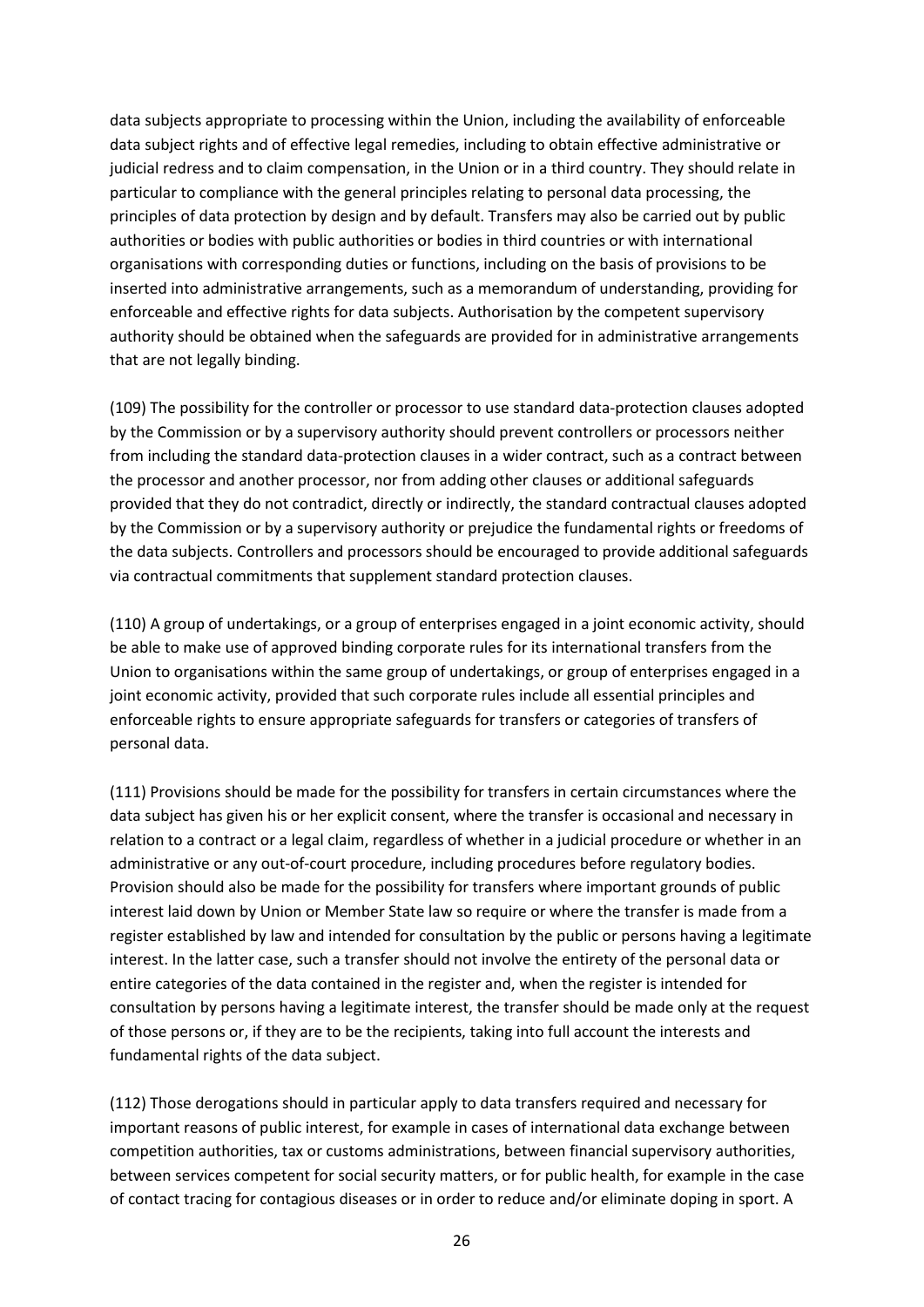data subjects appropriate to processing within the Union, including the availability of enforceable data subject rights and of effective legal remedies, including to obtain effective administrative or judicial redress and to claim compensation, in the Union or in a third country. They should relate in particular to compliance with the general principles relating to personal data processing, the principles of data protection by design and by default. Transfers may also be carried out by public authorities or bodies with public authorities or bodies in third countries or with international organisations with corresponding duties or functions, including on the basis of provisions to be inserted into administrative arrangements, such as a memorandum of understanding, providing for enforceable and effective rights for data subjects. Authorisation by the competent supervisory authority should be obtained when the safeguards are provided for in administrative arrangements that are not legally binding.

(109) The possibility for the controller or processor to use standard data-protection clauses adopted by the Commission or by a supervisory authority should prevent controllers or processors neither from including the standard data-protection clauses in a wider contract, such as a contract between the processor and another processor, nor from adding other clauses or additional safeguards provided that they do not contradict, directly or indirectly, the standard contractual clauses adopted by the Commission or by a supervisory authority or prejudice the fundamental rights or freedoms of the data subjects. Controllers and processors should be encouraged to provide additional safeguards via contractual commitments that supplement standard protection clauses.

(110) A group of undertakings, or a group of enterprises engaged in a joint economic activity, should be able to make use of approved binding corporate rules for its international transfers from the Union to organisations within the same group of undertakings, or group of enterprises engaged in a joint economic activity, provided that such corporate rules include all essential principles and enforceable rights to ensure appropriate safeguards for transfers or categories of transfers of personal data.

(111) Provisions should be made for the possibility for transfers in certain circumstances where the data subject has given his or her explicit consent, where the transfer is occasional and necessary in relation to a contract or a legal claim, regardless of whether in a judicial procedure or whether in an administrative or any out-of-court procedure, including procedures before regulatory bodies. Provision should also be made for the possibility for transfers where important grounds of public interest laid down by Union or Member State law so require or where the transfer is made from a register established by law and intended for consultation by the public or persons having a legitimate interest. In the latter case, such a transfer should not involve the entirety of the personal data or entire categories of the data contained in the register and, when the register is intended for consultation by persons having a legitimate interest, the transfer should be made only at the request of those persons or, if they are to be the recipients, taking into full account the interests and fundamental rights of the data subject.

(112) Those derogations should in particular apply to data transfers required and necessary for important reasons of public interest, for example in cases of international data exchange between competition authorities, tax or customs administrations, between financial supervisory authorities, between services competent for social security matters, or for public health, for example in the case of contact tracing for contagious diseases or in order to reduce and/or eliminate doping in sport. A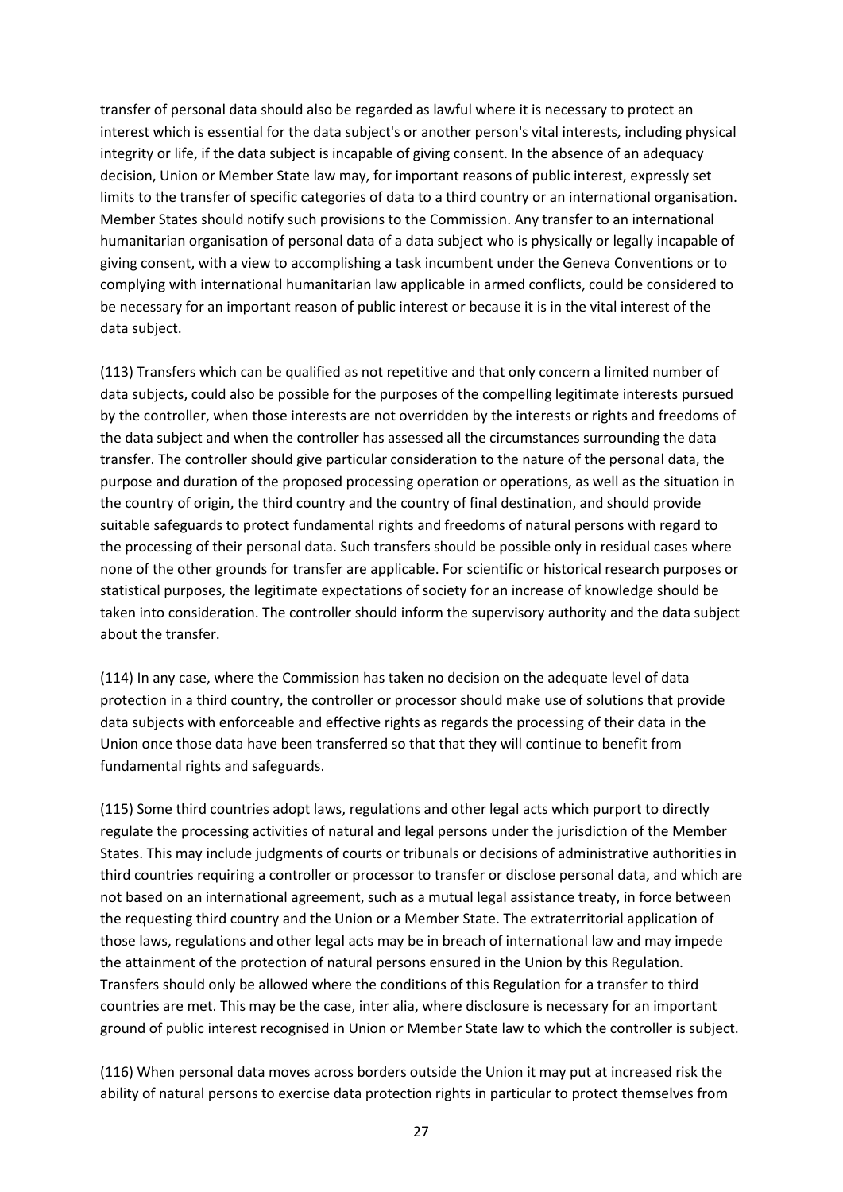transfer of personal data should also be regarded as lawful where it is necessary to protect an interest which is essential for the data subject's or another person's vital interests, including physical integrity or life, if the data subject is incapable of giving consent. In the absence of an adequacy decision, Union or Member State law may, for important reasons of public interest, expressly set limits to the transfer of specific categories of data to a third country or an international organisation. Member States should notify such provisions to the Commission. Any transfer to an international humanitarian organisation of personal data of a data subject who is physically or legally incapable of giving consent, with a view to accomplishing a task incumbent under the Geneva Conventions or to complying with international humanitarian law applicable in armed conflicts, could be considered to be necessary for an important reason of public interest or because it is in the vital interest of the data subject.

(113) Transfers which can be qualified as not repetitive and that only concern a limited number of data subjects, could also be possible for the purposes of the compelling legitimate interests pursued by the controller, when those interests are not overridden by the interests or rights and freedoms of the data subject and when the controller has assessed all the circumstances surrounding the data transfer. The controller should give particular consideration to the nature of the personal data, the purpose and duration of the proposed processing operation or operations, as well as the situation in the country of origin, the third country and the country of final destination, and should provide suitable safeguards to protect fundamental rights and freedoms of natural persons with regard to the processing of their personal data. Such transfers should be possible only in residual cases where none of the other grounds for transfer are applicable. For scientific or historical research purposes or statistical purposes, the legitimate expectations of society for an increase of knowledge should be taken into consideration. The controller should inform the supervisory authority and the data subject about the transfer.

(114) In any case, where the Commission has taken no decision on the adequate level of data protection in a third country, the controller or processor should make use of solutions that provide data subjects with enforceable and effective rights as regards the processing of their data in the Union once those data have been transferred so that that they will continue to benefit from fundamental rights and safeguards.

(115) Some third countries adopt laws, regulations and other legal acts which purport to directly regulate the processing activities of natural and legal persons under the jurisdiction of the Member States. This may include judgments of courts or tribunals or decisions of administrative authorities in third countries requiring a controller or processor to transfer or disclose personal data, and which are not based on an international agreement, such as a mutual legal assistance treaty, in force between the requesting third country and the Union or a Member State. The extraterritorial application of those laws, regulations and other legal acts may be in breach of international law and may impede the attainment of the protection of natural persons ensured in the Union by this Regulation. Transfers should only be allowed where the conditions of this Regulation for a transfer to third countries are met. This may be the case, inter alia, where disclosure is necessary for an important ground of public interest recognised in Union or Member State law to which the controller is subject.

(116) When personal data moves across borders outside the Union it may put at increased risk the ability of natural persons to exercise data protection rights in particular to protect themselves from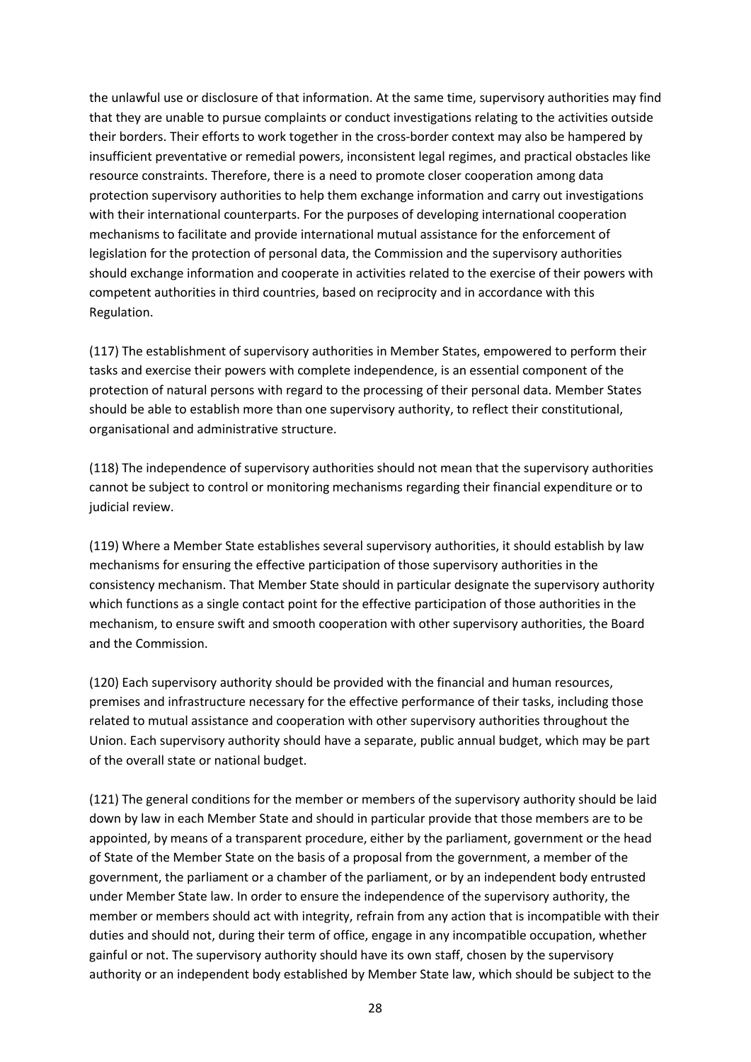the unlawful use or disclosure of that information. At the same time, supervisory authorities may find that they are unable to pursue complaints or conduct investigations relating to the activities outside their borders. Their efforts to work together in the cross-border context may also be hampered by insufficient preventative or remedial powers, inconsistent legal regimes, and practical obstacles like resource constraints. Therefore, there is a need to promote closer cooperation among data protection supervisory authorities to help them exchange information and carry out investigations with their international counterparts. For the purposes of developing international cooperation mechanisms to facilitate and provide international mutual assistance for the enforcement of legislation for the protection of personal data, the Commission and the supervisory authorities should exchange information and cooperate in activities related to the exercise of their powers with competent authorities in third countries, based on reciprocity and in accordance with this Regulation.

(117) The establishment of supervisory authorities in Member States, empowered to perform their tasks and exercise their powers with complete independence, is an essential component of the protection of natural persons with regard to the processing of their personal data. Member States should be able to establish more than one supervisory authority, to reflect their constitutional, organisational and administrative structure.

(118) The independence of supervisory authorities should not mean that the supervisory authorities cannot be subject to control or monitoring mechanisms regarding their financial expenditure or to judicial review.

(119) Where a Member State establishes several supervisory authorities, it should establish by law mechanisms for ensuring the effective participation of those supervisory authorities in the consistency mechanism. That Member State should in particular designate the supervisory authority which functions as a single contact point for the effective participation of those authorities in the mechanism, to ensure swift and smooth cooperation with other supervisory authorities, the Board and the Commission.

(120) Each supervisory authority should be provided with the financial and human resources, premises and infrastructure necessary for the effective performance of their tasks, including those related to mutual assistance and cooperation with other supervisory authorities throughout the Union. Each supervisory authority should have a separate, public annual budget, which may be part of the overall state or national budget.

(121) The general conditions for the member or members of the supervisory authority should be laid down by law in each Member State and should in particular provide that those members are to be appointed, by means of a transparent procedure, either by the parliament, government or the head of State of the Member State on the basis of a proposal from the government, a member of the government, the parliament or a chamber of the parliament, or by an independent body entrusted under Member State law. In order to ensure the independence of the supervisory authority, the member or members should act with integrity, refrain from any action that is incompatible with their duties and should not, during their term of office, engage in any incompatible occupation, whether gainful or not. The supervisory authority should have its own staff, chosen by the supervisory authority or an independent body established by Member State law, which should be subject to the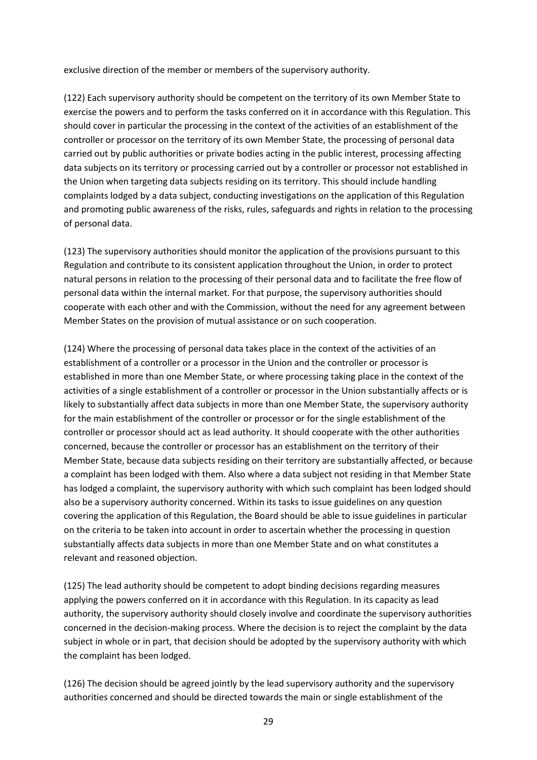exclusive direction of the member or members of the supervisory authority.

(122) Each supervisory authority should be competent on the territory of its own Member State to exercise the powers and to perform the tasks conferred on it in accordance with this Regulation. This should cover in particular the processing in the context of the activities of an establishment of the controller or processor on the territory of its own Member State, the processing of personal data carried out by public authorities or private bodies acting in the public interest, processing affecting data subjects on its territory or processing carried out by a controller or processor not established in the Union when targeting data subjects residing on its territory. This should include handling complaints lodged by a data subject, conducting investigations on the application of this Regulation and promoting public awareness of the risks, rules, safeguards and rights in relation to the processing of personal data.

(123) The supervisory authorities should monitor the application of the provisions pursuant to this Regulation and contribute to its consistent application throughout the Union, in order to protect natural persons in relation to the processing of their personal data and to facilitate the free flow of personal data within the internal market. For that purpose, the supervisory authorities should cooperate with each other and with the Commission, without the need for any agreement between Member States on the provision of mutual assistance or on such cooperation.

(124) Where the processing of personal data takes place in the context of the activities of an establishment of a controller or a processor in the Union and the controller or processor is established in more than one Member State, or where processing taking place in the context of the activities of a single establishment of a controller or processor in the Union substantially affects or is likely to substantially affect data subjects in more than one Member State, the supervisory authority for the main establishment of the controller or processor or for the single establishment of the controller or processor should act as lead authority. It should cooperate with the other authorities concerned, because the controller or processor has an establishment on the territory of their Member State, because data subjects residing on their territory are substantially affected, or because a complaint has been lodged with them. Also where a data subject not residing in that Member State has lodged a complaint, the supervisory authority with which such complaint has been lodged should also be a supervisory authority concerned. Within its tasks to issue guidelines on any question covering the application of this Regulation, the Board should be able to issue guidelines in particular on the criteria to be taken into account in order to ascertain whether the processing in question substantially affects data subjects in more than one Member State and on what constitutes a relevant and reasoned objection.

(125) The lead authority should be competent to adopt binding decisions regarding measures applying the powers conferred on it in accordance with this Regulation. In its capacity as lead authority, the supervisory authority should closely involve and coordinate the supervisory authorities concerned in the decision-making process. Where the decision is to reject the complaint by the data subject in whole or in part, that decision should be adopted by the supervisory authority with which the complaint has been lodged.

(126) The decision should be agreed jointly by the lead supervisory authority and the supervisory authorities concerned and should be directed towards the main or single establishment of the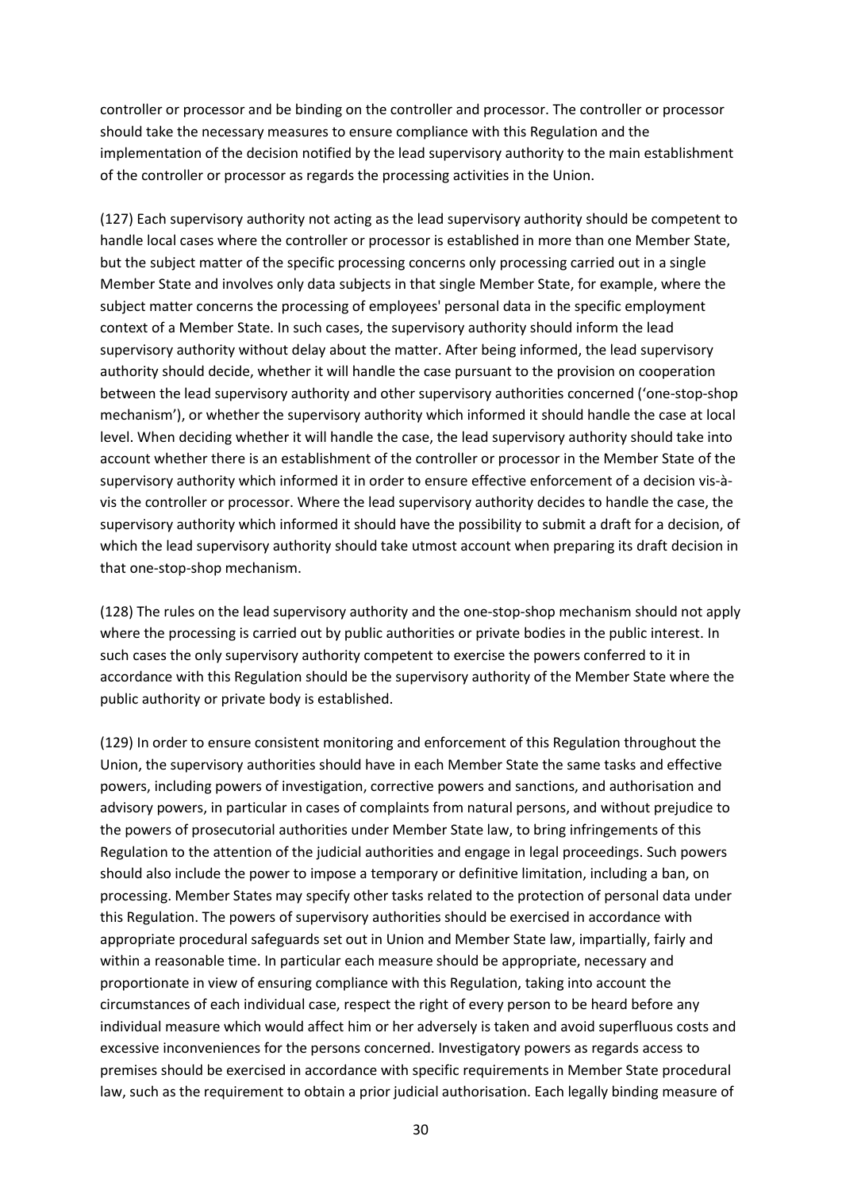controller or processor and be binding on the controller and processor. The controller or processor should take the necessary measures to ensure compliance with this Regulation and the implementation of the decision notified by the lead supervisory authority to the main establishment of the controller or processor as regards the processing activities in the Union.

(127) Each supervisory authority not acting as the lead supervisory authority should be competent to handle local cases where the controller or processor is established in more than one Member State, but the subject matter of the specific processing concerns only processing carried out in a single Member State and involves only data subjects in that single Member State, for example, where the subject matter concerns the processing of employees' personal data in the specific employment context of a Member State. In such cases, the supervisory authority should inform the lead supervisory authority without delay about the matter. After being informed, the lead supervisory authority should decide, whether it will handle the case pursuant to the provision on cooperation between the lead supervisory authority and other supervisory authorities concerned ('one-stop-shop mechanism'), or whether the supervisory authority which informed it should handle the case at local level. When deciding whether it will handle the case, the lead supervisory authority should take into account whether there is an establishment of the controller or processor in the Member State of the supervisory authority which informed it in order to ensure effective enforcement of a decision vis-à-vis the controller or processor. Where the lead supervisory authority decides to handle the case, the supervisory authority which informed it should have the possibility to submit a draft for a decision, of which the lead supervisory authority should take utmost account when preparing its draft decision in that one-stop-shop mechanism.

(128) The rules on the lead supervisory authority and the one-stop-shop mechanism should not apply where the processing is carried out by public authorities or private bodies in the public interest. In such cases the only supervisory authority competent to exercise the powers conferred to it in accordance with this Regulation should be the supervisory authority of the Member State where the public authority or private body is established.

(129) In order to ensure consistent monitoring and enforcement of this Regulation throughout the Union, the supervisory authorities should have in each Member State the same tasks and effective powers, including powers of investigation, corrective powers and sanctions, and authorisation and advisory powers, in particular in cases of complaints from natural persons, and without prejudice to the powers of prosecutorial authorities under Member State law, to bring infringements of this Regulation to the attention of the judicial authorities and engage in legal proceedings. Such powers should also include the power to impose a temporary or definitive limitation, including a ban, on processing. Member States may specify other tasks related to the protection of personal data under this Regulation. The powers of supervisory authorities should be exercised in accordance with appropriate procedural safeguards set out in Union and Member State law, impartially, fairly and within a reasonable time. In particular each measure should be appropriate, necessary and proportionate in view of ensuring compliance with this Regulation, taking into account the circumstances of each individual case, respect the right of every person to be heard before any individual measure which would affect him or her adversely is taken and avoid superfluous costs and excessive inconveniences for the persons concerned. Investigatory powers as regards access to premises should be exercised in accordance with specific requirements in Member State procedural law, such as the requirement to obtain a prior judicial authorisation. Each legally binding measure of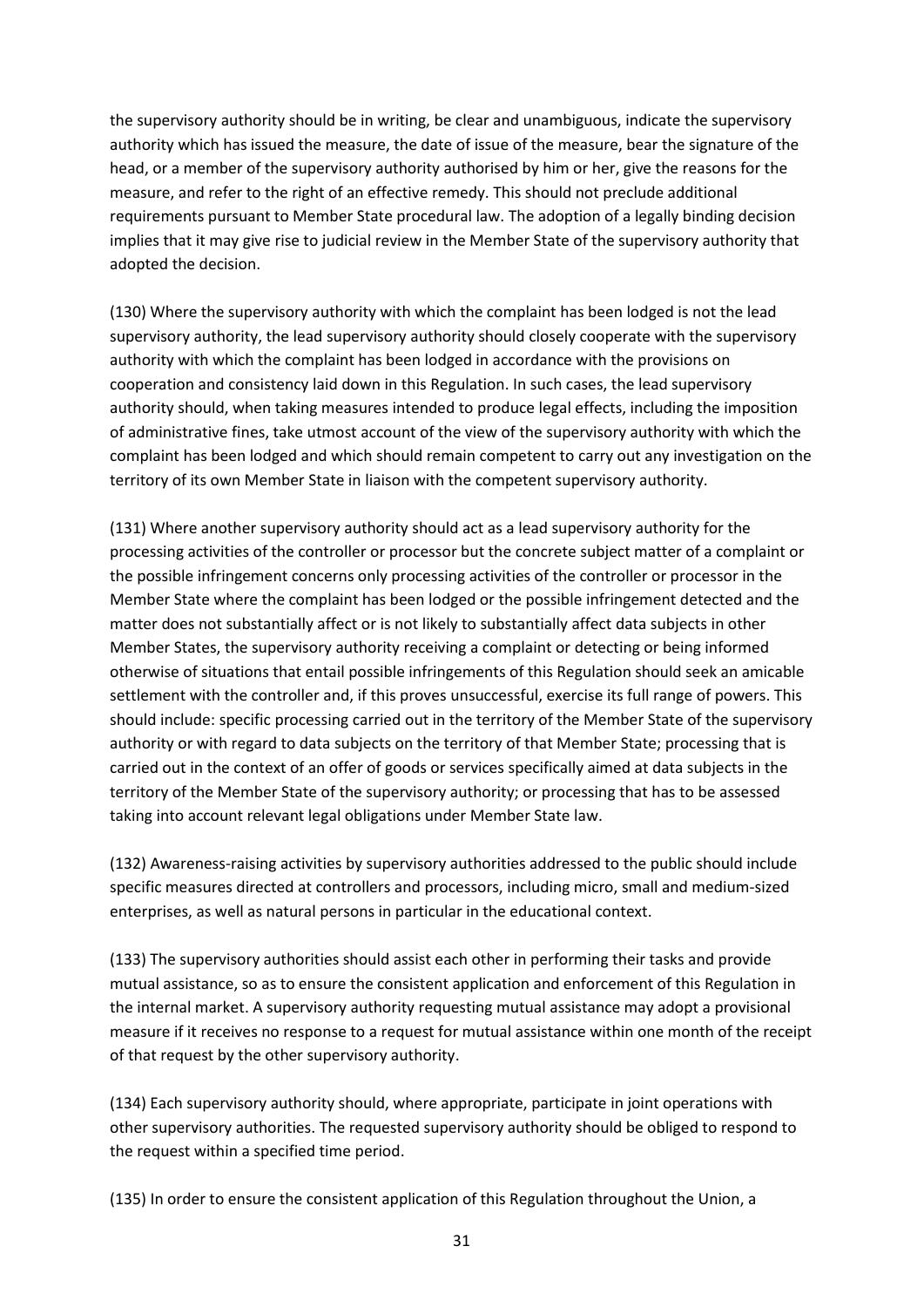the supervisory authority should be in writing, be clear and unambiguous, indicate the supervisory authority which has issued the measure, the date of issue of the measure, bear the signature of the head, or a member of the supervisory authority authorised by him or her, give the reasons for the measure, and refer to the right of an effective remedy. This should not preclude additional requirements pursuant to Member State procedural law. The adoption of a legally binding decision implies that it may give rise to judicial review in the Member State of the supervisory authority that adopted the decision.

(130) Where the supervisory authority with which the complaint has been lodged is not the lead supervisory authority, the lead supervisory authority should closely cooperate with the supervisory authority with which the complaint has been lodged in accordance with the provisions on cooperation and consistency laid down in this Regulation. In such cases, the lead supervisory authority should, when taking measures intended to produce legal effects, including the imposition of administrative fines, take utmost account of the view of the supervisory authority with which the complaint has been lodged and which should remain competent to carry out any investigation on the territory of its own Member State in liaison with the competent supervisory authority.

(131) Where another supervisory authority should act as a lead supervisory authority for the processing activities of the controller or processor but the concrete subject matter of a complaint or the possible infringement concerns only processing activities of the controller or processor in the Member State where the complaint has been lodged or the possible infringement detected and the matter does not substantially affect or is not likely to substantially affect data subjects in other Member States, the supervisory authority receiving a complaint or detecting or being informed otherwise of situations that entail possible infringements of this Regulation should seek an amicable settlement with the controller and, if this proves unsuccessful, exercise its full range of powers. This should include: specific processing carried out in the territory of the Member State of the supervisory authority or with regard to data subjects on the territory of that Member State; processing that is carried out in the context of an offer of goods or services specifically aimed at data subjects in the territory of the Member State of the supervisory authority; or processing that has to be assessed taking into account relevant legal obligations under Member State law.

(132) Awareness-raising activities by supervisory authorities addressed to the public should include specific measures directed at controllers and processors, including micro, small and medium-sized enterprises, as well as natural persons in particular in the educational context.

(133) The supervisory authorities should assist each other in performing their tasks and provide mutual assistance, so as to ensure the consistent application and enforcement of this Regulation in the internal market. A supervisory authority requesting mutual assistance may adopt a provisional measure if it receives no response to a request for mutual assistance within one month of the receipt of that request by the other supervisory authority.

(134) Each supervisory authority should, where appropriate, participate in joint operations with other supervisory authorities. The requested supervisory authority should be obliged to respond to the request within a specified time period.

(135) In order to ensure the consistent application of this Regulation throughout the Union, a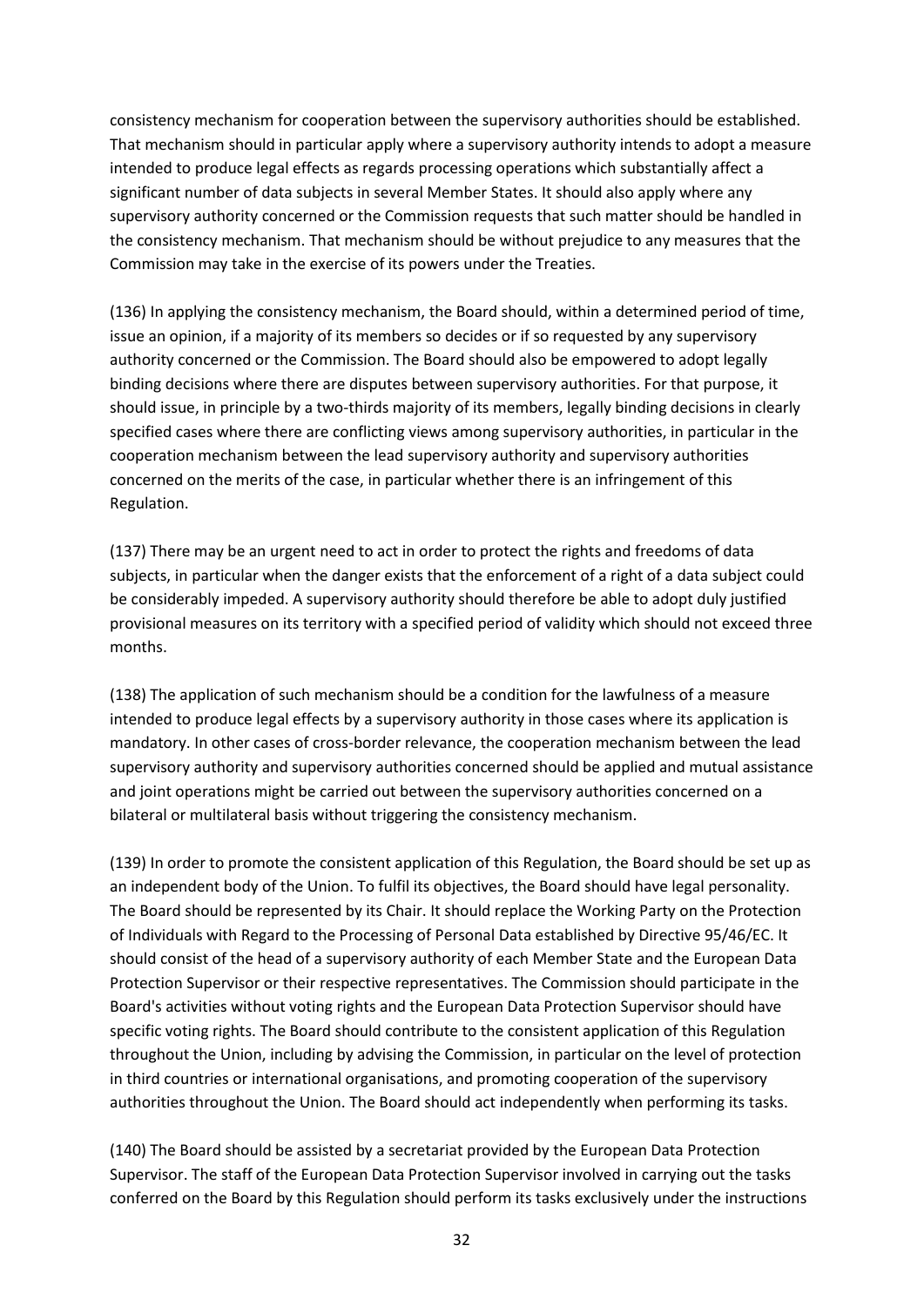consistency mechanism for cooperation between the supervisory authorities should be established. That mechanism should in particular apply where a supervisory authority intends to adopt a measure intended to produce legal effects as regards processing operations which substantially affect a significant number of data subjects in several Member States. It should also apply where any supervisory authority concerned or the Commission requests that such matter should be handled in the consistency mechanism. That mechanism should be without prejudice to any measures that the Commission may take in the exercise of its powers under the Treaties.

(136) In applying the consistency mechanism, the Board should, within a determined period of time, issue an opinion, if a majority of its members so decides or if so requested by any supervisory authority concerned or the Commission. The Board should also be empowered to adopt legally binding decisions where there are disputes between supervisory authorities. For that purpose, it should issue, in principle by a two-thirds majority of its members, legally binding decisions in clearly specified cases where there are conflicting views among supervisory authorities, in particular in the cooperation mechanism between the lead supervisory authority and supervisory authorities concerned on the merits of the case, in particular whether there is an infringement of this Regulation.

(137) There may be an urgent need to act in order to protect the rights and freedoms of data subjects, in particular when the danger exists that the enforcement of a right of a data subject could be considerably impeded. A supervisory authority should therefore be able to adopt duly justified provisional measures on its territory with a specified period of validity which should not exceed three months.

(138) The application of such mechanism should be a condition for the lawfulness of a measure intended to produce legal effects by a supervisory authority in those cases where its application is mandatory. In other cases of cross-border relevance, the cooperation mechanism between the lead supervisory authority and supervisory authorities concerned should be applied and mutual assistance and joint operations might be carried out between the supervisory authorities concerned on a bilateral or multilateral basis without triggering the consistency mechanism.

(139) In order to promote the consistent application of this Regulation, the Board should be set up as an independent body of the Union. To fulfil its objectives, the Board should have legal personality. The Board should be represented by its Chair. It should replace the Working Party on the Protection of Individuals with Regard to the Processing of Personal Data established by Directive 95/46/EC. It should consist of the head of a supervisory authority of each Member State and the European Data Protection Supervisor or their respective representatives. The Commission should participate in the Board's activities without voting rights and the European Data Protection Supervisor should have specific voting rights. The Board should contribute to the consistent application of this Regulation throughout the Union, including by advising the Commission, in particular on the level of protection in third countries or international organisations, and promoting cooperation of the supervisory authorities throughout the Union. The Board should act independently when performing its tasks.

(140) The Board should be assisted by a secretariat provided by the European Data Protection Supervisor. The staff of the European Data Protection Supervisor involved in carrying out the tasks conferred on the Board by this Regulation should perform its tasks exclusively under the instructions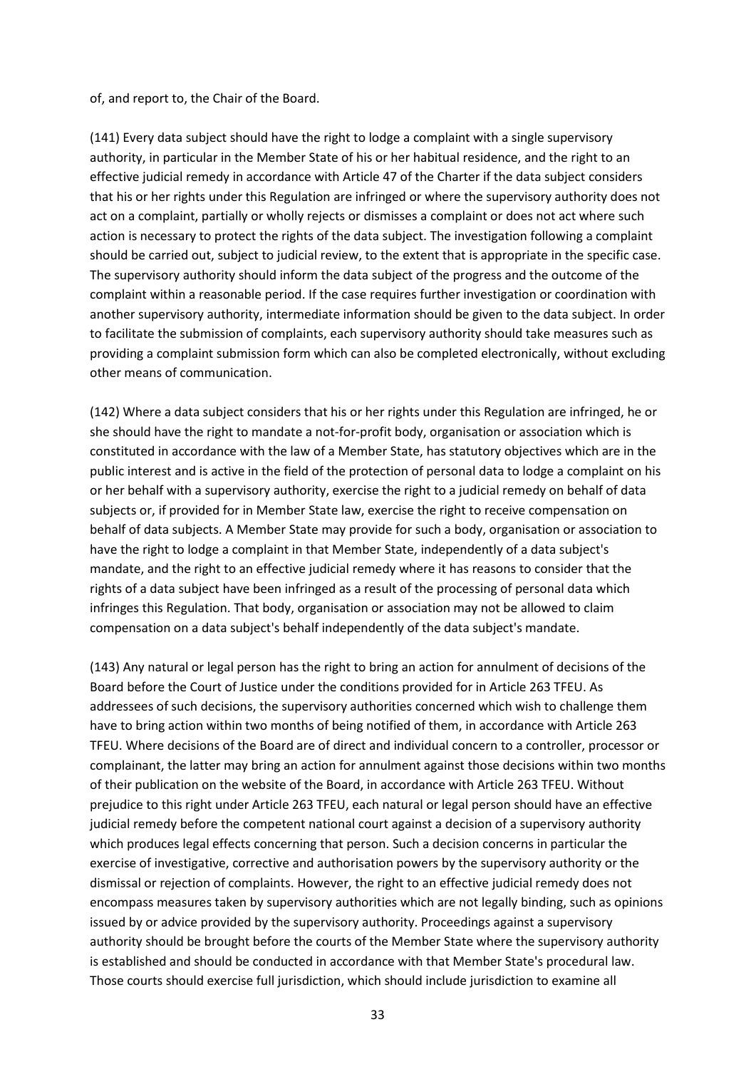of, and report to, the Chair of the Board.

(141) Every data subject should have the right to lodge a complaint with a single supervisory authority, in particular in the Member State of his or her habitual residence, and the right to an effective judicial remedy in accordance with Article 47 of the Charter if the data subject considers that his or her rights under this Regulation are infringed or where the supervisory authority does not act on a complaint, partially or wholly rejects or dismisses a complaint or does not act where such action is necessary to protect the rights of the data subject. The investigation following a complaint should be carried out, subject to judicial review, to the extent that is appropriate in the specific case. The supervisory authority should inform the data subject of the progress and the outcome of the complaint within a reasonable period. If the case requires further investigation or coordination with another supervisory authority, intermediate information should be given to the data subject. In order to facilitate the submission of complaints, each supervisory authority should take measures such as providing a complaint submission form which can also be completed electronically, without excluding other means of communication.

(142) Where a data subject considers that his or her rights under this Regulation are infringed, he or she should have the right to mandate a not-for-profit body, organisation or association which is constituted in accordance with the law of a Member State, has statutory objectives which are in the public interest and is active in the field of the protection of personal data to lodge a complaint on his or her behalf with a supervisory authority, exercise the right to a judicial remedy on behalf of data subjects or, if provided for in Member State law, exercise the right to receive compensation on behalf of data subjects. A Member State may provide for such a body, organisation or association to have the right to lodge a complaint in that Member State, independently of a data subject's mandate, and the right to an effective judicial remedy where it has reasons to consider that the rights of a data subject have been infringed as a result of the processing of personal data which infringes this Regulation. That body, organisation or association may not be allowed to claim compensation on a data subject's behalf independently of the data subject's mandate.

(143) Any natural or legal person has the right to bring an action for annulment of decisions of the Board before the Court of Justice under the conditions provided for in Article 263 TFEU. As addressees of such decisions, the supervisory authorities concerned which wish to challenge them have to bring action within two months of being notified of them, in accordance with Article 263 TFEU. Where decisions of the Board are of direct and individual concern to a controller, processor or complainant, the latter may bring an action for annulment against those decisions within two months of their publication on the website of the Board, in accordance with Article 263 TFEU. Without prejudice to this right under Article 263 TFEU, each natural or legal person should have an effective judicial remedy before the competent national court against a decision of a supervisory authority which produces legal effects concerning that person. Such a decision concerns in particular the exercise of investigative, corrective and authorisation powers by the supervisory authority or the dismissal or rejection of complaints. However, the right to an effective judicial remedy does not encompass measures taken by supervisory authorities which are not legally binding, such as opinions issued by or advice provided by the supervisory authority. Proceedings against a supervisory authority should be brought before the courts of the Member State where the supervisory authority is established and should be conducted in accordance with that Member State's procedural law. Those courts should exercise full jurisdiction, which should include jurisdiction to examine all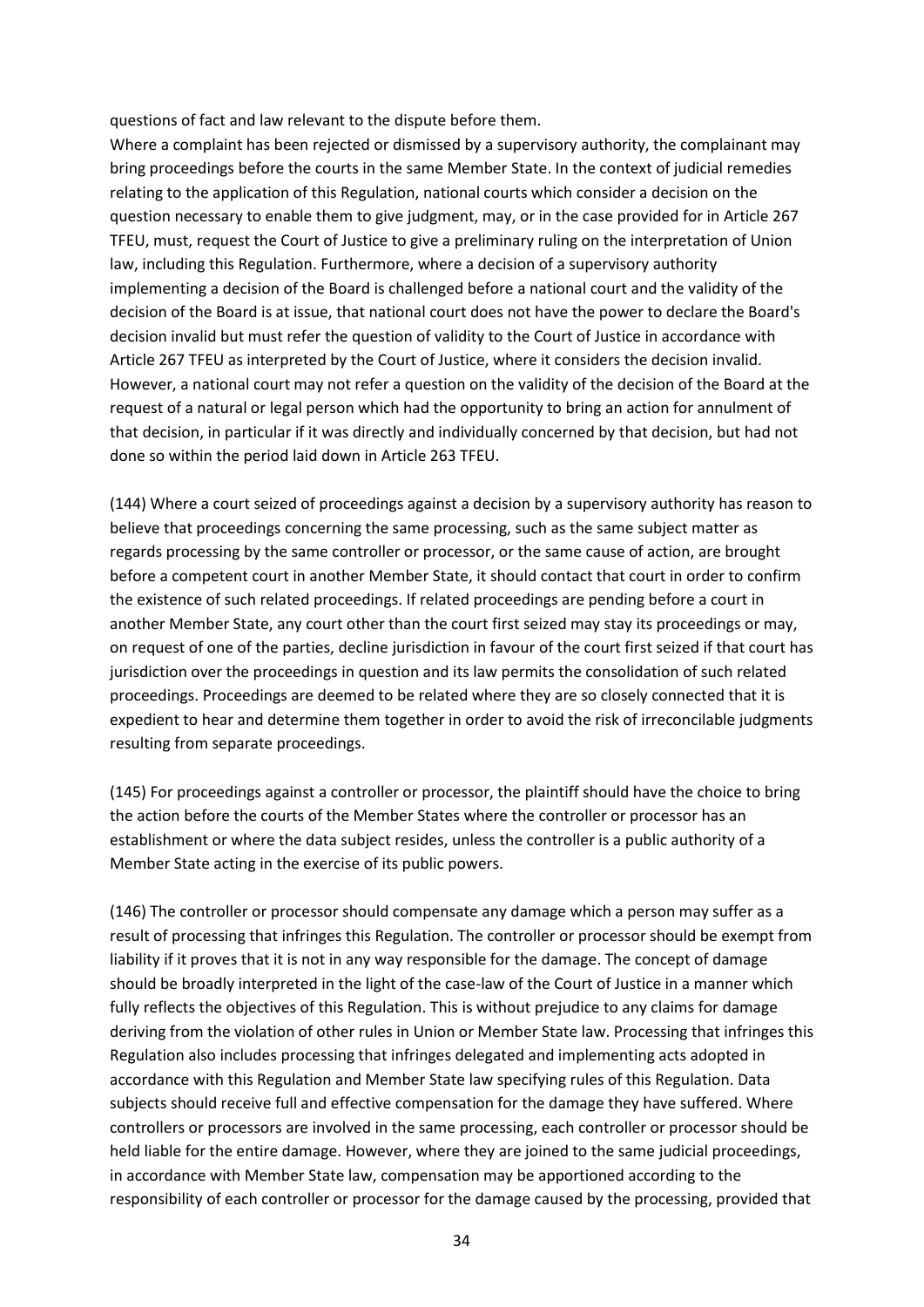questions of fact and law relevant to the dispute before them.
Where a complaint has been rejected or dismissed by a supervisory authority, the complainant may bring proceedings before the courts in the same Member State. In the context of judicial remedies relating to the application of this Regulation, national courts which consider a decision on the question necessary to enable them to give judgment, may, or in the case provided for in Article 267 TFEU, must, request the Court of Justice to give a preliminary ruling on the interpretation of Union law, including this Regulation. Furthermore, where a decision of a supervisory authority implementing a decision of the Board is challenged before a national court and the validity of the decision of the Board is at issue, that national court does not have the power to declare the Board's decision invalid but must refer the question of validity to the Court of Justice in accordance with Article 267 TFEU as interpreted by the Court of Justice, where it considers the decision invalid. However, a national court may not refer a question on the validity of the decision of the Board at the request of a natural or legal person which had the opportunity to bring an action for annulment of that decision, in particular if it was directly and individually concerned by that decision, but had not done so within the period laid down in Article 263 TFEU.

(144) Where a court seized of proceedings against a decision by a supervisory authority has reason to believe that proceedings concerning the same processing, such as the same subject matter as regards processing by the same controller or processor, or the same cause of action, are brought before a competent court in another Member State, it should contact that court in order to confirm the existence of such related proceedings. If related proceedings are pending before a court in another Member State, any court other than the court first seized may stay its proceedings or may, on request of one of the parties, decline jurisdiction in favour of the court first seized if that court has jurisdiction over the proceedings in question and its law permits the consolidation of such related proceedings. Proceedings are deemed to be related where they are so closely connected that it is expedient to hear and determine them together in order to avoid the risk of irreconcilable judgments resulting from separate proceedings.

(145) For proceedings against a controller or processor, the plaintiff should have the choice to bring the action before the courts of the Member States where the controller or processor has an establishment or where the data subject resides, unless the controller is a public authority of a Member State acting in the exercise of its public powers.

(146) The controller or processor should compensate any damage which a person may suffer as a result of processing that infringes this Regulation. The controller or processor should be exempt from liability if it proves that it is not in any way responsible for the damage. The concept of damage should be broadly interpreted in the light of the case-law of the Court of Justice in a manner which fully reflects the objectives of this Regulation. This is without prejudice to any claims for damage deriving from the violation of other rules in Union or Member State law. Processing that infringes this Regulation also includes processing that infringes delegated and implementing acts adopted in accordance with this Regulation and Member State law specifying rules of this Regulation. Data subjects should receive full and effective compensation for the damage they have suffered. Where controllers or processors are involved in the same processing, each controller or processor should be held liable for the entire damage. However, where they are joined to the same judicial proceedings, in accordance with Member State law, compensation may be apportioned according to the responsibility of each controller or processor for the damage caused by the processing, provided that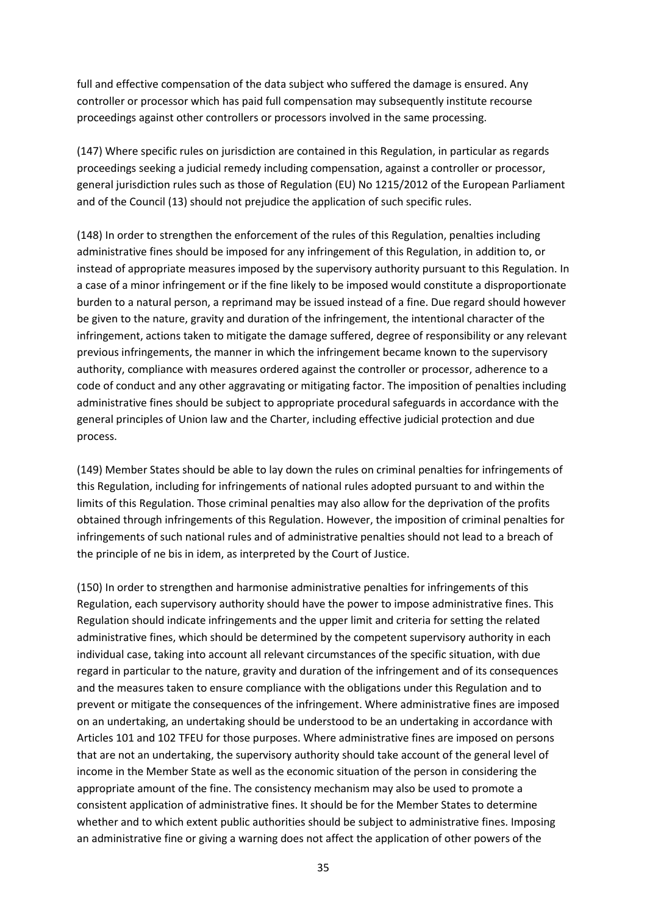full and effective compensation of the data subject who suffered the damage is ensured. Any controller or processor which has paid full compensation may subsequently institute recourse proceedings against other controllers or processors involved in the same processing.

(147) Where specific rules on jurisdiction are contained in this Regulation, in particular as regards proceedings seeking a judicial remedy including compensation, against a controller or processor, general jurisdiction rules such as those of Regulation (EU) No 1215/2012 of the European Parliament and of the Council (13) should not prejudice the application of such specific rules.

(148) In order to strengthen the enforcement of the rules of this Regulation, penalties including administrative fines should be imposed for any infringement of this Regulation, in addition to, or instead of appropriate measures imposed by the supervisory authority pursuant to this Regulation. In a case of a minor infringement or if the fine likely to be imposed would constitute a disproportionate burden to a natural person, a reprimand may be issued instead of a fine. Due regard should however be given to the nature, gravity and duration of the infringement, the intentional character of the infringement, actions taken to mitigate the damage suffered, degree of responsibility or any relevant previous infringements, the manner in which the infringement became known to the supervisory authority, compliance with measures ordered against the controller or processor, adherence to a code of conduct and any other aggravating or mitigating factor. The imposition of penalties including administrative fines should be subject to appropriate procedural safeguards in accordance with the general principles of Union law and the Charter, including effective judicial protection and due process.

(149) Member States should be able to lay down the rules on criminal penalties for infringements of this Regulation, including for infringements of national rules adopted pursuant to and within the limits of this Regulation. Those criminal penalties may also allow for the deprivation of the profits obtained through infringements of this Regulation. However, the imposition of criminal penalties for infringements of such national rules and of administrative penalties should not lead to a breach of the principle of ne bis in idem, as interpreted by the Court of Justice.

(150) In order to strengthen and harmonise administrative penalties for infringements of this Regulation, each supervisory authority should have the power to impose administrative fines. This Regulation should indicate infringements and the upper limit and criteria for setting the related administrative fines, which should be determined by the competent supervisory authority in each individual case, taking into account all relevant circumstances of the specific situation, with due regard in particular to the nature, gravity and duration of the infringement and of its consequences and the measures taken to ensure compliance with the obligations under this Regulation and to prevent or mitigate the consequences of the infringement. Where administrative fines are imposed on an undertaking, an undertaking should be understood to be an undertaking in accordance with Articles 101 and 102 TFEU for those purposes. Where administrative fines are imposed on persons that are not an undertaking, the supervisory authority should take account of the general level of income in the Member State as well as the economic situation of the person in considering the appropriate amount of the fine. The consistency mechanism may also be used to promote a consistent application of administrative fines. It should be for the Member States to determine whether and to which extent public authorities should be subject to administrative fines. Imposing an administrative fine or giving a warning does not affect the application of other powers of the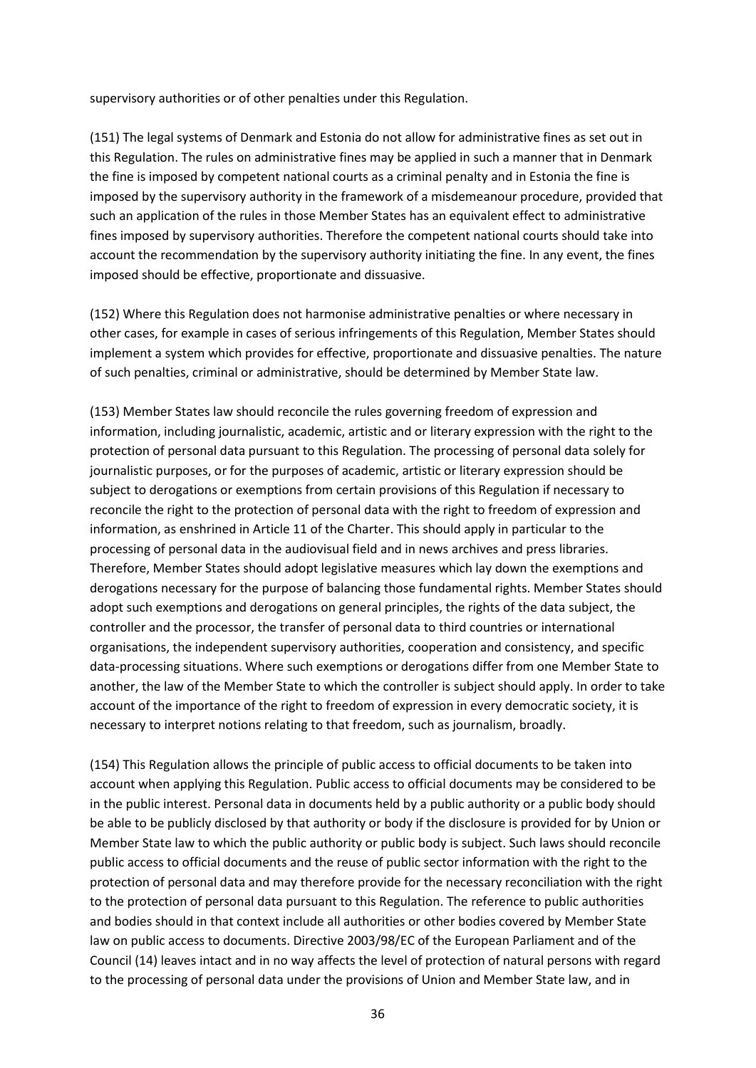supervisory authorities or of other penalties under this Regulation.

(151) The legal systems of Denmark and Estonia do not allow for administrative fines as set out in this Regulation. The rules on administrative fines may be applied in such a manner that in Denmark the fine is imposed by competent national courts as a criminal penalty and in Estonia the fine is imposed by the supervisory authority in the framework of a misdemeanour procedure, provided that such an application of the rules in those Member States has an equivalent effect to administrative fines imposed by supervisory authorities. Therefore the competent national courts should take into account the recommendation by the supervisory authority initiating the fine. In any event, the fines imposed should be effective, proportionate and dissuasive.

(152) Where this Regulation does not harmonise administrative penalties or where necessary in other cases, for example in cases of serious infringements of this Regulation, Member States should implement a system which provides for effective, proportionate and dissuasive penalties. The nature of such penalties, criminal or administrative, should be determined by Member State law.

(153) Member States law should reconcile the rules governing freedom of expression and information, including journalistic, academic, artistic and or literary expression with the right to the protection of personal data pursuant to this Regulation. The processing of personal data solely for journalistic purposes, or for the purposes of academic, artistic or literary expression should be subject to derogations or exemptions from certain provisions of this Regulation if necessary to reconcile the right to the protection of personal data with the right to freedom of expression and information, as enshrined in Article 11 of the Charter. This should apply in particular to the processing of personal data in the audiovisual field and in news archives and press libraries. Therefore, Member States should adopt legislative measures which lay down the exemptions and derogations necessary for the purpose of balancing those fundamental rights. Member States should adopt such exemptions and derogations on general principles, the rights of the data subject, the controller and the processor, the transfer of personal data to third countries or international organisations, the independent supervisory authorities, cooperation and consistency, and specific data-processing situations. Where such exemptions or derogations differ from one Member State to another, the law of the Member State to which the controller is subject should apply. In order to take account of the importance of the right to freedom of expression in every democratic society, it is necessary to interpret notions relating to that freedom, such as journalism, broadly.

(154) This Regulation allows the principle of public access to official documents to be taken into account when applying this Regulation. Public access to official documents may be considered to be in the public interest. Personal data in documents held by a public authority or a public body should be able to be publicly disclosed by that authority or body if the disclosure is provided for by Union or Member State law to which the public authority or public body is subject. Such laws should reconcile public access to official documents and the reuse of public sector information with the right to the protection of personal data and may therefore provide for the necessary reconciliation with the right to the protection of personal data pursuant to this Regulation. The reference to public authorities and bodies should in that context include all authorities or other bodies covered by Member State law on public access to documents. Directive 2003/98/EC of the European Parliament and of the Council (14) leaves intact and in no way affects the level of protection of natural persons with regard to the processing of personal data under the provisions of Union and Member State law, and in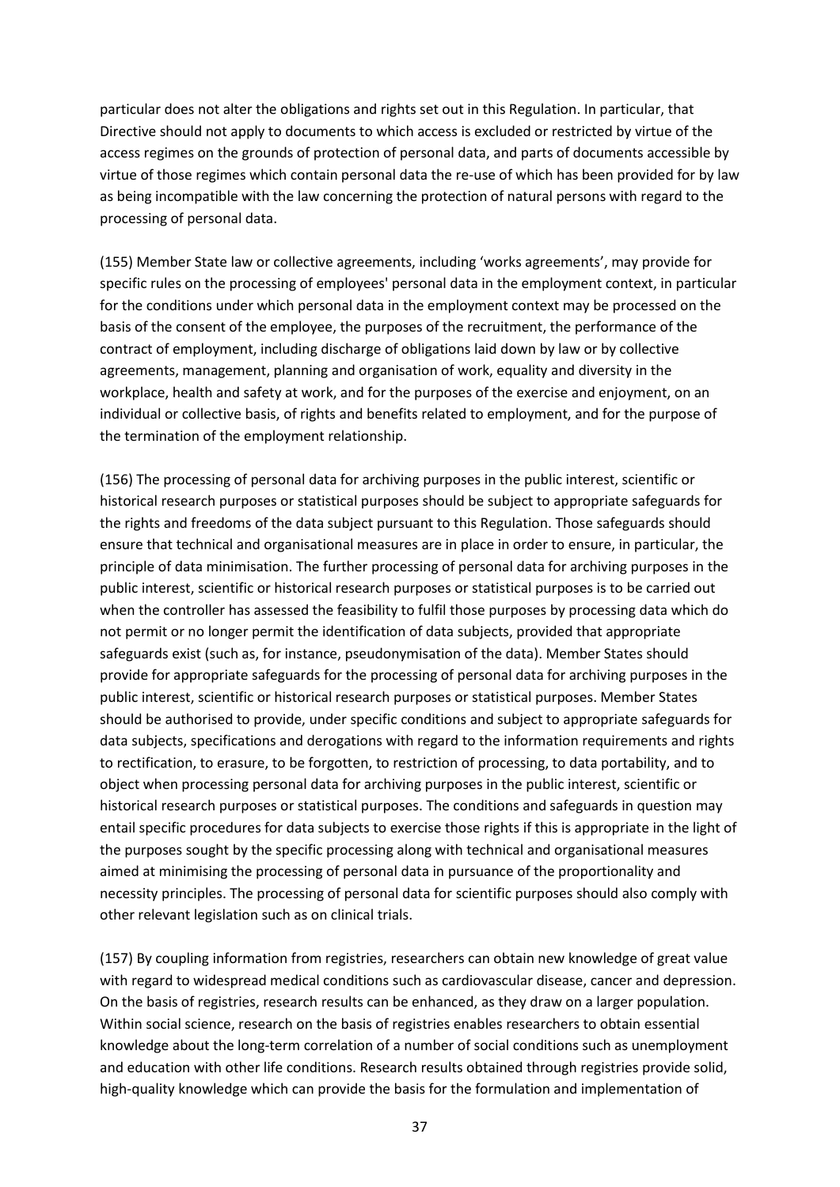particular does not alter the obligations and rights set out in this Regulation. In particular, that Directive should not apply to documents to which access is excluded or restricted by virtue of the access regimes on the grounds of protection of personal data, and parts of documents accessible by virtue of those regimes which contain personal data the re-use of which has been provided for by law as being incompatible with the law concerning the protection of natural persons with regard to the processing of personal data.

(155) Member State law or collective agreements, including 'works agreements', may provide for specific rules on the processing of employees' personal data in the employment context, in particular for the conditions under which personal data in the employment context may be processed on the basis of the consent of the employee, the purposes of the recruitment, the performance of the contract of employment, including discharge of obligations laid down by law or by collective agreements, management, planning and organisation of work, equality and diversity in the workplace, health and safety at work, and for the purposes of the exercise and enjoyment, on an individual or collective basis, of rights and benefits related to employment, and for the purpose of the termination of the employment relationship.

(156) The processing of personal data for archiving purposes in the public interest, scientific or historical research purposes or statistical purposes should be subject to appropriate safeguards for the rights and freedoms of the data subject pursuant to this Regulation. Those safeguards should ensure that technical and organisational measures are in place in order to ensure, in particular, the principle of data minimisation. The further processing of personal data for archiving purposes in the public interest, scientific or historical research purposes or statistical purposes is to be carried out when the controller has assessed the feasibility to fulfil those purposes by processing data which do not permit or no longer permit the identification of data subjects, provided that appropriate safeguards exist (such as, for instance, pseudonymisation of the data). Member States should provide for appropriate safeguards for the processing of personal data for archiving purposes in the public interest, scientific or historical research purposes or statistical purposes. Member States should be authorised to provide, under specific conditions and subject to appropriate safeguards for data subjects, specifications and derogations with regard to the information requirements and rights to rectification, to erasure, to be forgotten, to restriction of processing, to data portability, and to object when processing personal data for archiving purposes in the public interest, scientific or historical research purposes or statistical purposes. The conditions and safeguards in question may entail specific procedures for data subjects to exercise those rights if this is appropriate in the light of the purposes sought by the specific processing along with technical and organisational measures aimed at minimising the processing of personal data in pursuance of the proportionality and necessity principles. The processing of personal data for scientific purposes should also comply with other relevant legislation such as on clinical trials.

(157) By coupling information from registries, researchers can obtain new knowledge of great value with regard to widespread medical conditions such as cardiovascular disease, cancer and depression. On the basis of registries, research results can be enhanced, as they draw on a larger population. Within social science, research on the basis of registries enables researchers to obtain essential knowledge about the long-term correlation of a number of social conditions such as unemployment and education with other life conditions. Research results obtained through registries provide solid, high-quality knowledge which can provide the basis for the formulation and implementation of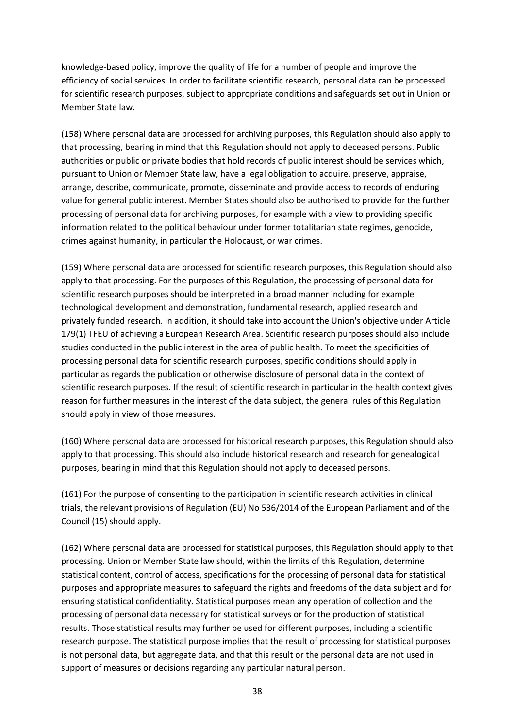knowledge-based policy, improve the quality of life for a number of people and improve the efficiency of social services. In order to facilitate scientific research, personal data can be processed for scientific research purposes, subject to appropriate conditions and safeguards set out in Union or Member State law.

(158) Where personal data are processed for archiving purposes, this Regulation should also apply to that processing, bearing in mind that this Regulation should not apply to deceased persons. Public authorities or public or private bodies that hold records of public interest should be services which, pursuant to Union or Member State law, have a legal obligation to acquire, preserve, appraise, arrange, describe, communicate, promote, disseminate and provide access to records of enduring value for general public interest. Member States should also be authorised to provide for the further processing of personal data for archiving purposes, for example with a view to providing specific information related to the political behaviour under former totalitarian state regimes, genocide, crimes against humanity, in particular the Holocaust, or war crimes.

(159) Where personal data are processed for scientific research purposes, this Regulation should also apply to that processing. For the purposes of this Regulation, the processing of personal data for scientific research purposes should be interpreted in a broad manner including for example technological development and demonstration, fundamental research, applied research and privately funded research. In addition, it should take into account the Union's objective under Article 179(1) TFEU of achieving a European Research Area. Scientific research purposes should also include studies conducted in the public interest in the area of public health. To meet the specificities of processing personal data for scientific research purposes, specific conditions should apply in particular as regards the publication or otherwise disclosure of personal data in the context of scientific research purposes. If the result of scientific research in particular in the health context gives reason for further measures in the interest of the data subject, the general rules of this Regulation should apply in view of those measures.

(160) Where personal data are processed for historical research purposes, this Regulation should also apply to that processing. This should also include historical research and research for genealogical purposes, bearing in mind that this Regulation should not apply to deceased persons.

(161) For the purpose of consenting to the participation in scientific research activities in clinical trials, the relevant provisions of Regulation (EU) No 536/2014 of the European Parliament and of the Council (15) should apply.

(162) Where personal data are processed for statistical purposes, this Regulation should apply to that processing. Union or Member State law should, within the limits of this Regulation, determine statistical content, control of access, specifications for the processing of personal data for statistical purposes and appropriate measures to safeguard the rights and freedoms of the data subject and for ensuring statistical confidentiality. Statistical purposes mean any operation of collection and the processing of personal data necessary for statistical surveys or for the production of statistical results. Those statistical results may further be used for different purposes, including a scientific research purpose. The statistical purpose implies that the result of processing for statistical purposes is not personal data, but aggregate data, and that this result or the personal data are not used in support of measures or decisions regarding any particular natural person.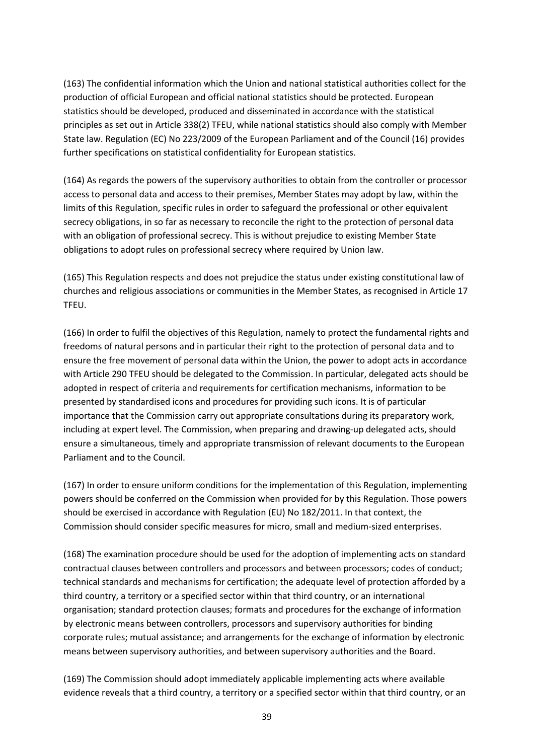(163) The confidential information which the Union and national statistical authorities collect for the production of official European and official national statistics should be protected. European statistics should be developed, produced and disseminated in accordance with the statistical principles as set out in Article 338(2) TFEU, while national statistics should also comply with Member State law. Regulation (EC) No 223/2009 of the European Parliament and of the Council (16) provides further specifications on statistical confidentiality for European statistics.

(164) As regards the powers of the supervisory authorities to obtain from the controller or processor access to personal data and access to their premises, Member States may adopt by law, within the limits of this Regulation, specific rules in order to safeguard the professional or other equivalent secrecy obligations, in so far as necessary to reconcile the right to the protection of personal data with an obligation of professional secrecy. This is without prejudice to existing Member State obligations to adopt rules on professional secrecy where required by Union law.

(165) This Regulation respects and does not prejudice the status under existing constitutional law of churches and religious associations or communities in the Member States, as recognised in Article 17 TFEU.

(166) In order to fulfil the objectives of this Regulation, namely to protect the fundamental rights and freedoms of natural persons and in particular their right to the protection of personal data and to ensure the free movement of personal data within the Union, the power to adopt acts in accordance with Article 290 TFEU should be delegated to the Commission. In particular, delegated acts should be adopted in respect of criteria and requirements for certification mechanisms, information to be presented by standardised icons and procedures for providing such icons. It is of particular importance that the Commission carry out appropriate consultations during its preparatory work, including at expert level. The Commission, when preparing and drawing-up delegated acts, should ensure a simultaneous, timely and appropriate transmission of relevant documents to the European Parliament and to the Council.

(167) In order to ensure uniform conditions for the implementation of this Regulation, implementing powers should be conferred on the Commission when provided for by this Regulation. Those powers should be exercised in accordance with Regulation (EU) No 182/2011. In that context, the Commission should consider specific measures for micro, small and medium-sized enterprises.

(168) The examination procedure should be used for the adoption of implementing acts on standard contractual clauses between controllers and processors and between processors; codes of conduct; technical standards and mechanisms for certification; the adequate level of protection afforded by a third country, a territory or a specified sector within that third country, or an international organisation; standard protection clauses; formats and procedures for the exchange of information by electronic means between controllers, processors and supervisory authorities for binding corporate rules; mutual assistance; and arrangements for the exchange of information by electronic means between supervisory authorities, and between supervisory authorities and the Board.

(169) The Commission should adopt immediately applicable implementing acts where available evidence reveals that a third country, a territory or a specified sector within that third country, or an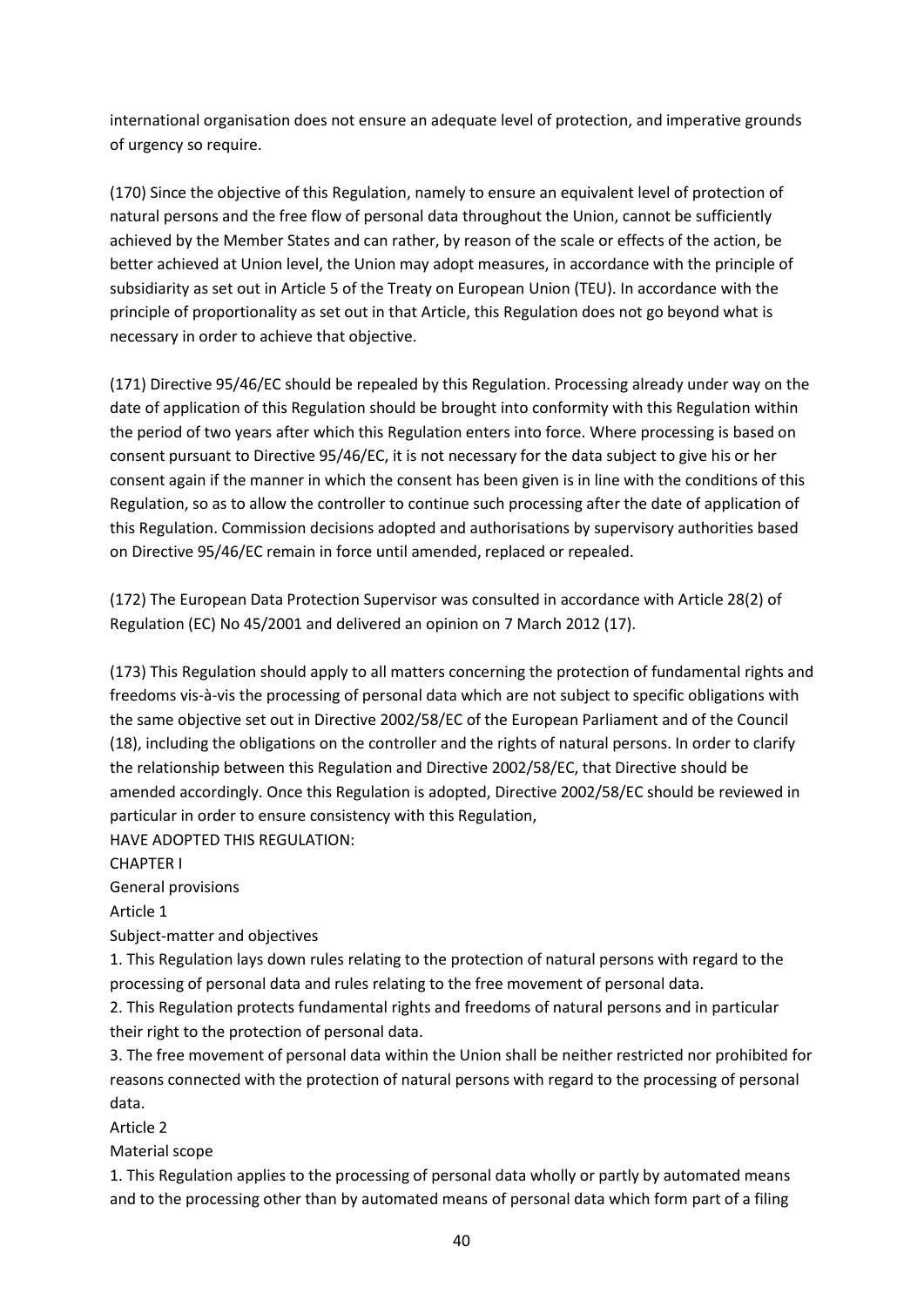international organisation does not ensure an adequate level of protection, and imperative grounds of urgency so require.

(170) Since the objective of this Regulation, namely to ensure an equivalent level of protection of natural persons and the free flow of personal data throughout the Union, cannot be sufficiently achieved by the Member States and can rather, by reason of the scale or effects of the action, be better achieved at Union level, the Union may adopt measures, in accordance with the principle of subsidiarity as set out in Article 5 of the Treaty on European Union (TEU). In accordance with the principle of proportionality as set out in that Article, this Regulation does not go beyond what is necessary in order to achieve that objective.

(171) Directive 95/46/EC should be repealed by this Regulation. Processing already under way on the date of application of this Regulation should be brought into conformity with this Regulation within the period of two years after which this Regulation enters into force. Where processing is based on consent pursuant to Directive 95/46/EC, it is not necessary for the data subject to give his or her consent again if the manner in which the consent has been given is in line with the conditions of this Regulation, so as to allow the controller to continue such processing after the date of application of this Regulation. Commission decisions adopted and authorisations by supervisory authorities based on Directive 95/46/EC remain in force until amended, replaced or repealed.

(172) The European Data Protection Supervisor was consulted in accordance with Article 28(2) of Regulation (EC) No 45/2001 and delivered an opinion on 7 March 2012 (17).

(173) This Regulation should apply to all matters concerning the protection of fundamental rights and freedoms vis-à-vis the processing of personal data which are not subject to specific obligations with the same objective set out in Directive 2002/58/EC of the European Parliament and of the Council (18), including the obligations on the controller and the rights of natural persons. In order to clarify the relationship between this Regulation and Directive 2002/58/EC, that Directive should be amended accordingly. Once this Regulation is adopted, Directive 2002/58/EC should be reviewed in particular in order to ensure consistency with this Regulation,

HAVE ADOPTED THIS REGULATION:

CHAPTER I

General provisions

Article 1

Subject-matter and objectives

1. This Regulation lays down rules relating to the protection of natural persons with regard to the processing of personal data and rules relating to the free movement of personal data.
2. This Regulation protects fundamental rights and freedoms of natural persons and in particular their right to the protection of personal data.
3. The free movement of personal data within the Union shall be neither restricted nor prohibited for reasons connected with the protection of natural persons with regard to the processing of personal data.

Article 2

Material scope

1. This Regulation applies to the processing of personal data wholly or partly by automated means and to the processing other than by automated means of personal data which form part of a filing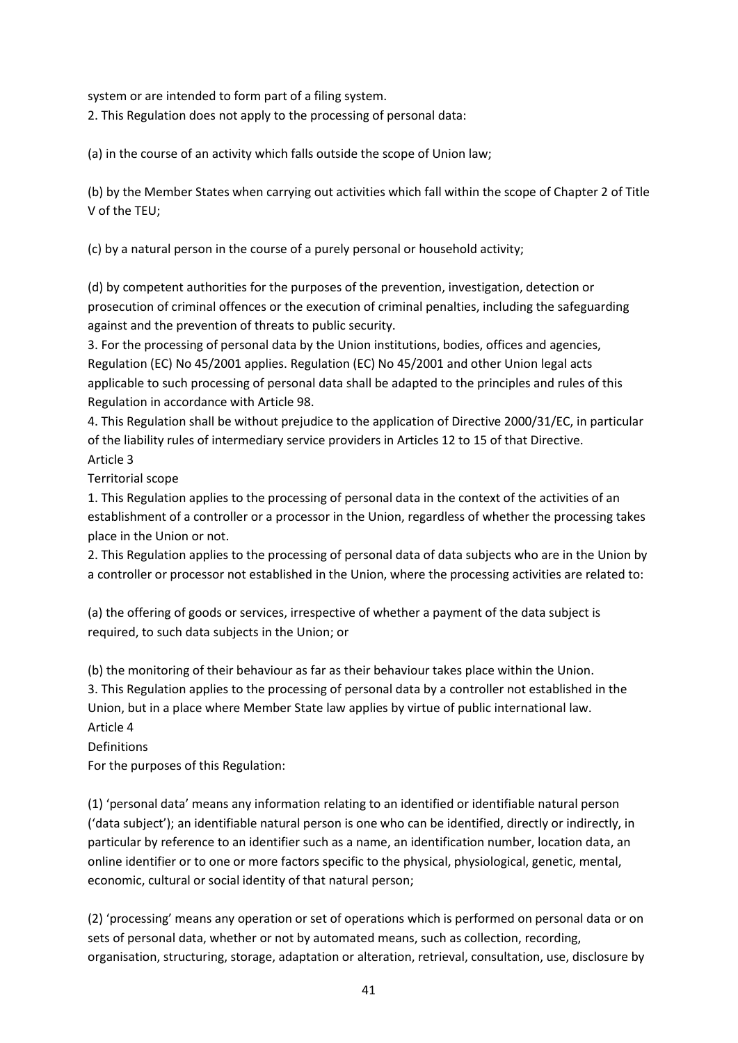system or are intended to form part of a filing system.

2. This Regulation does not apply to the processing of personal data:

(a) in the course of an activity which falls outside the scope of Union law;

(b) by the Member States when carrying out activities which fall within the scope of Chapter 2 of Title V of the TEU;

(c) by a natural person in the course of a purely personal or household activity;

(d) by competent authorities for the purposes of the prevention, investigation, detection or prosecution of criminal offences or the execution of criminal penalties, including the safeguarding against and the prevention of threats to public security.

3. For the processing of personal data by the Union institutions, bodies, offices and agencies, Regulation (EC) No 45/2001 applies. Regulation (EC) No 45/2001 and other Union legal acts applicable to such processing of personal data shall be adapted to the principles and rules of this Regulation in accordance with Article 98.

4. This Regulation shall be without prejudice to the application of Directive 2000/31/EC, in particular of the liability rules of intermediary service providers in Articles 12 to 15 of that Directive.

Article 3

Territorial scope

1. This Regulation applies to the processing of personal data in the context of the activities of an establishment of a controller or a processor in the Union, regardless of whether the processing takes place in the Union or not.

2. This Regulation applies to the processing of personal data of data subjects who are in the Union by a controller or processor not established in the Union, where the processing activities are related to:

(a) the offering of goods or services, irrespective of whether a payment of the data subject is required, to such data subjects in the Union; or

(b) the monitoring of their behaviour as far as their behaviour takes place within the Union.

3. This Regulation applies to the processing of personal data by a controller not established in the Union, but in a place where Member State law applies by virtue of public international law.

Article 4

Definitions

For the purposes of this Regulation:

(1) 'personal data' means any information relating to an identified or identifiable natural person ('data subject'); an identifiable natural person is one who can be identified, directly or indirectly, in particular by reference to an identifier such as a name, an identification number, location data, an online identifier or to one or more factors specific to the physical, physiological, genetic, mental, economic, cultural or social identity of that natural person;

(2) 'processing' means any operation or set of operations which is performed on personal data or on sets of personal data, whether or not by automated means, such as collection, recording, organisation, structuring, storage, adaptation or alteration, retrieval, consultation, use, disclosure by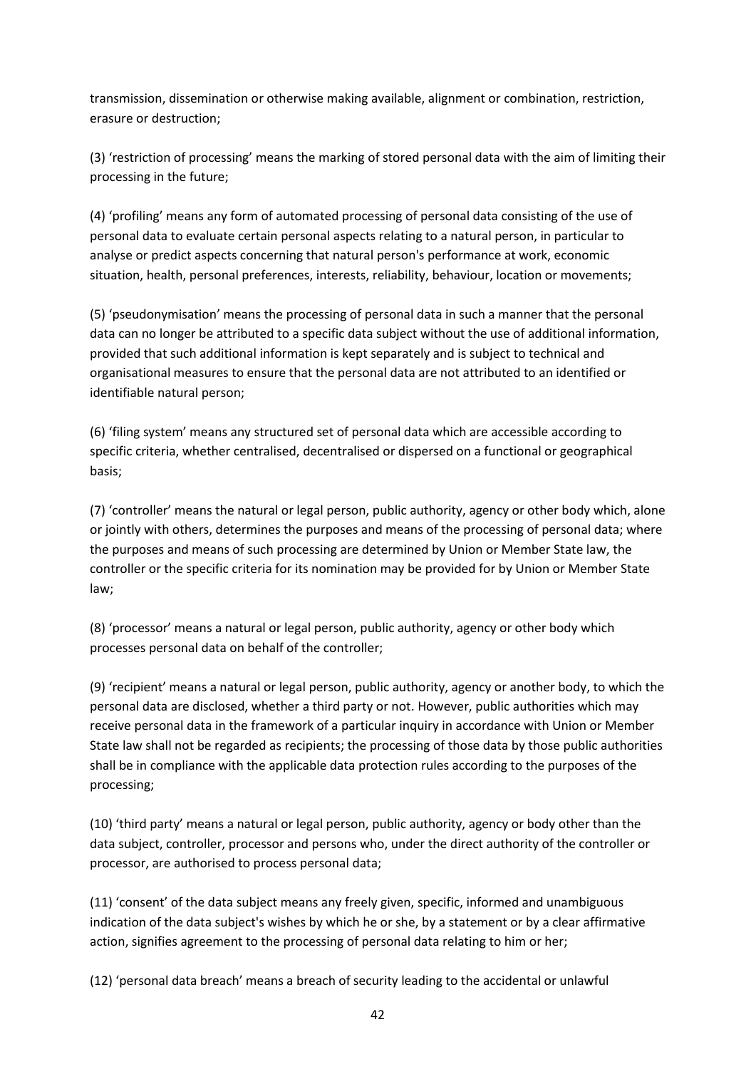transmission, dissemination or otherwise making available, alignment or combination, restriction, erasure or destruction;

(3) 'restriction of processing' means the marking of stored personal data with the aim of limiting their processing in the future;

(4) 'profiling' means any form of automated processing of personal data consisting of the use of personal data to evaluate certain personal aspects relating to a natural person, in particular to analyse or predict aspects concerning that natural person's performance at work, economic situation, health, personal preferences, interests, reliability, behaviour, location or movements;

(5) 'pseudonymisation' means the processing of personal data in such a manner that the personal data can no longer be attributed to a specific data subject without the use of additional information, provided that such additional information is kept separately and is subject to technical and organisational measures to ensure that the personal data are not attributed to an identified or identifiable natural person;

(6) 'filing system' means any structured set of personal data which are accessible according to specific criteria, whether centralised, decentralised or dispersed on a functional or geographical basis;

(7) 'controller' means the natural or legal person, public authority, agency or other body which, alone or jointly with others, determines the purposes and means of the processing of personal data; where the purposes and means of such processing are determined by Union or Member State law, the controller or the specific criteria for its nomination may be provided for by Union or Member State law;

(8) 'processor' means a natural or legal person, public authority, agency or other body which processes personal data on behalf of the controller;

(9) 'recipient' means a natural or legal person, public authority, agency or another body, to which the personal data are disclosed, whether a third party or not. However, public authorities which may receive personal data in the framework of a particular inquiry in accordance with Union or Member State law shall not be regarded as recipients; the processing of those data by those public authorities shall be in compliance with the applicable data protection rules according to the purposes of the processing;

(10) 'third party' means a natural or legal person, public authority, agency or body other than the data subject, controller, processor and persons who, under the direct authority of the controller or processor, are authorised to process personal data;

(11) 'consent' of the data subject means any freely given, specific, informed and unambiguous indication of the data subject's wishes by which he or she, by a statement or by a clear affirmative action, signifies agreement to the processing of personal data relating to him or her;

(12) 'personal data breach' means a breach of security leading to the accidental or unlawful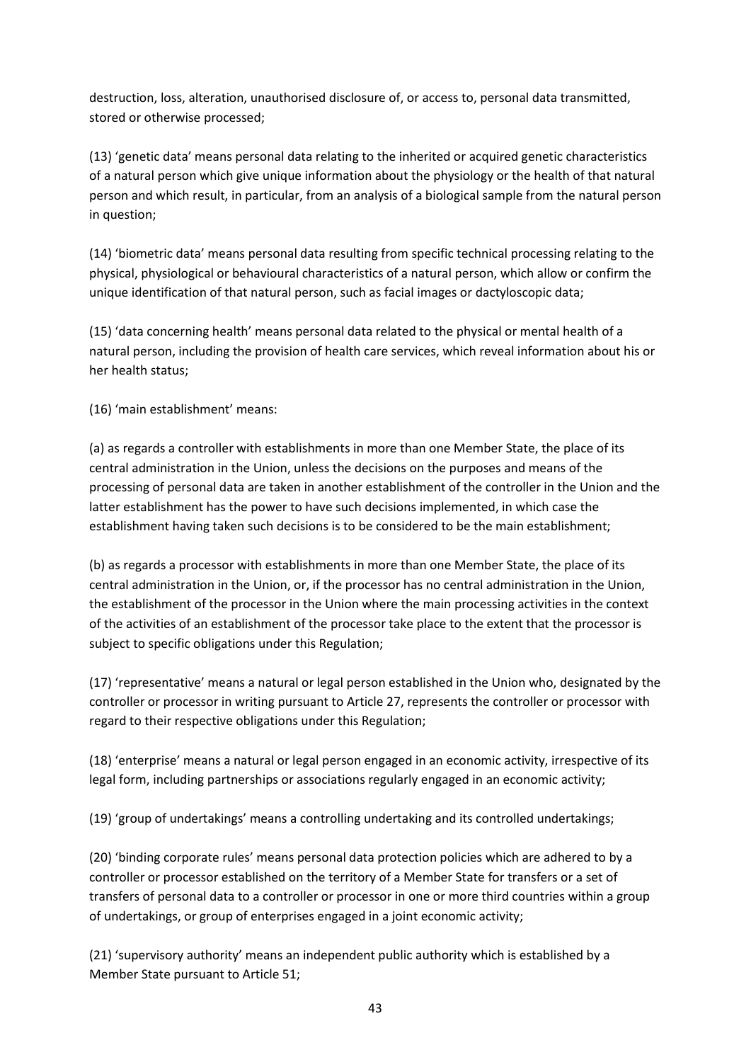destruction, loss, alteration, unauthorised disclosure of, or access to, personal data transmitted, stored or otherwise processed;

(13) 'genetic data' means personal data relating to the inherited or acquired genetic characteristics of a natural person which give unique information about the physiology or the health of that natural person and which result, in particular, from an analysis of a biological sample from the natural person in question;

(14) 'biometric data' means personal data resulting from specific technical processing relating to the physical, physiological or behavioural characteristics of a natural person, which allow or confirm the unique identification of that natural person, such as facial images or dactyloscopic data;

(15) 'data concerning health' means personal data related to the physical or mental health of a natural person, including the provision of health care services, which reveal information about his or her health status;

(16) 'main establishment' means:

(a) as regards a controller with establishments in more than one Member State, the place of its central administration in the Union, unless the decisions on the purposes and means of the processing of personal data are taken in another establishment of the controller in the Union and the latter establishment has the power to have such decisions implemented, in which case the establishment having taken such decisions is to be considered to be the main establishment;

(b) as regards a processor with establishments in more than one Member State, the place of its central administration in the Union, or, if the processor has no central administration in the Union, the establishment of the processor in the Union where the main processing activities in the context of the activities of an establishment of the processor take place to the extent that the processor is subject to specific obligations under this Regulation;

(17) 'representative' means a natural or legal person established in the Union who, designated by the controller or processor in writing pursuant to Article 27, represents the controller or processor with regard to their respective obligations under this Regulation;

(18) 'enterprise' means a natural or legal person engaged in an economic activity, irrespective of its legal form, including partnerships or associations regularly engaged in an economic activity;

(19) 'group of undertakings' means a controlling undertaking and its controlled undertakings;

(20) 'binding corporate rules' means personal data protection policies which are adhered to by a controller or processor established on the territory of a Member State for transfers or a set of transfers of personal data to a controller or processor in one or more third countries within a group of undertakings, or group of enterprises engaged in a joint economic activity;

(21) 'supervisory authority' means an independent public authority which is established by a Member State pursuant to Article 51;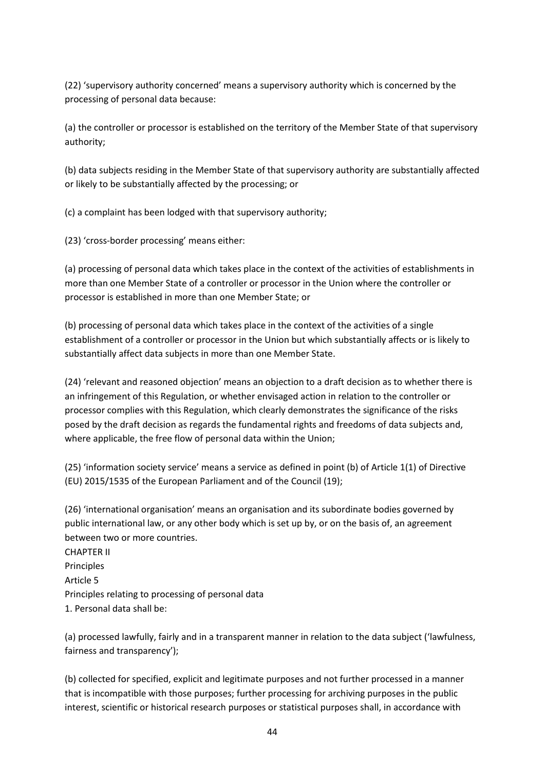(22) 'supervisory authority concerned' means a supervisory authority which is concerned by the processing of personal data because:

(a) the controller or processor is established on the territory of the Member State of that supervisory authority;

(b) data subjects residing in the Member State of that supervisory authority are substantially affected or likely to be substantially affected by the processing; or

(c) a complaint has been lodged with that supervisory authority;

(23) 'cross-border processing' means either:

(a) processing of personal data which takes place in the context of the activities of establishments in more than one Member State of a controller or processor in the Union where the controller or processor is established in more than one Member State; or

(b) processing of personal data which takes place in the context of the activities of a single establishment of a controller or processor in the Union but which substantially affects or is likely to substantially affect data subjects in more than one Member State.

(24) 'relevant and reasoned objection' means an objection to a draft decision as to whether there is an infringement of this Regulation, or whether envisaged action in relation to the controller or processor complies with this Regulation, which clearly demonstrates the significance of the risks posed by the draft decision as regards the fundamental rights and freedoms of data subjects and, where applicable, the free flow of personal data within the Union;

(25) 'information society service' means a service as defined in point (b) of Article 1(1) of Directive (EU) 2015/1535 of the European Parliament and of the Council (19);

(26) 'international organisation' means an organisation and its subordinate bodies governed by public international law, or any other body which is set up by, or on the basis of, an agreement between two or more countries.

## CHAPTER II

## Principles

### Article 5

### Principles relating to processing of personal data

1. Personal data shall be:

(a) processed lawfully, fairly and in a transparent manner in relation to the data subject ('lawfulness, fairness and transparency');

(b) collected for specified, explicit and legitimate purposes and not further processed in a manner that is incompatible with those purposes; further processing for archiving purposes in the public interest, scientific or historical research purposes or statistical purposes shall, in accordance with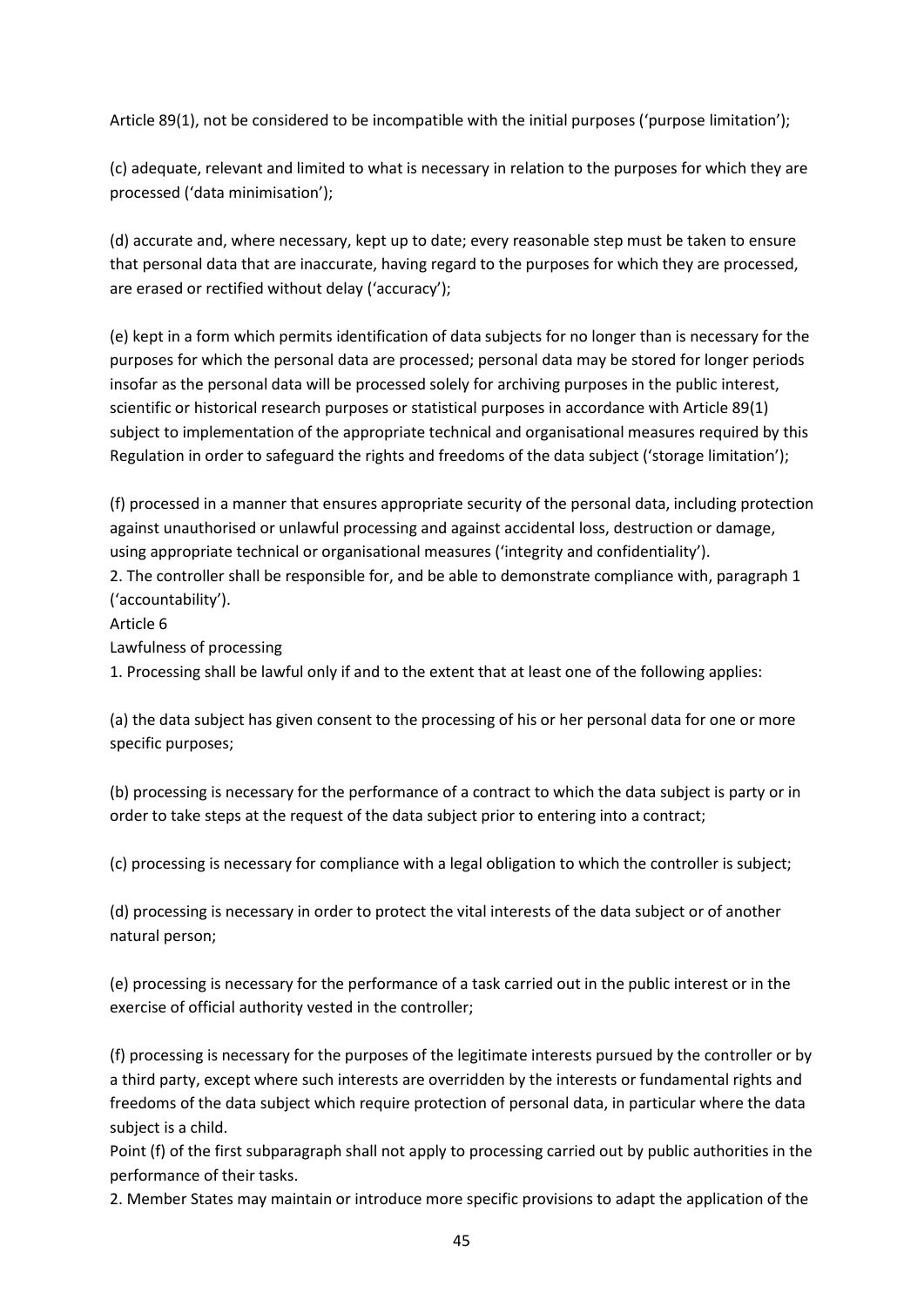Article 89(1), not be considered to be incompatible with the initial purposes ('purpose limitation');

(c) adequate, relevant and limited to what is necessary in relation to the purposes for which they are processed ('data minimisation');

(d) accurate and, where necessary, kept up to date; every reasonable step must be taken to ensure that personal data that are inaccurate, having regard to the purposes for which they are processed, are erased or rectified without delay ('accuracy');

(e) kept in a form which permits identification of data subjects for no longer than is necessary for the purposes for which the personal data are processed; personal data may be stored for longer periods insofar as the personal data will be processed solely for archiving purposes in the public interest, scientific or historical research purposes or statistical purposes in accordance with Article 89(1) subject to implementation of the appropriate technical and organisational measures required by this Regulation in order to safeguard the rights and freedoms of the data subject ('storage limitation');

(f) processed in a manner that ensures appropriate security of the personal data, including protection against unauthorised or unlawful processing and against accidental loss, destruction or damage, using appropriate technical or organisational measures ('integrity and confidentiality').

2. The controller shall be responsible for, and be able to demonstrate compliance with, paragraph 1 ('accountability').

Article 6

Lawfulness of processing

1. Processing shall be lawful only if and to the extent that at least one of the following applies:

(a) the data subject has given consent to the processing of his or her personal data for one or more specific purposes;

(b) processing is necessary for the performance of a contract to which the data subject is party or in order to take steps at the request of the data subject prior to entering into a contract;

(c) processing is necessary for compliance with a legal obligation to which the controller is subject;

(d) processing is necessary in order to protect the vital interests of the data subject or of another natural person;

(e) processing is necessary for the performance of a task carried out in the public interest or in the exercise of official authority vested in the controller;

(f) processing is necessary for the purposes of the legitimate interests pursued by the controller or by a third party, except where such interests are overridden by the interests or fundamental rights and freedoms of the data subject which require protection of personal data, in particular where the data subject is a child.

Point (f) of the first subparagraph shall not apply to processing carried out by public authorities in the performance of their tasks.

2. Member States may maintain or introduce more specific provisions to adapt the application of the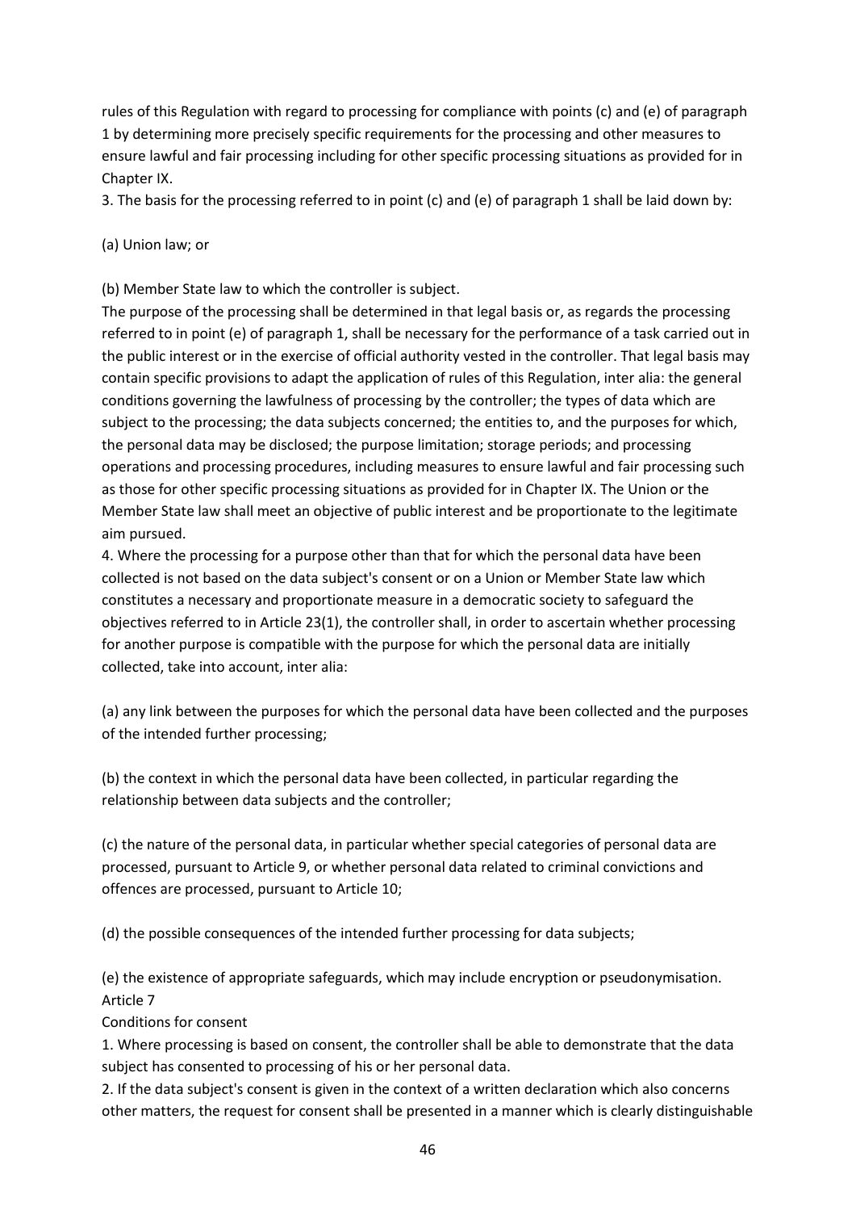rules of this Regulation with regard to processing for compliance with points (c) and (e) of paragraph 1 by determining more precisely specific requirements for the processing and other measures to ensure lawful and fair processing including for other specific processing situations as provided for in Chapter IX.

3. The basis for the processing referred to in point (c) and (e) of paragraph 1 shall be laid down by:

(a) Union law; or

(b) Member State law to which the controller is subject.

The purpose of the processing shall be determined in that legal basis or, as regards the processing referred to in point (e) of paragraph 1, shall be necessary for the performance of a task carried out in the public interest or in the exercise of official authority vested in the controller. That legal basis may contain specific provisions to adapt the application of rules of this Regulation, inter alia: the general conditions governing the lawfulness of processing by the controller; the types of data which are subject to the processing; the data subjects concerned; the entities to, and the purposes for which, the personal data may be disclosed; the purpose limitation; storage periods; and processing operations and processing procedures, including measures to ensure lawful and fair processing such as those for other specific processing situations as provided for in Chapter IX. The Union or the Member State law shall meet an objective of public interest and be proportionate to the legitimate aim pursued.

4. Where the processing for a purpose other than that for which the personal data have been collected is not based on the data subject's consent or on a Union or Member State law which constitutes a necessary and proportionate measure in a democratic society to safeguard the objectives referred to in Article 23(1), the controller shall, in order to ascertain whether processing for another purpose is compatible with the purpose for which the personal data are initially collected, take into account, inter alia:

(a) any link between the purposes for which the personal data have been collected and the purposes of the intended further processing;

(b) the context in which the personal data have been collected, in particular regarding the relationship between data subjects and the controller;

(c) the nature of the personal data, in particular whether special categories of personal data are processed, pursuant to Article 9, or whether personal data related to criminal convictions and offences are processed, pursuant to Article 10;

(d) the possible consequences of the intended further processing for data subjects;

(e) the existence of appropriate safeguards, which may include encryption or pseudonymisation.

Article 7

Conditions for consent

1. Where processing is based on consent, the controller shall be able to demonstrate that the data subject has consented to processing of his or her personal data.

2. If the data subject's consent is given in the context of a written declaration which also concerns other matters, the request for consent shall be presented in a manner which is clearly distinguishable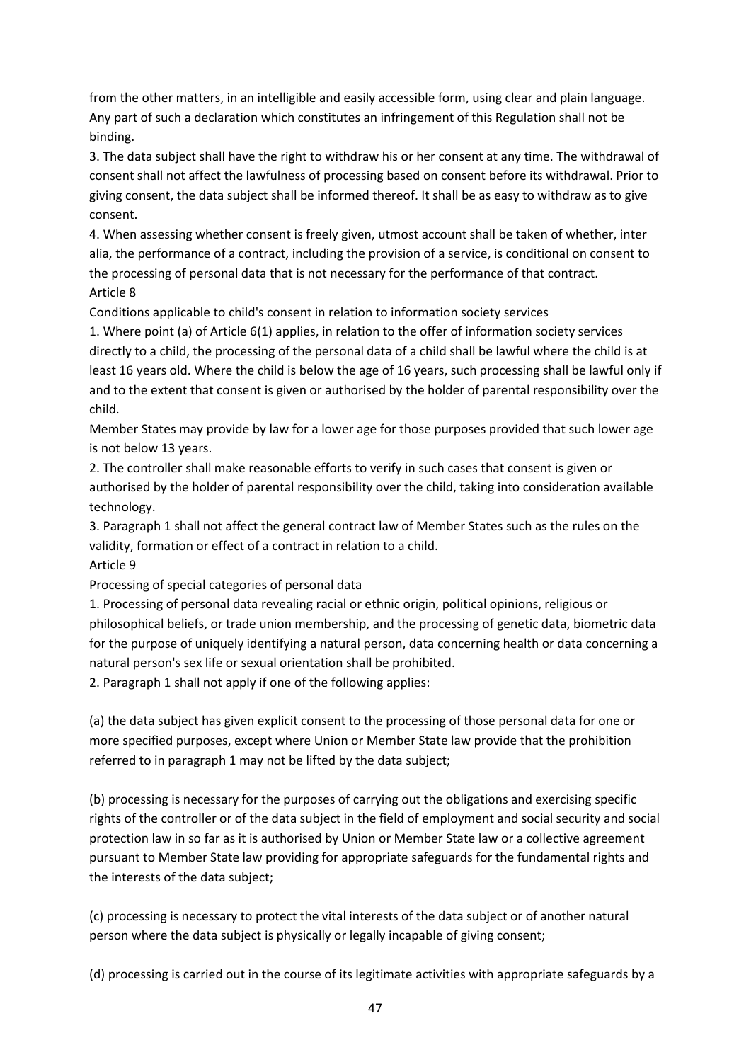from the other matters, in an intelligible and easily accessible form, using clear and plain language. Any part of such a declaration which constitutes an infringement of this Regulation shall not be binding.

3. The data subject shall have the right to withdraw his or her consent at any time. The withdrawal of consent shall not affect the lawfulness of processing based on consent before its withdrawal. Prior to giving consent, the data subject shall be informed thereof. It shall be as easy to withdraw as to give consent.

4. When assessing whether consent is freely given, utmost account shall be taken of whether, inter alia, the performance of a contract, including the provision of a service, is conditional on consent to the processing of personal data that is not necessary for the performance of that contract.

Article 8

Conditions applicable to child's consent in relation to information society services

1. Where point (a) of Article 6(1) applies, in relation to the offer of information society services directly to a child, the processing of the personal data of a child shall be lawful where the child is at least 16 years old. Where the child is below the age of 16 years, such processing shall be lawful only if and to the extent that consent is given or authorised by the holder of parental responsibility over the child.

Member States may provide by law for a lower age for those purposes provided that such lower age is not below 13 years.

2. The controller shall make reasonable efforts to verify in such cases that consent is given or authorised by the holder of parental responsibility over the child, taking into consideration available technology.

3. Paragraph 1 shall not affect the general contract law of Member States such as the rules on the validity, formation or effect of a contract in relation to a child.

Article 9

Processing of special categories of personal data

1. Processing of personal data revealing racial or ethnic origin, political opinions, religious or philosophical beliefs, or trade union membership, and the processing of genetic data, biometric data for the purpose of uniquely identifying a natural person, data concerning health or data concerning a natural person's sex life or sexual orientation shall be prohibited.

2. Paragraph 1 shall not apply if one of the following applies:

(a) the data subject has given explicit consent to the processing of those personal data for one or more specified purposes, except where Union or Member State law provide that the prohibition referred to in paragraph 1 may not be lifted by the data subject;

(b) processing is necessary for the purposes of carrying out the obligations and exercising specific rights of the controller or of the data subject in the field of employment and social security and social protection law in so far as it is authorised by Union or Member State law or a collective agreement pursuant to Member State law providing for appropriate safeguards for the fundamental rights and the interests of the data subject;

(c) processing is necessary to protect the vital interests of the data subject or of another natural person where the data subject is physically or legally incapable of giving consent;

(d) processing is carried out in the course of its legitimate activities with appropriate safeguards by a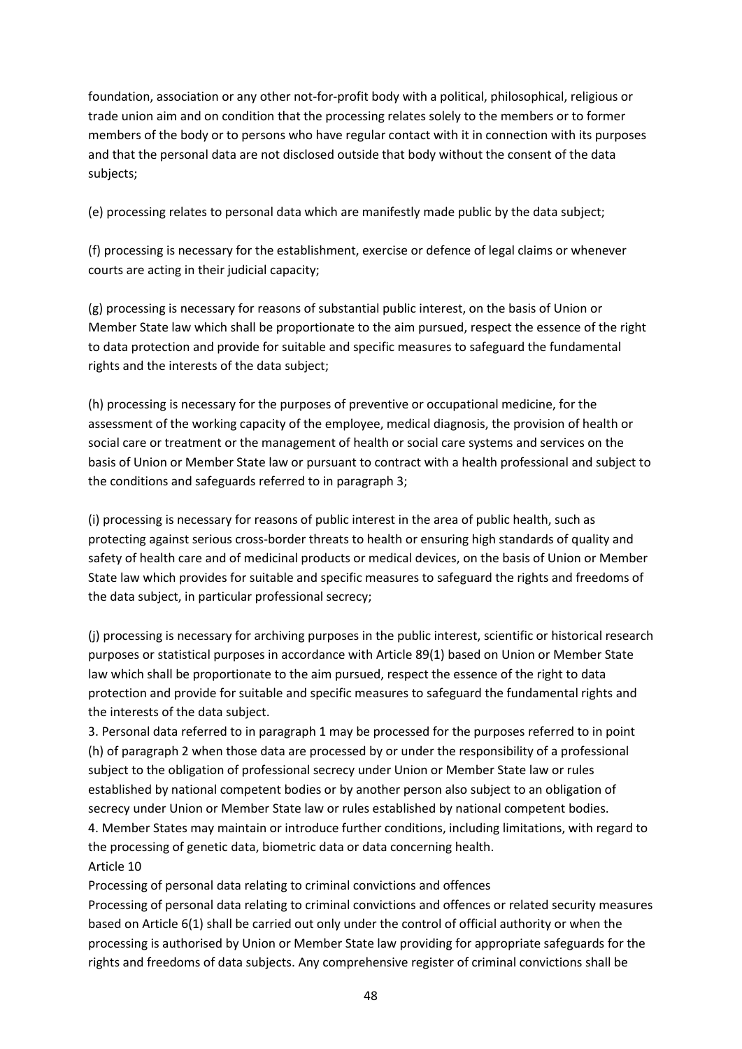foundation, association or any other not-for-profit body with a political, philosophical, religious or trade union aim and on condition that the processing relates solely to the members or to former members of the body or to persons who have regular contact with it in connection with its purposes and that the personal data are not disclosed outside that body without the consent of the data subjects;

(e) processing relates to personal data which are manifestly made public by the data subject;

(f) processing is necessary for the establishment, exercise or defence of legal claims or whenever courts are acting in their judicial capacity;

(g) processing is necessary for reasons of substantial public interest, on the basis of Union or Member State law which shall be proportionate to the aim pursued, respect the essence of the right to data protection and provide for suitable and specific measures to safeguard the fundamental rights and the interests of the data subject;

(h) processing is necessary for the purposes of preventive or occupational medicine, for the assessment of the working capacity of the employee, medical diagnosis, the provision of health or social care or treatment or the management of health or social care systems and services on the basis of Union or Member State law or pursuant to contract with a health professional and subject to the conditions and safeguards referred to in paragraph 3;

(i) processing is necessary for reasons of public interest in the area of public health, such as protecting against serious cross-border threats to health or ensuring high standards of quality and safety of health care and of medicinal products or medical devices, on the basis of Union or Member State law which provides for suitable and specific measures to safeguard the rights and freedoms of the data subject, in particular professional secrecy;

(j) processing is necessary for archiving purposes in the public interest, scientific or historical research purposes or statistical purposes in accordance with Article 89(1) based on Union or Member State law which shall be proportionate to the aim pursued, respect the essence of the right to data protection and provide for suitable and specific measures to safeguard the fundamental rights and the interests of the data subject.

3. Personal data referred to in paragraph 1 may be processed for the purposes referred to in point (h) of paragraph 2 when those data are processed by or under the responsibility of a professional subject to the obligation of professional secrecy under Union or Member State law or rules established by national competent bodies or by another person also subject to an obligation of secrecy under Union or Member State law or rules established by national competent bodies.

4. Member States may maintain or introduce further conditions, including limitations, with regard to the processing of genetic data, biometric data or data concerning health.

Article 10

Processing of personal data relating to criminal convictions and offences

Processing of personal data relating to criminal convictions and offences or related security measures based on Article 6(1) shall be carried out only under the control of official authority or when the processing is authorised by Union or Member State law providing for appropriate safeguards for the rights and freedoms of data subjects. Any comprehensive register of criminal convictions shall be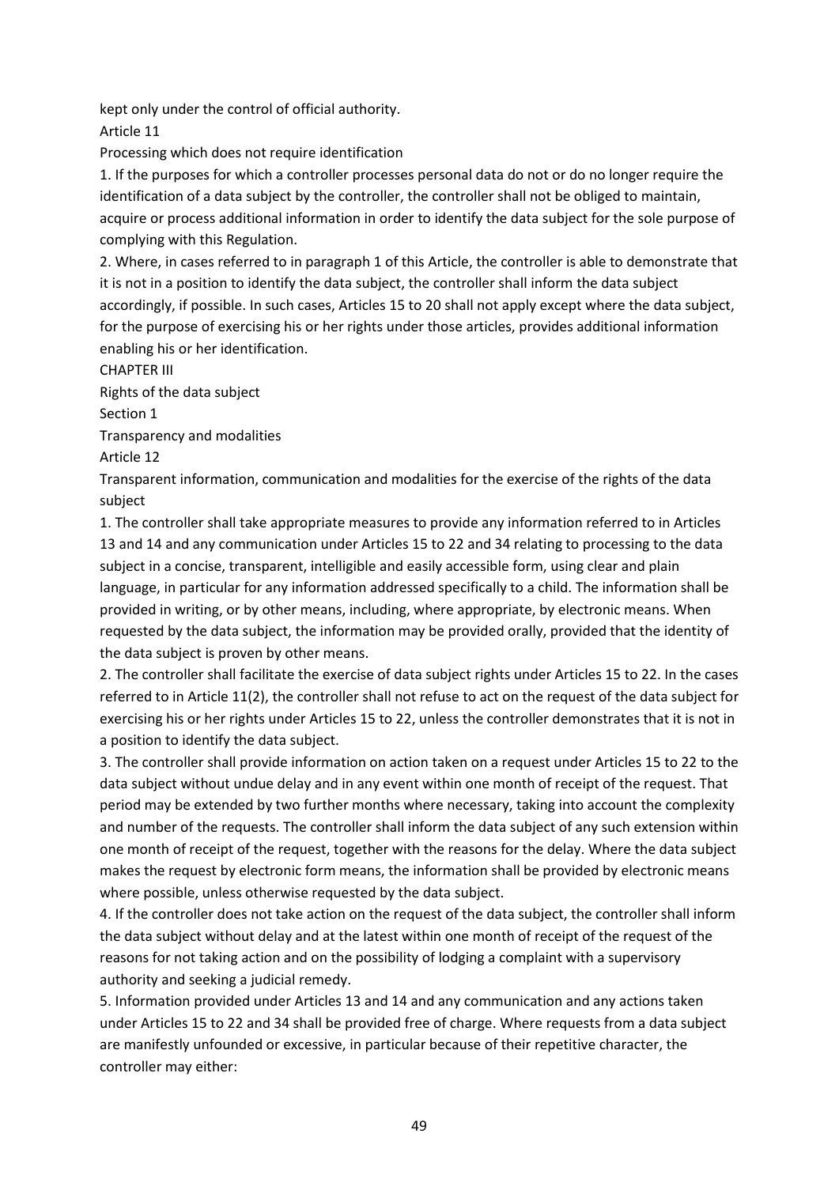kept only under the control of official authority.

## Article 11

### Processing which does not require identification

1. If the purposes for which a controller processes personal data do not or do no longer require the identification of a data subject by the controller, the controller shall not be obliged to maintain, acquire or process additional information in order to identify the data subject for the sole purpose of complying with this Regulation.

2. Where, in cases referred to in paragraph 1 of this Article, the controller is able to demonstrate that it is not in a position to identify the data subject, the controller shall inform the data subject accordingly, if possible. In such cases, Articles 15 to 20 shall not apply except where the data subject, for the purpose of exercising his or her rights under those articles, provides additional information enabling his or her identification.

# CHAPTER III

# Rights of the data subject

## Section 1

## Transparency and modalities

## Article 12

### Transparent information, communication and modalities for the exercise of the rights of the data subject

1. The controller shall take appropriate measures to provide any information referred to in Articles 13 and 14 and any communication under Articles 15 to 22 and 34 relating to processing to the data subject in a concise, transparent, intelligible and easily accessible form, using clear and plain language, in particular for any information addressed specifically to a child. The information shall be provided in writing, or by other means, including, where appropriate, by electronic means. When requested by the data subject, the information may be provided orally, provided that the identity of the data subject is proven by other means.

2. The controller shall facilitate the exercise of data subject rights under Articles 15 to 22. In the cases referred to in Article 11(2), the controller shall not refuse to act on the request of the data subject for exercising his or her rights under Articles 15 to 22, unless the controller demonstrates that it is not in a position to identify the data subject.

3. The controller shall provide information on action taken on a request under Articles 15 to 22 to the data subject without undue delay and in any event within one month of receipt of the request. That period may be extended by two further months where necessary, taking into account the complexity and number of the requests. The controller shall inform the data subject of any such extension within one month of receipt of the request, together with the reasons for the delay. Where the data subject makes the request by electronic form means, the information shall be provided by electronic means where possible, unless otherwise requested by the data subject.

4. If the controller does not take action on the request of the data subject, the controller shall inform the data subject without delay and at the latest within one month of receipt of the request of the reasons for not taking action and on the possibility of lodging a complaint with a supervisory authority and seeking a judicial remedy.

5. Information provided under Articles 13 and 14 and any communication and any actions taken under Articles 15 to 22 and 34 shall be provided free of charge. Where requests from a data subject are manifestly unfounded or excessive, in particular because of their repetitive character, the controller may either: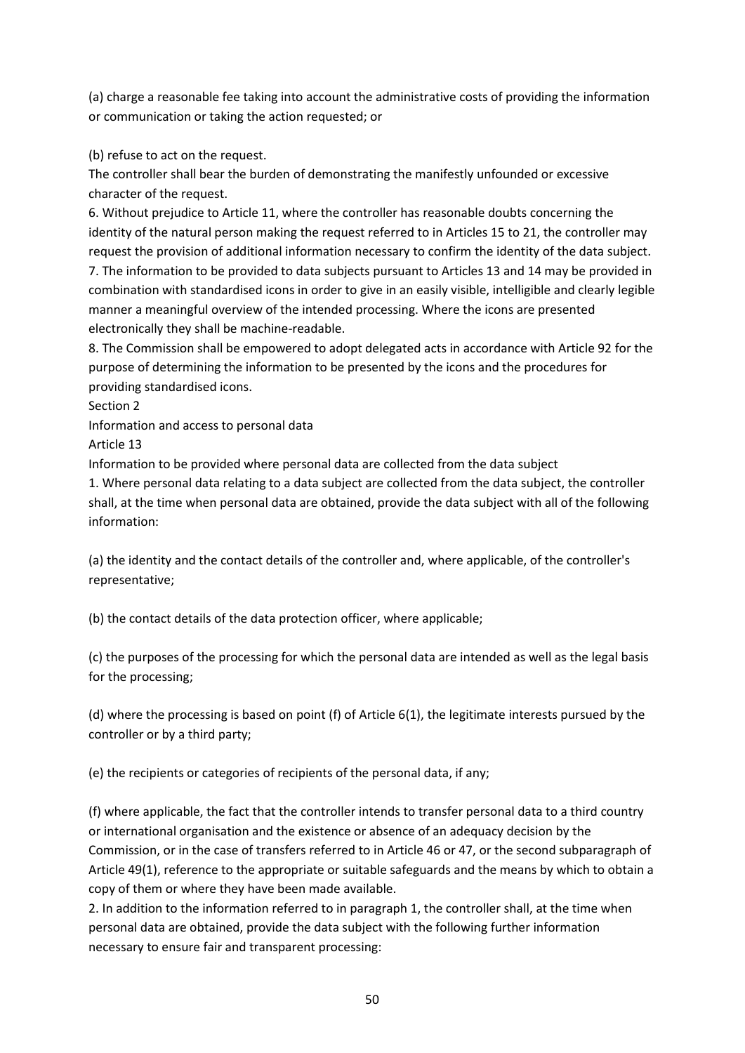(a) charge a reasonable fee taking into account the administrative costs of providing the information or communication or taking the action requested; or

(b) refuse to act on the request.

The controller shall bear the burden of demonstrating the manifestly unfounded or excessive character of the request.

6. Without prejudice to Article 11, where the controller has reasonable doubts concerning the identity of the natural person making the request referred to in Articles 15 to 21, the controller may request the provision of additional information necessary to confirm the identity of the data subject.

7. The information to be provided to data subjects pursuant to Articles 13 and 14 may be provided in combination with standardised icons in order to give in an easily visible, intelligible and clearly legible manner a meaningful overview of the intended processing. Where the icons are presented electronically they shall be machine-readable.

8. The Commission shall be empowered to adopt delegated acts in accordance with Article 92 for the purpose of determining the information to be presented by the icons and the procedures for providing standardised icons.

## Section 2

## Information and access to personal data

### Article 13

### Information to be provided where personal data are collected from the data subject

1. Where personal data relating to a data subject are collected from the data subject, the controller shall, at the time when personal data are obtained, provide the data subject with all of the following information:

(a) the identity and the contact details of the controller and, where applicable, of the controller's representative;

(b) the contact details of the data protection officer, where applicable;

(c) the purposes of the processing for which the personal data are intended as well as the legal basis for the processing;

(d) where the processing is based on point (f) of Article 6(1), the legitimate interests pursued by the controller or by a third party;

(e) the recipients or categories of recipients of the personal data, if any;

(f) where applicable, the fact that the controller intends to transfer personal data to a third country or international organisation and the existence or absence of an adequacy decision by the Commission, or in the case of transfers referred to in Article 46 or 47, or the second subparagraph of Article 49(1), reference to the appropriate or suitable safeguards and the means by which to obtain a copy of them or where they have been made available.

2. In addition to the information referred to in paragraph 1, the controller shall, at the time when personal data are obtained, provide the data subject with the following further information necessary to ensure fair and transparent processing: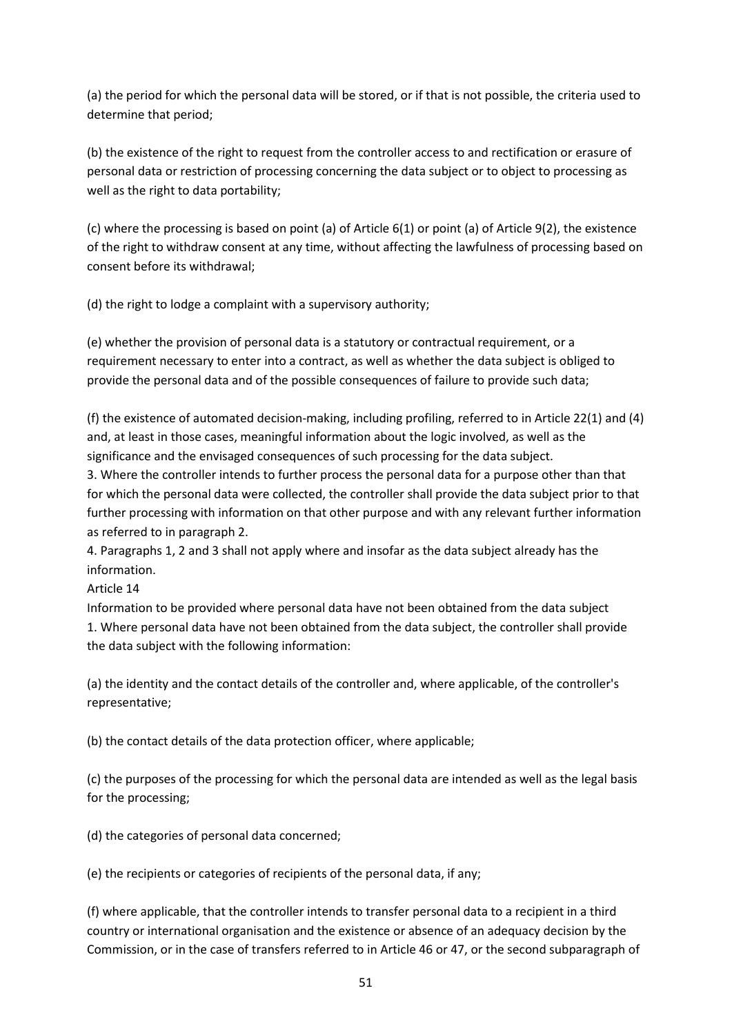(a) the period for which the personal data will be stored, or if that is not possible, the criteria used to determine that period;

(b) the existence of the right to request from the controller access to and rectification or erasure of personal data or restriction of processing concerning the data subject or to object to processing as well as the right to data portability;

(c) where the processing is based on point (a) of Article 6(1) or point (a) of Article 9(2), the existence of the right to withdraw consent at any time, without affecting the lawfulness of processing based on consent before its withdrawal;

(d) the right to lodge a complaint with a supervisory authority;

(e) whether the provision of personal data is a statutory or contractual requirement, or a requirement necessary to enter into a contract, as well as whether the data subject is obliged to provide the personal data and of the possible consequences of failure to provide such data;

(f) the existence of automated decision-making, including profiling, referred to in Article 22(1) and (4) and, at least in those cases, meaningful information about the logic involved, as well as the significance and the envisaged consequences of such processing for the data subject.

3. Where the controller intends to further process the personal data for a purpose other than that for which the personal data were collected, the controller shall provide the data subject prior to that further processing with information on that other purpose and with any relevant further information as referred to in paragraph 2.

4. Paragraphs 1, 2 and 3 shall not apply where and insofar as the data subject already has the information.

Article 14

Information to be provided where personal data have not been obtained from the data subject

1. Where personal data have not been obtained from the data subject, the controller shall provide the data subject with the following information:

(a) the identity and the contact details of the controller and, where applicable, of the controller's representative;

(b) the contact details of the data protection officer, where applicable;

(c) the purposes of the processing for which the personal data are intended as well as the legal basis for the processing;

(d) the categories of personal data concerned;

(e) the recipients or categories of recipients of the personal data, if any;

(f) where applicable, that the controller intends to transfer personal data to a recipient in a third country or international organisation and the existence or absence of an adequacy decision by the Commission, or in the case of transfers referred to in Article 46 or 47, or the second subparagraph of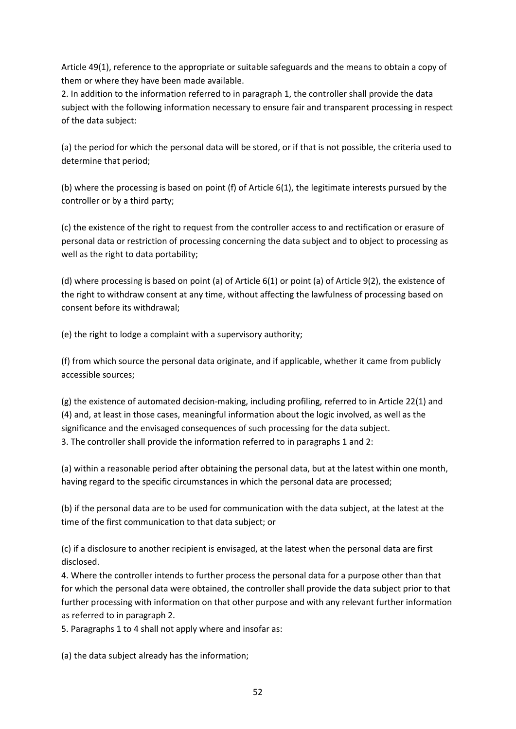Article 49(1), reference to the appropriate or suitable safeguards and the means to obtain a copy of them or where they have been made available.

2. In addition to the information referred to in paragraph 1, the controller shall provide the data subject with the following information necessary to ensure fair and transparent processing in respect of the data subject:

(a) the period for which the personal data will be stored, or if that is not possible, the criteria used to determine that period;

(b) where the processing is based on point (f) of Article 6(1), the legitimate interests pursued by the controller or by a third party;

(c) the existence of the right to request from the controller access to and rectification or erasure of personal data or restriction of processing concerning the data subject and to object to processing as well as the right to data portability;

(d) where processing is based on point (a) of Article 6(1) or point (a) of Article 9(2), the existence of the right to withdraw consent at any time, without affecting the lawfulness of processing based on consent before its withdrawal;

(e) the right to lodge a complaint with a supervisory authority;

(f) from which source the personal data originate, and if applicable, whether it came from publicly accessible sources;

(g) the existence of automated decision-making, including profiling, referred to in Article 22(1) and (4) and, at least in those cases, meaningful information about the logic involved, as well as the significance and the envisaged consequences of such processing for the data subject.

3. The controller shall provide the information referred to in paragraphs 1 and 2:

(a) within a reasonable period after obtaining the personal data, but at the latest within one month, having regard to the specific circumstances in which the personal data are processed;

(b) if the personal data are to be used for communication with the data subject, at the latest at the time of the first communication to that data subject; or

(c) if a disclosure to another recipient is envisaged, at the latest when the personal data are first disclosed.

4. Where the controller intends to further process the personal data for a purpose other than that for which the personal data were obtained, the controller shall provide the data subject prior to that further processing with information on that other purpose and with any relevant further information as referred to in paragraph 2.

5. Paragraphs 1 to 4 shall not apply where and insofar as:

(a) the data subject already has the information;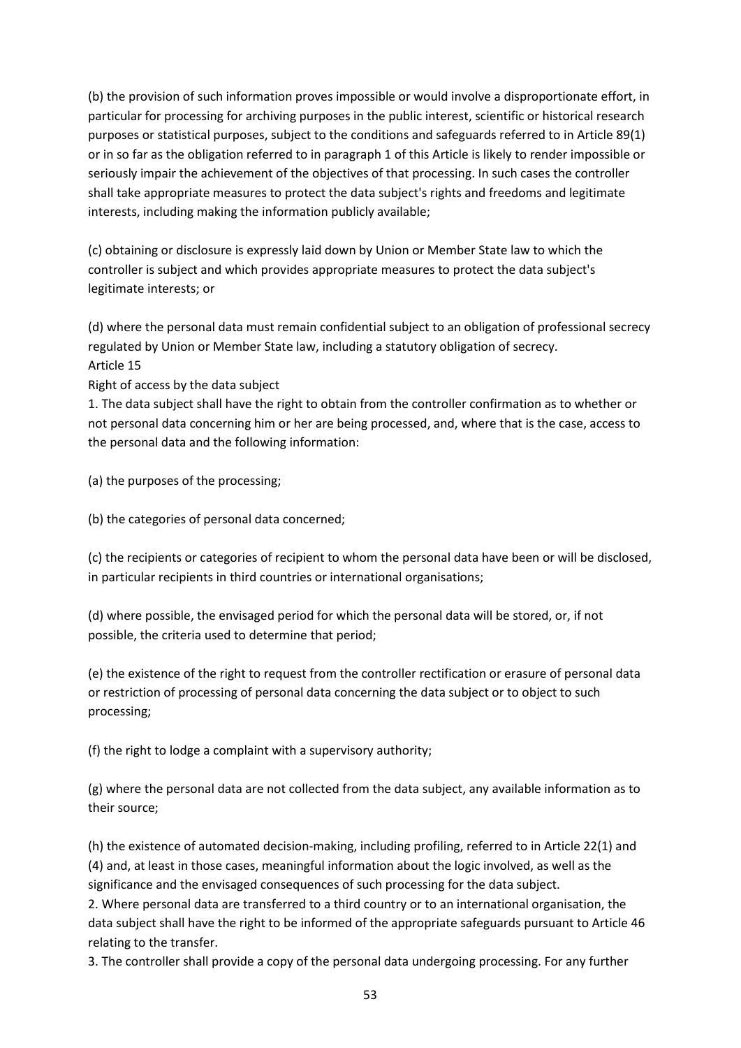(b) the provision of such information proves impossible or would involve a disproportionate effort, in particular for processing for archiving purposes in the public interest, scientific or historical research purposes or statistical purposes, subject to the conditions and safeguards referred to in Article 89(1) or in so far as the obligation referred to in paragraph 1 of this Article is likely to render impossible or seriously impair the achievement of the objectives of that processing. In such cases the controller shall take appropriate measures to protect the data subject's rights and freedoms and legitimate interests, including making the information publicly available;

(c) obtaining or disclosure is expressly laid down by Union or Member State law to which the controller is subject and which provides appropriate measures to protect the data subject's legitimate interests; or

(d) where the personal data must remain confidential subject to an obligation of professional secrecy regulated by Union or Member State law, including a statutory obligation of secrecy.

## Article 15

### Right of access by the data subject

1. The data subject shall have the right to obtain from the controller confirmation as to whether or not personal data concerning him or her are being processed, and, where that is the case, access to the personal data and the following information:

(a) the purposes of the processing;

(b) the categories of personal data concerned;

(c) the recipients or categories of recipient to whom the personal data have been or will be disclosed, in particular recipients in third countries or international organisations;

(d) where possible, the envisaged period for which the personal data will be stored, or, if not possible, the criteria used to determine that period;

(e) the existence of the right to request from the controller rectification or erasure of personal data or restriction of processing of personal data concerning the data subject or to object to such processing;

(f) the right to lodge a complaint with a supervisory authority;

(g) where the personal data are not collected from the data subject, any available information as to their source;

(h) the existence of automated decision-making, including profiling, referred to in Article 22(1) and (4) and, at least in those cases, meaningful information about the logic involved, as well as the significance and the envisaged consequences of such processing for the data subject.

2. Where personal data are transferred to a third country or to an international organisation, the data subject shall have the right to be informed of the appropriate safeguards pursuant to Article 46 relating to the transfer.

3. The controller shall provide a copy of the personal data undergoing processing. For any further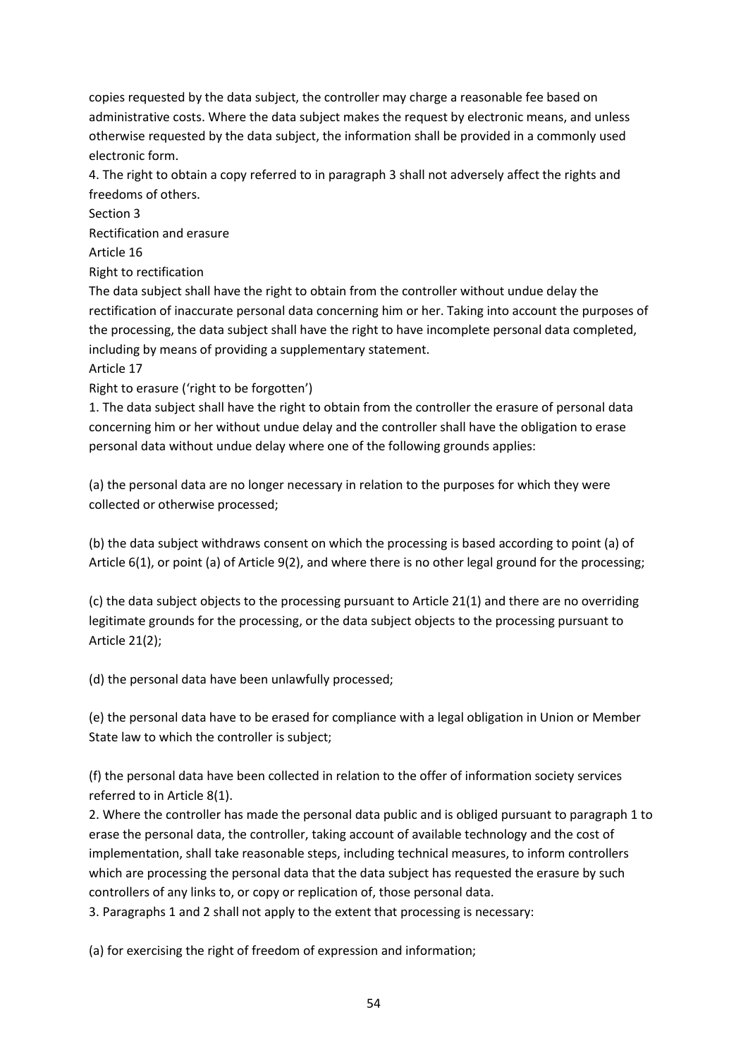copies requested by the data subject, the controller may charge a reasonable fee based on administrative costs. Where the data subject makes the request by electronic means, and unless otherwise requested by the data subject, the information shall be provided in a commonly used electronic form.

4. The right to obtain a copy referred to in paragraph 3 shall not adversely affect the rights and freedoms of others.

Section 3

Rectification and erasure

Article 16

Right to rectification

The data subject shall have the right to obtain from the controller without undue delay the rectification of inaccurate personal data concerning him or her. Taking into account the purposes of the processing, the data subject shall have the right to have incomplete personal data completed, including by means of providing a supplementary statement.

Article 17

Right to erasure ('right to be forgotten')

1. The data subject shall have the right to obtain from the controller the erasure of personal data concerning him or her without undue delay and the controller shall have the obligation to erase personal data without undue delay where one of the following grounds applies:

(a) the personal data are no longer necessary in relation to the purposes for which they were collected or otherwise processed;

(b) the data subject withdraws consent on which the processing is based according to point (a) of Article 6(1), or point (a) of Article 9(2), and where there is no other legal ground for the processing;

(c) the data subject objects to the processing pursuant to Article 21(1) and there are no overriding legitimate grounds for the processing, or the data subject objects to the processing pursuant to Article 21(2);

(d) the personal data have been unlawfully processed;

(e) the personal data have to be erased for compliance with a legal obligation in Union or Member State law to which the controller is subject;

(f) the personal data have been collected in relation to the offer of information society services referred to in Article 8(1).

2. Where the controller has made the personal data public and is obliged pursuant to paragraph 1 to erase the personal data, the controller, taking account of available technology and the cost of implementation, shall take reasonable steps, including technical measures, to inform controllers which are processing the personal data that the data subject has requested the erasure by such controllers of any links to, or copy or replication of, those personal data.

3. Paragraphs 1 and 2 shall not apply to the extent that processing is necessary:

(a) for exercising the right of freedom of expression and information;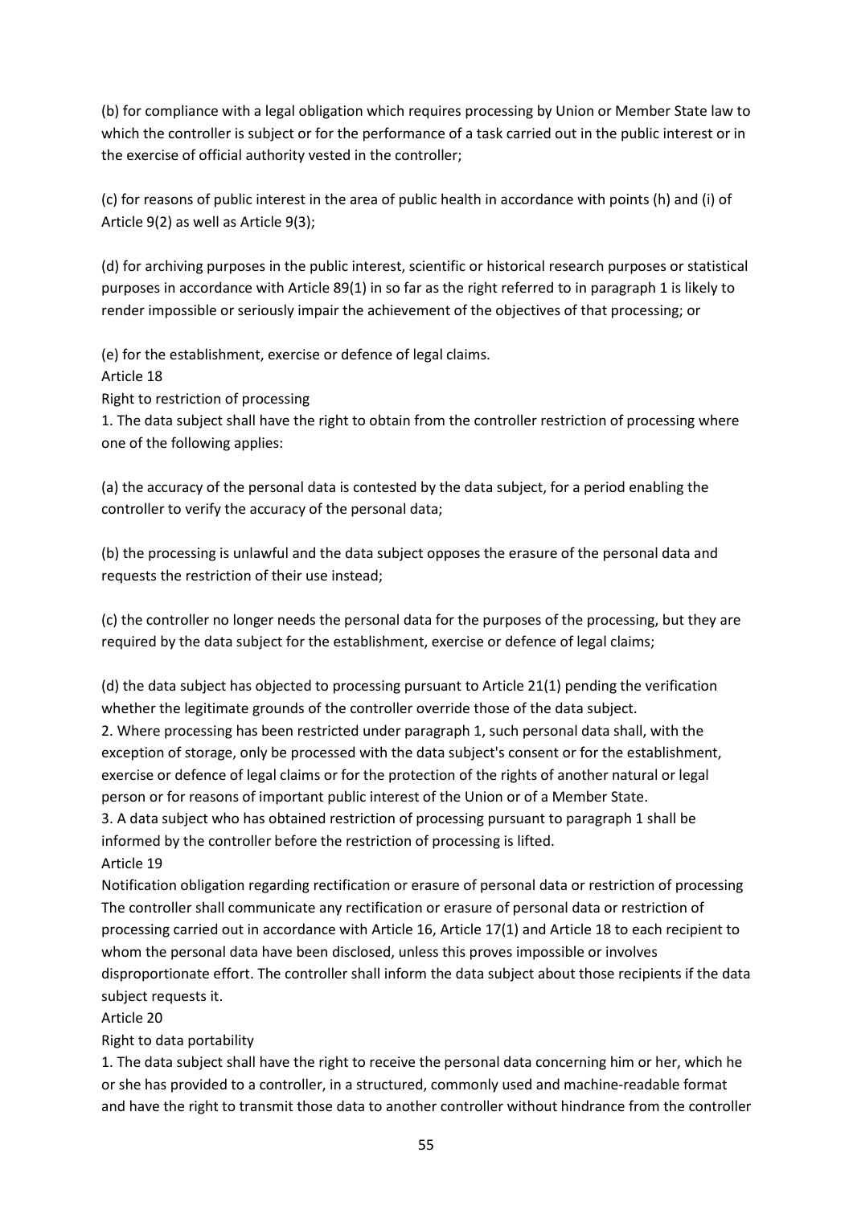(b) for compliance with a legal obligation which requires processing by Union or Member State law to which the controller is subject or for the performance of a task carried out in the public interest or in the exercise of official authority vested in the controller;

(c) for reasons of public interest in the area of public health in accordance with points (h) and (i) of Article 9(2) as well as Article 9(3);

(d) for archiving purposes in the public interest, scientific or historical research purposes or statistical purposes in accordance with Article 89(1) in so far as the right referred to in paragraph 1 is likely to render impossible or seriously impair the achievement of the objectives of that processing; or

(e) for the establishment, exercise or defence of legal claims.

Article 18

Right to restriction of processing

1. The data subject shall have the right to obtain from the controller restriction of processing where one of the following applies:

(a) the accuracy of the personal data is contested by the data subject, for a period enabling the controller to verify the accuracy of the personal data;

(b) the processing is unlawful and the data subject opposes the erasure of the personal data and requests the restriction of their use instead;

(c) the controller no longer needs the personal data for the purposes of the processing, but they are required by the data subject for the establishment, exercise or defence of legal claims;

(d) the data subject has objected to processing pursuant to Article 21(1) pending the verification whether the legitimate grounds of the controller override those of the data subject.

2. Where processing has been restricted under paragraph 1, such personal data shall, with the exception of storage, only be processed with the data subject's consent or for the establishment, exercise or defence of legal claims or for the protection of the rights of another natural or legal person or for reasons of important public interest of the Union or of a Member State.

3. A data subject who has obtained restriction of processing pursuant to paragraph 1 shall be informed by the controller before the restriction of processing is lifted.

Article 19

Notification obligation regarding rectification or erasure of personal data or restriction of processing

The controller shall communicate any rectification or erasure of personal data or restriction of processing carried out in accordance with Article 16, Article 17(1) and Article 18 to each recipient to whom the personal data have been disclosed, unless this proves impossible or involves disproportionate effort. The controller shall inform the data subject about those recipients if the data subject requests it.

Article 20

Right to data portability

1. The data subject shall have the right to receive the personal data concerning him or her, which he or she has provided to a controller, in a structured, commonly used and machine-readable format and have the right to transmit those data to another controller without hindrance from the controller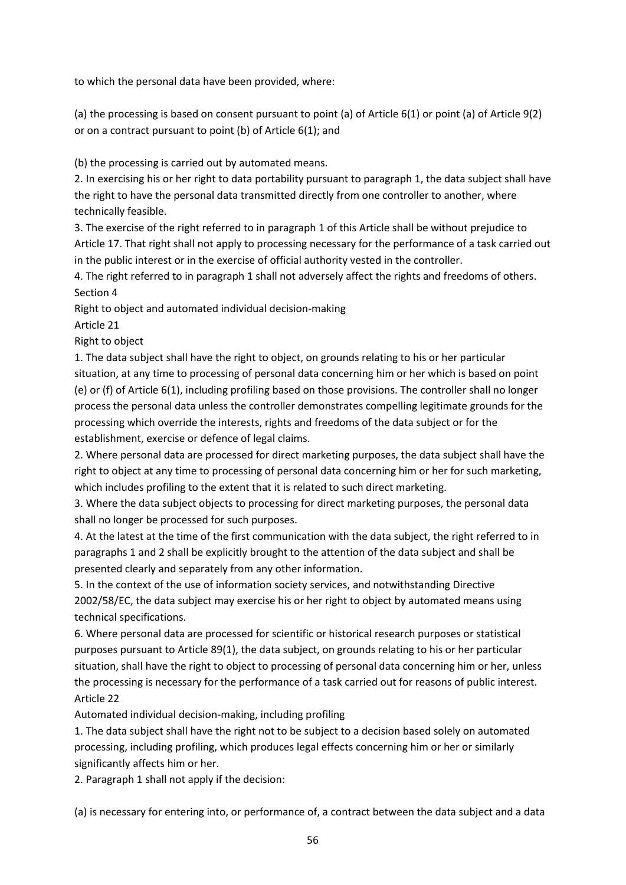to which the personal data have been provided, where:

(a) the processing is based on consent pursuant to point (a) of Article 6(1) or point (a) of Article 9(2) or on a contract pursuant to point (b) of Article 6(1); and

(b) the processing is carried out by automated means.

2. In exercising his or her right to data portability pursuant to paragraph 1, the data subject shall have the right to have the personal data transmitted directly from one controller to another, where technically feasible.

3. The exercise of the right referred to in paragraph 1 of this Article shall be without prejudice to Article 17. That right shall not apply to processing necessary for the performance of a task carried out in the public interest or in the exercise of official authority vested in the controller.

4. The right referred to in paragraph 1 shall not adversely affect the rights and freedoms of others.

Section 4

Right to object and automated individual decision-making

Article 21

Right to object

1. The data subject shall have the right to object, on grounds relating to his or her particular situation, at any time to processing of personal data concerning him or her which is based on point (e) or (f) of Article 6(1), including profiling based on those provisions. The controller shall no longer process the personal data unless the controller demonstrates compelling legitimate grounds for the processing which override the interests, rights and freedoms of the data subject or for the establishment, exercise or defence of legal claims.

2. Where personal data are processed for direct marketing purposes, the data subject shall have the right to object at any time to processing of personal data concerning him or her for such marketing, which includes profiling to the extent that it is related to such direct marketing.

3. Where the data subject objects to processing for direct marketing purposes, the personal data shall no longer be processed for such purposes.

4. At the latest at the time of the first communication with the data subject, the right referred to in paragraphs 1 and 2 shall be explicitly brought to the attention of the data subject and shall be presented clearly and separately from any other information.

5. In the context of the use of information society services, and notwithstanding Directive 2002/58/EC, the data subject may exercise his or her right to object by automated means using technical specifications.

6. Where personal data are processed for scientific or historical research purposes or statistical purposes pursuant to Article 89(1), the data subject, on grounds relating to his or her particular situation, shall have the right to object to processing of personal data concerning him or her, unless the processing is necessary for the performance of a task carried out for reasons of public interest.

Article 22

Automated individual decision-making, including profiling

1. The data subject shall have the right not to be subject to a decision based solely on automated processing, including profiling, which produces legal effects concerning him or her or similarly significantly affects him or her.

2. Paragraph 1 shall not apply if the decision:

(a) is necessary for entering into, or performance of, a contract between the data subject and a data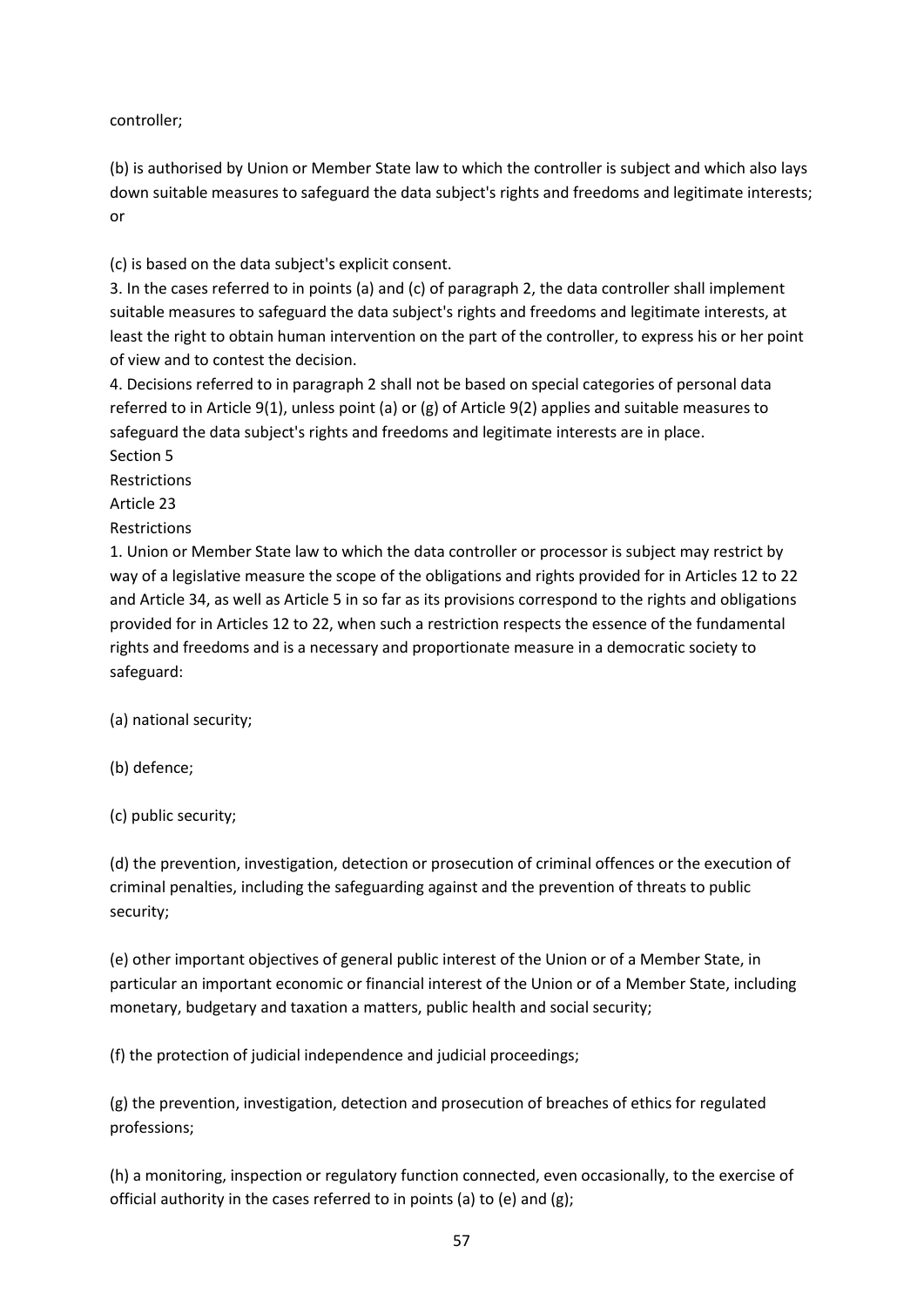controller;

(b) is authorised by Union or Member State law to which the controller is subject and which also lays down suitable measures to safeguard the data subject's rights and freedoms and legitimate interests; or

(c) is based on the data subject's explicit consent.

3. In the cases referred to in points (a) and (c) of paragraph 2, the data controller shall implement suitable measures to safeguard the data subject's rights and freedoms and legitimate interests, at least the right to obtain human intervention on the part of the controller, to express his or her point of view and to contest the decision.

4. Decisions referred to in paragraph 2 shall not be based on special categories of personal data referred to in Article 9(1), unless point (a) or (g) of Article 9(2) applies and suitable measures to safeguard the data subject's rights and freedoms and legitimate interests are in place.

## Section 5

## Restrictions

### Article 23

### Restrictions

1. Union or Member State law to which the data controller or processor is subject may restrict by way of a legislative measure the scope of the obligations and rights provided for in Articles 12 to 22 and Article 34, as well as Article 5 in so far as its provisions correspond to the rights and obligations provided for in Articles 12 to 22, when such a restriction respects the essence of the fundamental rights and freedoms and is a necessary and proportionate measure in a democratic society to safeguard:

(a) national security;

(b) defence;

(c) public security;

(d) the prevention, investigation, detection or prosecution of criminal offences or the execution of criminal penalties, including the safeguarding against and the prevention of threats to public security;

(e) other important objectives of general public interest of the Union or of a Member State, in particular an important economic or financial interest of the Union or of a Member State, including monetary, budgetary and taxation a matters, public health and social security;

(f) the protection of judicial independence and judicial proceedings;

(g) the prevention, investigation, detection and prosecution of breaches of ethics for regulated professions;

(h) a monitoring, inspection or regulatory function connected, even occasionally, to the exercise of official authority in the cases referred to in points (a) to (e) and (g);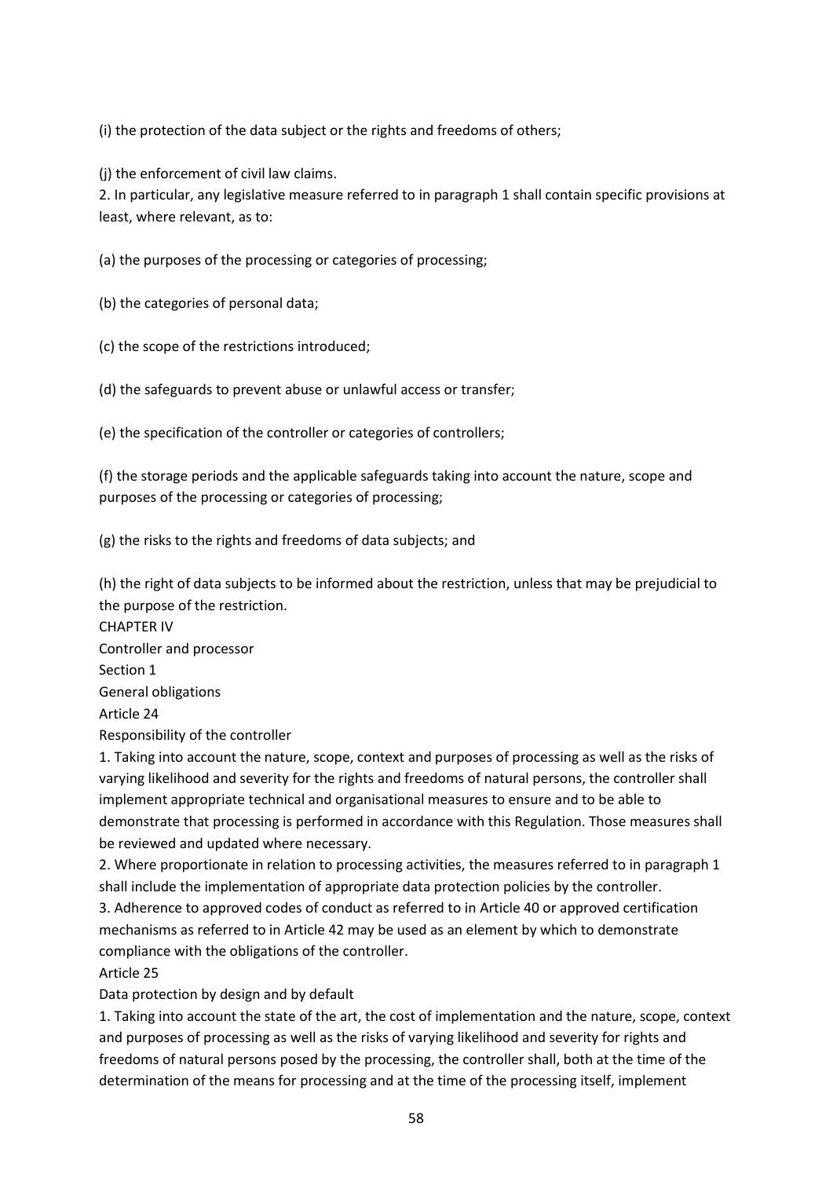(i) the protection of the data subject or the rights and freedoms of others;

(j) the enforcement of civil law claims.

2. In particular, any legislative measure referred to in paragraph 1 shall contain specific provisions at least, where relevant, as to:

(a) the purposes of the processing or categories of processing;

(b) the categories of personal data;

(c) the scope of the restrictions introduced;

(d) the safeguards to prevent abuse or unlawful access or transfer;

(e) the specification of the controller or categories of controllers;

(f) the storage periods and the applicable safeguards taking into account the nature, scope and purposes of the processing or categories of processing;

(g) the risks to the rights and freedoms of data subjects; and

(h) the right of data subjects to be informed about the restriction, unless that may be prejudicial to the purpose of the restriction.

# CHAPTER IV

# Controller and processor

## Section 1

## General obligations

### Article 24

### Responsibility of the controller

1. Taking into account the nature, scope, context and purposes of processing as well as the risks of varying likelihood and severity for the rights and freedoms of natural persons, the controller shall implement appropriate technical and organisational measures to ensure and to be able to demonstrate that processing is performed in accordance with this Regulation. Those measures shall be reviewed and updated where necessary.

2. Where proportionate in relation to processing activities, the measures referred to in paragraph 1 shall include the implementation of appropriate data protection policies by the controller.

3. Adherence to approved codes of conduct as referred to in Article 40 or approved certification mechanisms as referred to in Article 42 may be used as an element by which to demonstrate compliance with the obligations of the controller.

### Article 25

### Data protection by design and by default

1. Taking into account the state of the art, the cost of implementation and the nature, scope, context and purposes of processing as well as the risks of varying likelihood and severity for rights and freedoms of natural persons posed by the processing, the controller shall, both at the time of the determination of the means for processing and at the time of the processing itself, implement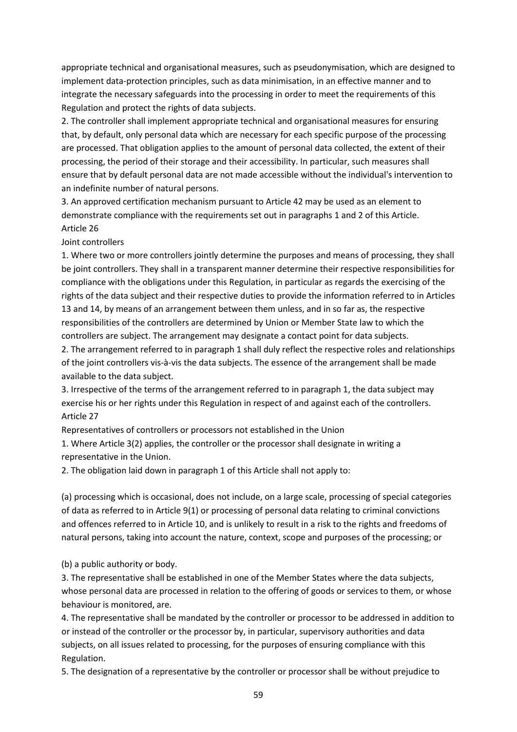appropriate technical and organisational measures, such as pseudonymisation, which are designed to implement data-protection principles, such as data minimisation, in an effective manner and to integrate the necessary safeguards into the processing in order to meet the requirements of this Regulation and protect the rights of data subjects.

2. The controller shall implement appropriate technical and organisational measures for ensuring that, by default, only personal data which are necessary for each specific purpose of the processing are processed. That obligation applies to the amount of personal data collected, the extent of their processing, the period of their storage and their accessibility. In particular, such measures shall ensure that by default personal data are not made accessible without the individual's intervention to an indefinite number of natural persons.

3. An approved certification mechanism pursuant to Article 42 may be used as an element to demonstrate compliance with the requirements set out in paragraphs 1 and 2 of this Article.

Article 26

Joint controllers

1. Where two or more controllers jointly determine the purposes and means of processing, they shall be joint controllers. They shall in a transparent manner determine their respective responsibilities for compliance with the obligations under this Regulation, in particular as regards the exercising of the rights of the data subject and their respective duties to provide the information referred to in Articles 13 and 14, by means of an arrangement between them unless, and in so far as, the respective responsibilities of the controllers are determined by Union or Member State law to which the controllers are subject. The arrangement may designate a contact point for data subjects.

2. The arrangement referred to in paragraph 1 shall duly reflect the respective roles and relationships of the joint controllers vis-à-vis the data subjects. The essence of the arrangement shall be made available to the data subject.

3. Irrespective of the terms of the arrangement referred to in paragraph 1, the data subject may exercise his or her rights under this Regulation in respect of and against each of the controllers.

Article 27

Representatives of controllers or processors not established in the Union

1. Where Article 3(2) applies, the controller or the processor shall designate in writing a representative in the Union.

2. The obligation laid down in paragraph 1 of this Article shall not apply to:

(a) processing which is occasional, does not include, on a large scale, processing of special categories of data as referred to in Article 9(1) or processing of personal data relating to criminal convictions and offences referred to in Article 10, and is unlikely to result in a risk to the rights and freedoms of natural persons, taking into account the nature, context, scope and purposes of the processing; or

(b) a public authority or body.

3. The representative shall be established in one of the Member States where the data subjects, whose personal data are processed in relation to the offering of goods or services to them, or whose behaviour is monitored, are.

4. The representative shall be mandated by the controller or processor to be addressed in addition to or instead of the controller or the processor by, in particular, supervisory authorities and data subjects, on all issues related to processing, for the purposes of ensuring compliance with this Regulation.

5. The designation of a representative by the controller or processor shall be without prejudice to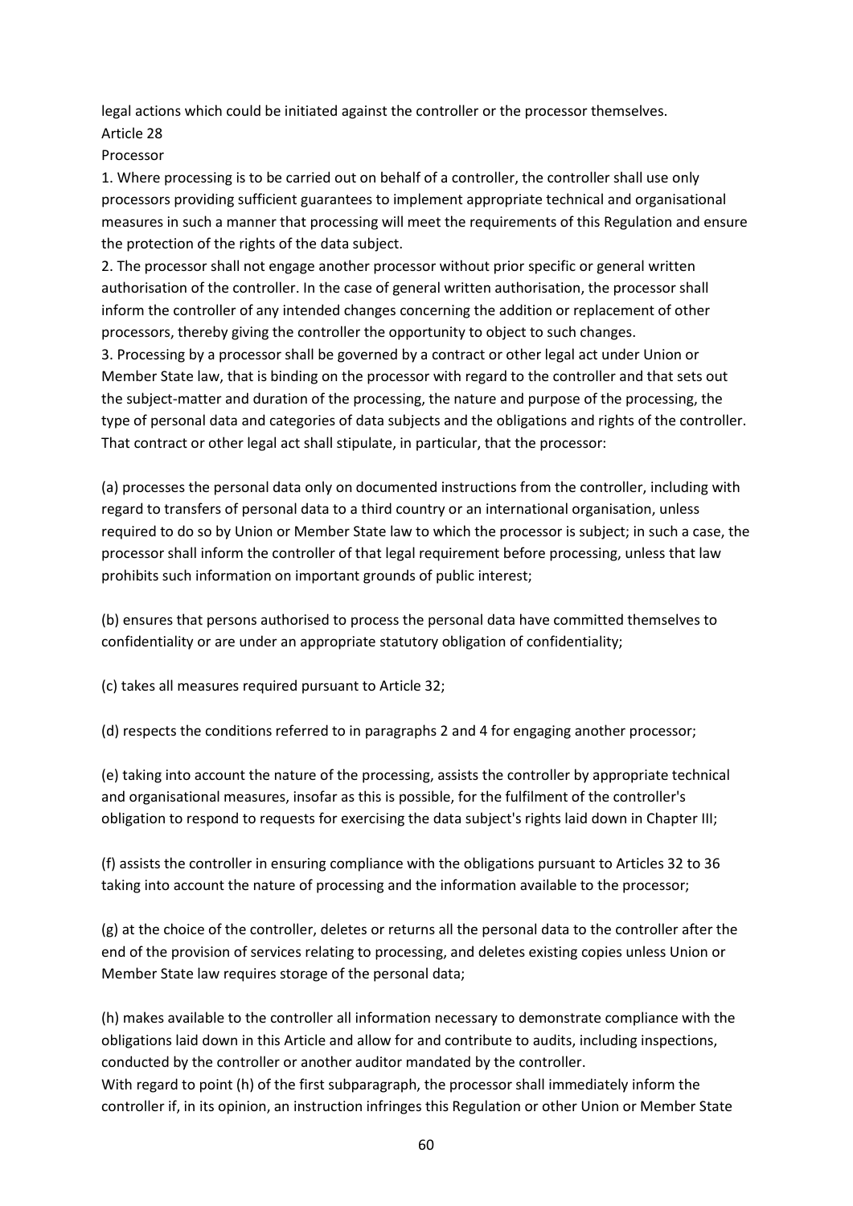legal actions which could be initiated against the controller or the processor themselves.

## Article 28

### Processor

1. Where processing is to be carried out on behalf of a controller, the controller shall use only processors providing sufficient guarantees to implement appropriate technical and organisational measures in such a manner that processing will meet the requirements of this Regulation and ensure the protection of the rights of the data subject.

2. The processor shall not engage another processor without prior specific or general written authorisation of the controller. In the case of general written authorisation, the processor shall inform the controller of any intended changes concerning the addition or replacement of other processors, thereby giving the controller the opportunity to object to such changes.

3. Processing by a processor shall be governed by a contract or other legal act under Union or Member State law, that is binding on the processor with regard to the controller and that sets out the subject-matter and duration of the processing, the nature and purpose of the processing, the type of personal data and categories of data subjects and the obligations and rights of the controller. That contract or other legal act shall stipulate, in particular, that the processor:

(a) processes the personal data only on documented instructions from the controller, including with regard to transfers of personal data to a third country or an international organisation, unless required to do so by Union or Member State law to which the processor is subject; in such a case, the processor shall inform the controller of that legal requirement before processing, unless that law prohibits such information on important grounds of public interest;

(b) ensures that persons authorised to process the personal data have committed themselves to confidentiality or are under an appropriate statutory obligation of confidentiality;

(c) takes all measures required pursuant to Article 32;

(d) respects the conditions referred to in paragraphs 2 and 4 for engaging another processor;

(e) taking into account the nature of the processing, assists the controller by appropriate technical and organisational measures, insofar as this is possible, for the fulfilment of the controller's obligation to respond to requests for exercising the data subject's rights laid down in Chapter III;

(f) assists the controller in ensuring compliance with the obligations pursuant to Articles 32 to 36 taking into account the nature of processing and the information available to the processor;

(g) at the choice of the controller, deletes or returns all the personal data to the controller after the end of the provision of services relating to processing, and deletes existing copies unless Union or Member State law requires storage of the personal data;

(h) makes available to the controller all information necessary to demonstrate compliance with the obligations laid down in this Article and allow for and contribute to audits, including inspections, conducted by the controller or another auditor mandated by the controller.

With regard to point (h) of the first subparagraph, the processor shall immediately inform the controller if, in its opinion, an instruction infringes this Regulation or other Union or Member State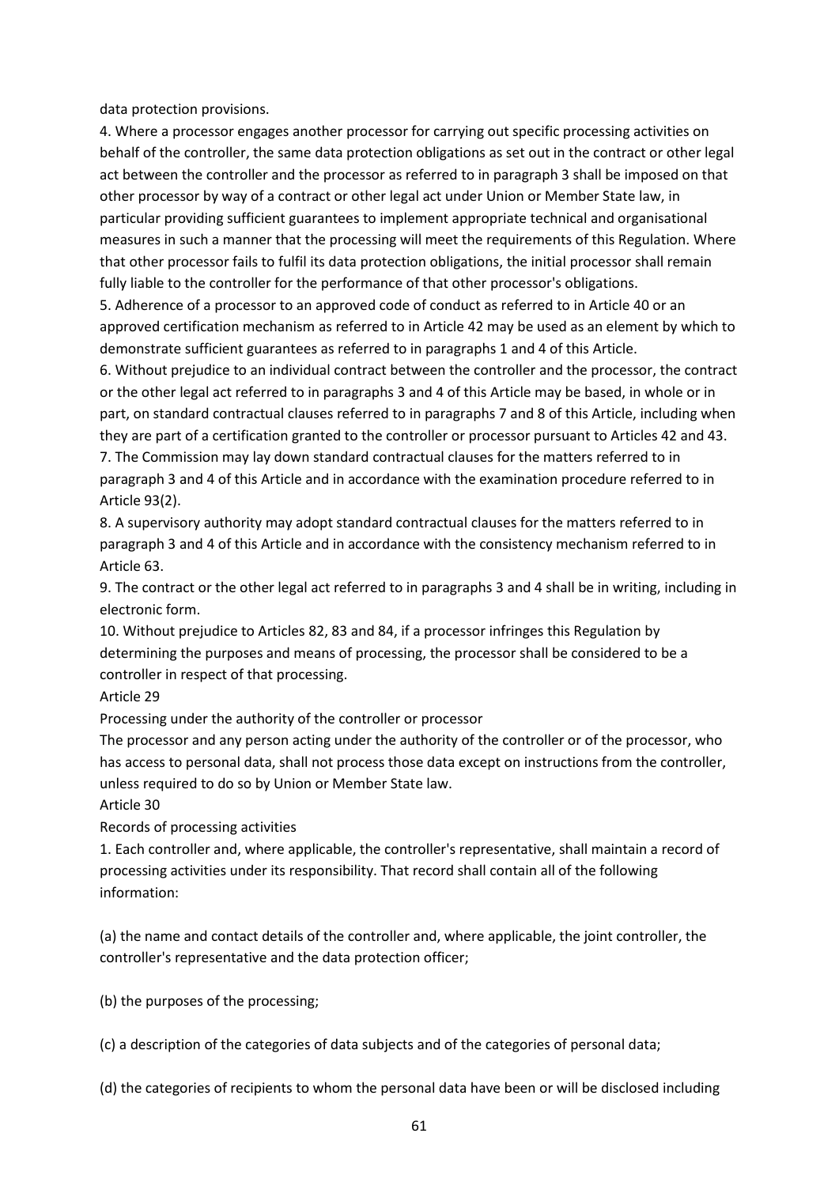data protection provisions.

4. Where a processor engages another processor for carrying out specific processing activities on behalf of the controller, the same data protection obligations as set out in the contract or other legal act between the controller and the processor as referred to in paragraph 3 shall be imposed on that other processor by way of a contract or other legal act under Union or Member State law, in particular providing sufficient guarantees to implement appropriate technical and organisational measures in such a manner that the processing will meet the requirements of this Regulation. Where that other processor fails to fulfil its data protection obligations, the initial processor shall remain fully liable to the controller for the performance of that other processor's obligations.

5. Adherence of a processor to an approved code of conduct as referred to in Article 40 or an approved certification mechanism as referred to in Article 42 may be used as an element by which to demonstrate sufficient guarantees as referred to in paragraphs 1 and 4 of this Article.

6. Without prejudice to an individual contract between the controller and the processor, the contract or the other legal act referred to in paragraphs 3 and 4 of this Article may be based, in whole or in part, on standard contractual clauses referred to in paragraphs 7 and 8 of this Article, including when they are part of a certification granted to the controller or processor pursuant to Articles 42 and 43.

7. The Commission may lay down standard contractual clauses for the matters referred to in paragraph 3 and 4 of this Article and in accordance with the examination procedure referred to in Article 93(2).

8. A supervisory authority may adopt standard contractual clauses for the matters referred to in paragraph 3 and 4 of this Article and in accordance with the consistency mechanism referred to in Article 63.

9. The contract or the other legal act referred to in paragraphs 3 and 4 shall be in writing, including in electronic form.

10. Without prejudice to Articles 82, 83 and 84, if a processor infringes this Regulation by determining the purposes and means of processing, the processor shall be considered to be a controller in respect of that processing.

Article 29

Processing under the authority of the controller or processor

The processor and any person acting under the authority of the controller or of the processor, who has access to personal data, shall not process those data except on instructions from the controller, unless required to do so by Union or Member State law.

Article 30

Records of processing activities

1. Each controller and, where applicable, the controller's representative, shall maintain a record of processing activities under its responsibility. That record shall contain all of the following information:

(a) the name and contact details of the controller and, where applicable, the joint controller, the controller's representative and the data protection officer;

(b) the purposes of the processing;

(c) a description of the categories of data subjects and of the categories of personal data;

(d) the categories of recipients to whom the personal data have been or will be disclosed including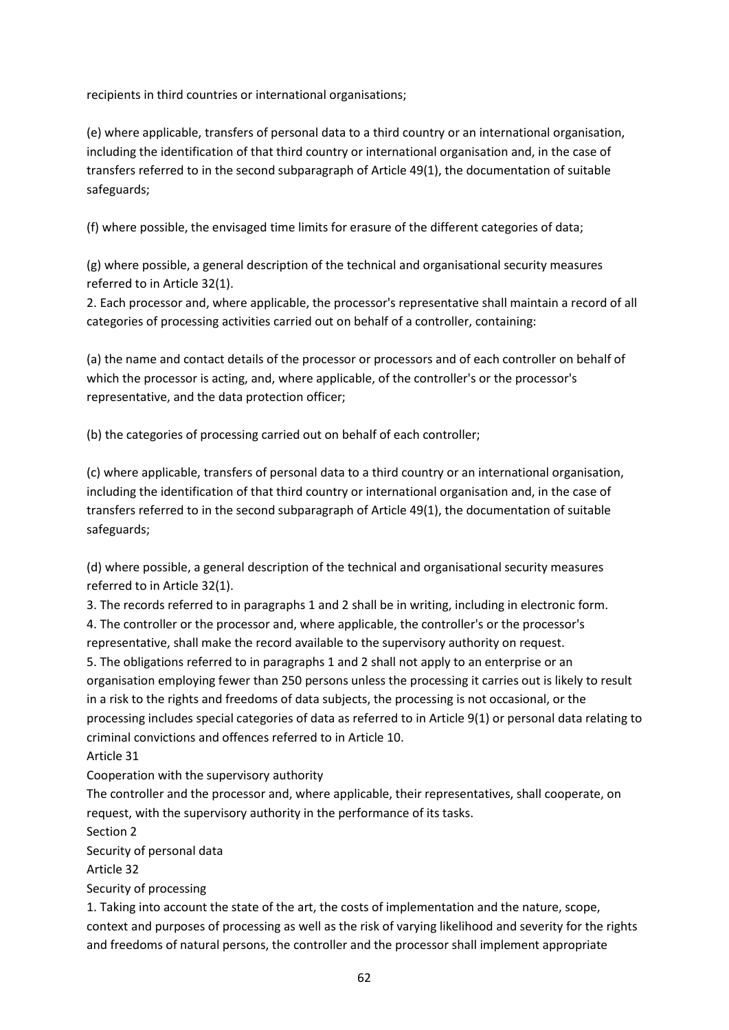recipients in third countries or international organisations;

(e) where applicable, transfers of personal data to a third country or an international organisation, including the identification of that third country or international organisation and, in the case of transfers referred to in the second subparagraph of Article 49(1), the documentation of suitable safeguards;

(f) where possible, the envisaged time limits for erasure of the different categories of data;

(g) where possible, a general description of the technical and organisational security measures referred to in Article 32(1).

2. Each processor and, where applicable, the processor's representative shall maintain a record of all categories of processing activities carried out on behalf of a controller, containing:

(a) the name and contact details of the processor or processors and of each controller on behalf of which the processor is acting, and, where applicable, of the controller's or the processor's representative, and the data protection officer;

(b) the categories of processing carried out on behalf of each controller;

(c) where applicable, transfers of personal data to a third country or an international organisation, including the identification of that third country or international organisation and, in the case of transfers referred to in the second subparagraph of Article 49(1), the documentation of suitable safeguards;

(d) where possible, a general description of the technical and organisational security measures referred to in Article 32(1).

3. The records referred to in paragraphs 1 and 2 shall be in writing, including in electronic form.

4. The controller or the processor and, where applicable, the controller's or the processor's representative, shall make the record available to the supervisory authority on request.

5. The obligations referred to in paragraphs 1 and 2 shall not apply to an enterprise or an organisation employing fewer than 250 persons unless the processing it carries out is likely to result in a risk to the rights and freedoms of data subjects, the processing is not occasional, or the processing includes special categories of data as referred to in Article 9(1) or personal data relating to criminal convictions and offences referred to in Article 10.

Article 31

Cooperation with the supervisory authority

The controller and the processor and, where applicable, their representatives, shall cooperate, on request, with the supervisory authority in the performance of its tasks.

Section 2

Security of personal data

Article 32

Security of processing

1. Taking into account the state of the art, the costs of implementation and the nature, scope, context and purposes of processing as well as the risk of varying likelihood and severity for the rights and freedoms of natural persons, the controller and the processor shall implement appropriate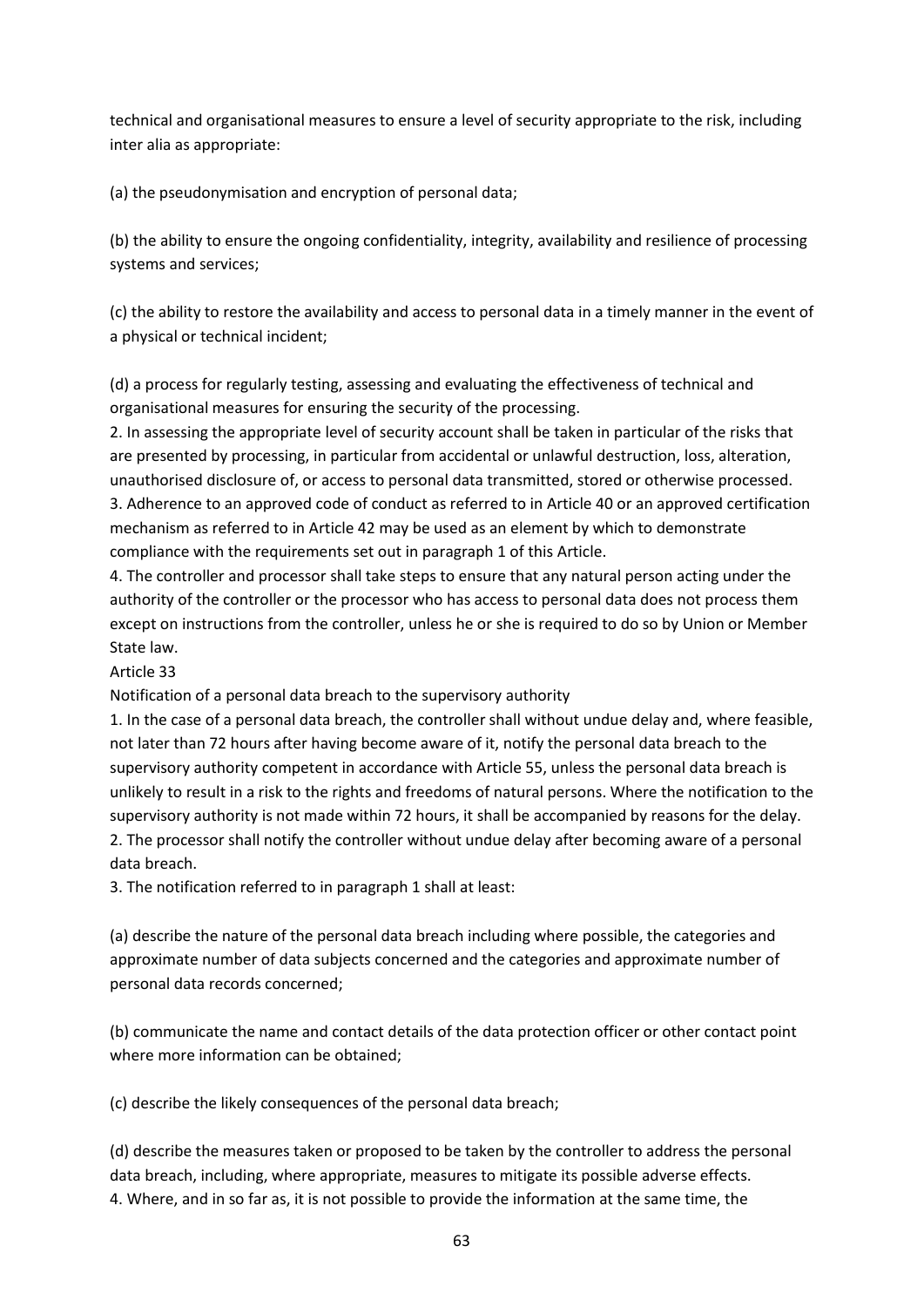technical and organisational measures to ensure a level of security appropriate to the risk, including inter alia as appropriate:

(a) the pseudonymisation and encryption of personal data;

(b) the ability to ensure the ongoing confidentiality, integrity, availability and resilience of processing systems and services;

(c) the ability to restore the availability and access to personal data in a timely manner in the event of a physical or technical incident;

(d) a process for regularly testing, assessing and evaluating the effectiveness of technical and organisational measures for ensuring the security of the processing.

2. In assessing the appropriate level of security account shall be taken in particular of the risks that are presented by processing, in particular from accidental or unlawful destruction, loss, alteration, unauthorised disclosure of, or access to personal data transmitted, stored or otherwise processed.

3. Adherence to an approved code of conduct as referred to in Article 40 or an approved certification mechanism as referred to in Article 42 may be used as an element by which to demonstrate compliance with the requirements set out in paragraph 1 of this Article.

4. The controller and processor shall take steps to ensure that any natural person acting under the authority of the controller or the processor who has access to personal data does not process them except on instructions from the controller, unless he or she is required to do so by Union or Member State law.

Article 33

Notification of a personal data breach to the supervisory authority

1. In the case of a personal data breach, the controller shall without undue delay and, where feasible, not later than 72 hours after having become aware of it, notify the personal data breach to the supervisory authority competent in accordance with Article 55, unless the personal data breach is unlikely to result in a risk to the rights and freedoms of natural persons. Where the notification to the supervisory authority is not made within 72 hours, it shall be accompanied by reasons for the delay.

2. The processor shall notify the controller without undue delay after becoming aware of a personal data breach.

3. The notification referred to in paragraph 1 shall at least:

(a) describe the nature of the personal data breach including where possible, the categories and approximate number of data subjects concerned and the categories and approximate number of personal data records concerned;

(b) communicate the name and contact details of the data protection officer or other contact point where more information can be obtained;

(c) describe the likely consequences of the personal data breach;

(d) describe the measures taken or proposed to be taken by the controller to address the personal data breach, including, where appropriate, measures to mitigate its possible adverse effects.

4. Where, and in so far as, it is not possible to provide the information at the same time, the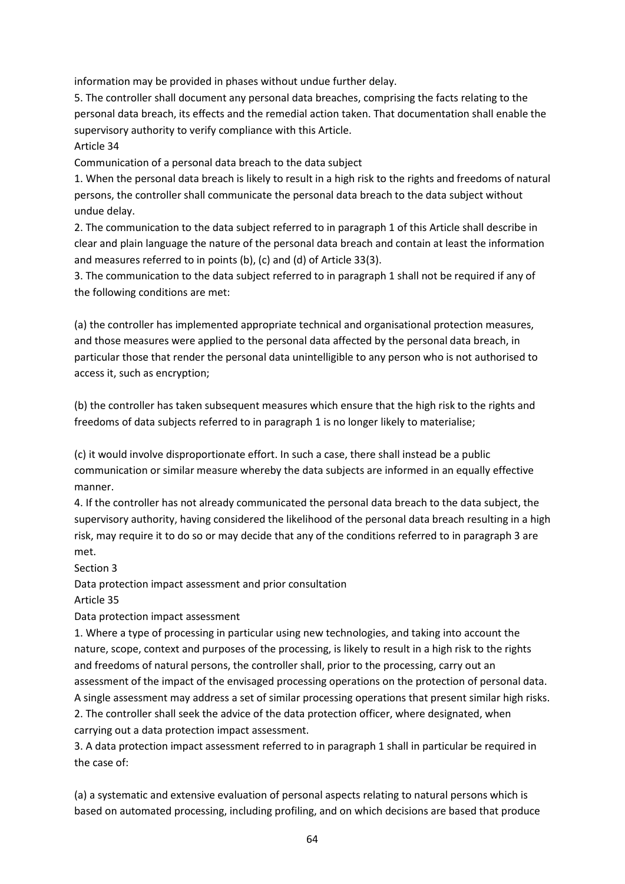information may be provided in phases without undue further delay.

5. The controller shall document any personal data breaches, comprising the facts relating to the personal data breach, its effects and the remedial action taken. That documentation shall enable the supervisory authority to verify compliance with this Article.

## Article 34

### Communication of a personal data breach to the data subject

1. When the personal data breach is likely to result in a high risk to the rights and freedoms of natural persons, the controller shall communicate the personal data breach to the data subject without undue delay.

2. The communication to the data subject referred to in paragraph 1 of this Article shall describe in clear and plain language the nature of the personal data breach and contain at least the information and measures referred to in points (b), (c) and (d) of Article 33(3).

3. The communication to the data subject referred to in paragraph 1 shall not be required if any of the following conditions are met:

(a) the controller has implemented appropriate technical and organisational protection measures, and those measures were applied to the personal data affected by the personal data breach, in particular those that render the personal data unintelligible to any person who is not authorised to access it, such as encryption;

(b) the controller has taken subsequent measures which ensure that the high risk to the rights and freedoms of data subjects referred to in paragraph 1 is no longer likely to materialise;

(c) it would involve disproportionate effort. In such a case, there shall instead be a public communication or similar measure whereby the data subjects are informed in an equally effective manner.

4. If the controller has not already communicated the personal data breach to the data subject, the supervisory authority, having considered the likelihood of the personal data breach resulting in a high risk, may require it to do so or may decide that any of the conditions referred to in paragraph 3 are met.

## Section 3

### Data protection impact assessment and prior consultation

## Article 35

### Data protection impact assessment

1. Where a type of processing in particular using new technologies, and taking into account the nature, scope, context and purposes of the processing, is likely to result in a high risk to the rights and freedoms of natural persons, the controller shall, prior to the processing, carry out an assessment of the impact of the envisaged processing operations on the protection of personal data. A single assessment may address a set of similar processing operations that present similar high risks.

2. The controller shall seek the advice of the data protection officer, where designated, when carrying out a data protection impact assessment.

3. A data protection impact assessment referred to in paragraph 1 shall in particular be required in the case of:

(a) a systematic and extensive evaluation of personal aspects relating to natural persons which is based on automated processing, including profiling, and on which decisions are based that produce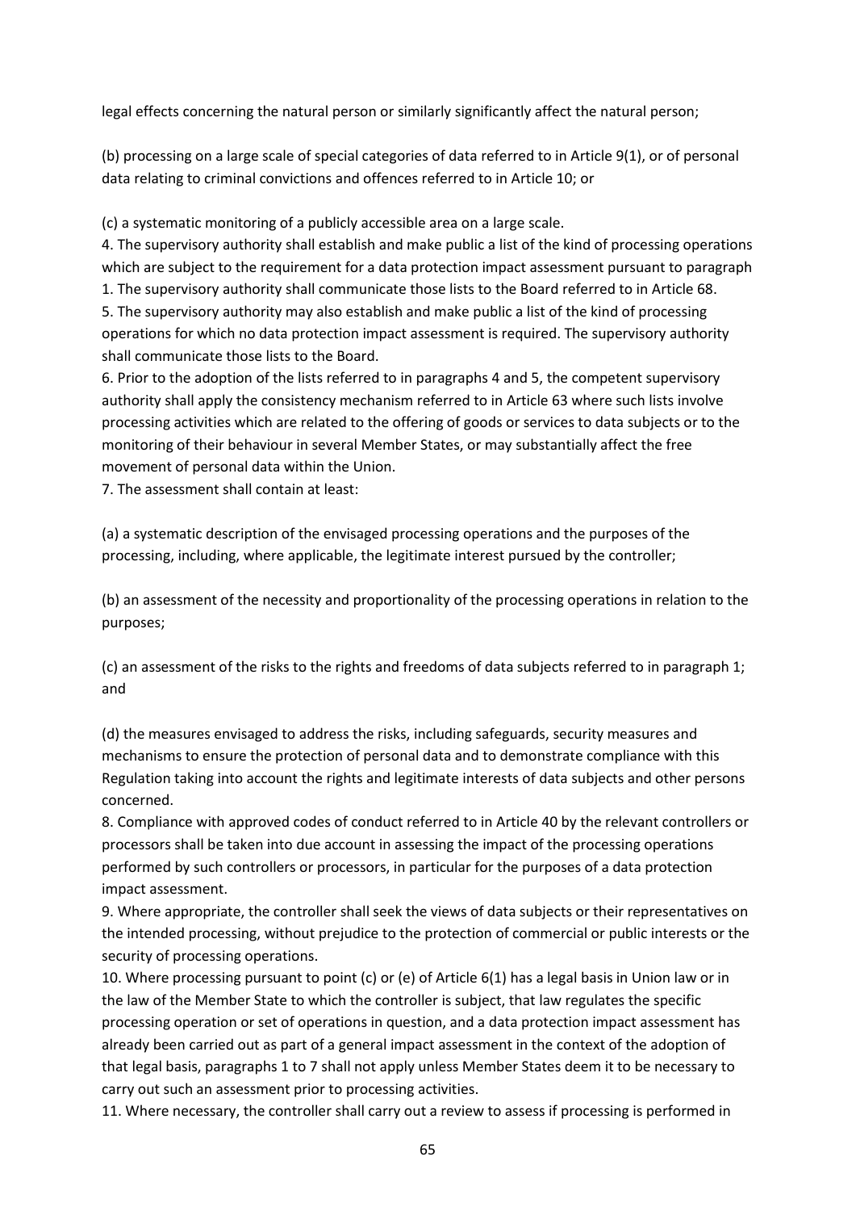legal effects concerning the natural person or similarly significantly affect the natural person;

(b) processing on a large scale of special categories of data referred to in Article 9(1), or of personal data relating to criminal convictions and offences referred to in Article 10; or

(c) a systematic monitoring of a publicly accessible area on a large scale.

4. The supervisory authority shall establish and make public a list of the kind of processing operations which are subject to the requirement for a data protection impact assessment pursuant to paragraph 1. The supervisory authority shall communicate those lists to the Board referred to in Article 68.

5. The supervisory authority may also establish and make public a list of the kind of processing operations for which no data protection impact assessment is required. The supervisory authority shall communicate those lists to the Board.

6. Prior to the adoption of the lists referred to in paragraphs 4 and 5, the competent supervisory authority shall apply the consistency mechanism referred to in Article 63 where such lists involve processing activities which are related to the offering of goods or services to data subjects or to the monitoring of their behaviour in several Member States, or may substantially affect the free movement of personal data within the Union.

7. The assessment shall contain at least:

(a) a systematic description of the envisaged processing operations and the purposes of the processing, including, where applicable, the legitimate interest pursued by the controller;

(b) an assessment of the necessity and proportionality of the processing operations in relation to the purposes;

(c) an assessment of the risks to the rights and freedoms of data subjects referred to in paragraph 1; and

(d) the measures envisaged to address the risks, including safeguards, security measures and mechanisms to ensure the protection of personal data and to demonstrate compliance with this Regulation taking into account the rights and legitimate interests of data subjects and other persons concerned.

8. Compliance with approved codes of conduct referred to in Article 40 by the relevant controllers or processors shall be taken into due account in assessing the impact of the processing operations performed by such controllers or processors, in particular for the purposes of a data protection impact assessment.

9. Where appropriate, the controller shall seek the views of data subjects or their representatives on the intended processing, without prejudice to the protection of commercial or public interests or the security of processing operations.

10. Where processing pursuant to point (c) or (e) of Article 6(1) has a legal basis in Union law or in the law of the Member State to which the controller is subject, that law regulates the specific processing operation or set of operations in question, and a data protection impact assessment has already been carried out as part of a general impact assessment in the context of the adoption of that legal basis, paragraphs 1 to 7 shall not apply unless Member States deem it to be necessary to carry out such an assessment prior to processing activities.

11. Where necessary, the controller shall carry out a review to assess if processing is performed in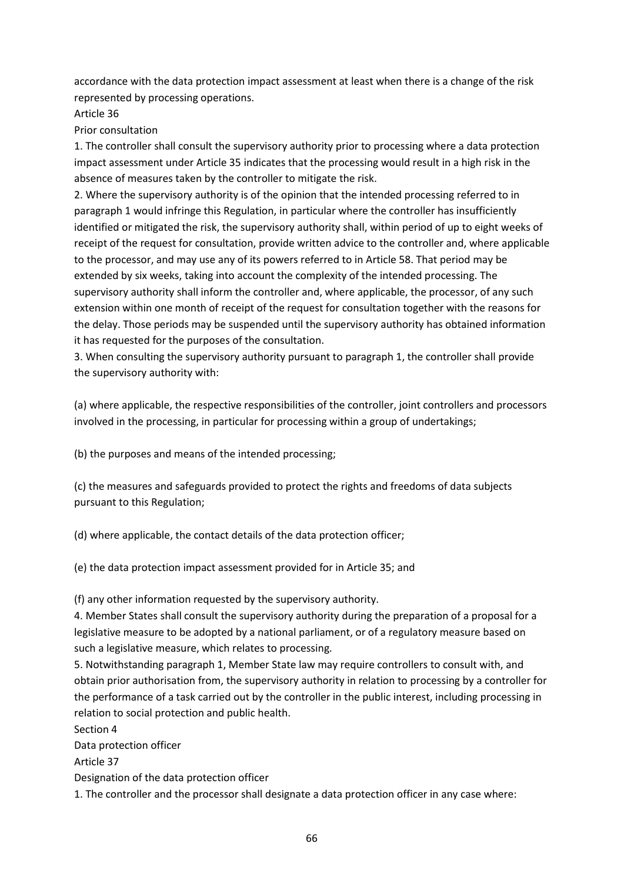accordance with the data protection impact assessment at least when there is a change of the risk represented by processing operations.

### Article 36

### Prior consultation

1. The controller shall consult the supervisory authority prior to processing where a data protection impact assessment under Article 35 indicates that the processing would result in a high risk in the absence of measures taken by the controller to mitigate the risk.
2. Where the supervisory authority is of the opinion that the intended processing referred to in paragraph 1 would infringe this Regulation, in particular where the controller has insufficiently identified or mitigated the risk, the supervisory authority shall, within period of up to eight weeks of receipt of the request for consultation, provide written advice to the controller and, where applicable to the processor, and may use any of its powers referred to in Article 58. That period may be extended by six weeks, taking into account the complexity of the intended processing. The supervisory authority shall inform the controller and, where applicable, the processor, of any such extension within one month of receipt of the request for consultation together with the reasons for the delay. Those periods may be suspended until the supervisory authority has obtained information it has requested for the purposes of the consultation.
3. When consulting the supervisory authority pursuant to paragraph 1, the controller shall provide the supervisory authority with:

(a) where applicable, the respective responsibilities of the controller, joint controllers and processors involved in the processing, in particular for processing within a group of undertakings;

(b) the purposes and means of the intended processing;

(c) the measures and safeguards provided to protect the rights and freedoms of data subjects pursuant to this Regulation;

(d) where applicable, the contact details of the data protection officer;

(e) the data protection impact assessment provided for in Article 35; and

(f) any other information requested by the supervisory authority.

4. Member States shall consult the supervisory authority during the preparation of a proposal for a legislative measure to be adopted by a national parliament, or of a regulatory measure based on such a legislative measure, which relates to processing.
5. Notwithstanding paragraph 1, Member State law may require controllers to consult with, and obtain prior authorisation from, the supervisory authority in relation to processing by a controller for the performance of a task carried out by the controller in the public interest, including processing in relation to social protection and public health.

## Section 4

## Data protection officer

### Article 37

### Designation of the data protection officer

1. The controller and the processor shall designate a data protection officer in any case where: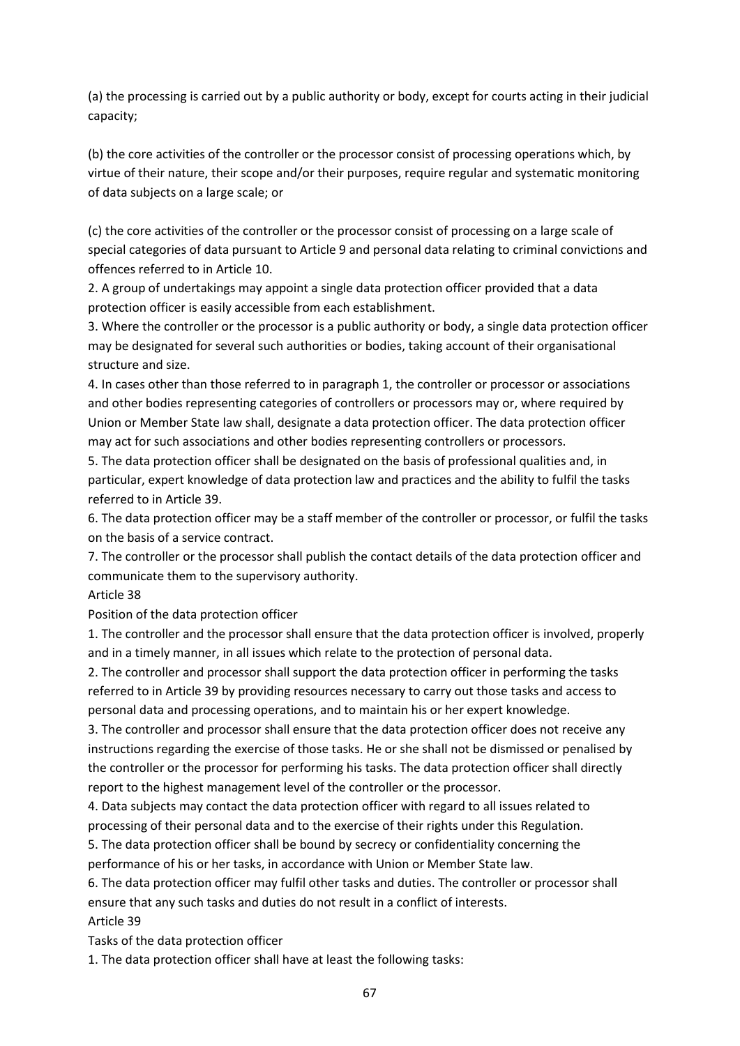(a) the processing is carried out by a public authority or body, except for courts acting in their judicial capacity;

(b) the core activities of the controller or the processor consist of processing operations which, by virtue of their nature, their scope and/or their purposes, require regular and systematic monitoring of data subjects on a large scale; or

(c) the core activities of the controller or the processor consist of processing on a large scale of special categories of data pursuant to Article 9 and personal data relating to criminal convictions and offences referred to in Article 10.

2. A group of undertakings may appoint a single data protection officer provided that a data protection officer is easily accessible from each establishment.

3. Where the controller or the processor is a public authority or body, a single data protection officer may be designated for several such authorities or bodies, taking account of their organisational structure and size.

4. In cases other than those referred to in paragraph 1, the controller or processor or associations and other bodies representing categories of controllers or processors may or, where required by Union or Member State law shall, designate a data protection officer. The data protection officer may act for such associations and other bodies representing controllers or processors.

5. The data protection officer shall be designated on the basis of professional qualities and, in particular, expert knowledge of data protection law and practices and the ability to fulfil the tasks referred to in Article 39.

6. The data protection officer may be a staff member of the controller or processor, or fulfil the tasks on the basis of a service contract.

7. The controller or the processor shall publish the contact details of the data protection officer and communicate them to the supervisory authority.

Article 38

Position of the data protection officer

1. The controller and the processor shall ensure that the data protection officer is involved, properly and in a timely manner, in all issues which relate to the protection of personal data.

2. The controller and processor shall support the data protection officer in performing the tasks referred to in Article 39 by providing resources necessary to carry out those tasks and access to personal data and processing operations, and to maintain his or her expert knowledge.

3. The controller and processor shall ensure that the data protection officer does not receive any instructions regarding the exercise of those tasks. He or she shall not be dismissed or penalised by the controller or the processor for performing his tasks. The data protection officer shall directly report to the highest management level of the controller or the processor.

4. Data subjects may contact the data protection officer with regard to all issues related to processing of their personal data and to the exercise of their rights under this Regulation.

5. The data protection officer shall be bound by secrecy or confidentiality concerning the performance of his or her tasks, in accordance with Union or Member State law.

6. The data protection officer may fulfil other tasks and duties. The controller or processor shall ensure that any such tasks and duties do not result in a conflict of interests.

Article 39

Tasks of the data protection officer

1. The data protection officer shall have at least the following tasks: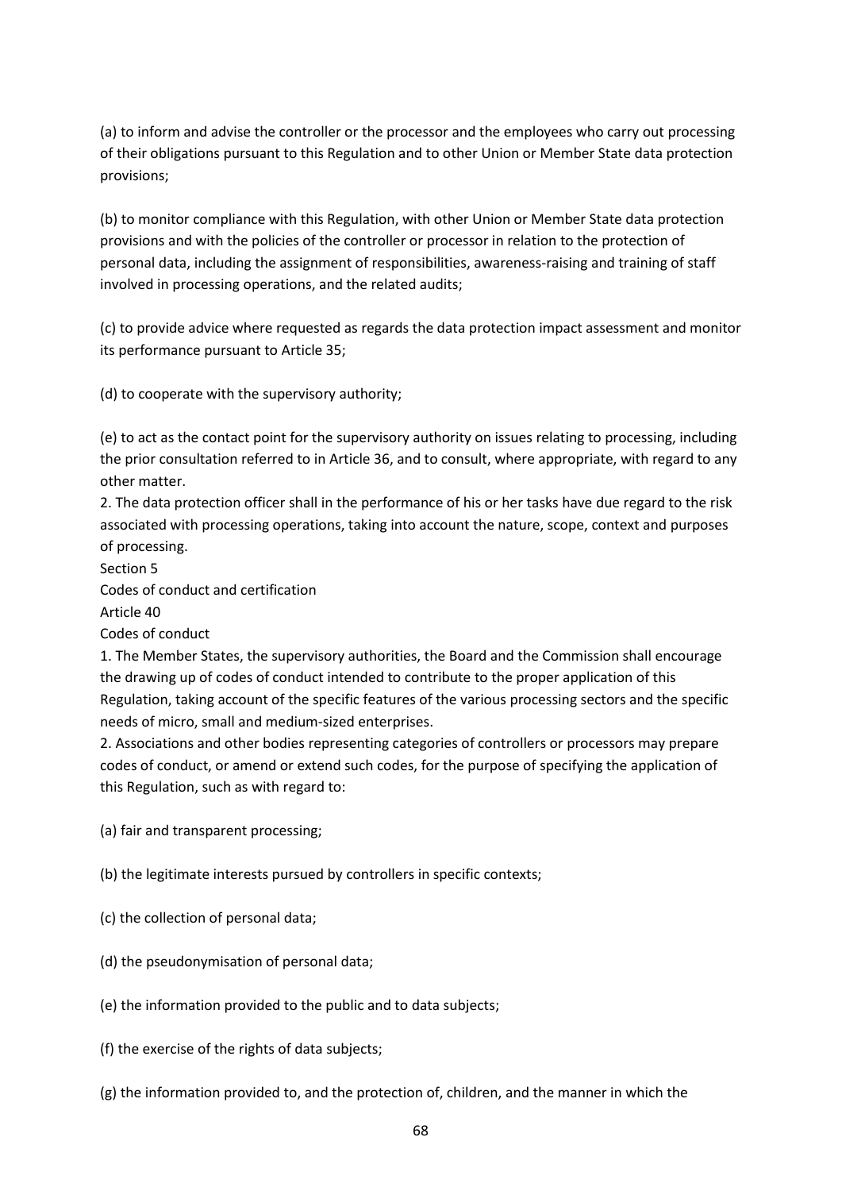(a) to inform and advise the controller or the processor and the employees who carry out processing of their obligations pursuant to this Regulation and to other Union or Member State data protection provisions;

(b) to monitor compliance with this Regulation, with other Union or Member State data protection provisions and with the policies of the controller or processor in relation to the protection of personal data, including the assignment of responsibilities, awareness-raising and training of staff involved in processing operations, and the related audits;

(c) to provide advice where requested as regards the data protection impact assessment and monitor its performance pursuant to Article 35;

(d) to cooperate with the supervisory authority;

(e) to act as the contact point for the supervisory authority on issues relating to processing, including the prior consultation referred to in Article 36, and to consult, where appropriate, with regard to any other matter.

2. The data protection officer shall in the performance of his or her tasks have due regard to the risk associated with processing operations, taking into account the nature, scope, context and purposes of processing.

## Section 5

## Codes of conduct and certification

### Article 40

### Codes of conduct

1. The Member States, the supervisory authorities, the Board and the Commission shall encourage the drawing up of codes of conduct intended to contribute to the proper application of this Regulation, taking account of the specific features of the various processing sectors and the specific needs of micro, small and medium-sized enterprises.

2. Associations and other bodies representing categories of controllers or processors may prepare codes of conduct, or amend or extend such codes, for the purpose of specifying the application of this Regulation, such as with regard to:

(a) fair and transparent processing;

(b) the legitimate interests pursued by controllers in specific contexts;

(c) the collection of personal data;

(d) the pseudonymisation of personal data;

(e) the information provided to the public and to data subjects;

(f) the exercise of the rights of data subjects;

(g) the information provided to, and the protection of, children, and the manner in which the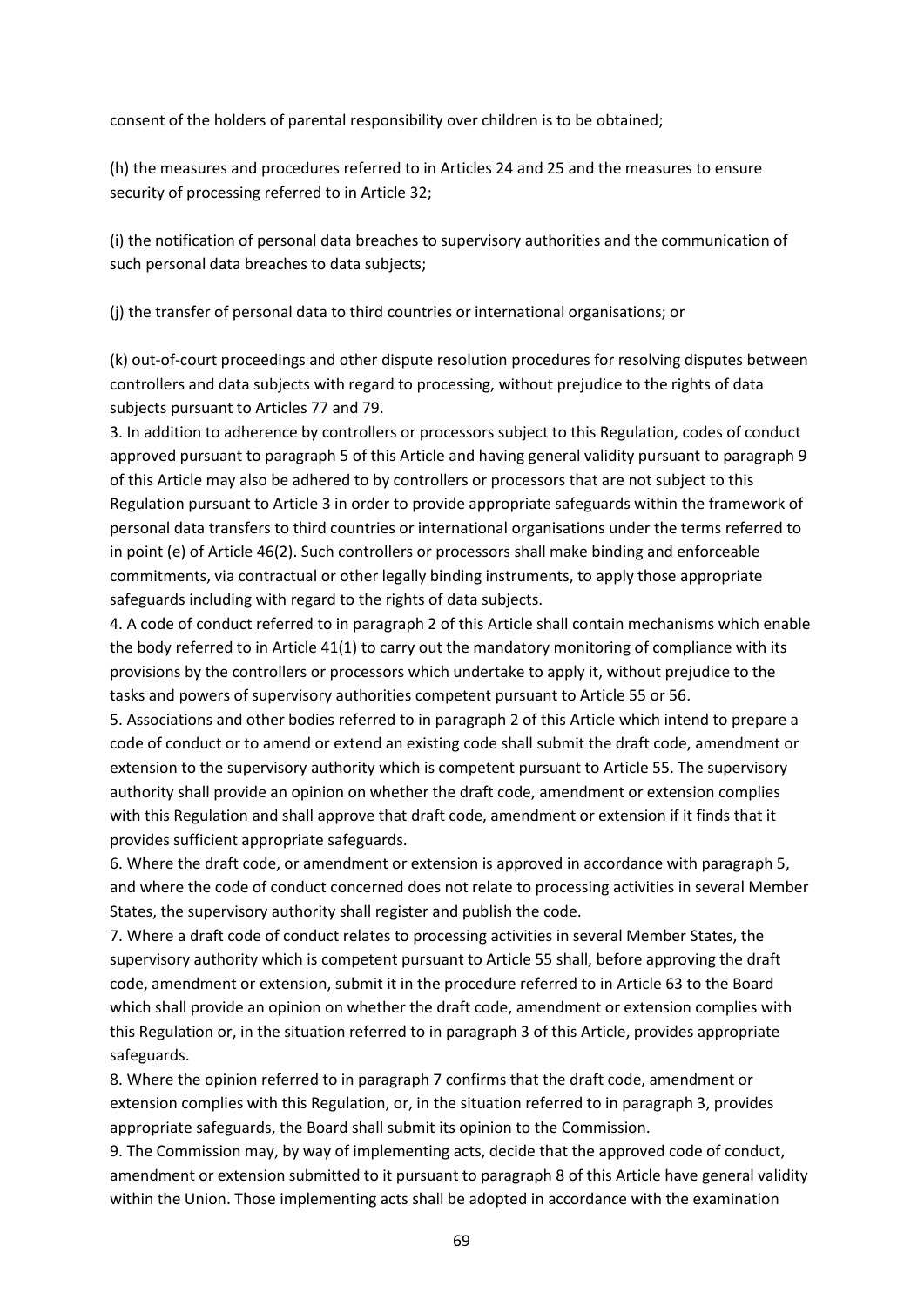consent of the holders of parental responsibility over children is to be obtained;

(h) the measures and procedures referred to in Articles 24 and 25 and the measures to ensure security of processing referred to in Article 32;

(i) the notification of personal data breaches to supervisory authorities and the communication of such personal data breaches to data subjects;

(j) the transfer of personal data to third countries or international organisations; or

(k) out-of-court proceedings and other dispute resolution procedures for resolving disputes between controllers and data subjects with regard to processing, without prejudice to the rights of data subjects pursuant to Articles 77 and 79.

3. In addition to adherence by controllers or processors subject to this Regulation, codes of conduct approved pursuant to paragraph 5 of this Article and having general validity pursuant to paragraph 9 of this Article may also be adhered to by controllers or processors that are not subject to this Regulation pursuant to Article 3 in order to provide appropriate safeguards within the framework of personal data transfers to third countries or international organisations under the terms referred to in point (e) of Article 46(2). Such controllers or processors shall make binding and enforceable commitments, via contractual or other legally binding instruments, to apply those appropriate safeguards including with regard to the rights of data subjects.

4. A code of conduct referred to in paragraph 2 of this Article shall contain mechanisms which enable the body referred to in Article 41(1) to carry out the mandatory monitoring of compliance with its provisions by the controllers or processors which undertake to apply it, without prejudice to the tasks and powers of supervisory authorities competent pursuant to Article 55 or 56.

5. Associations and other bodies referred to in paragraph 2 of this Article which intend to prepare a code of conduct or to amend or extend an existing code shall submit the draft code, amendment or extension to the supervisory authority which is competent pursuant to Article 55. The supervisory authority shall provide an opinion on whether the draft code, amendment or extension complies with this Regulation and shall approve that draft code, amendment or extension if it finds that it provides sufficient appropriate safeguards.

6. Where the draft code, or amendment or extension is approved in accordance with paragraph 5, and where the code of conduct concerned does not relate to processing activities in several Member States, the supervisory authority shall register and publish the code.

7. Where a draft code of conduct relates to processing activities in several Member States, the supervisory authority which is competent pursuant to Article 55 shall, before approving the draft code, amendment or extension, submit it in the procedure referred to in Article 63 to the Board which shall provide an opinion on whether the draft code, amendment or extension complies with this Regulation or, in the situation referred to in paragraph 3 of this Article, provides appropriate safeguards.

8. Where the opinion referred to in paragraph 7 confirms that the draft code, amendment or extension complies with this Regulation, or, in the situation referred to in paragraph 3, provides appropriate safeguards, the Board shall submit its opinion to the Commission.

9. The Commission may, by way of implementing acts, decide that the approved code of conduct, amendment or extension submitted to it pursuant to paragraph 8 of this Article have general validity within the Union. Those implementing acts shall be adopted in accordance with the examination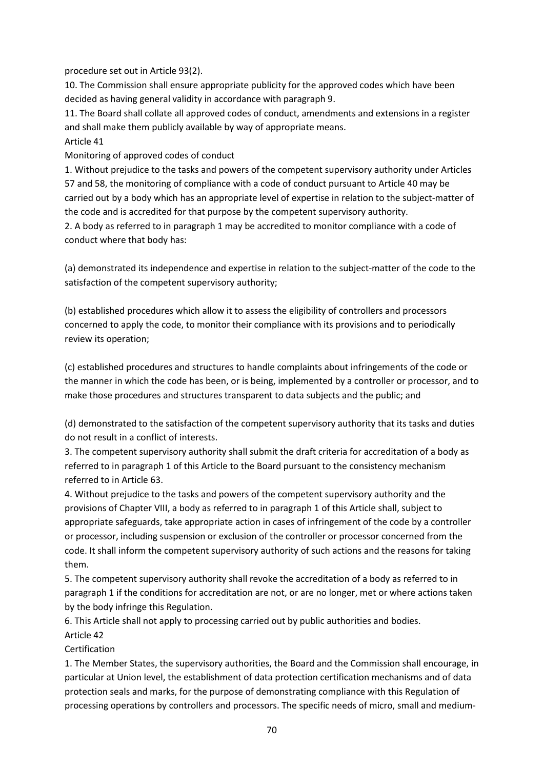procedure set out in Article 93(2).

10. The Commission shall ensure appropriate publicity for the approved codes which have been decided as having general validity in accordance with paragraph 9.

11. The Board shall collate all approved codes of conduct, amendments and extensions in a register and shall make them publicly available by way of appropriate means.

Article 41

Monitoring of approved codes of conduct

1. Without prejudice to the tasks and powers of the competent supervisory authority under Articles 57 and 58, the monitoring of compliance with a code of conduct pursuant to Article 40 may be carried out by a body which has an appropriate level of expertise in relation to the subject-matter of the code and is accredited for that purpose by the competent supervisory authority.

2. A body as referred to in paragraph 1 may be accredited to monitor compliance with a code of conduct where that body has:

(a) demonstrated its independence and expertise in relation to the subject-matter of the code to the satisfaction of the competent supervisory authority;

(b) established procedures which allow it to assess the eligibility of controllers and processors concerned to apply the code, to monitor their compliance with its provisions and to periodically review its operation;

(c) established procedures and structures to handle complaints about infringements of the code or the manner in which the code has been, or is being, implemented by a controller or processor, and to make those procedures and structures transparent to data subjects and the public; and

(d) demonstrated to the satisfaction of the competent supervisory authority that its tasks and duties do not result in a conflict of interests.

3. The competent supervisory authority shall submit the draft criteria for accreditation of a body as referred to in paragraph 1 of this Article to the Board pursuant to the consistency mechanism referred to in Article 63.

4. Without prejudice to the tasks and powers of the competent supervisory authority and the provisions of Chapter VIII, a body as referred to in paragraph 1 of this Article shall, subject to appropriate safeguards, take appropriate action in cases of infringement of the code by a controller or processor, including suspension or exclusion of the controller or processor concerned from the code. It shall inform the competent supervisory authority of such actions and the reasons for taking them.

5. The competent supervisory authority shall revoke the accreditation of a body as referred to in paragraph 1 if the conditions for accreditation are not, or are no longer, met or where actions taken by the body infringe this Regulation.

6. This Article shall not apply to processing carried out by public authorities and bodies.

Article 42

Certification

1. The Member States, the supervisory authorities, the Board and the Commission shall encourage, in particular at Union level, the establishment of data protection certification mechanisms and of data protection seals and marks, for the purpose of demonstrating compliance with this Regulation of processing operations by controllers and processors. The specific needs of micro, small and medium-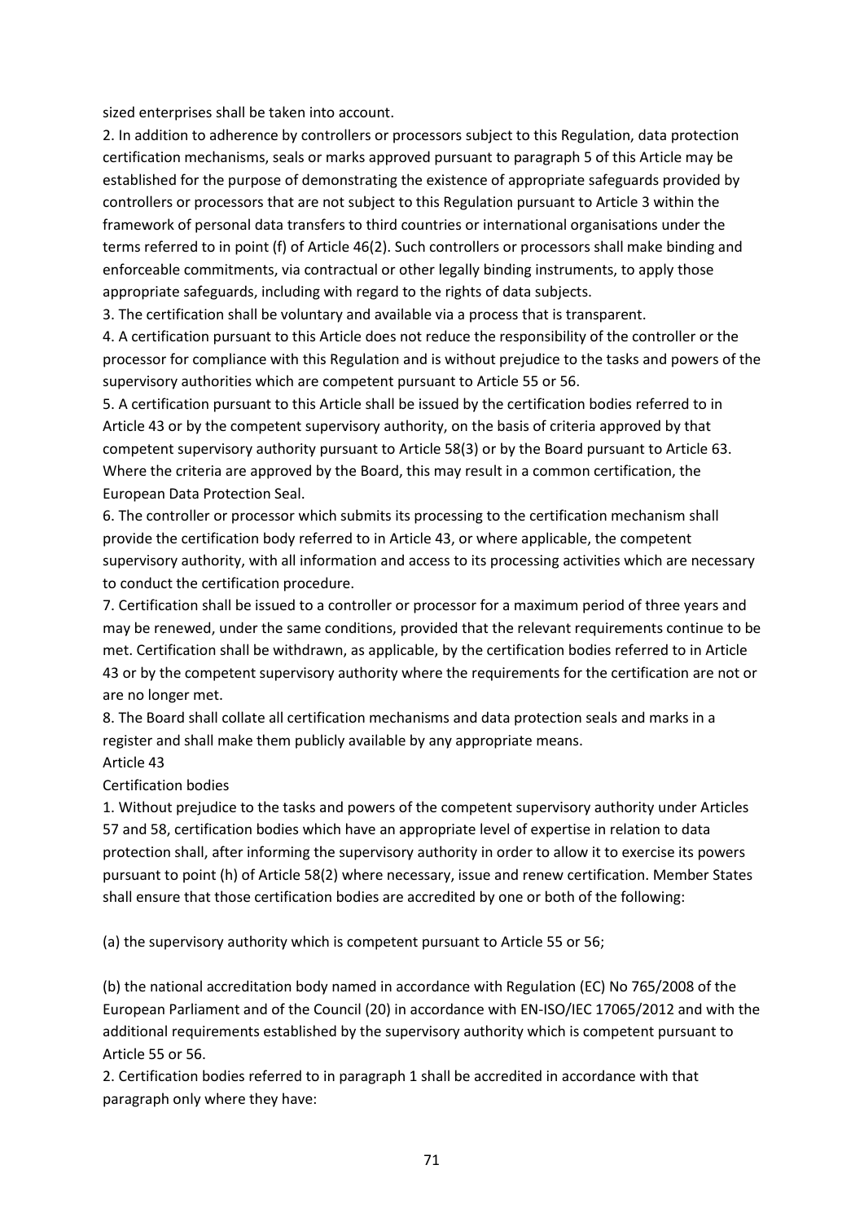sized enterprises shall be taken into account.

2. In addition to adherence by controllers or processors subject to this Regulation, data protection certification mechanisms, seals or marks approved pursuant to paragraph 5 of this Article may be established for the purpose of demonstrating the existence of appropriate safeguards provided by controllers or processors that are not subject to this Regulation pursuant to Article 3 within the framework of personal data transfers to third countries or international organisations under the terms referred to in point (f) of Article 46(2). Such controllers or processors shall make binding and enforceable commitments, via contractual or other legally binding instruments, to apply those appropriate safeguards, including with regard to the rights of data subjects.

3. The certification shall be voluntary and available via a process that is transparent.

4. A certification pursuant to this Article does not reduce the responsibility of the controller or the processor for compliance with this Regulation and is without prejudice to the tasks and powers of the supervisory authorities which are competent pursuant to Article 55 or 56.

5. A certification pursuant to this Article shall be issued by the certification bodies referred to in Article 43 or by the competent supervisory authority, on the basis of criteria approved by that competent supervisory authority pursuant to Article 58(3) or by the Board pursuant to Article 63. Where the criteria are approved by the Board, this may result in a common certification, the European Data Protection Seal.

6. The controller or processor which submits its processing to the certification mechanism shall provide the certification body referred to in Article 43, or where applicable, the competent supervisory authority, with all information and access to its processing activities which are necessary to conduct the certification procedure.

7. Certification shall be issued to a controller or processor for a maximum period of three years and may be renewed, under the same conditions, provided that the relevant requirements continue to be met. Certification shall be withdrawn, as applicable, by the certification bodies referred to in Article 43 or by the competent supervisory authority where the requirements for the certification are not or are no longer met.

8. The Board shall collate all certification mechanisms and data protection seals and marks in a register and shall make them publicly available by any appropriate means.

Article 43

Certification bodies

1. Without prejudice to the tasks and powers of the competent supervisory authority under Articles 57 and 58, certification bodies which have an appropriate level of expertise in relation to data protection shall, after informing the supervisory authority in order to allow it to exercise its powers pursuant to point (h) of Article 58(2) where necessary, issue and renew certification. Member States shall ensure that those certification bodies are accredited by one or both of the following:

(a) the supervisory authority which is competent pursuant to Article 55 or 56;

(b) the national accreditation body named in accordance with Regulation (EC) No 765/2008 of the European Parliament and of the Council (20) in accordance with EN-ISO/IEC 17065/2012 and with the additional requirements established by the supervisory authority which is competent pursuant to Article 55 or 56.

2. Certification bodies referred to in paragraph 1 shall be accredited in accordance with that paragraph only where they have: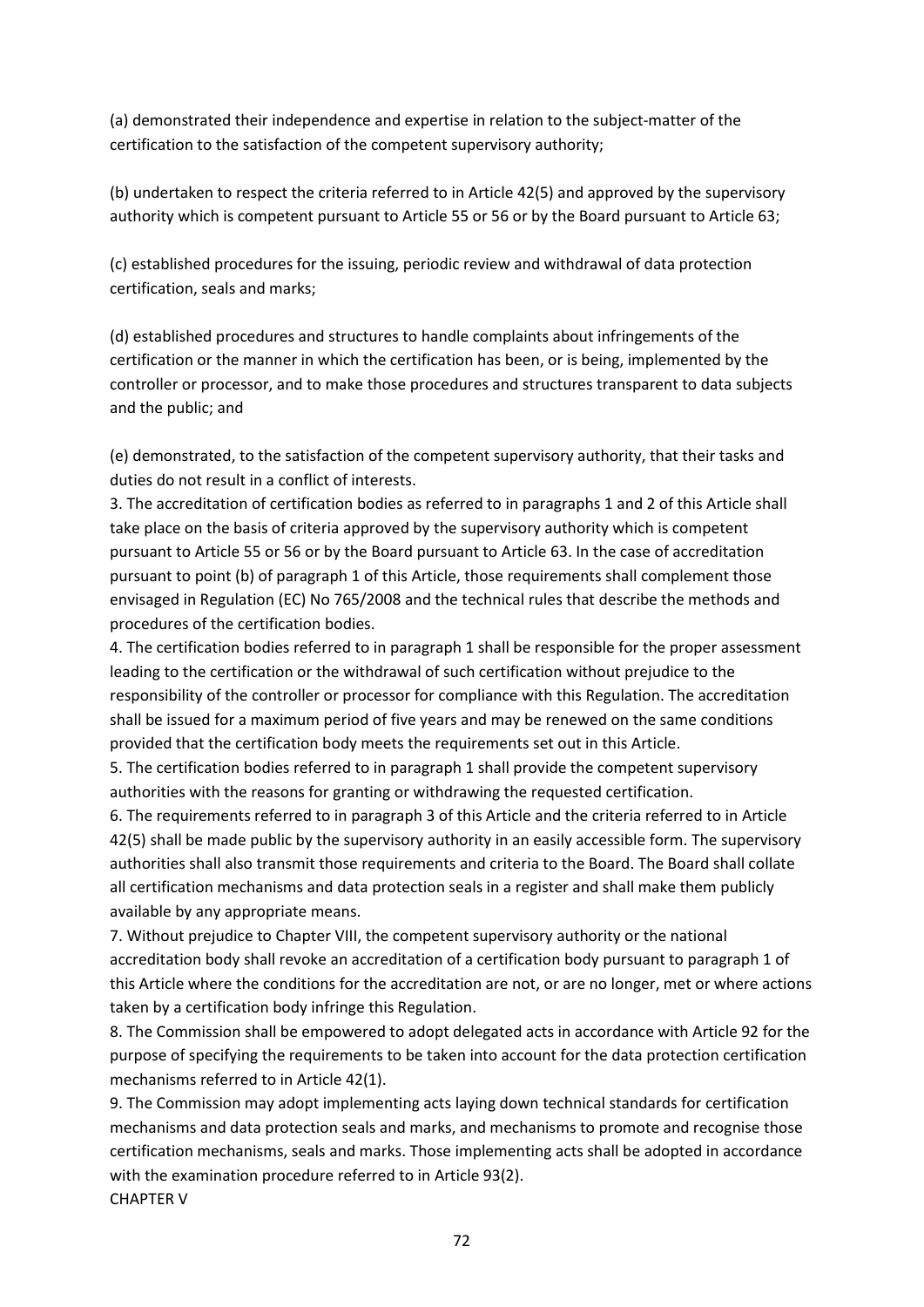(a) demonstrated their independence and expertise in relation to the subject-matter of the certification to the satisfaction of the competent supervisory authority;

(b) undertaken to respect the criteria referred to in Article 42(5) and approved by the supervisory authority which is competent pursuant to Article 55 or 56 or by the Board pursuant to Article 63;

(c) established procedures for the issuing, periodic review and withdrawal of data protection certification, seals and marks;

(d) established procedures and structures to handle complaints about infringements of the certification or the manner in which the certification has been, or is being, implemented by the controller or processor, and to make those procedures and structures transparent to data subjects and the public; and

(e) demonstrated, to the satisfaction of the competent supervisory authority, that their tasks and duties do not result in a conflict of interests.

3. The accreditation of certification bodies as referred to in paragraphs 1 and 2 of this Article shall take place on the basis of criteria approved by the supervisory authority which is competent pursuant to Article 55 or 56 or by the Board pursuant to Article 63. In the case of accreditation pursuant to point (b) of paragraph 1 of this Article, those requirements shall complement those envisaged in Regulation (EC) No 765/2008 and the technical rules that describe the methods and procedures of the certification bodies.

4. The certification bodies referred to in paragraph 1 shall be responsible for the proper assessment leading to the certification or the withdrawal of such certification without prejudice to the responsibility of the controller or processor for compliance with this Regulation. The accreditation shall be issued for a maximum period of five years and may be renewed on the same conditions provided that the certification body meets the requirements set out in this Article.

5. The certification bodies referred to in paragraph 1 shall provide the competent supervisory authorities with the reasons for granting or withdrawing the requested certification.

6. The requirements referred to in paragraph 3 of this Article and the criteria referred to in Article 42(5) shall be made public by the supervisory authority in an easily accessible form. The supervisory authorities shall also transmit those requirements and criteria to the Board. The Board shall collate all certification mechanisms and data protection seals in a register and shall make them publicly available by any appropriate means.

7. Without prejudice to Chapter VIII, the competent supervisory authority or the national accreditation body shall revoke an accreditation of a certification body pursuant to paragraph 1 of this Article where the conditions for the accreditation are not, or are no longer, met or where actions taken by a certification body infringe this Regulation.

8. The Commission shall be empowered to adopt delegated acts in accordance with Article 92 for the purpose of specifying the requirements to be taken into account for the data protection certification mechanisms referred to in Article 42(1).

9. The Commission may adopt implementing acts laying down technical standards for certification mechanisms and data protection seals and marks, and mechanisms to promote and recognise those certification mechanisms, seals and marks. Those implementing acts shall be adopted in accordance with the examination procedure referred to in Article 93(2).

CHAPTER V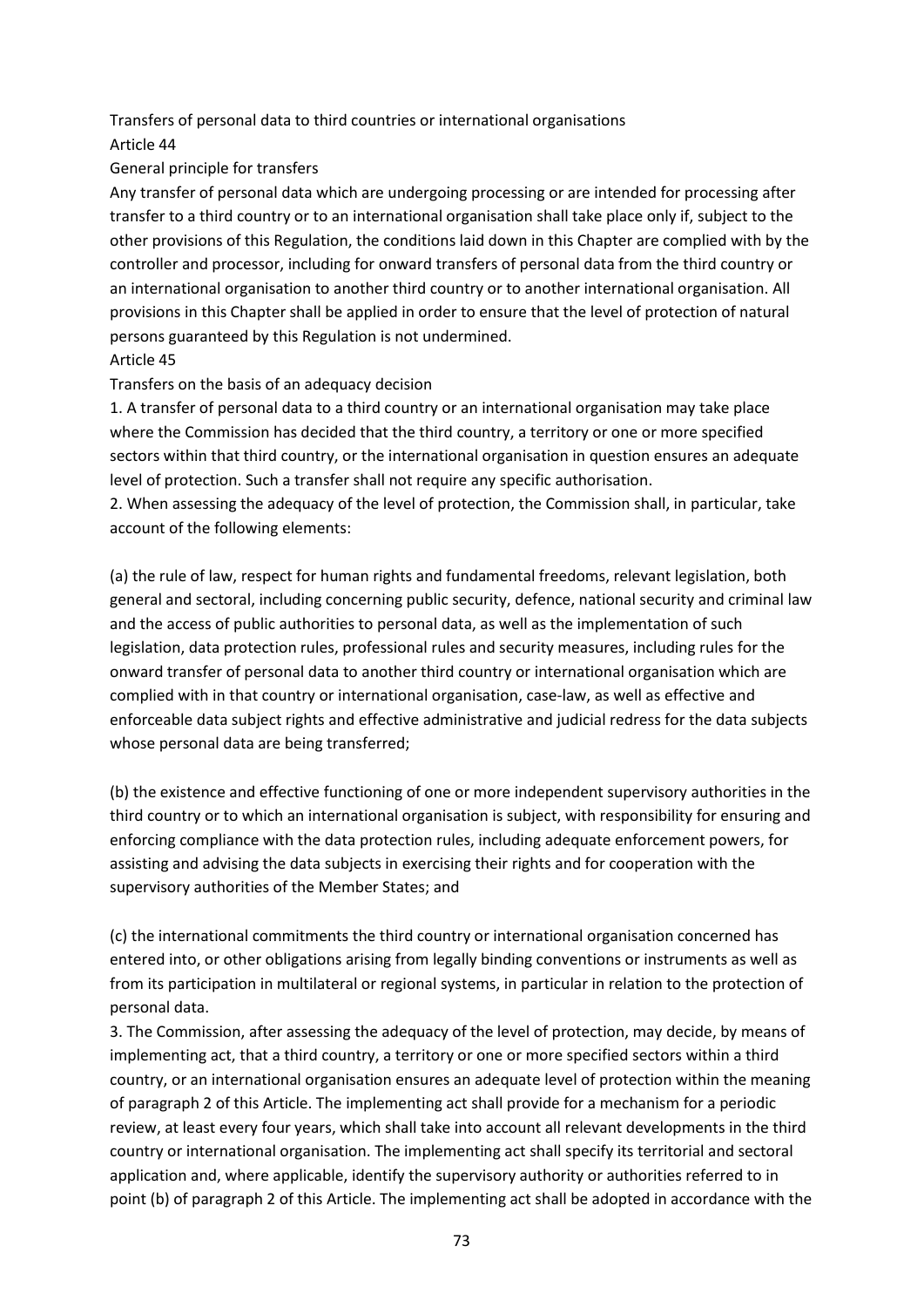Transfers of personal data to third countries or international organisations

Article 44

General principle for transfers

Any transfer of personal data which are undergoing processing or are intended for processing after transfer to a third country or to an international organisation shall take place only if, subject to the other provisions of this Regulation, the conditions laid down in this Chapter are complied with by the controller and processor, including for onward transfers of personal data from the third country or an international organisation to another third country or to another international organisation. All provisions in this Chapter shall be applied in order to ensure that the level of protection of natural persons guaranteed by this Regulation is not undermined.

Article 45

Transfers on the basis of an adequacy decision

1. A transfer of personal data to a third country or an international organisation may take place where the Commission has decided that the third country, a territory or one or more specified sectors within that third country, or the international organisation in question ensures an adequate level of protection. Such a transfer shall not require any specific authorisation.

2. When assessing the adequacy of the level of protection, the Commission shall, in particular, take account of the following elements:

(a) the rule of law, respect for human rights and fundamental freedoms, relevant legislation, both general and sectoral, including concerning public security, defence, national security and criminal law and the access of public authorities to personal data, as well as the implementation of such legislation, data protection rules, professional rules and security measures, including rules for the onward transfer of personal data to another third country or international organisation which are complied with in that country or international organisation, case-law, as well as effective and enforceable data subject rights and effective administrative and judicial redress for the data subjects whose personal data are being transferred;

(b) the existence and effective functioning of one or more independent supervisory authorities in the third country or to which an international organisation is subject, with responsibility for ensuring and enforcing compliance with the data protection rules, including adequate enforcement powers, for assisting and advising the data subjects in exercising their rights and for cooperation with the supervisory authorities of the Member States; and

(c) the international commitments the third country or international organisation concerned has entered into, or other obligations arising from legally binding conventions or instruments as well as from its participation in multilateral or regional systems, in particular in relation to the protection of personal data.

3. The Commission, after assessing the adequacy of the level of protection, may decide, by means of implementing act, that a third country, a territory or one or more specified sectors within a third country, or an international organisation ensures an adequate level of protection within the meaning of paragraph 2 of this Article. The implementing act shall provide for a mechanism for a periodic review, at least every four years, which shall take into account all relevant developments in the third country or international organisation. The implementing act shall specify its territorial and sectoral application and, where applicable, identify the supervisory authority or authorities referred to in point (b) of paragraph 2 of this Article. The implementing act shall be adopted in accordance with the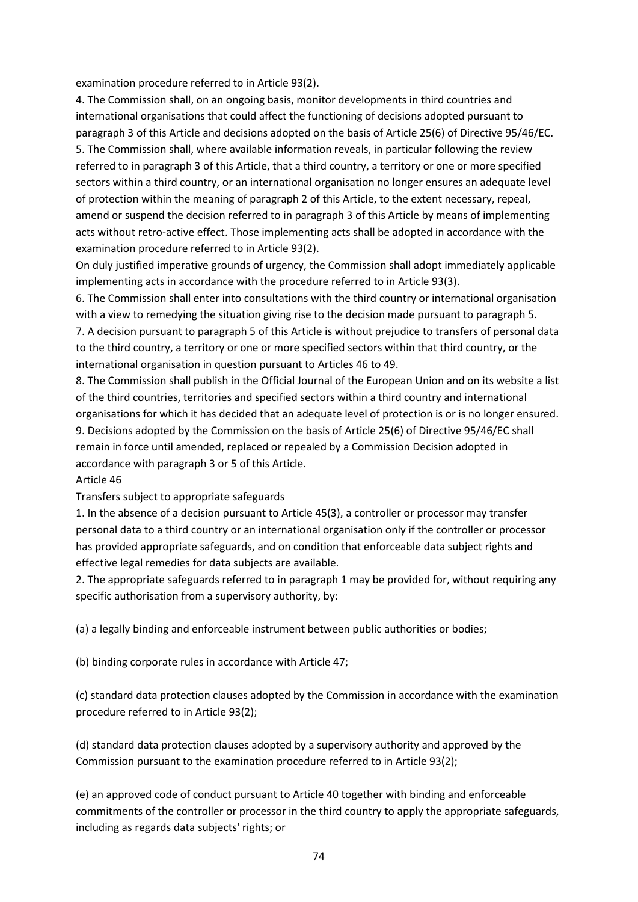examination procedure referred to in Article 93(2).

4. The Commission shall, on an ongoing basis, monitor developments in third countries and international organisations that could affect the functioning of decisions adopted pursuant to paragraph 3 of this Article and decisions adopted on the basis of Article 25(6) of Directive 95/46/EC.

5. The Commission shall, where available information reveals, in particular following the review referred to in paragraph 3 of this Article, that a third country, a territory or one or more specified sectors within a third country, or an international organisation no longer ensures an adequate level of protection within the meaning of paragraph 2 of this Article, to the extent necessary, repeal, amend or suspend the decision referred to in paragraph 3 of this Article by means of implementing acts without retro-active effect. Those implementing acts shall be adopted in accordance with the examination procedure referred to in Article 93(2).

On duly justified imperative grounds of urgency, the Commission shall adopt immediately applicable implementing acts in accordance with the procedure referred to in Article 93(3).

6. The Commission shall enter into consultations with the third country or international organisation with a view to remedying the situation giving rise to the decision made pursuant to paragraph 5.

7. A decision pursuant to paragraph 5 of this Article is without prejudice to transfers of personal data to the third country, a territory or one or more specified sectors within that third country, or the international organisation in question pursuant to Articles 46 to 49.

8. The Commission shall publish in the Official Journal of the European Union and on its website a list of the third countries, territories and specified sectors within a third country and international organisations for which it has decided that an adequate level of protection is or is no longer ensured.

9. Decisions adopted by the Commission on the basis of Article 25(6) of Directive 95/46/EC shall remain in force until amended, replaced or repealed by a Commission Decision adopted in accordance with paragraph 3 or 5 of this Article.

Article 46

Transfers subject to appropriate safeguards

1. In the absence of a decision pursuant to Article 45(3), a controller or processor may transfer personal data to a third country or an international organisation only if the controller or processor has provided appropriate safeguards, and on condition that enforceable data subject rights and effective legal remedies for data subjects are available.

2. The appropriate safeguards referred to in paragraph 1 may be provided for, without requiring any specific authorisation from a supervisory authority, by:

(a) a legally binding and enforceable instrument between public authorities or bodies;

(b) binding corporate rules in accordance with Article 47;

(c) standard data protection clauses adopted by the Commission in accordance with the examination procedure referred to in Article 93(2);

(d) standard data protection clauses adopted by a supervisory authority and approved by the Commission pursuant to the examination procedure referred to in Article 93(2);

(e) an approved code of conduct pursuant to Article 40 together with binding and enforceable commitments of the controller or processor in the third country to apply the appropriate safeguards, including as regards data subjects' rights; or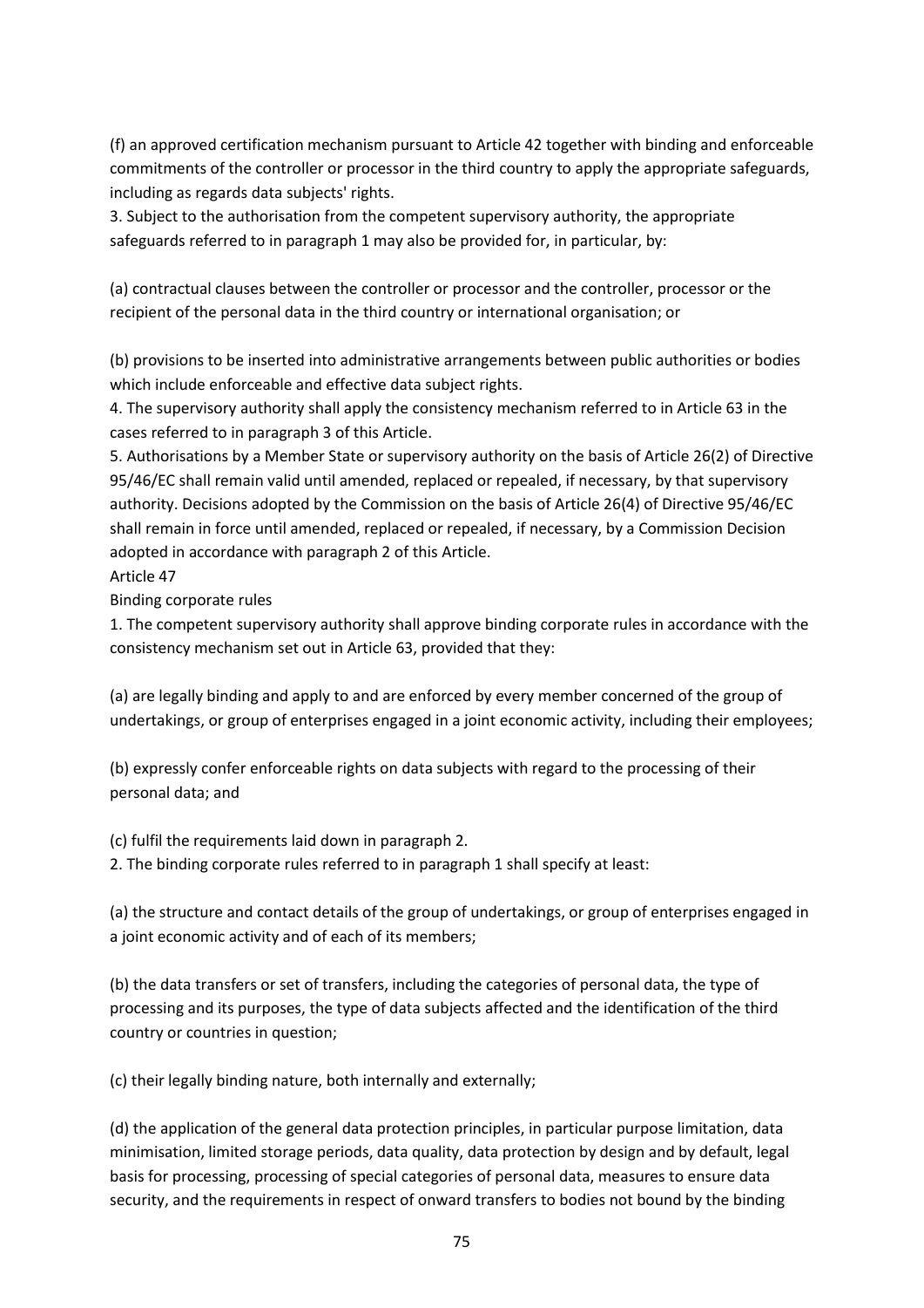(f) an approved certification mechanism pursuant to Article 42 together with binding and enforceable commitments of the controller or processor in the third country to apply the appropriate safeguards, including as regards data subjects' rights.

3. Subject to the authorisation from the competent supervisory authority, the appropriate safeguards referred to in paragraph 1 may also be provided for, in particular, by:

(a) contractual clauses between the controller or processor and the controller, processor or the recipient of the personal data in the third country or international organisation; or

(b) provisions to be inserted into administrative arrangements between public authorities or bodies which include enforceable and effective data subject rights.

4. The supervisory authority shall apply the consistency mechanism referred to in Article 63 in the cases referred to in paragraph 3 of this Article.

5. Authorisations by a Member State or supervisory authority on the basis of Article 26(2) of Directive 95/46/EC shall remain valid until amended, replaced or repealed, if necessary, by that supervisory authority. Decisions adopted by the Commission on the basis of Article 26(4) of Directive 95/46/EC shall remain in force until amended, replaced or repealed, if necessary, by a Commission Decision adopted in accordance with paragraph 2 of this Article.

Article 47

Binding corporate rules

1. The competent supervisory authority shall approve binding corporate rules in accordance with the consistency mechanism set out in Article 63, provided that they:

(a) are legally binding and apply to and are enforced by every member concerned of the group of undertakings, or group of enterprises engaged in a joint economic activity, including their employees;

(b) expressly confer enforceable rights on data subjects with regard to the processing of their personal data; and

(c) fulfil the requirements laid down in paragraph 2.

2. The binding corporate rules referred to in paragraph 1 shall specify at least:

(a) the structure and contact details of the group of undertakings, or group of enterprises engaged in a joint economic activity and of each of its members;

(b) the data transfers or set of transfers, including the categories of personal data, the type of processing and its purposes, the type of data subjects affected and the identification of the third country or countries in question;

(c) their legally binding nature, both internally and externally;

(d) the application of the general data protection principles, in particular purpose limitation, data minimisation, limited storage periods, data quality, data protection by design and by default, legal basis for processing, processing of special categories of personal data, measures to ensure data security, and the requirements in respect of onward transfers to bodies not bound by the binding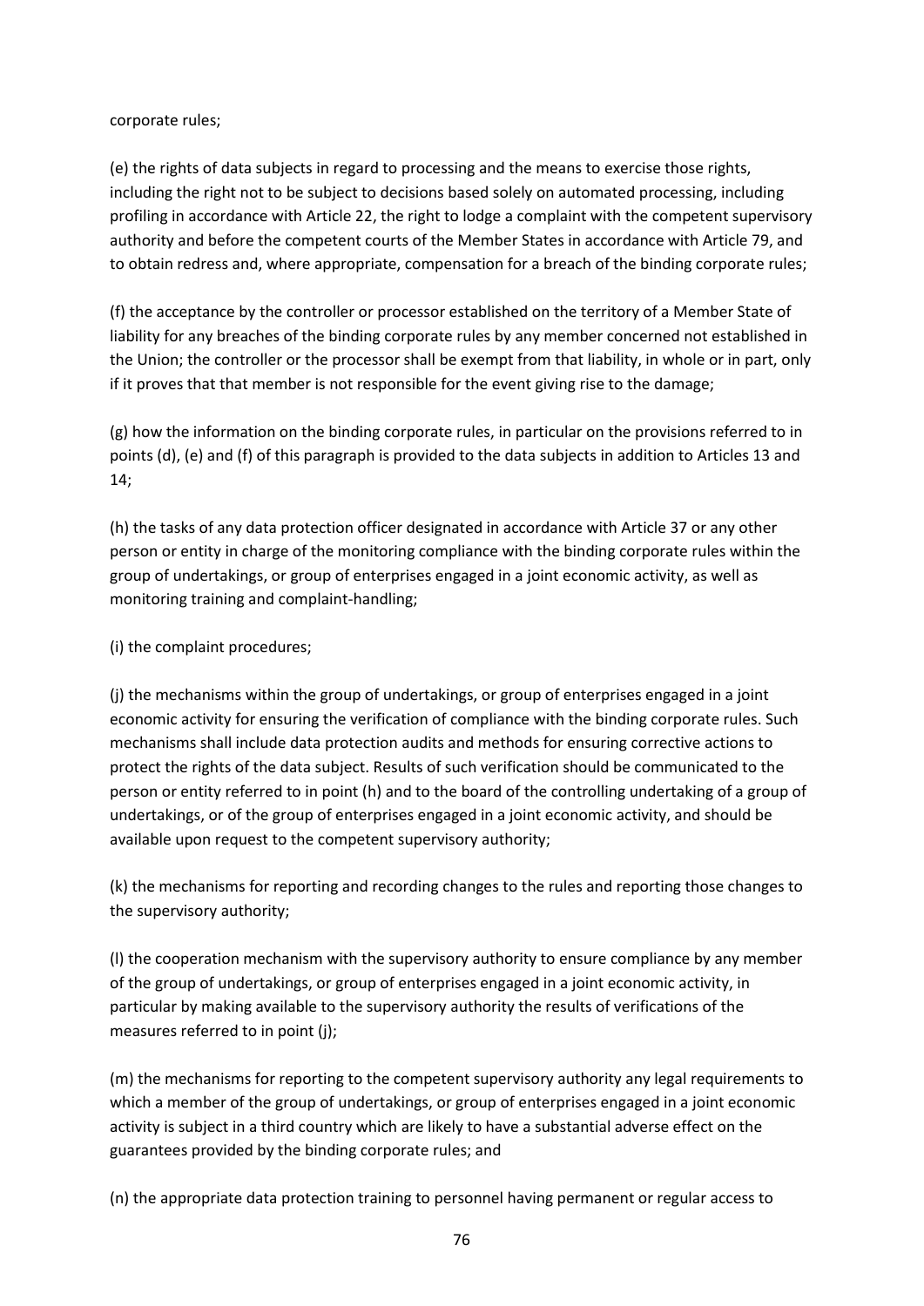corporate rules;

(e) the rights of data subjects in regard to processing and the means to exercise those rights, including the right not to be subject to decisions based solely on automated processing, including profiling in accordance with Article 22, the right to lodge a complaint with the competent supervisory authority and before the competent courts of the Member States in accordance with Article 79, and to obtain redress and, where appropriate, compensation for a breach of the binding corporate rules;

(f) the acceptance by the controller or processor established on the territory of a Member State of liability for any breaches of the binding corporate rules by any member concerned not established in the Union; the controller or the processor shall be exempt from that liability, in whole or in part, only if it proves that that member is not responsible for the event giving rise to the damage;

(g) how the information on the binding corporate rules, in particular on the provisions referred to in points (d), (e) and (f) of this paragraph is provided to the data subjects in addition to Articles 13 and 14;

(h) the tasks of any data protection officer designated in accordance with Article 37 or any other person or entity in charge of the monitoring compliance with the binding corporate rules within the group of undertakings, or group of enterprises engaged in a joint economic activity, as well as monitoring training and complaint-handling;

(i) the complaint procedures;

(j) the mechanisms within the group of undertakings, or group of enterprises engaged in a joint economic activity for ensuring the verification of compliance with the binding corporate rules. Such mechanisms shall include data protection audits and methods for ensuring corrective actions to protect the rights of the data subject. Results of such verification should be communicated to the person or entity referred to in point (h) and to the board of the controlling undertaking of a group of undertakings, or of the group of enterprises engaged in a joint economic activity, and should be available upon request to the competent supervisory authority;

(k) the mechanisms for reporting and recording changes to the rules and reporting those changes to the supervisory authority;

(l) the cooperation mechanism with the supervisory authority to ensure compliance by any member of the group of undertakings, or group of enterprises engaged in a joint economic activity, in particular by making available to the supervisory authority the results of verifications of the measures referred to in point (j);

(m) the mechanisms for reporting to the competent supervisory authority any legal requirements to which a member of the group of undertakings, or group of enterprises engaged in a joint economic activity is subject in a third country which are likely to have a substantial adverse effect on the guarantees provided by the binding corporate rules; and

(n) the appropriate data protection training to personnel having permanent or regular access to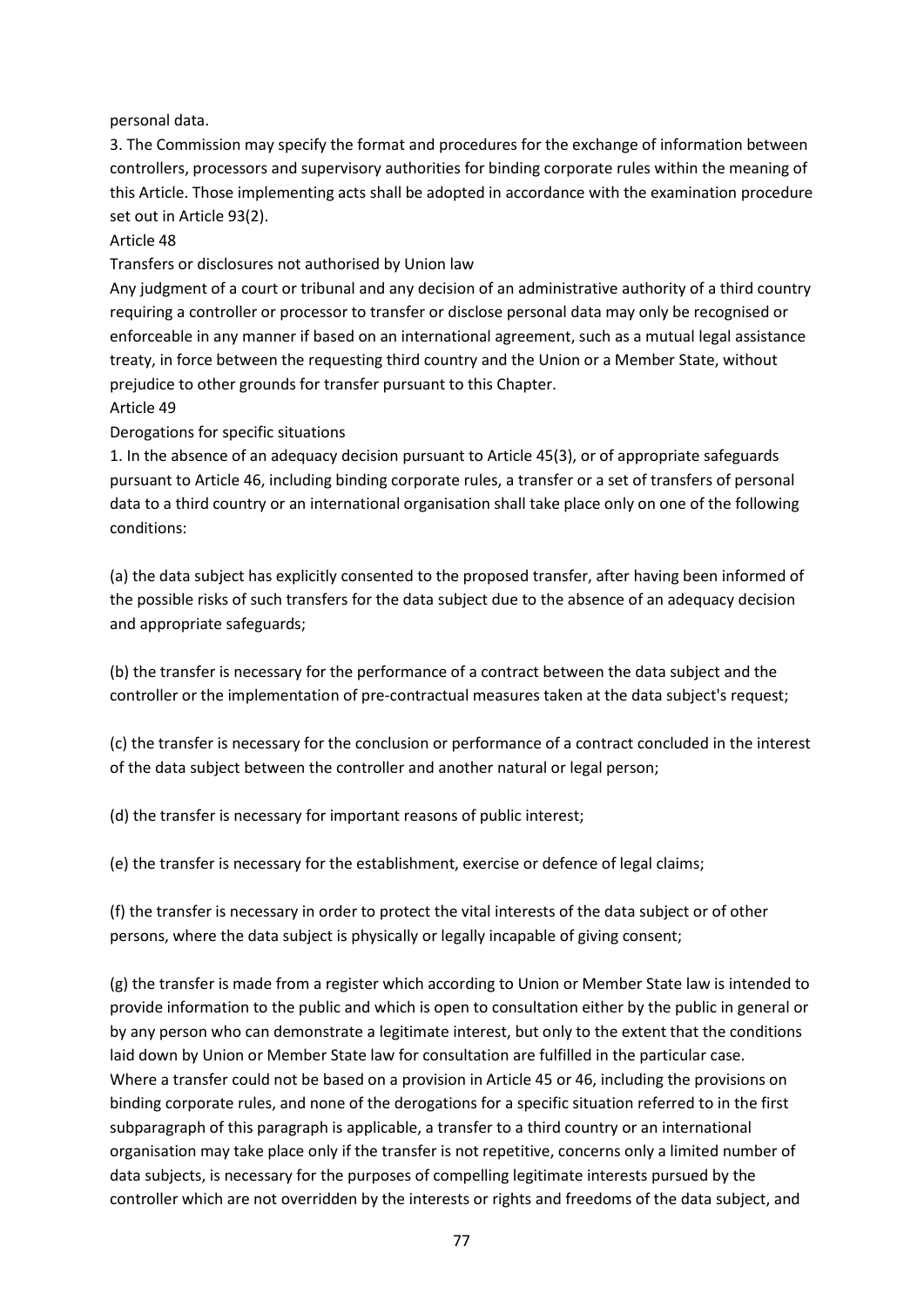personal data.

3. The Commission may specify the format and procedures for the exchange of information between controllers, processors and supervisory authorities for binding corporate rules within the meaning of this Article. Those implementing acts shall be adopted in accordance with the examination procedure set out in Article 93(2).

Article 48

Transfers or disclosures not authorised by Union law

Any judgment of a court or tribunal and any decision of an administrative authority of a third country requiring a controller or processor to transfer or disclose personal data may only be recognised or enforceable in any manner if based on an international agreement, such as a mutual legal assistance treaty, in force between the requesting third country and the Union or a Member State, without prejudice to other grounds for transfer pursuant to this Chapter.

Article 49

Derogations for specific situations

1. In the absence of an adequacy decision pursuant to Article 45(3), or of appropriate safeguards pursuant to Article 46, including binding corporate rules, a transfer or a set of transfers of personal data to a third country or an international organisation shall take place only on one of the following conditions:

(a) the data subject has explicitly consented to the proposed transfer, after having been informed of the possible risks of such transfers for the data subject due to the absence of an adequacy decision and appropriate safeguards;

(b) the transfer is necessary for the performance of a contract between the data subject and the controller or the implementation of pre-contractual measures taken at the data subject's request;

(c) the transfer is necessary for the conclusion or performance of a contract concluded in the interest of the data subject between the controller and another natural or legal person;

(d) the transfer is necessary for important reasons of public interest;

(e) the transfer is necessary for the establishment, exercise or defence of legal claims;

(f) the transfer is necessary in order to protect the vital interests of the data subject or of other persons, where the data subject is physically or legally incapable of giving consent;

(g) the transfer is made from a register which according to Union or Member State law is intended to provide information to the public and which is open to consultation either by the public in general or by any person who can demonstrate a legitimate interest, but only to the extent that the conditions laid down by Union or Member State law for consultation are fulfilled in the particular case.

Where a transfer could not be based on a provision in Article 45 or 46, including the provisions on binding corporate rules, and none of the derogations for a specific situation referred to in the first subparagraph of this paragraph is applicable, a transfer to a third country or an international organisation may take place only if the transfer is not repetitive, concerns only a limited number of data subjects, is necessary for the purposes of compelling legitimate interests pursued by the controller which are not overridden by the interests or rights and freedoms of the data subject, and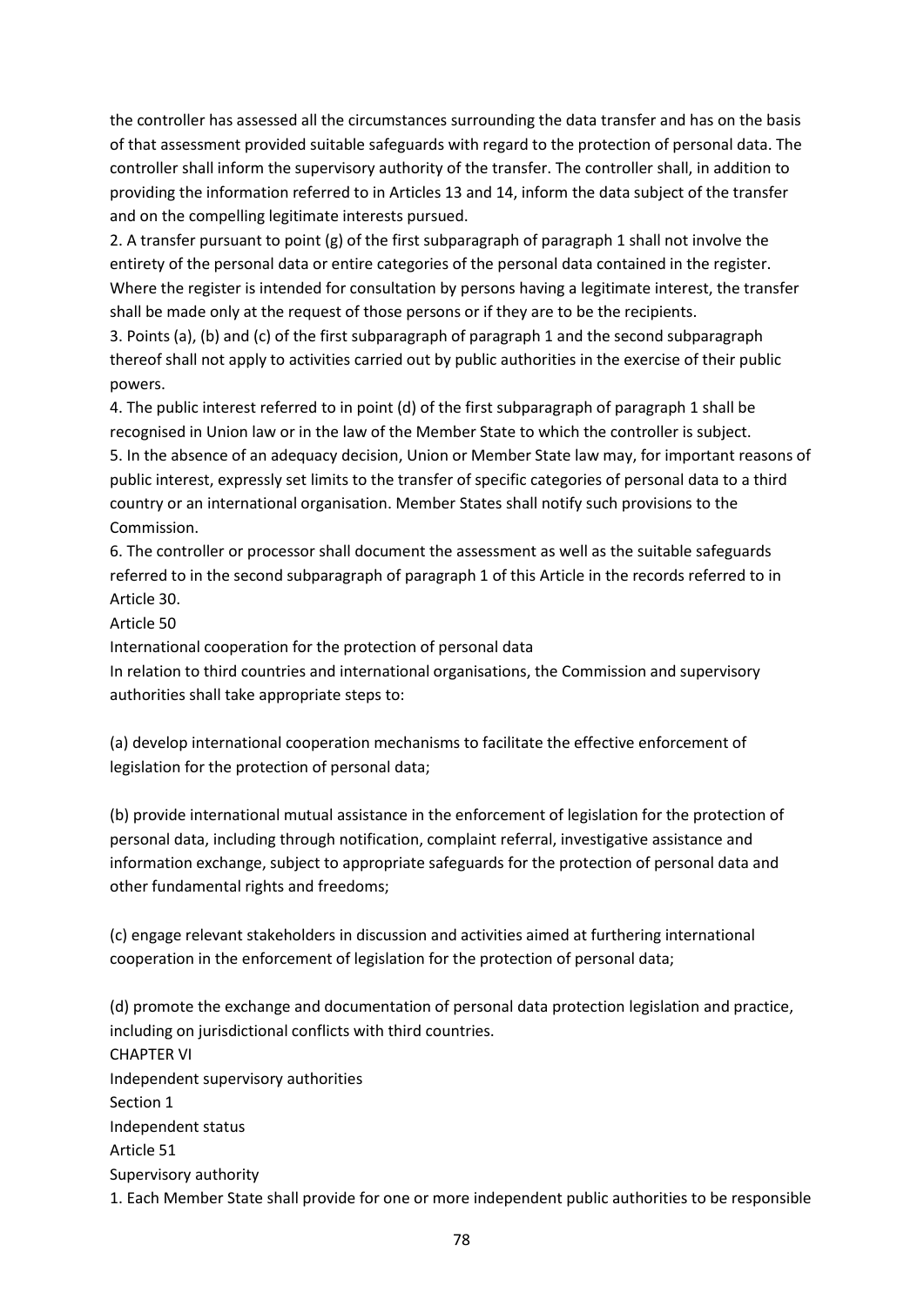the controller has assessed all the circumstances surrounding the data transfer and has on the basis of that assessment provided suitable safeguards with regard to the protection of personal data. The controller shall inform the supervisory authority of the transfer. The controller shall, in addition to providing the information referred to in Articles 13 and 14, inform the data subject of the transfer and on the compelling legitimate interests pursued.

2. A transfer pursuant to point (g) of the first subparagraph of paragraph 1 shall not involve the entirety of the personal data or entire categories of the personal data contained in the register. Where the register is intended for consultation by persons having a legitimate interest, the transfer shall be made only at the request of those persons or if they are to be the recipients.

3. Points (a), (b) and (c) of the first subparagraph of paragraph 1 and the second subparagraph thereof shall not apply to activities carried out by public authorities in the exercise of their public powers.

4. The public interest referred to in point (d) of the first subparagraph of paragraph 1 shall be recognised in Union law or in the law of the Member State to which the controller is subject.

5. In the absence of an adequacy decision, Union or Member State law may, for important reasons of public interest, expressly set limits to the transfer of specific categories of personal data to a third country or an international organisation. Member States shall notify such provisions to the Commission.

6. The controller or processor shall document the assessment as well as the suitable safeguards referred to in the second subparagraph of paragraph 1 of this Article in the records referred to in Article 30.

Article 50

International cooperation for the protection of personal data

In relation to third countries and international organisations, the Commission and supervisory authorities shall take appropriate steps to:

(a) develop international cooperation mechanisms to facilitate the effective enforcement of legislation for the protection of personal data;

(b) provide international mutual assistance in the enforcement of legislation for the protection of personal data, including through notification, complaint referral, investigative assistance and information exchange, subject to appropriate safeguards for the protection of personal data and other fundamental rights and freedoms;

(c) engage relevant stakeholders in discussion and activities aimed at furthering international cooperation in the enforcement of legislation for the protection of personal data;

(d) promote the exchange and documentation of personal data protection legislation and practice, including on jurisdictional conflicts with third countries.

CHAPTER VI

Independent supervisory authorities

Section 1

Independent status

Article 51

Supervisory authority

1. Each Member State shall provide for one or more independent public authorities to be responsible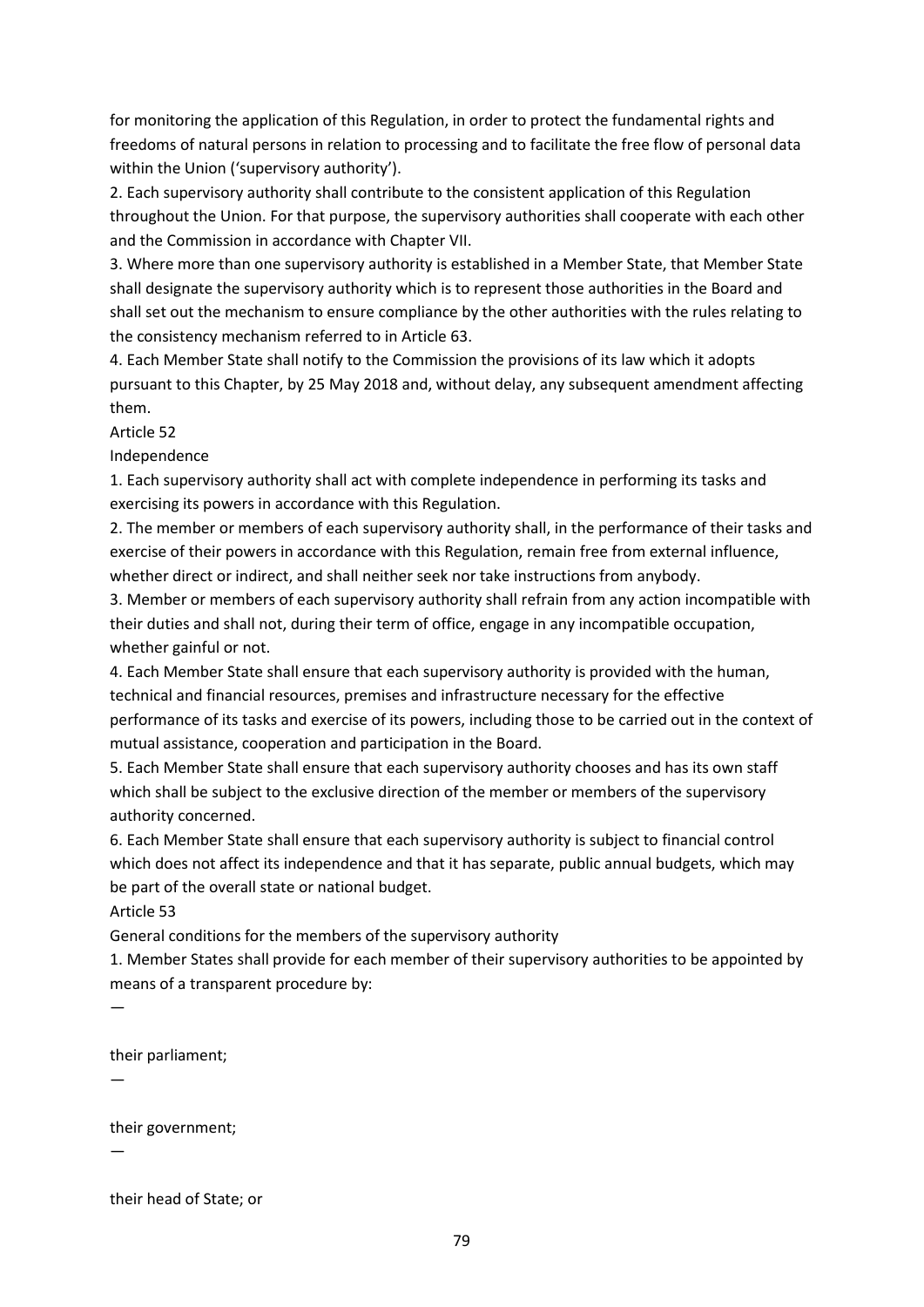for monitoring the application of this Regulation, in order to protect the fundamental rights and freedoms of natural persons in relation to processing and to facilitate the free flow of personal data within the Union ('supervisory authority').

2. Each supervisory authority shall contribute to the consistent application of this Regulation throughout the Union. For that purpose, the supervisory authorities shall cooperate with each other and the Commission in accordance with Chapter VII.

3. Where more than one supervisory authority is established in a Member State, that Member State shall designate the supervisory authority which is to represent those authorities in the Board and shall set out the mechanism to ensure compliance by the other authorities with the rules relating to the consistency mechanism referred to in Article 63.

4. Each Member State shall notify to the Commission the provisions of its law which it adopts pursuant to this Chapter, by 25 May 2018 and, without delay, any subsequent amendment affecting them.

Article 52

Independence

1. Each supervisory authority shall act with complete independence in performing its tasks and exercising its powers in accordance with this Regulation.

2. The member or members of each supervisory authority shall, in the performance of their tasks and exercise of their powers in accordance with this Regulation, remain free from external influence, whether direct or indirect, and shall neither seek nor take instructions from anybody.

3. Member or members of each supervisory authority shall refrain from any action incompatible with their duties and shall not, during their term of office, engage in any incompatible occupation, whether gainful or not.

4. Each Member State shall ensure that each supervisory authority is provided with the human, technical and financial resources, premises and infrastructure necessary for the effective performance of its tasks and exercise of its powers, including those to be carried out in the context of mutual assistance, cooperation and participation in the Board.

5. Each Member State shall ensure that each supervisory authority chooses and has its own staff which shall be subject to the exclusive direction of the member or members of the supervisory authority concerned.

6. Each Member State shall ensure that each supervisory authority is subject to financial control which does not affect its independence and that it has separate, public annual budgets, which may be part of the overall state or national budget.

Article 53

General conditions for the members of the supervisory authority

1. Member States shall provide for each member of their supervisory authorities to be appointed by means of a transparent procedure by:

—

their parliament;

—

their government;

—

their head of State; or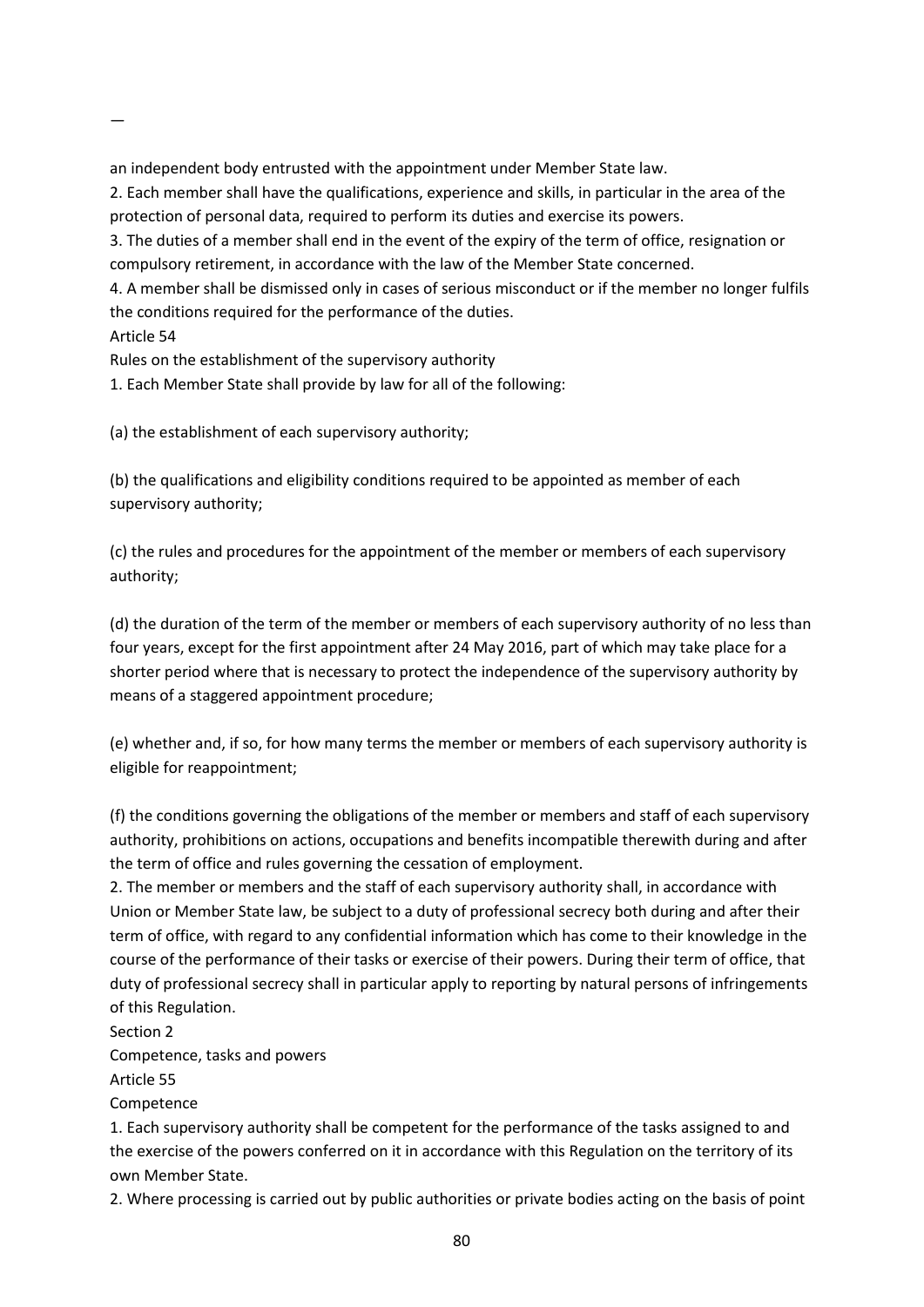—

an independent body entrusted with the appointment under Member State law.

2. Each member shall have the qualifications, experience and skills, in particular in the area of the protection of personal data, required to perform its duties and exercise its powers.

3. The duties of a member shall end in the event of the expiry of the term of office, resignation or compulsory retirement, in accordance with the law of the Member State concerned.

4. A member shall be dismissed only in cases of serious misconduct or if the member no longer fulfils the conditions required for the performance of the duties.

Article 54

Rules on the establishment of the supervisory authority

1. Each Member State shall provide by law for all of the following:

(a) the establishment of each supervisory authority;

(b) the qualifications and eligibility conditions required to be appointed as member of each supervisory authority;

(c) the rules and procedures for the appointment of the member or members of each supervisory authority;

(d) the duration of the term of the member or members of each supervisory authority of no less than four years, except for the first appointment after 24 May 2016, part of which may take place for a shorter period where that is necessary to protect the independence of the supervisory authority by means of a staggered appointment procedure;

(e) whether and, if so, for how many terms the member or members of each supervisory authority is eligible for reappointment;

(f) the conditions governing the obligations of the member or members and staff of each supervisory authority, prohibitions on actions, occupations and benefits incompatible therewith during and after the term of office and rules governing the cessation of employment.

2. The member or members and the staff of each supervisory authority shall, in accordance with Union or Member State law, be subject to a duty of professional secrecy both during and after their term of office, with regard to any confidential information which has come to their knowledge in the course of the performance of their tasks or exercise of their powers. During their term of office, that duty of professional secrecy shall in particular apply to reporting by natural persons of infringements of this Regulation.

Section 2

Competence, tasks and powers

Article 55

Competence

1. Each supervisory authority shall be competent for the performance of the tasks assigned to and the exercise of the powers conferred on it in accordance with this Regulation on the territory of its own Member State.

2. Where processing is carried out by public authorities or private bodies acting on the basis of point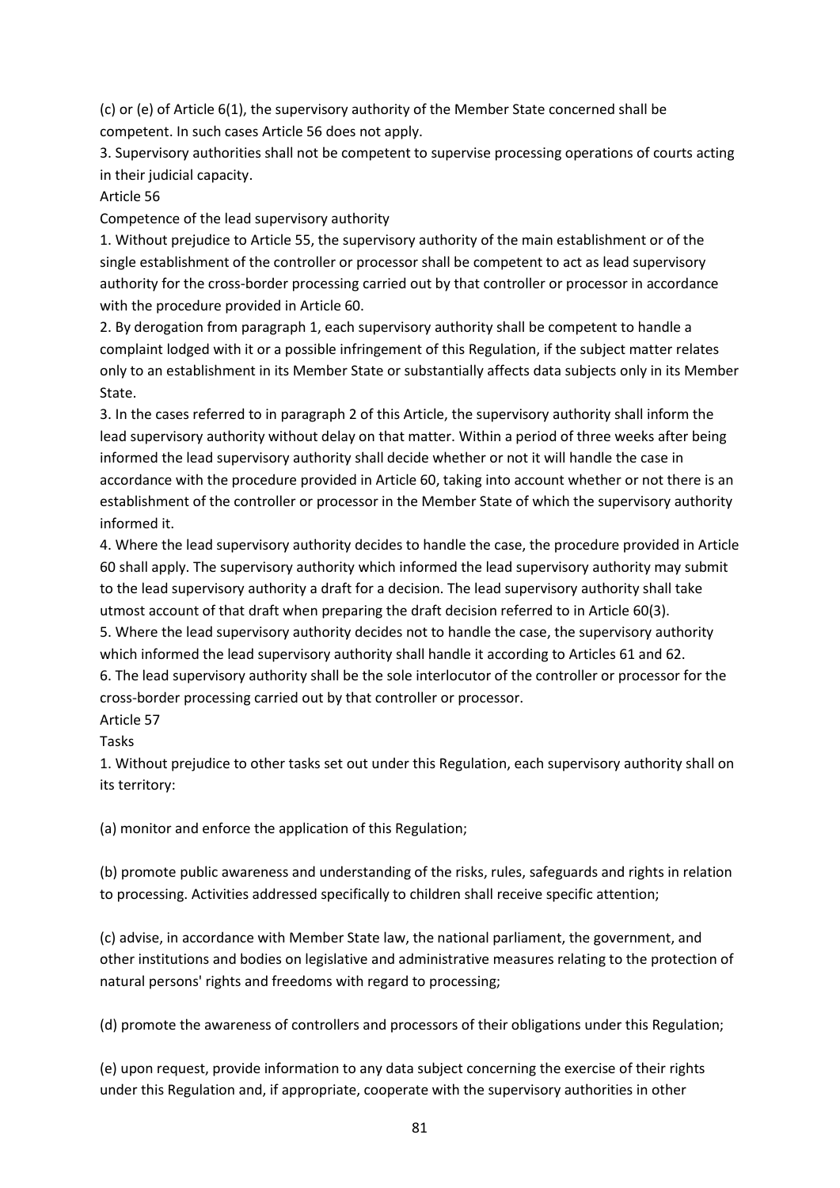(c) or (e) of Article 6(1), the supervisory authority of the Member State concerned shall be competent. In such cases Article 56 does not apply.

3. Supervisory authorities shall not be competent to supervise processing operations of courts acting in their judicial capacity.

Article 56

Competence of the lead supervisory authority

1. Without prejudice to Article 55, the supervisory authority of the main establishment or of the single establishment of the controller or processor shall be competent to act as lead supervisory authority for the cross-border processing carried out by that controller or processor in accordance with the procedure provided in Article 60.

2. By derogation from paragraph 1, each supervisory authority shall be competent to handle a complaint lodged with it or a possible infringement of this Regulation, if the subject matter relates only to an establishment in its Member State or substantially affects data subjects only in its Member State.

3. In the cases referred to in paragraph 2 of this Article, the supervisory authority shall inform the lead supervisory authority without delay on that matter. Within a period of three weeks after being informed the lead supervisory authority shall decide whether or not it will handle the case in accordance with the procedure provided in Article 60, taking into account whether or not there is an establishment of the controller or processor in the Member State of which the supervisory authority informed it.

4. Where the lead supervisory authority decides to handle the case, the procedure provided in Article 60 shall apply. The supervisory authority which informed the lead supervisory authority may submit to the lead supervisory authority a draft for a decision. The lead supervisory authority shall take utmost account of that draft when preparing the draft decision referred to in Article 60(3).

5. Where the lead supervisory authority decides not to handle the case, the supervisory authority which informed the lead supervisory authority shall handle it according to Articles 61 and 62.

6. The lead supervisory authority shall be the sole interlocutor of the controller or processor for the cross-border processing carried out by that controller or processor.

Article 57

Tasks

1. Without prejudice to other tasks set out under this Regulation, each supervisory authority shall on its territory:

(a) monitor and enforce the application of this Regulation;

(b) promote public awareness and understanding of the risks, rules, safeguards and rights in relation to processing. Activities addressed specifically to children shall receive specific attention;

(c) advise, in accordance with Member State law, the national parliament, the government, and other institutions and bodies on legislative and administrative measures relating to the protection of natural persons' rights and freedoms with regard to processing;

(d) promote the awareness of controllers and processors of their obligations under this Regulation;

(e) upon request, provide information to any data subject concerning the exercise of their rights under this Regulation and, if appropriate, cooperate with the supervisory authorities in other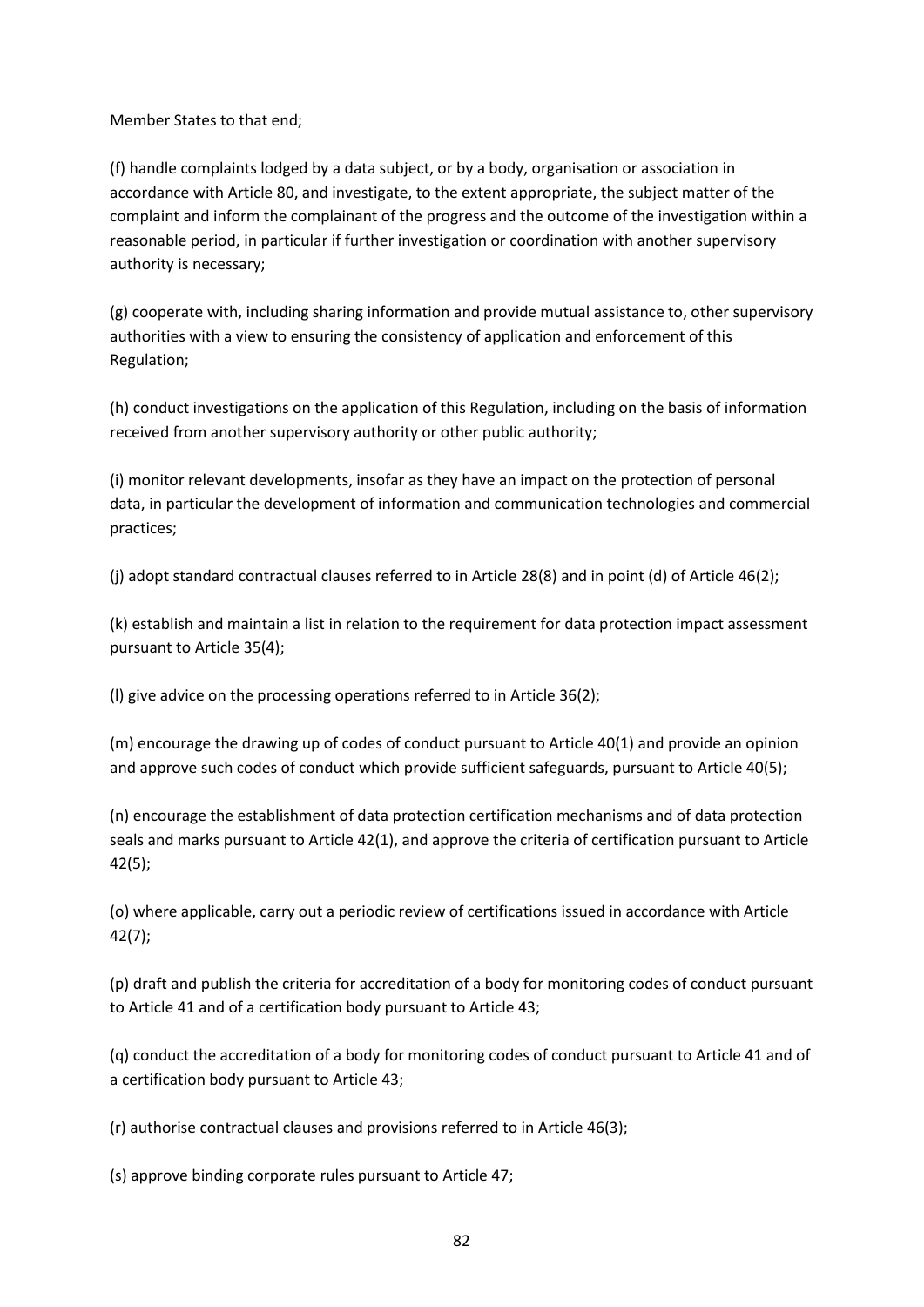Member States to that end;

(f) handle complaints lodged by a data subject, or by a body, organisation or association in accordance with Article 80, and investigate, to the extent appropriate, the subject matter of the complaint and inform the complainant of the progress and the outcome of the investigation within a reasonable period, in particular if further investigation or coordination with another supervisory authority is necessary;

(g) cooperate with, including sharing information and provide mutual assistance to, other supervisory authorities with a view to ensuring the consistency of application and enforcement of this Regulation;

(h) conduct investigations on the application of this Regulation, including on the basis of information received from another supervisory authority or other public authority;

(i) monitor relevant developments, insofar as they have an impact on the protection of personal data, in particular the development of information and communication technologies and commercial practices;

(j) adopt standard contractual clauses referred to in Article 28(8) and in point (d) of Article 46(2);

(k) establish and maintain a list in relation to the requirement for data protection impact assessment pursuant to Article 35(4);

(l) give advice on the processing operations referred to in Article 36(2);

(m) encourage the drawing up of codes of conduct pursuant to Article 40(1) and provide an opinion and approve such codes of conduct which provide sufficient safeguards, pursuant to Article 40(5);

(n) encourage the establishment of data protection certification mechanisms and of data protection seals and marks pursuant to Article 42(1), and approve the criteria of certification pursuant to Article 42(5);

(o) where applicable, carry out a periodic review of certifications issued in accordance with Article 42(7);

(p) draft and publish the criteria for accreditation of a body for monitoring codes of conduct pursuant to Article 41 and of a certification body pursuant to Article 43;

(q) conduct the accreditation of a body for monitoring codes of conduct pursuant to Article 41 and of a certification body pursuant to Article 43;

(r) authorise contractual clauses and provisions referred to in Article 46(3);

(s) approve binding corporate rules pursuant to Article 47;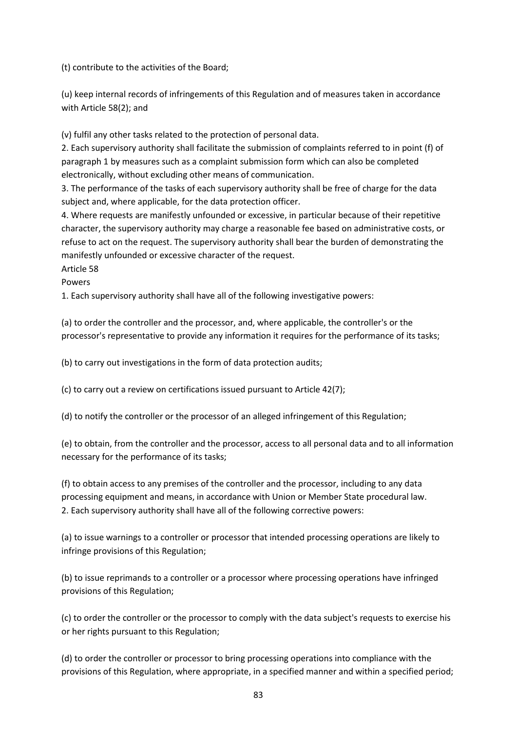(t) contribute to the activities of the Board;

(u) keep internal records of infringements of this Regulation and of measures taken in accordance with Article 58(2); and

(v) fulfil any other tasks related to the protection of personal data.

2. Each supervisory authority shall facilitate the submission of complaints referred to in point (f) of paragraph 1 by measures such as a complaint submission form which can also be completed electronically, without excluding other means of communication.

3. The performance of the tasks of each supervisory authority shall be free of charge for the data subject and, where applicable, for the data protection officer.

4. Where requests are manifestly unfounded or excessive, in particular because of their repetitive character, the supervisory authority may charge a reasonable fee based on administrative costs, or refuse to act on the request. The supervisory authority shall bear the burden of demonstrating the manifestly unfounded or excessive character of the request.

Article 58

Powers

1. Each supervisory authority shall have all of the following investigative powers:

(a) to order the controller and the processor, and, where applicable, the controller's or the processor's representative to provide any information it requires for the performance of its tasks;

(b) to carry out investigations in the form of data protection audits;

(c) to carry out a review on certifications issued pursuant to Article 42(7);

(d) to notify the controller or the processor of an alleged infringement of this Regulation;

(e) to obtain, from the controller and the processor, access to all personal data and to all information necessary for the performance of its tasks;

(f) to obtain access to any premises of the controller and the processor, including to any data processing equipment and means, in accordance with Union or Member State procedural law.

2. Each supervisory authority shall have all of the following corrective powers:

(a) to issue warnings to a controller or processor that intended processing operations are likely to infringe provisions of this Regulation;

(b) to issue reprimands to a controller or a processor where processing operations have infringed provisions of this Regulation;

(c) to order the controller or the processor to comply with the data subject's requests to exercise his or her rights pursuant to this Regulation;

(d) to order the controller or processor to bring processing operations into compliance with the provisions of this Regulation, where appropriate, in a specified manner and within a specified period;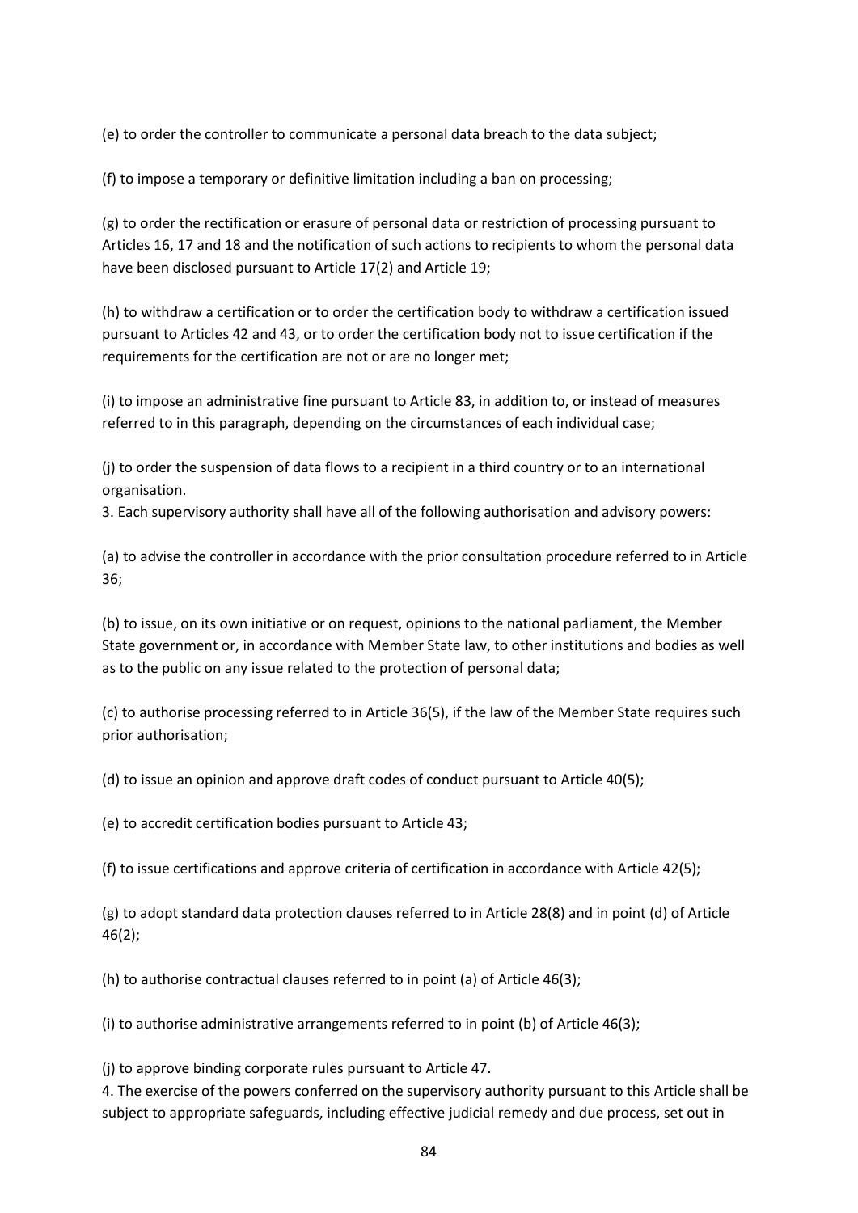(e) to order the controller to communicate a personal data breach to the data subject;

(f) to impose a temporary or definitive limitation including a ban on processing;

(g) to order the rectification or erasure of personal data or restriction of processing pursuant to Articles 16, 17 and 18 and the notification of such actions to recipients to whom the personal data have been disclosed pursuant to Article 17(2) and Article 19;

(h) to withdraw a certification or to order the certification body to withdraw a certification issued pursuant to Articles 42 and 43, or to order the certification body not to issue certification if the requirements for the certification are not or are no longer met;

(i) to impose an administrative fine pursuant to Article 83, in addition to, or instead of measures referred to in this paragraph, depending on the circumstances of each individual case;

(j) to order the suspension of data flows to a recipient in a third country or to an international organisation.

3. Each supervisory authority shall have all of the following authorisation and advisory powers:

(a) to advise the controller in accordance with the prior consultation procedure referred to in Article 36;

(b) to issue, on its own initiative or on request, opinions to the national parliament, the Member State government or, in accordance with Member State law, to other institutions and bodies as well as to the public on any issue related to the protection of personal data;

(c) to authorise processing referred to in Article 36(5), if the law of the Member State requires such prior authorisation;

(d) to issue an opinion and approve draft codes of conduct pursuant to Article 40(5);

(e) to accredit certification bodies pursuant to Article 43;

(f) to issue certifications and approve criteria of certification in accordance with Article 42(5);

(g) to adopt standard data protection clauses referred to in Article 28(8) and in point (d) of Article 46(2);

(h) to authorise contractual clauses referred to in point (a) of Article 46(3);

(i) to authorise administrative arrangements referred to in point (b) of Article 46(3);

(j) to approve binding corporate rules pursuant to Article 47.

4. The exercise of the powers conferred on the supervisory authority pursuant to this Article shall be subject to appropriate safeguards, including effective judicial remedy and due process, set out in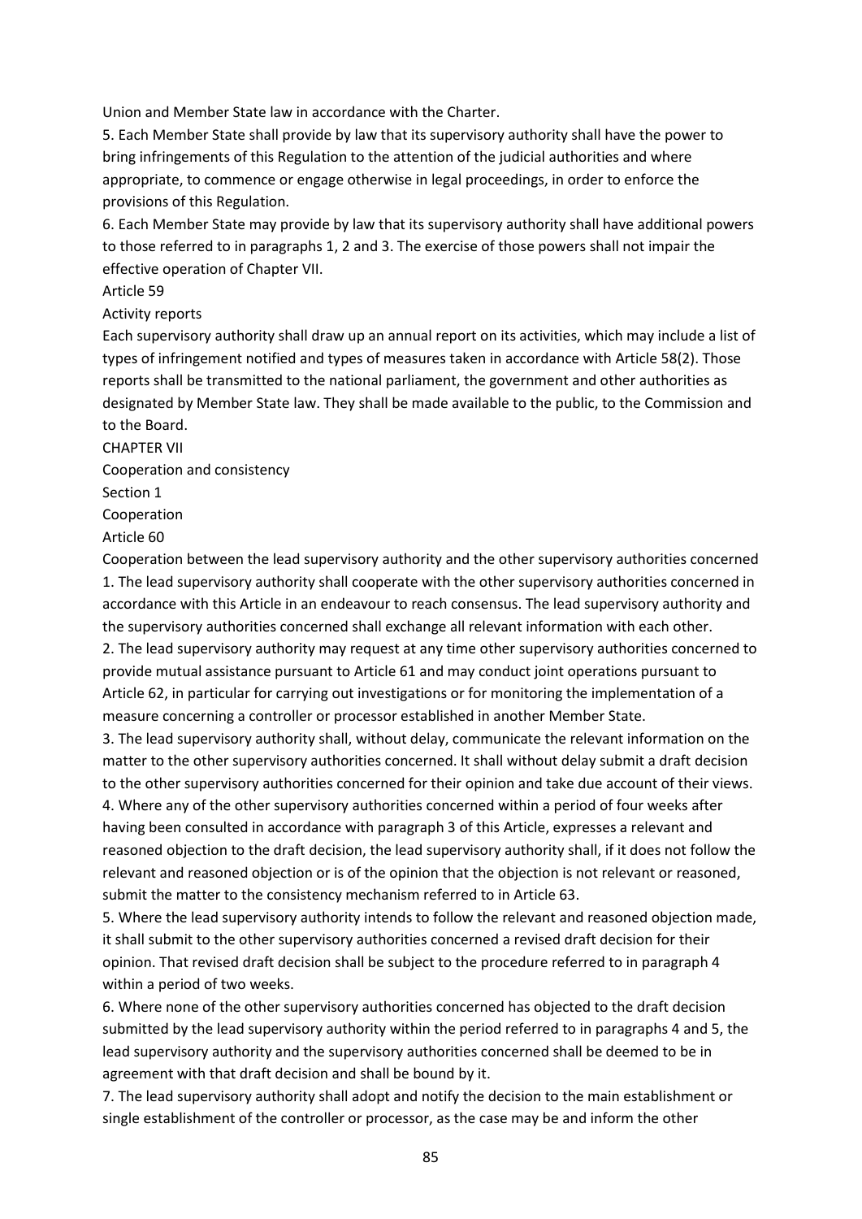Union and Member State law in accordance with the Charter.

5. Each Member State shall provide by law that its supervisory authority shall have the power to bring infringements of this Regulation to the attention of the judicial authorities and where appropriate, to commence or engage otherwise in legal proceedings, in order to enforce the provisions of this Regulation.

6. Each Member State may provide by law that its supervisory authority shall have additional powers to those referred to in paragraphs 1, 2 and 3. The exercise of those powers shall not impair the effective operation of Chapter VII.

Article 59

Activity reports

Each supervisory authority shall draw up an annual report on its activities, which may include a list of types of infringement notified and types of measures taken in accordance with Article 58(2). Those reports shall be transmitted to the national parliament, the government and other authorities as designated by Member State law. They shall be made available to the public, to the Commission and to the Board.

CHAPTER VII

Cooperation and consistency

Section 1

Cooperation

Article 60

Cooperation between the lead supervisory authority and the other supervisory authorities concerned

1. The lead supervisory authority shall cooperate with the other supervisory authorities concerned in accordance with this Article in an endeavour to reach consensus. The lead supervisory authority and the supervisory authorities concerned shall exchange all relevant information with each other.

2. The lead supervisory authority may request at any time other supervisory authorities concerned to provide mutual assistance pursuant to Article 61 and may conduct joint operations pursuant to Article 62, in particular for carrying out investigations or for monitoring the implementation of a measure concerning a controller or processor established in another Member State.

3. The lead supervisory authority shall, without delay, communicate the relevant information on the matter to the other supervisory authorities concerned. It shall without delay submit a draft decision to the other supervisory authorities concerned for their opinion and take due account of their views.

4. Where any of the other supervisory authorities concerned within a period of four weeks after having been consulted in accordance with paragraph 3 of this Article, expresses a relevant and reasoned objection to the draft decision, the lead supervisory authority shall, if it does not follow the relevant and reasoned objection or is of the opinion that the objection is not relevant or reasoned, submit the matter to the consistency mechanism referred to in Article 63.

5. Where the lead supervisory authority intends to follow the relevant and reasoned objection made, it shall submit to the other supervisory authorities concerned a revised draft decision for their opinion. That revised draft decision shall be subject to the procedure referred to in paragraph 4 within a period of two weeks.

6. Where none of the other supervisory authorities concerned has objected to the draft decision submitted by the lead supervisory authority within the period referred to in paragraphs 4 and 5, the lead supervisory authority and the supervisory authorities concerned shall be deemed to be in agreement with that draft decision and shall be bound by it.

7. The lead supervisory authority shall adopt and notify the decision to the main establishment or single establishment of the controller or processor, as the case may be and inform the other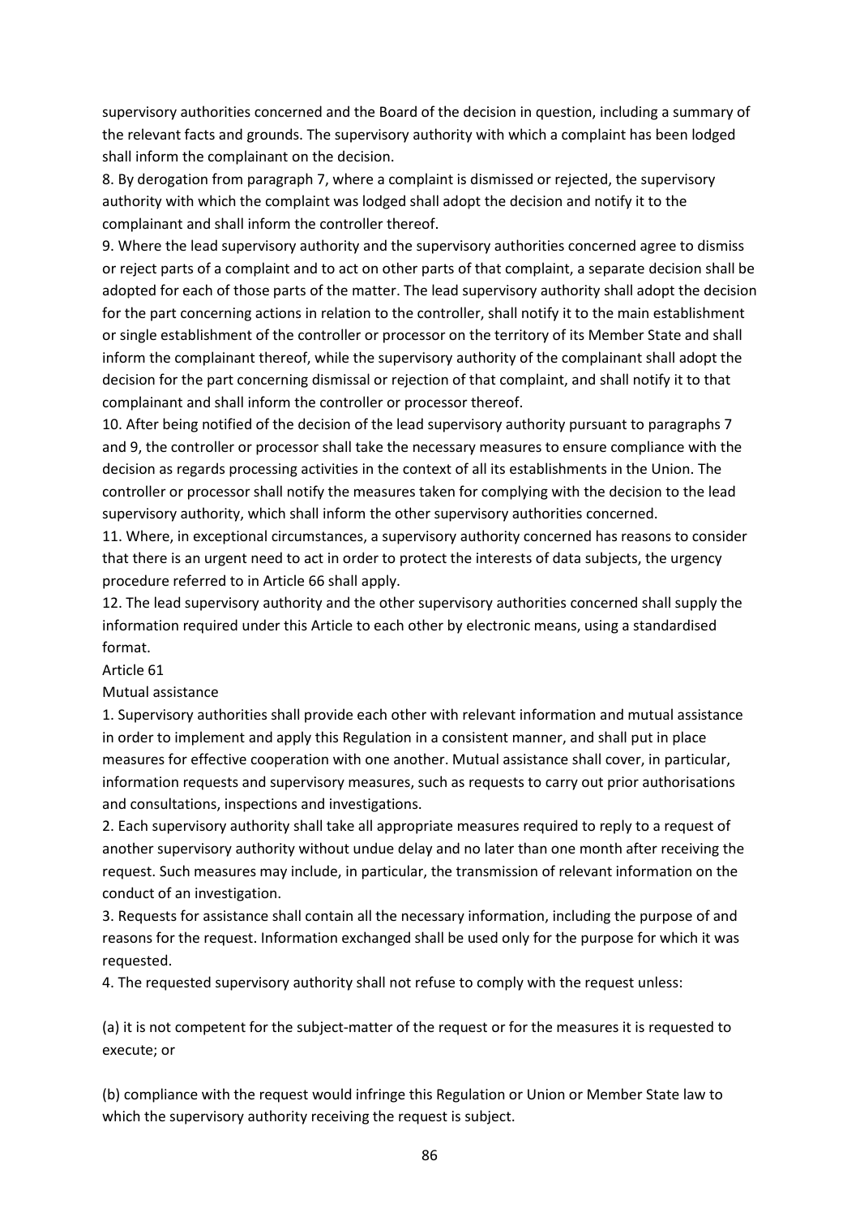supervisory authorities concerned and the Board of the decision in question, including a summary of the relevant facts and grounds. The supervisory authority with which a complaint has been lodged shall inform the complainant on the decision.

8. By derogation from paragraph 7, where a complaint is dismissed or rejected, the supervisory authority with which the complaint was lodged shall adopt the decision and notify it to the complainant and shall inform the controller thereof.

9. Where the lead supervisory authority and the supervisory authorities concerned agree to dismiss or reject parts of a complaint and to act on other parts of that complaint, a separate decision shall be adopted for each of those parts of the matter. The lead supervisory authority shall adopt the decision for the part concerning actions in relation to the controller, shall notify it to the main establishment or single establishment of the controller or processor on the territory of its Member State and shall inform the complainant thereof, while the supervisory authority of the complainant shall adopt the decision for the part concerning dismissal or rejection of that complaint, and shall notify it to that complainant and shall inform the controller or processor thereof.

10. After being notified of the decision of the lead supervisory authority pursuant to paragraphs 7 and 9, the controller or processor shall take the necessary measures to ensure compliance with the decision as regards processing activities in the context of all its establishments in the Union. The controller or processor shall notify the measures taken for complying with the decision to the lead supervisory authority, which shall inform the other supervisory authorities concerned.

11. Where, in exceptional circumstances, a supervisory authority concerned has reasons to consider that there is an urgent need to act in order to protect the interests of data subjects, the urgency procedure referred to in Article 66 shall apply.

12. The lead supervisory authority and the other supervisory authorities concerned shall supply the information required under this Article to each other by electronic means, using a standardised format.

Article 61

Mutual assistance

1. Supervisory authorities shall provide each other with relevant information and mutual assistance in order to implement and apply this Regulation in a consistent manner, and shall put in place measures for effective cooperation with one another. Mutual assistance shall cover, in particular, information requests and supervisory measures, such as requests to carry out prior authorisations and consultations, inspections and investigations.

2. Each supervisory authority shall take all appropriate measures required to reply to a request of another supervisory authority without undue delay and no later than one month after receiving the request. Such measures may include, in particular, the transmission of relevant information on the conduct of an investigation.

3. Requests for assistance shall contain all the necessary information, including the purpose of and reasons for the request. Information exchanged shall be used only for the purpose for which it was requested.

4. The requested supervisory authority shall not refuse to comply with the request unless:

(a) it is not competent for the subject-matter of the request or for the measures it is requested to execute; or

(b) compliance with the request would infringe this Regulation or Union or Member State law to which the supervisory authority receiving the request is subject.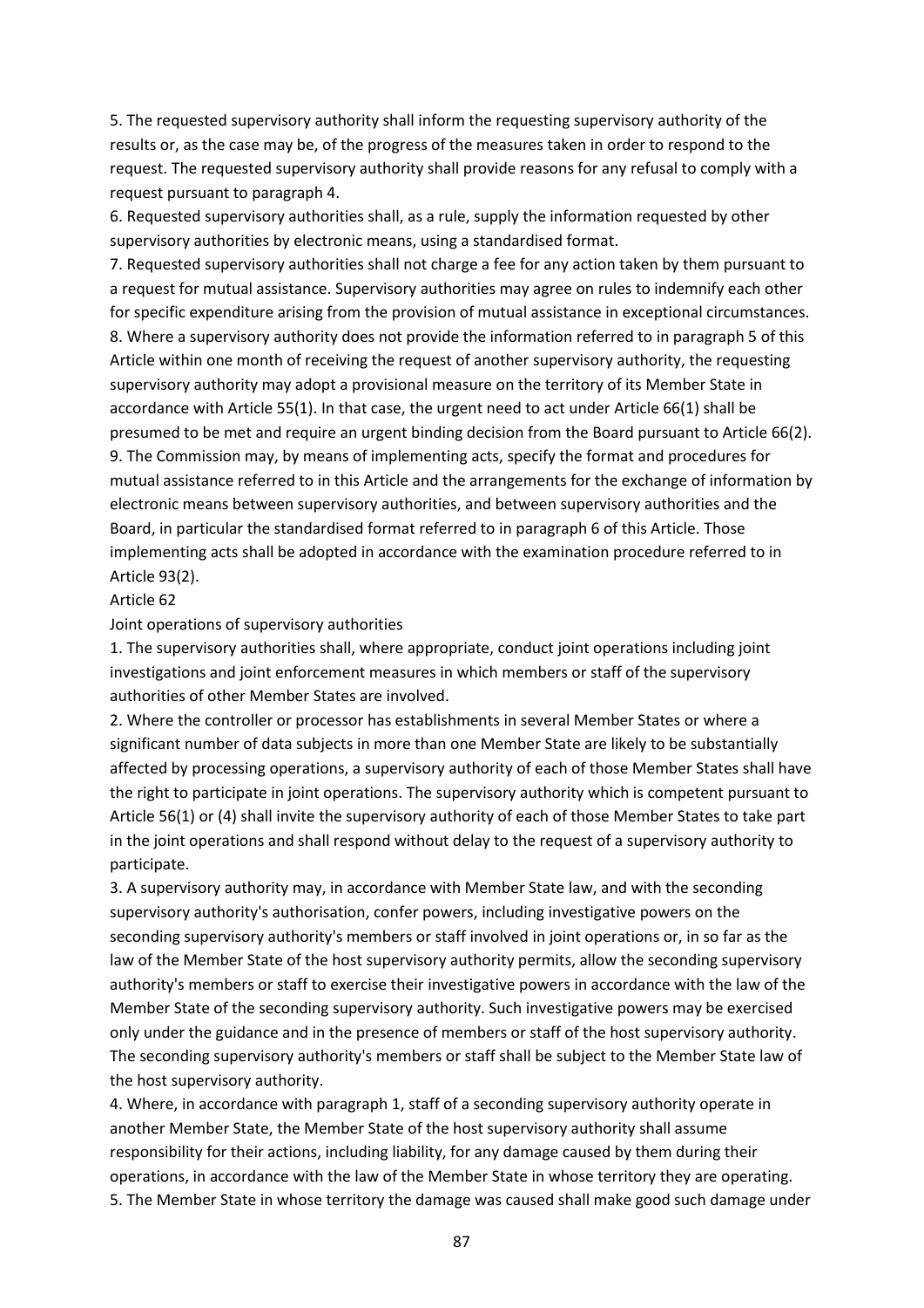5. The requested supervisory authority shall inform the requesting supervisory authority of the results or, as the case may be, of the progress of the measures taken in order to respond to the request. The requested supervisory authority shall provide reasons for any refusal to comply with a request pursuant to paragraph 4.

6. Requested supervisory authorities shall, as a rule, supply the information requested by other supervisory authorities by electronic means, using a standardised format.

7. Requested supervisory authorities shall not charge a fee for any action taken by them pursuant to a request for mutual assistance. Supervisory authorities may agree on rules to indemnify each other for specific expenditure arising from the provision of mutual assistance in exceptional circumstances.

8. Where a supervisory authority does not provide the information referred to in paragraph 5 of this Article within one month of receiving the request of another supervisory authority, the requesting supervisory authority may adopt a provisional measure on the territory of its Member State in accordance with Article 55(1). In that case, the urgent need to act under Article 66(1) shall be presumed to be met and require an urgent binding decision from the Board pursuant to Article 66(2).

9. The Commission may, by means of implementing acts, specify the format and procedures for mutual assistance referred to in this Article and the arrangements for the exchange of information by electronic means between supervisory authorities, and between supervisory authorities and the Board, in particular the standardised format referred to in paragraph 6 of this Article. Those implementing acts shall be adopted in accordance with the examination procedure referred to in Article 93(2).

Article 62

Joint operations of supervisory authorities

1. The supervisory authorities shall, where appropriate, conduct joint operations including joint investigations and joint enforcement measures in which members or staff of the supervisory authorities of other Member States are involved.

2. Where the controller or processor has establishments in several Member States or where a significant number of data subjects in more than one Member State are likely to be substantially affected by processing operations, a supervisory authority of each of those Member States shall have the right to participate in joint operations. The supervisory authority which is competent pursuant to Article 56(1) or (4) shall invite the supervisory authority of each of those Member States to take part in the joint operations and shall respond without delay to the request of a supervisory authority to participate.

3. A supervisory authority may, in accordance with Member State law, and with the seconding supervisory authority's authorisation, confer powers, including investigative powers on the seconding supervisory authority's members or staff involved in joint operations or, in so far as the law of the Member State of the host supervisory authority permits, allow the seconding supervisory authority's members or staff to exercise their investigative powers in accordance with the law of the Member State of the seconding supervisory authority. Such investigative powers may be exercised only under the guidance and in the presence of members or staff of the host supervisory authority. The seconding supervisory authority's members or staff shall be subject to the Member State law of the host supervisory authority.

4. Where, in accordance with paragraph 1, staff of a seconding supervisory authority operate in another Member State, the Member State of the host supervisory authority shall assume responsibility for their actions, including liability, for any damage caused by them during their operations, in accordance with the law of the Member State in whose territory they are operating.

5. The Member State in whose territory the damage was caused shall make good such damage under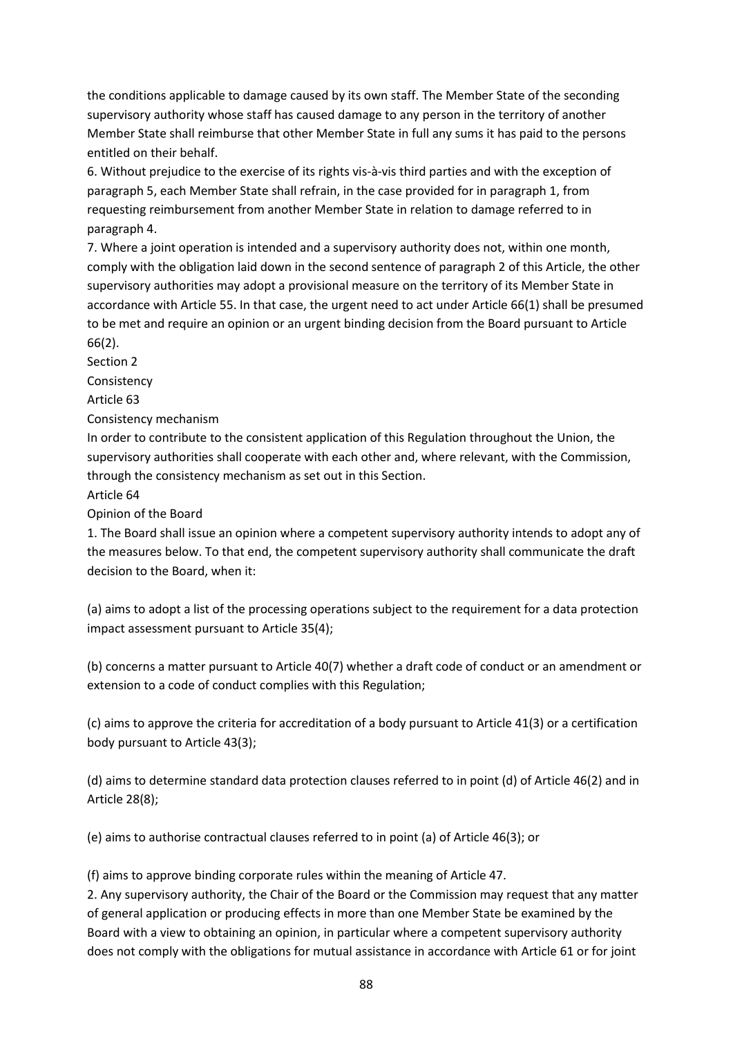the conditions applicable to damage caused by its own staff. The Member State of the seconding supervisory authority whose staff has caused damage to any person in the territory of another Member State shall reimburse that other Member State in full any sums it has paid to the persons entitled on their behalf.

6. Without prejudice to the exercise of its rights vis-à-vis third parties and with the exception of paragraph 5, each Member State shall refrain, in the case provided for in paragraph 1, from requesting reimbursement from another Member State in relation to damage referred to in paragraph 4.

7. Where a joint operation is intended and a supervisory authority does not, within one month, comply with the obligation laid down in the second sentence of paragraph 2 of this Article, the other supervisory authorities may adopt a provisional measure on the territory of its Member State in accordance with Article 55. In that case, the urgent need to act under Article 66(1) shall be presumed to be met and require an opinion or an urgent binding decision from the Board pursuant to Article 66(2).

## Section 2

## Consistency

### Article 63

### Consistency mechanism

In order to contribute to the consistent application of this Regulation throughout the Union, the supervisory authorities shall cooperate with each other and, where relevant, with the Commission, through the consistency mechanism as set out in this Section.

### Article 64

### Opinion of the Board

1. The Board shall issue an opinion where a competent supervisory authority intends to adopt any of the measures below. To that end, the competent supervisory authority shall communicate the draft decision to the Board, when it:

(a) aims to adopt a list of the processing operations subject to the requirement for a data protection impact assessment pursuant to Article 35(4);

(b) concerns a matter pursuant to Article 40(7) whether a draft code of conduct or an amendment or extension to a code of conduct complies with this Regulation;

(c) aims to approve the criteria for accreditation of a body pursuant to Article 41(3) or a certification body pursuant to Article 43(3);

(d) aims to determine standard data protection clauses referred to in point (d) of Article 46(2) and in Article 28(8);

(e) aims to authorise contractual clauses referred to in point (a) of Article 46(3); or

(f) aims to approve binding corporate rules within the meaning of Article 47.

2. Any supervisory authority, the Chair of the Board or the Commission may request that any matter of general application or producing effects in more than one Member State be examined by the Board with a view to obtaining an opinion, in particular where a competent supervisory authority does not comply with the obligations for mutual assistance in accordance with Article 61 or for joint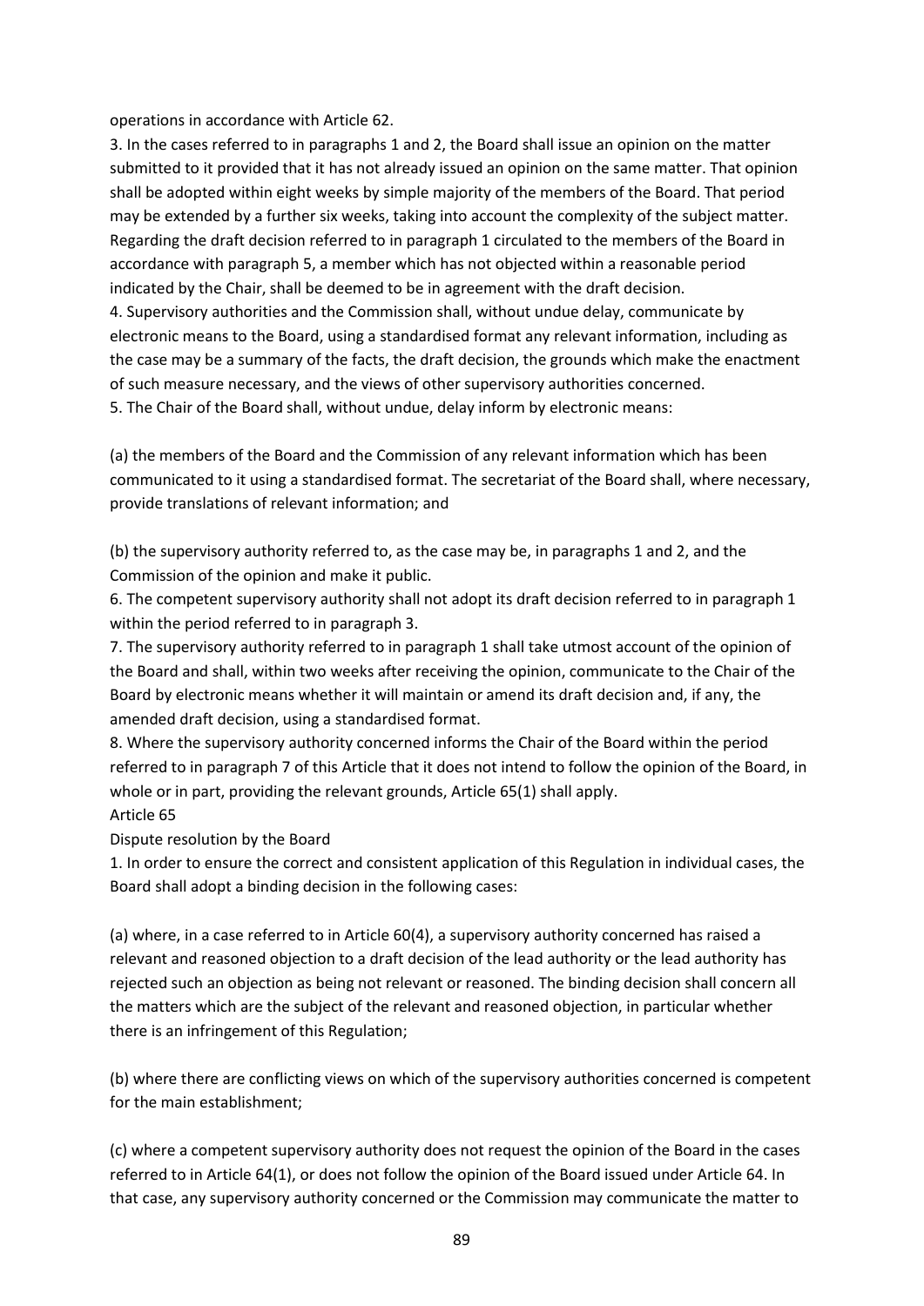operations in accordance with Article 62.

3. In the cases referred to in paragraphs 1 and 2, the Board shall issue an opinion on the matter submitted to it provided that it has not already issued an opinion on the same matter. That opinion shall be adopted within eight weeks by simple majority of the members of the Board. That period may be extended by a further six weeks, taking into account the complexity of the subject matter. Regarding the draft decision referred to in paragraph 1 circulated to the members of the Board in accordance with paragraph 5, a member which has not objected within a reasonable period indicated by the Chair, shall be deemed to be in agreement with the draft decision.

4. Supervisory authorities and the Commission shall, without undue delay, communicate by electronic means to the Board, using a standardised format any relevant information, including as the case may be a summary of the facts, the draft decision, the grounds which make the enactment of such measure necessary, and the views of other supervisory authorities concerned.

5. The Chair of the Board shall, without undue, delay inform by electronic means:

(a) the members of the Board and the Commission of any relevant information which has been communicated to it using a standardised format. The secretariat of the Board shall, where necessary, provide translations of relevant information; and

(b) the supervisory authority referred to, as the case may be, in paragraphs 1 and 2, and the Commission of the opinion and make it public.

6. The competent supervisory authority shall not adopt its draft decision referred to in paragraph 1 within the period referred to in paragraph 3.

7. The supervisory authority referred to in paragraph 1 shall take utmost account of the opinion of the Board and shall, within two weeks after receiving the opinion, communicate to the Chair of the Board by electronic means whether it will maintain or amend its draft decision and, if any, the amended draft decision, using a standardised format.

8. Where the supervisory authority concerned informs the Chair of the Board within the period referred to in paragraph 7 of this Article that it does not intend to follow the opinion of the Board, in whole or in part, providing the relevant grounds, Article 65(1) shall apply.

Article 65

Dispute resolution by the Board

1. In order to ensure the correct and consistent application of this Regulation in individual cases, the Board shall adopt a binding decision in the following cases:

(a) where, in a case referred to in Article 60(4), a supervisory authority concerned has raised a relevant and reasoned objection to a draft decision of the lead authority or the lead authority has rejected such an objection as being not relevant or reasoned. The binding decision shall concern all the matters which are the subject of the relevant and reasoned objection, in particular whether there is an infringement of this Regulation;

(b) where there are conflicting views on which of the supervisory authorities concerned is competent for the main establishment;

(c) where a competent supervisory authority does not request the opinion of the Board in the cases referred to in Article 64(1), or does not follow the opinion of the Board issued under Article 64. In that case, any supervisory authority concerned or the Commission may communicate the matter to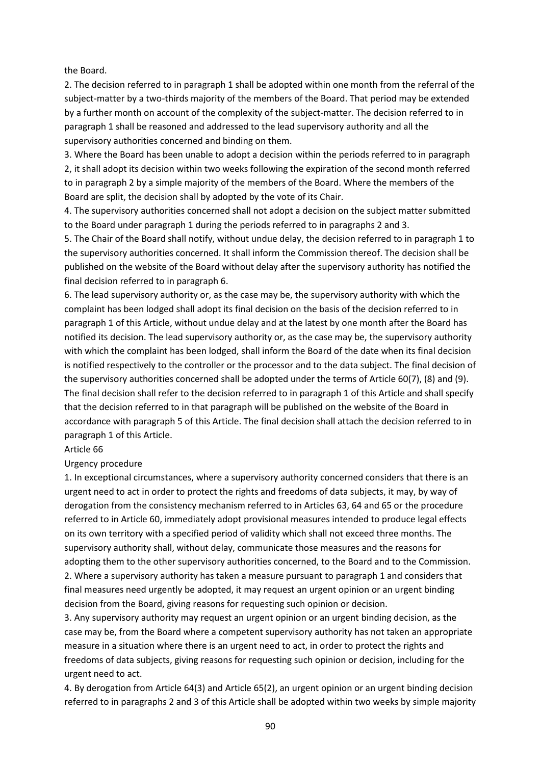the Board.

2. The decision referred to in paragraph 1 shall be adopted within one month from the referral of the subject-matter by a two-thirds majority of the members of the Board. That period may be extended by a further month on account of the complexity of the subject-matter. The decision referred to in paragraph 1 shall be reasoned and addressed to the lead supervisory authority and all the supervisory authorities concerned and binding on them.

3. Where the Board has been unable to adopt a decision within the periods referred to in paragraph 2, it shall adopt its decision within two weeks following the expiration of the second month referred to in paragraph 2 by a simple majority of the members of the Board. Where the members of the Board are split, the decision shall by adopted by the vote of its Chair.

4. The supervisory authorities concerned shall not adopt a decision on the subject matter submitted to the Board under paragraph 1 during the periods referred to in paragraphs 2 and 3.

5. The Chair of the Board shall notify, without undue delay, the decision referred to in paragraph 1 to the supervisory authorities concerned. It shall inform the Commission thereof. The decision shall be published on the website of the Board without delay after the supervisory authority has notified the final decision referred to in paragraph 6.

6. The lead supervisory authority or, as the case may be, the supervisory authority with which the complaint has been lodged shall adopt its final decision on the basis of the decision referred to in paragraph 1 of this Article, without undue delay and at the latest by one month after the Board has notified its decision. The lead supervisory authority or, as the case may be, the supervisory authority with which the complaint has been lodged, shall inform the Board of the date when its final decision is notified respectively to the controller or the processor and to the data subject. The final decision of the supervisory authorities concerned shall be adopted under the terms of Article 60(7), (8) and (9). The final decision shall refer to the decision referred to in paragraph 1 of this Article and shall specify that the decision referred to in that paragraph will be published on the website of the Board in accordance with paragraph 5 of this Article. The final decision shall attach the decision referred to in paragraph 1 of this Article.

Article 66

Urgency procedure

1. In exceptional circumstances, where a supervisory authority concerned considers that there is an urgent need to act in order to protect the rights and freedoms of data subjects, it may, by way of derogation from the consistency mechanism referred to in Articles 63, 64 and 65 or the procedure referred to in Article 60, immediately adopt provisional measures intended to produce legal effects on its own territory with a specified period of validity which shall not exceed three months. The supervisory authority shall, without delay, communicate those measures and the reasons for adopting them to the other supervisory authorities concerned, to the Board and to the Commission.

2. Where a supervisory authority has taken a measure pursuant to paragraph 1 and considers that final measures need urgently be adopted, it may request an urgent opinion or an urgent binding decision from the Board, giving reasons for requesting such opinion or decision.

3. Any supervisory authority may request an urgent opinion or an urgent binding decision, as the case may be, from the Board where a competent supervisory authority has not taken an appropriate measure in a situation where there is an urgent need to act, in order to protect the rights and freedoms of data subjects, giving reasons for requesting such opinion or decision, including for the urgent need to act.

4. By derogation from Article 64(3) and Article 65(2), an urgent opinion or an urgent binding decision referred to in paragraphs 2 and 3 of this Article shall be adopted within two weeks by simple majority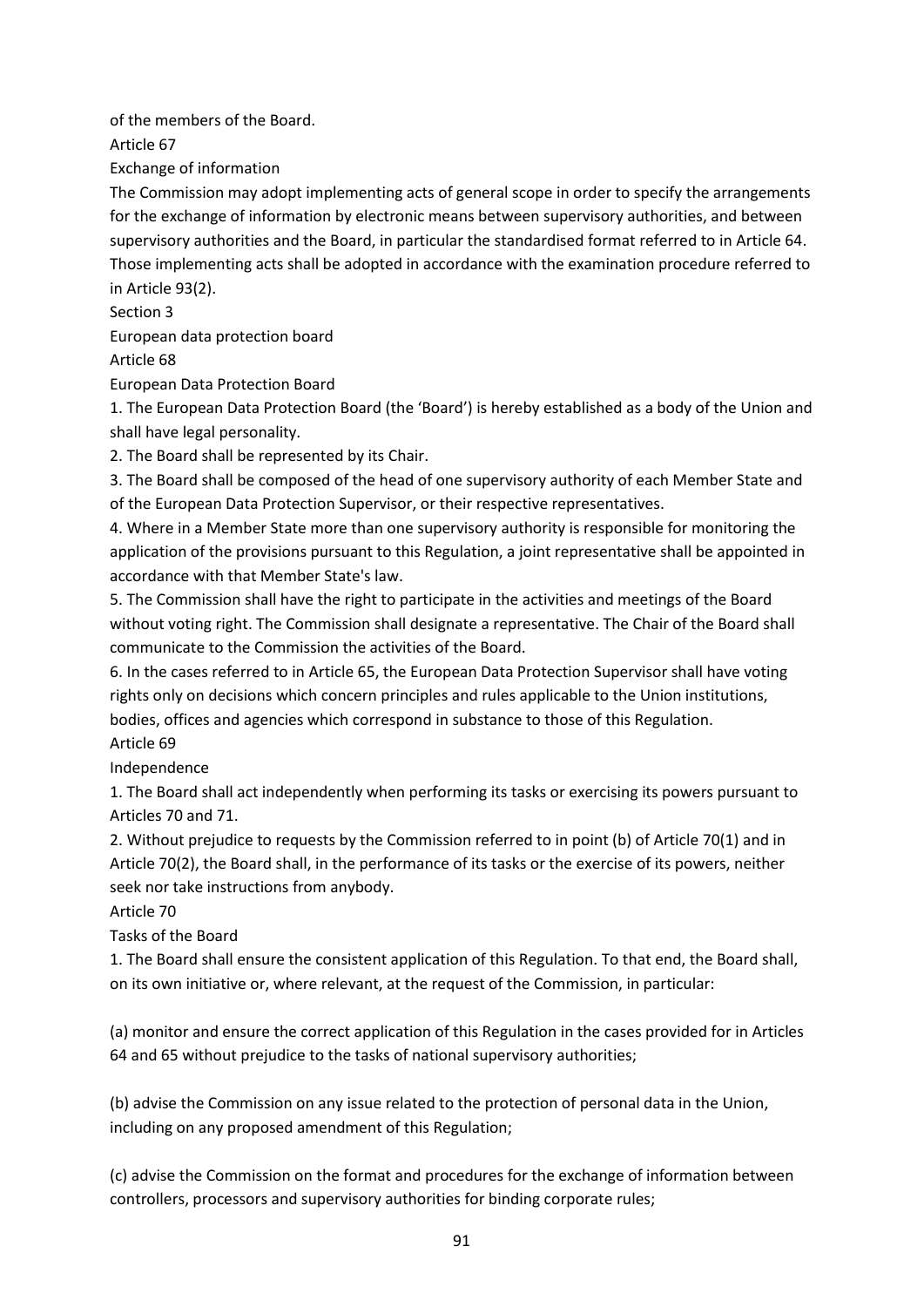of the members of the Board.

Article 67

Exchange of information

The Commission may adopt implementing acts of general scope in order to specify the arrangements for the exchange of information by electronic means between supervisory authorities, and between supervisory authorities and the Board, in particular the standardised format referred to in Article 64. Those implementing acts shall be adopted in accordance with the examination procedure referred to in Article 93(2).

Section 3

European data protection board

Article 68

European Data Protection Board

1. The European Data Protection Board (the 'Board') is hereby established as a body of the Union and shall have legal personality.

2. The Board shall be represented by its Chair.

3. The Board shall be composed of the head of one supervisory authority of each Member State and of the European Data Protection Supervisor, or their respective representatives.

4. Where in a Member State more than one supervisory authority is responsible for monitoring the application of the provisions pursuant to this Regulation, a joint representative shall be appointed in accordance with that Member State's law.

5. The Commission shall have the right to participate in the activities and meetings of the Board without voting right. The Commission shall designate a representative. The Chair of the Board shall communicate to the Commission the activities of the Board.

6. In the cases referred to in Article 65, the European Data Protection Supervisor shall have voting rights only on decisions which concern principles and rules applicable to the Union institutions, bodies, offices and agencies which correspond in substance to those of this Regulation.

Article 69

Independence

1. The Board shall act independently when performing its tasks or exercising its powers pursuant to Articles 70 and 71.

2. Without prejudice to requests by the Commission referred to in point (b) of Article 70(1) and in Article 70(2), the Board shall, in the performance of its tasks or the exercise of its powers, neither seek nor take instructions from anybody.

Article 70

Tasks of the Board

1. The Board shall ensure the consistent application of this Regulation. To that end, the Board shall, on its own initiative or, where relevant, at the request of the Commission, in particular:

(a) monitor and ensure the correct application of this Regulation in the cases provided for in Articles 64 and 65 without prejudice to the tasks of national supervisory authorities;

(b) advise the Commission on any issue related to the protection of personal data in the Union, including on any proposed amendment of this Regulation;

(c) advise the Commission on the format and procedures for the exchange of information between controllers, processors and supervisory authorities for binding corporate rules;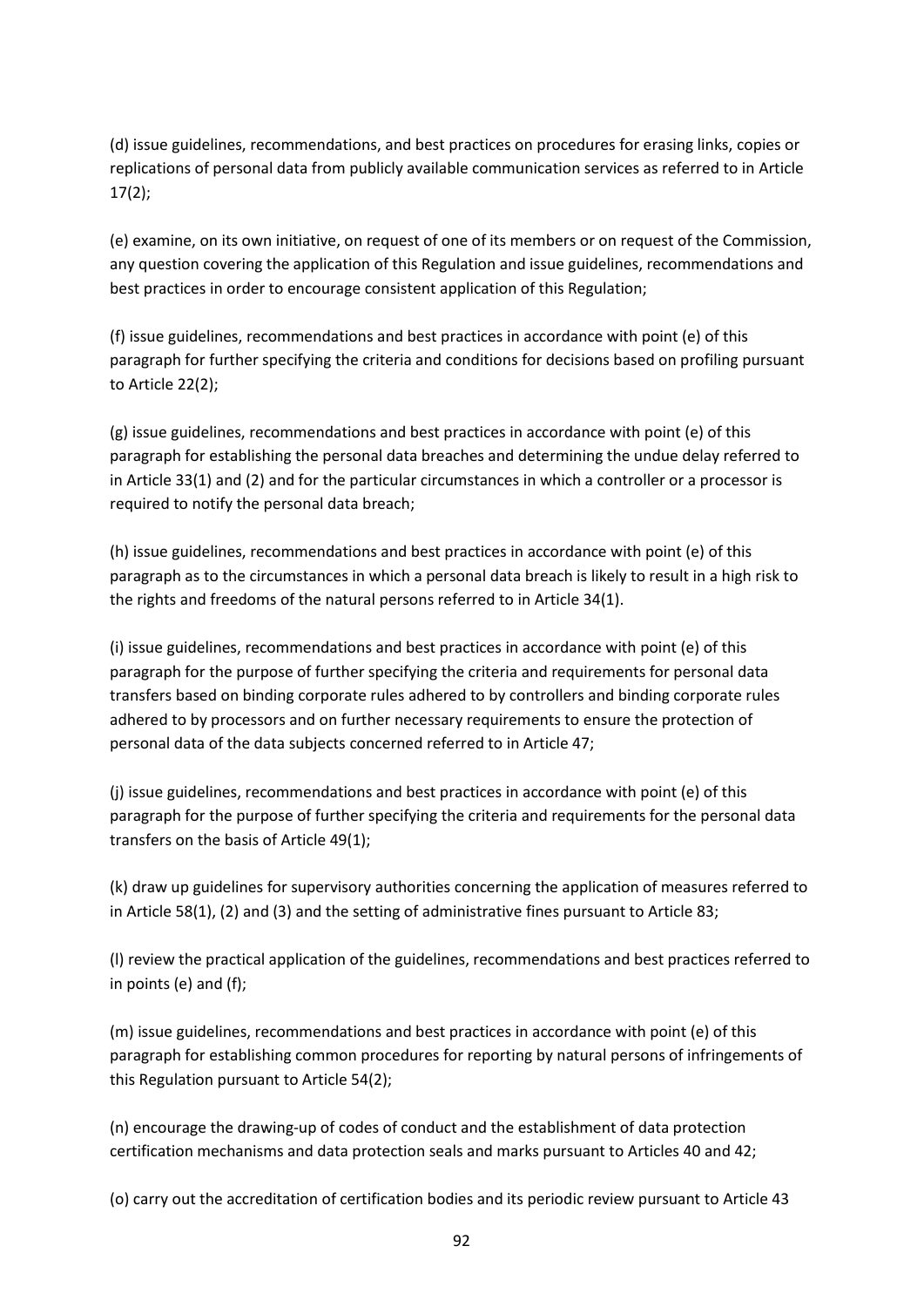(d) issue guidelines, recommendations, and best practices on procedures for erasing links, copies or replications of personal data from publicly available communication services as referred to in Article 17(2);

(e) examine, on its own initiative, on request of one of its members or on request of the Commission, any question covering the application of this Regulation and issue guidelines, recommendations and best practices in order to encourage consistent application of this Regulation;

(f) issue guidelines, recommendations and best practices in accordance with point (e) of this paragraph for further specifying the criteria and conditions for decisions based on profiling pursuant to Article 22(2);

(g) issue guidelines, recommendations and best practices in accordance with point (e) of this paragraph for establishing the personal data breaches and determining the undue delay referred to in Article 33(1) and (2) and for the particular circumstances in which a controller or a processor is required to notify the personal data breach;

(h) issue guidelines, recommendations and best practices in accordance with point (e) of this paragraph as to the circumstances in which a personal data breach is likely to result in a high risk to the rights and freedoms of the natural persons referred to in Article 34(1).

(i) issue guidelines, recommendations and best practices in accordance with point (e) of this paragraph for the purpose of further specifying the criteria and requirements for personal data transfers based on binding corporate rules adhered to by controllers and binding corporate rules adhered to by processors and on further necessary requirements to ensure the protection of personal data of the data subjects concerned referred to in Article 47;

(j) issue guidelines, recommendations and best practices in accordance with point (e) of this paragraph for the purpose of further specifying the criteria and requirements for the personal data transfers on the basis of Article 49(1);

(k) draw up guidelines for supervisory authorities concerning the application of measures referred to in Article 58(1), (2) and (3) and the setting of administrative fines pursuant to Article 83;

(l) review the practical application of the guidelines, recommendations and best practices referred to in points (e) and (f);

(m) issue guidelines, recommendations and best practices in accordance with point (e) of this paragraph for establishing common procedures for reporting by natural persons of infringements of this Regulation pursuant to Article 54(2);

(n) encourage the drawing-up of codes of conduct and the establishment of data protection certification mechanisms and data protection seals and marks pursuant to Articles 40 and 42;

(o) carry out the accreditation of certification bodies and its periodic review pursuant to Article 43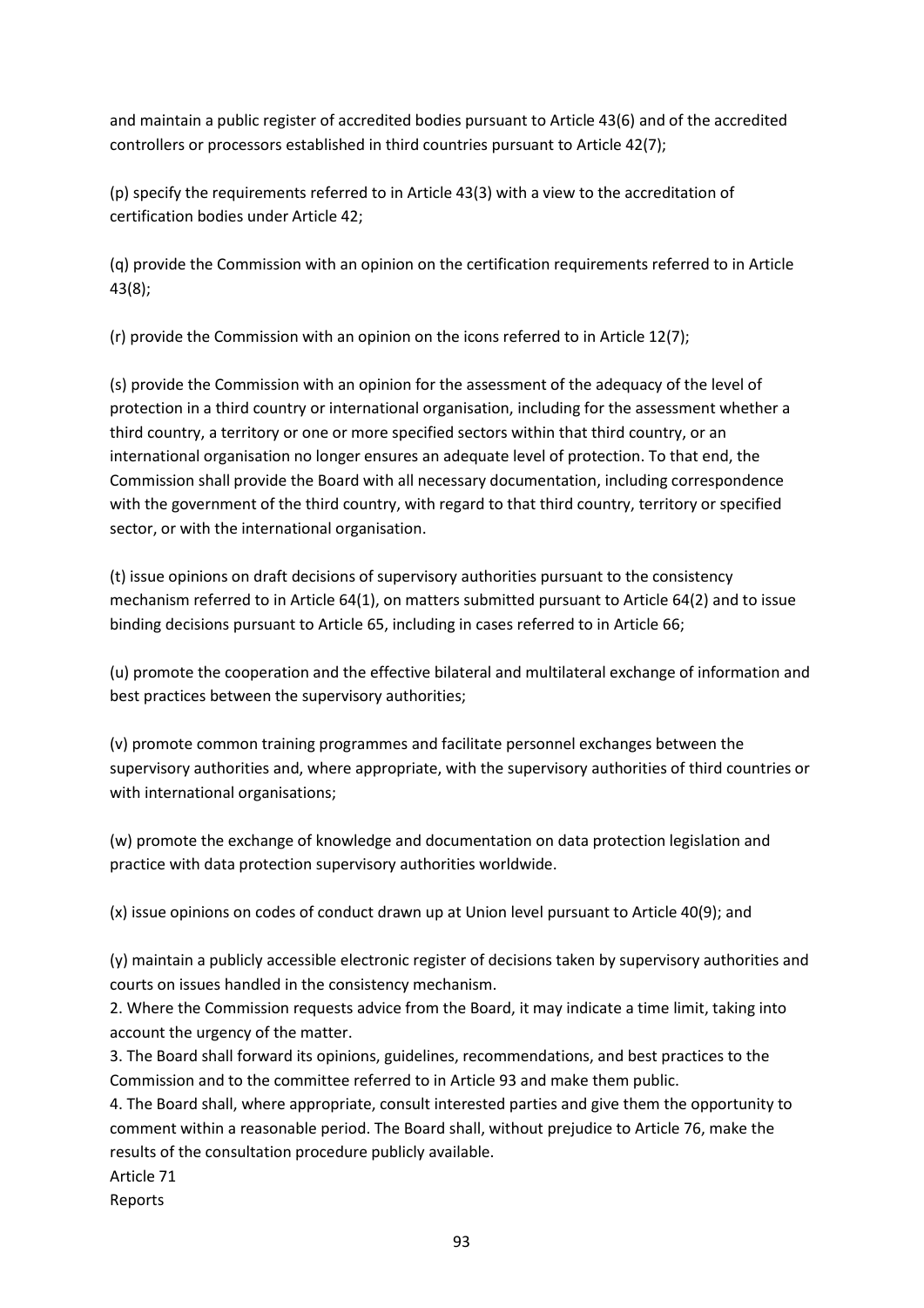and maintain a public register of accredited bodies pursuant to Article 43(6) and of the accredited controllers or processors established in third countries pursuant to Article 42(7);

(p) specify the requirements referred to in Article 43(3) with a view to the accreditation of certification bodies under Article 42;

(q) provide the Commission with an opinion on the certification requirements referred to in Article 43(8);

(r) provide the Commission with an opinion on the icons referred to in Article 12(7);

(s) provide the Commission with an opinion for the assessment of the adequacy of the level of protection in a third country or international organisation, including for the assessment whether a third country, a territory or one or more specified sectors within that third country, or an international organisation no longer ensures an adequate level of protection. To that end, the Commission shall provide the Board with all necessary documentation, including correspondence with the government of the third country, with regard to that third country, territory or specified sector, or with the international organisation.

(t) issue opinions on draft decisions of supervisory authorities pursuant to the consistency mechanism referred to in Article 64(1), on matters submitted pursuant to Article 64(2) and to issue binding decisions pursuant to Article 65, including in cases referred to in Article 66;

(u) promote the cooperation and the effective bilateral and multilateral exchange of information and best practices between the supervisory authorities;

(v) promote common training programmes and facilitate personnel exchanges between the supervisory authorities and, where appropriate, with the supervisory authorities of third countries or with international organisations;

(w) promote the exchange of knowledge and documentation on data protection legislation and practice with data protection supervisory authorities worldwide.

(x) issue opinions on codes of conduct drawn up at Union level pursuant to Article 40(9); and

(y) maintain a publicly accessible electronic register of decisions taken by supervisory authorities and courts on issues handled in the consistency mechanism.

2. Where the Commission requests advice from the Board, it may indicate a time limit, taking into account the urgency of the matter.

3. The Board shall forward its opinions, guidelines, recommendations, and best practices to the Commission and to the committee referred to in Article 93 and make them public.

4. The Board shall, where appropriate, consult interested parties and give them the opportunity to comment within a reasonable period. The Board shall, without prejudice to Article 76, make the results of the consultation procedure publicly available.

Article 71

Reports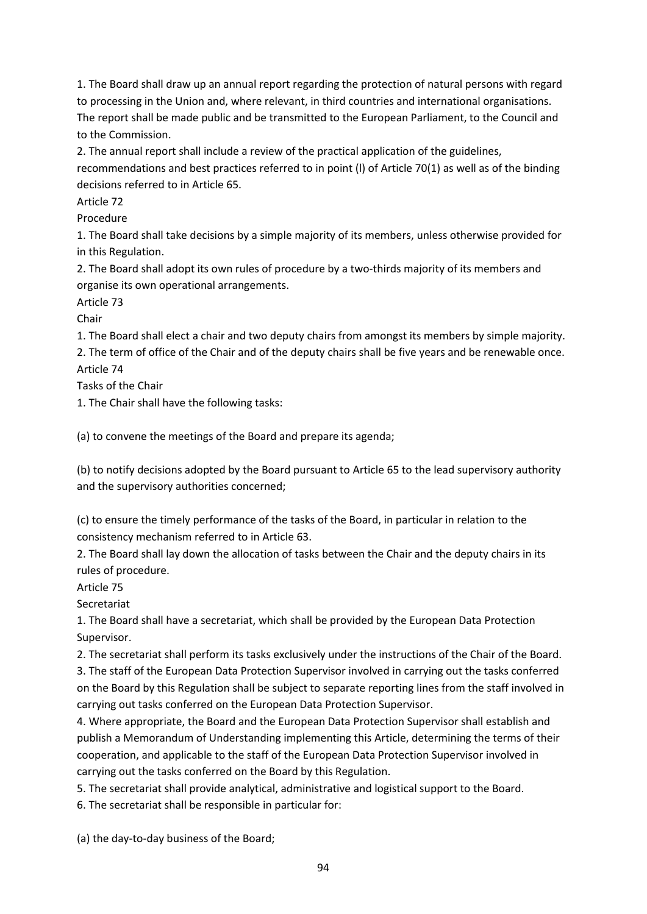1. The Board shall draw up an annual report regarding the protection of natural persons with regard to processing in the Union and, where relevant, in third countries and international organisations. The report shall be made public and be transmitted to the European Parliament, to the Council and to the Commission.

2. The annual report shall include a review of the practical application of the guidelines, recommendations and best practices referred to in point (l) of Article 70(1) as well as of the binding decisions referred to in Article 65.

Article 72

Procedure

1. The Board shall take decisions by a simple majority of its members, unless otherwise provided for in this Regulation.

2. The Board shall adopt its own rules of procedure by a two-thirds majority of its members and organise its own operational arrangements.

Article 73

Chair

1. The Board shall elect a chair and two deputy chairs from amongst its members by simple majority.

2. The term of office of the Chair and of the deputy chairs shall be five years and be renewable once.

Article 74

Tasks of the Chair

1. The Chair shall have the following tasks:

(a) to convene the meetings of the Board and prepare its agenda;

(b) to notify decisions adopted by the Board pursuant to Article 65 to the lead supervisory authority and the supervisory authorities concerned;

(c) to ensure the timely performance of the tasks of the Board, in particular in relation to the consistency mechanism referred to in Article 63.

2. The Board shall lay down the allocation of tasks between the Chair and the deputy chairs in its rules of procedure.

Article 75

Secretariat

1. The Board shall have a secretariat, which shall be provided by the European Data Protection Supervisor.

2. The secretariat shall perform its tasks exclusively under the instructions of the Chair of the Board.

3. The staff of the European Data Protection Supervisor involved in carrying out the tasks conferred on the Board by this Regulation shall be subject to separate reporting lines from the staff involved in carrying out tasks conferred on the European Data Protection Supervisor.

4. Where appropriate, the Board and the European Data Protection Supervisor shall establish and publish a Memorandum of Understanding implementing this Article, determining the terms of their cooperation, and applicable to the staff of the European Data Protection Supervisor involved in carrying out the tasks conferred on the Board by this Regulation.

5. The secretariat shall provide analytical, administrative and logistical support to the Board.

6. The secretariat shall be responsible in particular for:

(a) the day-to-day business of the Board;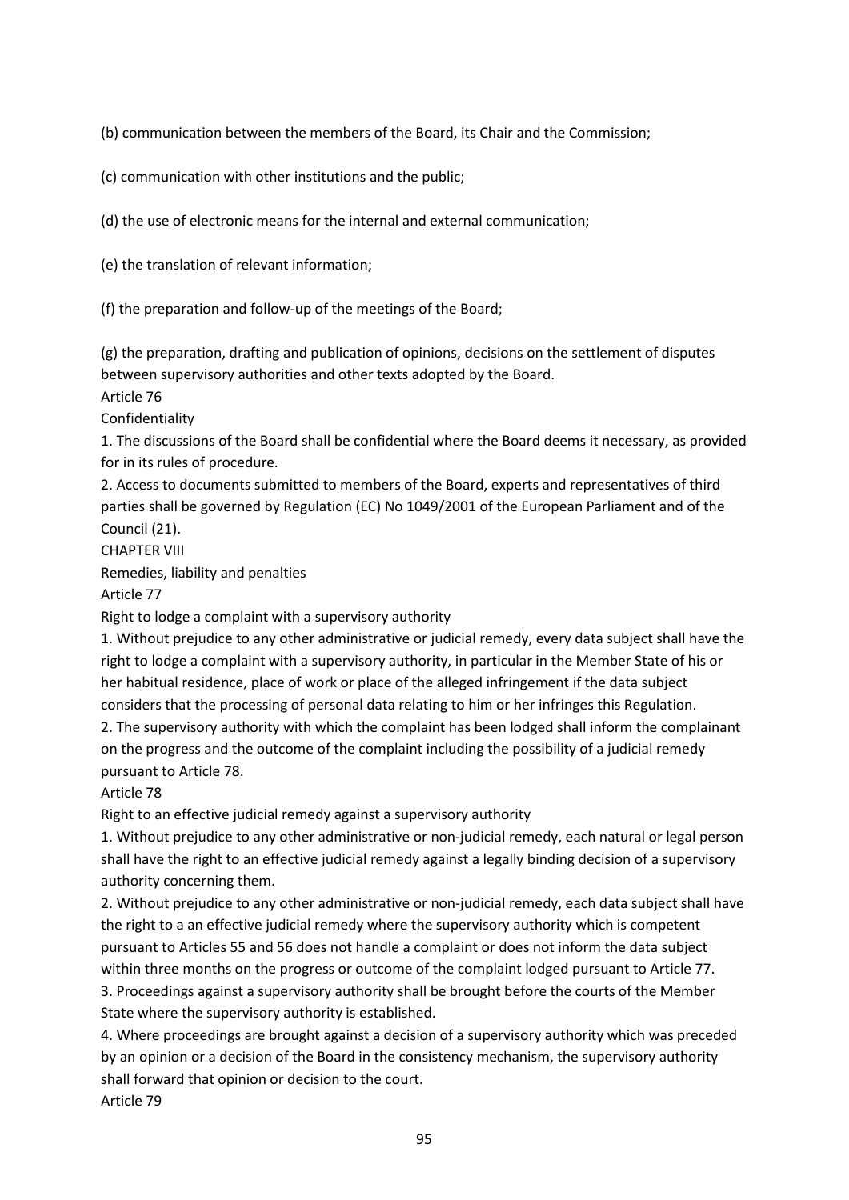(b) communication between the members of the Board, its Chair and the Commission;

(c) communication with other institutions and the public;

(d) the use of electronic means for the internal and external communication;

(e) the translation of relevant information;

(f) the preparation and follow-up of the meetings of the Board;

(g) the preparation, drafting and publication of opinions, decisions on the settlement of disputes between supervisory authorities and other texts adopted by the Board.

Article 76

Confidentiality

1. The discussions of the Board shall be confidential where the Board deems it necessary, as provided for in its rules of procedure.

2. Access to documents submitted to members of the Board, experts and representatives of third parties shall be governed by Regulation (EC) No 1049/2001 of the European Parliament and of the Council (21).

CHAPTER VIII

Remedies, liability and penalties

Article 77

Right to lodge a complaint with a supervisory authority

1. Without prejudice to any other administrative or judicial remedy, every data subject shall have the right to lodge a complaint with a supervisory authority, in particular in the Member State of his or her habitual residence, place of work or place of the alleged infringement if the data subject considers that the processing of personal data relating to him or her infringes this Regulation.

2. The supervisory authority with which the complaint has been lodged shall inform the complainant on the progress and the outcome of the complaint including the possibility of a judicial remedy pursuant to Article 78.

Article 78

Right to an effective judicial remedy against a supervisory authority

1. Without prejudice to any other administrative or non-judicial remedy, each natural or legal person shall have the right to an effective judicial remedy against a legally binding decision of a supervisory authority concerning them.

2. Without prejudice to any other administrative or non-judicial remedy, each data subject shall have the right to a an effective judicial remedy where the supervisory authority which is competent pursuant to Articles 55 and 56 does not handle a complaint or does not inform the data subject within three months on the progress or outcome of the complaint lodged pursuant to Article 77.

3. Proceedings against a supervisory authority shall be brought before the courts of the Member State where the supervisory authority is established.

4. Where proceedings are brought against a decision of a supervisory authority which was preceded by an opinion or a decision of the Board in the consistency mechanism, the supervisory authority shall forward that opinion or decision to the court.

Article 79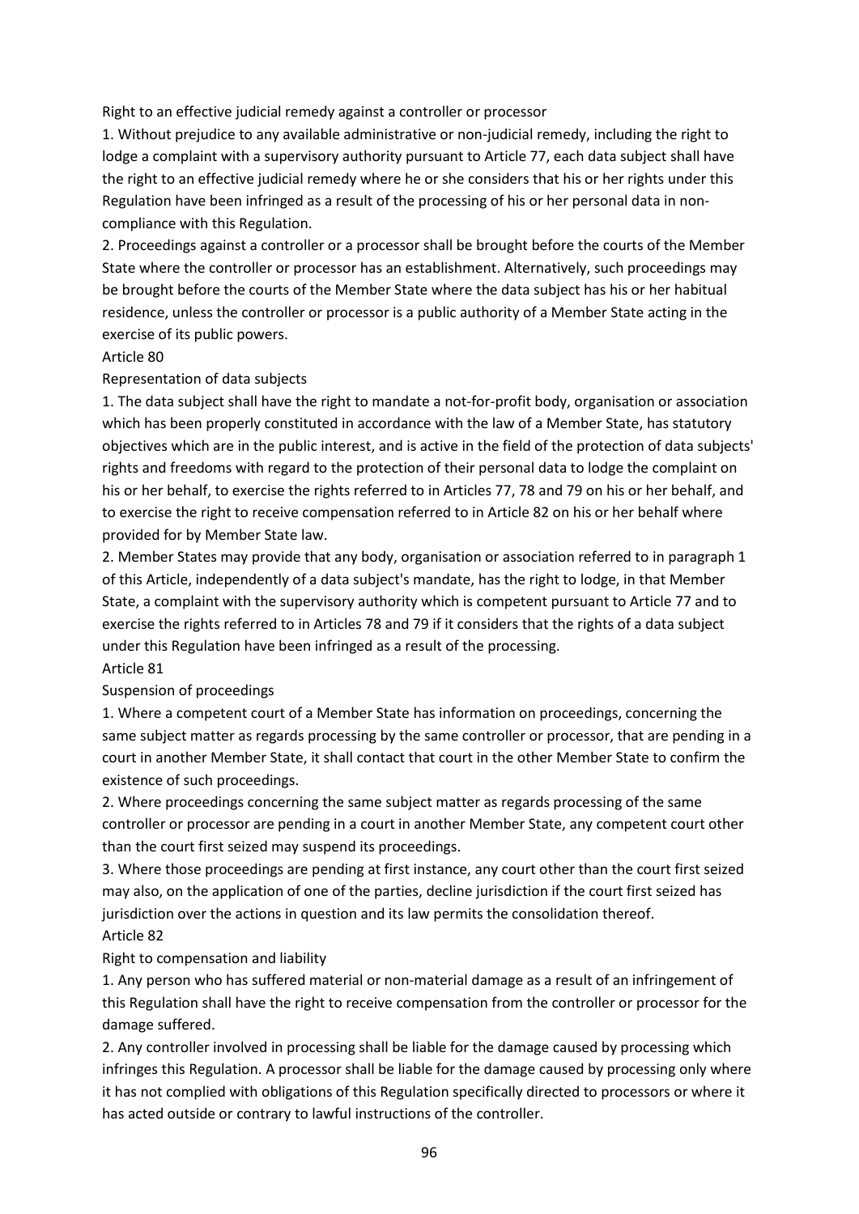Right to an effective judicial remedy against a controller or processor

1. Without prejudice to any available administrative or non-judicial remedy, including the right to lodge a complaint with a supervisory authority pursuant to Article 77, each data subject shall have the right to an effective judicial remedy where he or she considers that his or her rights under this Regulation have been infringed as a result of the processing of his or her personal data in non-compliance with this Regulation.

2. Proceedings against a controller or a processor shall be brought before the courts of the Member State where the controller or processor has an establishment. Alternatively, such proceedings may be brought before the courts of the Member State where the data subject has his or her habitual residence, unless the controller or processor is a public authority of a Member State acting in the exercise of its public powers.

Article 80

Representation of data subjects

1. The data subject shall have the right to mandate a not-for-profit body, organisation or association which has been properly constituted in accordance with the law of a Member State, has statutory objectives which are in the public interest, and is active in the field of the protection of data subjects' rights and freedoms with regard to the protection of their personal data to lodge the complaint on his or her behalf, to exercise the rights referred to in Articles 77, 78 and 79 on his or her behalf, and to exercise the right to receive compensation referred to in Article 82 on his or her behalf where provided for by Member State law.

2. Member States may provide that any body, organisation or association referred to in paragraph 1 of this Article, independently of a data subject's mandate, has the right to lodge, in that Member State, a complaint with the supervisory authority which is competent pursuant to Article 77 and to exercise the rights referred to in Articles 78 and 79 if it considers that the rights of a data subject under this Regulation have been infringed as a result of the processing.

Article 81

Suspension of proceedings

1. Where a competent court of a Member State has information on proceedings, concerning the same subject matter as regards processing by the same controller or processor, that are pending in a court in another Member State, it shall contact that court in the other Member State to confirm the existence of such proceedings.

2. Where proceedings concerning the same subject matter as regards processing of the same controller or processor are pending in a court in another Member State, any competent court other than the court first seized may suspend its proceedings.

3. Where those proceedings are pending at first instance, any court other than the court first seized may also, on the application of one of the parties, decline jurisdiction if the court first seized has jurisdiction over the actions in question and its law permits the consolidation thereof.

Article 82

Right to compensation and liability

1. Any person who has suffered material or non-material damage as a result of an infringement of this Regulation shall have the right to receive compensation from the controller or processor for the damage suffered.

2. Any controller involved in processing shall be liable for the damage caused by processing which infringes this Regulation. A processor shall be liable for the damage caused by processing only where it has not complied with obligations of this Regulation specifically directed to processors or where it has acted outside or contrary to lawful instructions of the controller.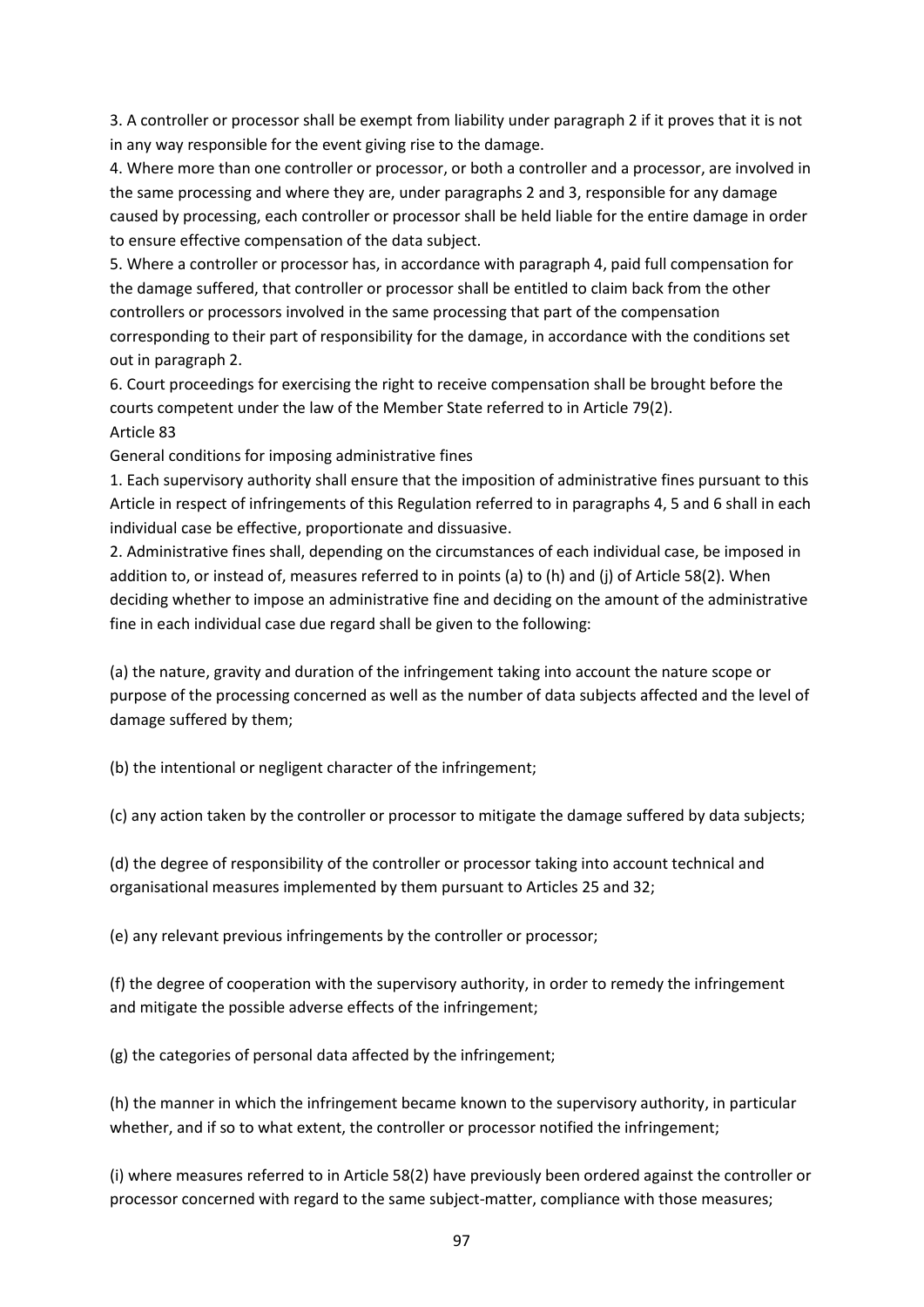3. A controller or processor shall be exempt from liability under paragraph 2 if it proves that it is not in any way responsible for the event giving rise to the damage.

4. Where more than one controller or processor, or both a controller and a processor, are involved in the same processing and where they are, under paragraphs 2 and 3, responsible for any damage caused by processing, each controller or processor shall be held liable for the entire damage in order to ensure effective compensation of the data subject.

5. Where a controller or processor has, in accordance with paragraph 4, paid full compensation for the damage suffered, that controller or processor shall be entitled to claim back from the other controllers or processors involved in the same processing that part of the compensation corresponding to their part of responsibility for the damage, in accordance with the conditions set out in paragraph 2.

6. Court proceedings for exercising the right to receive compensation shall be brought before the courts competent under the law of the Member State referred to in Article 79(2).

Article 83

General conditions for imposing administrative fines

1. Each supervisory authority shall ensure that the imposition of administrative fines pursuant to this Article in respect of infringements of this Regulation referred to in paragraphs 4, 5 and 6 shall in each individual case be effective, proportionate and dissuasive.

2. Administrative fines shall, depending on the circumstances of each individual case, be imposed in addition to, or instead of, measures referred to in points (a) to (h) and (j) of Article 58(2). When deciding whether to impose an administrative fine and deciding on the amount of the administrative fine in each individual case due regard shall be given to the following:

(a) the nature, gravity and duration of the infringement taking into account the nature scope or purpose of the processing concerned as well as the number of data subjects affected and the level of damage suffered by them;

(b) the intentional or negligent character of the infringement;

(c) any action taken by the controller or processor to mitigate the damage suffered by data subjects;

(d) the degree of responsibility of the controller or processor taking into account technical and organisational measures implemented by them pursuant to Articles 25 and 32;

(e) any relevant previous infringements by the controller or processor;

(f) the degree of cooperation with the supervisory authority, in order to remedy the infringement and mitigate the possible adverse effects of the infringement;

(g) the categories of personal data affected by the infringement;

(h) the manner in which the infringement became known to the supervisory authority, in particular whether, and if so to what extent, the controller or processor notified the infringement;

(i) where measures referred to in Article 58(2) have previously been ordered against the controller or processor concerned with regard to the same subject-matter, compliance with those measures;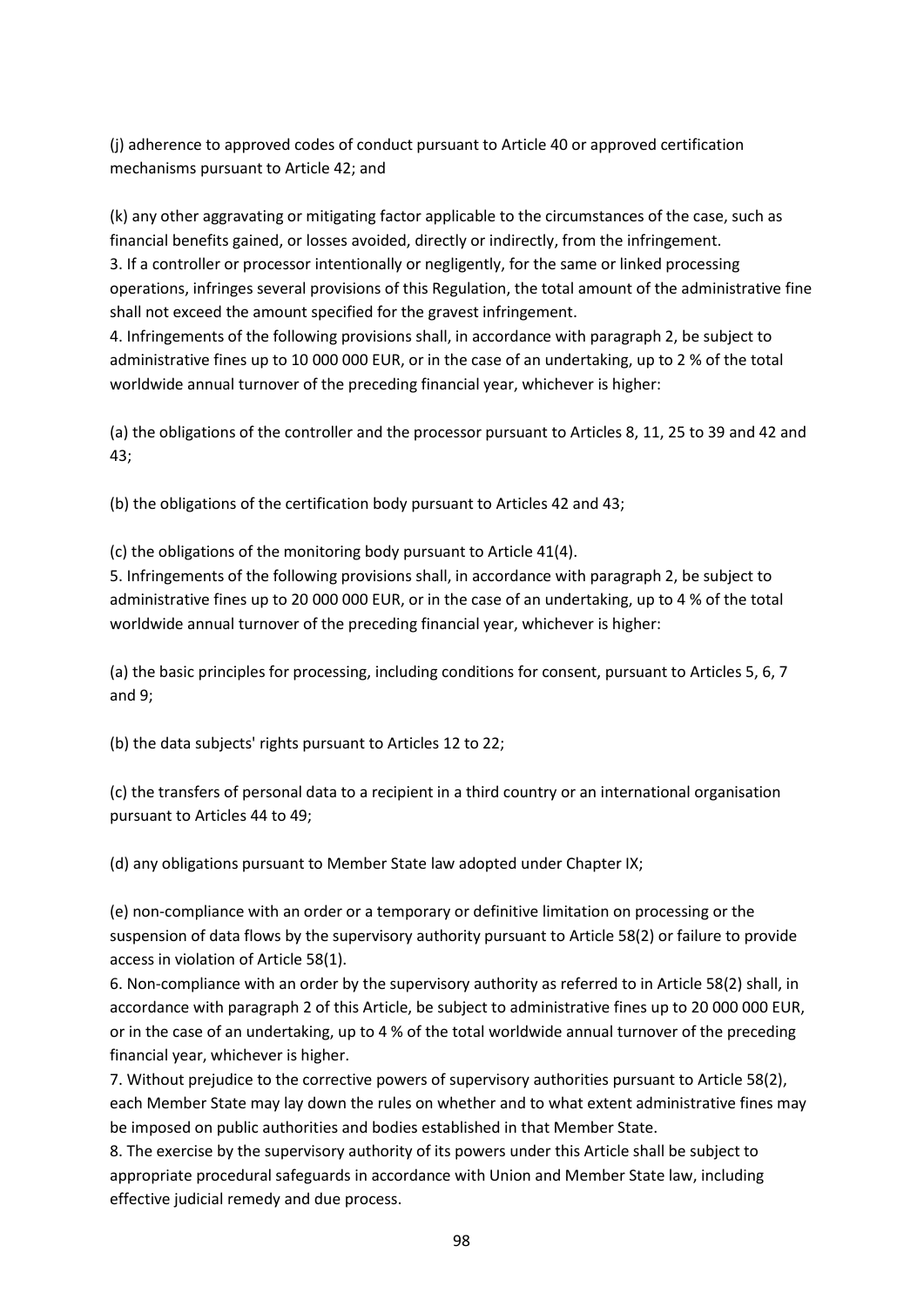(j) adherence to approved codes of conduct pursuant to Article 40 or approved certification mechanisms pursuant to Article 42; and

(k) any other aggravating or mitigating factor applicable to the circumstances of the case, such as financial benefits gained, or losses avoided, directly or indirectly, from the infringement.

3. If a controller or processor intentionally or negligently, for the same or linked processing operations, infringes several provisions of this Regulation, the total amount of the administrative fine shall not exceed the amount specified for the gravest infringement.

4. Infringements of the following provisions shall, in accordance with paragraph 2, be subject to administrative fines up to 10 000 000 EUR, or in the case of an undertaking, up to 2 % of the total worldwide annual turnover of the preceding financial year, whichever is higher:

(a) the obligations of the controller and the processor pursuant to Articles 8, 11, 25 to 39 and 42 and 43;

(b) the obligations of the certification body pursuant to Articles 42 and 43;

(c) the obligations of the monitoring body pursuant to Article 41(4).

5. Infringements of the following provisions shall, in accordance with paragraph 2, be subject to administrative fines up to 20 000 000 EUR, or in the case of an undertaking, up to 4 % of the total worldwide annual turnover of the preceding financial year, whichever is higher:

(a) the basic principles for processing, including conditions for consent, pursuant to Articles 5, 6, 7 and 9;

(b) the data subjects' rights pursuant to Articles 12 to 22;

(c) the transfers of personal data to a recipient in a third country or an international organisation pursuant to Articles 44 to 49;

(d) any obligations pursuant to Member State law adopted under Chapter IX;

(e) non-compliance with an order or a temporary or definitive limitation on processing or the suspension of data flows by the supervisory authority pursuant to Article 58(2) or failure to provide access in violation of Article 58(1).

6. Non-compliance with an order by the supervisory authority as referred to in Article 58(2) shall, in accordance with paragraph 2 of this Article, be subject to administrative fines up to 20 000 000 EUR, or in the case of an undertaking, up to 4 % of the total worldwide annual turnover of the preceding financial year, whichever is higher.

7. Without prejudice to the corrective powers of supervisory authorities pursuant to Article 58(2), each Member State may lay down the rules on whether and to what extent administrative fines may be imposed on public authorities and bodies established in that Member State.

8. The exercise by the supervisory authority of its powers under this Article shall be subject to appropriate procedural safeguards in accordance with Union and Member State law, including effective judicial remedy and due process.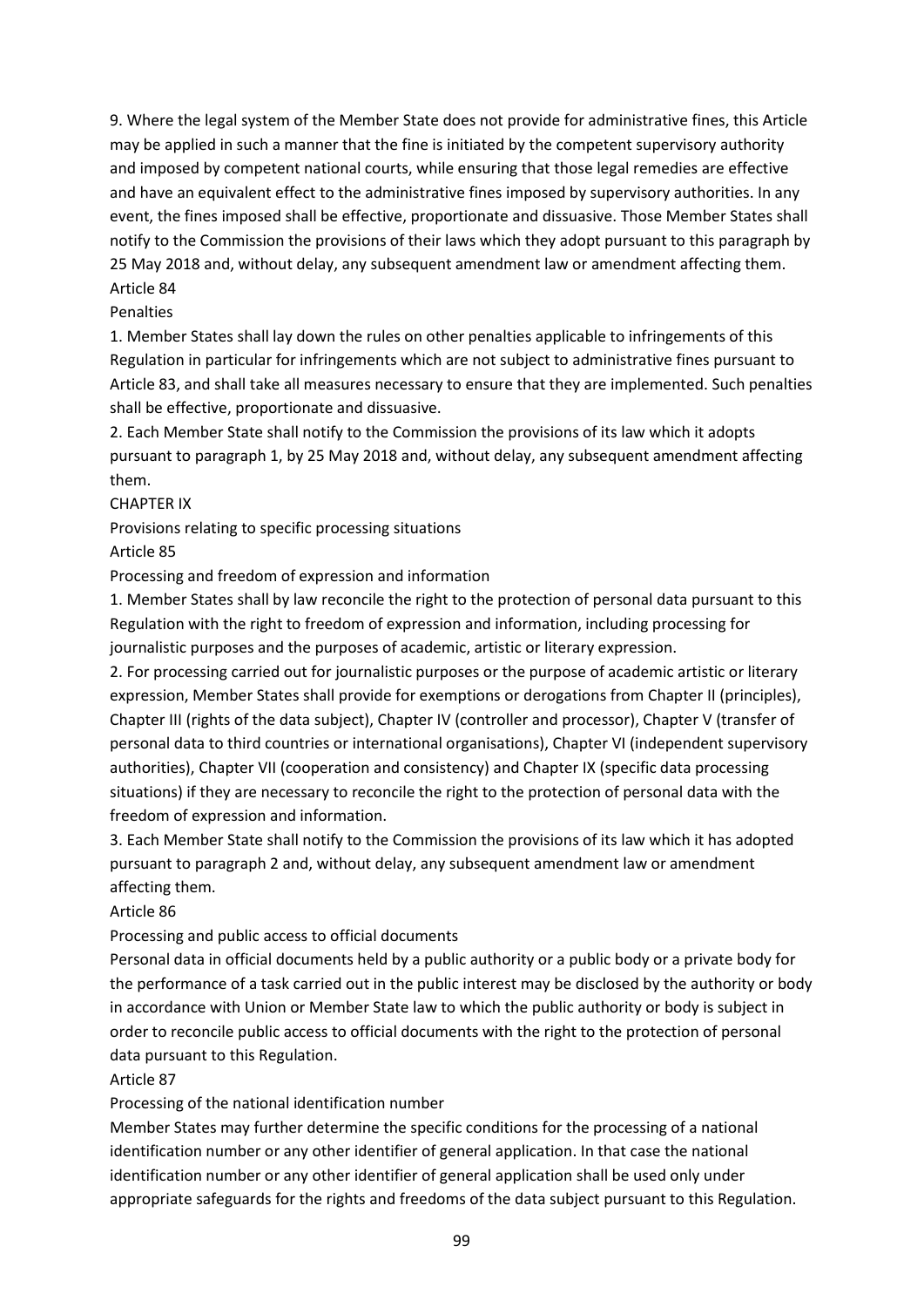9. Where the legal system of the Member State does not provide for administrative fines, this Article may be applied in such a manner that the fine is initiated by the competent supervisory authority and imposed by competent national courts, while ensuring that those legal remedies are effective and have an equivalent effect to the administrative fines imposed by supervisory authorities. In any event, the fines imposed shall be effective, proportionate and dissuasive. Those Member States shall notify to the Commission the provisions of their laws which they adopt pursuant to this paragraph by 25 May 2018 and, without delay, any subsequent amendment law or amendment affecting them.

## Article 84

### Penalties

1. Member States shall lay down the rules on other penalties applicable to infringements of this Regulation in particular for infringements which are not subject to administrative fines pursuant to Article 83, and shall take all measures necessary to ensure that they are implemented. Such penalties shall be effective, proportionate and dissuasive.

2. Each Member State shall notify to the Commission the provisions of its law which it adopts pursuant to paragraph 1, by 25 May 2018 and, without delay, any subsequent amendment affecting them.

# CHAPTER IX

## Provisions relating to specific processing situations

## Article 85

### Processing and freedom of expression and information

1. Member States shall by law reconcile the right to the protection of personal data pursuant to this Regulation with the right to freedom of expression and information, including processing for journalistic purposes and the purposes of academic, artistic or literary expression.

2. For processing carried out for journalistic purposes or the purpose of academic artistic or literary expression, Member States shall provide for exemptions or derogations from Chapter II (principles), Chapter III (rights of the data subject), Chapter IV (controller and processor), Chapter V (transfer of personal data to third countries or international organisations), Chapter VI (independent supervisory authorities), Chapter VII (cooperation and consistency) and Chapter IX (specific data processing situations) if they are necessary to reconcile the right to the protection of personal data with the freedom of expression and information.

3. Each Member State shall notify to the Commission the provisions of its law which it has adopted pursuant to paragraph 2 and, without delay, any subsequent amendment law or amendment affecting them.

## Article 86

### Processing and public access to official documents

Personal data in official documents held by a public authority or a public body or a private body for the performance of a task carried out in the public interest may be disclosed by the authority or body in accordance with Union or Member State law to which the public authority or body is subject in order to reconcile public access to official documents with the right to the protection of personal data pursuant to this Regulation.

## Article 87

### Processing of the national identification number

Member States may further determine the specific conditions for the processing of a national identification number or any other identifier of general application. In that case the national identification number or any other identifier of general application shall be used only under appropriate safeguards for the rights and freedoms of the data subject pursuant to this Regulation.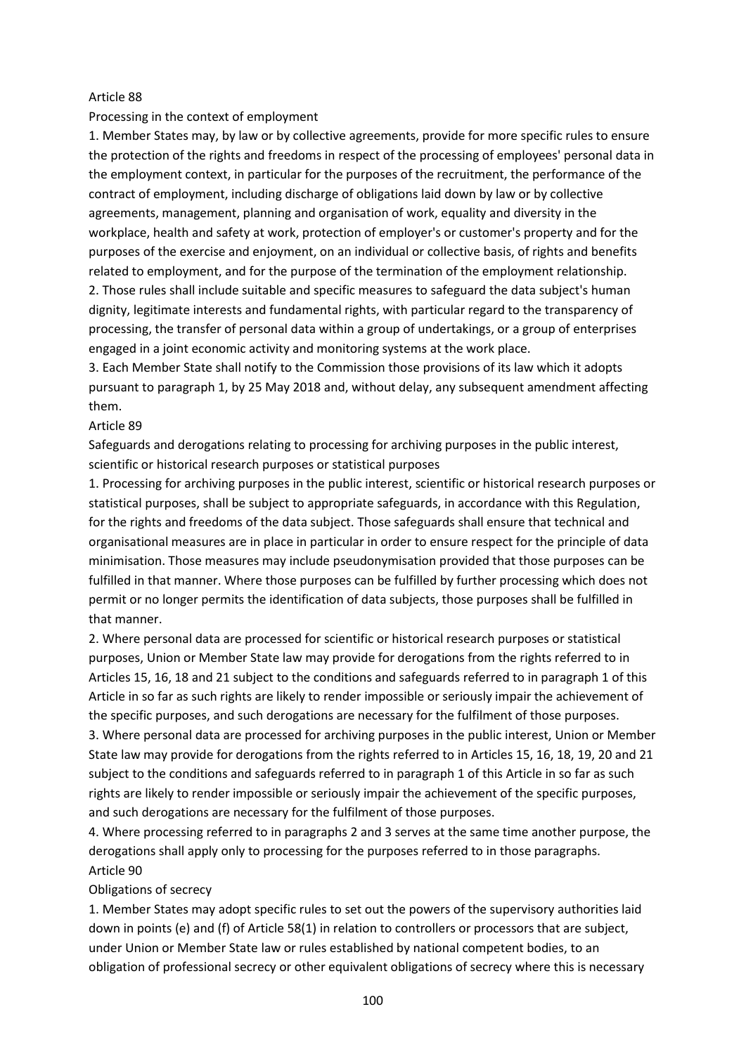## Article 88

### Processing in the context of employment

1. Member States may, by law or by collective agreements, provide for more specific rules to ensure the protection of the rights and freedoms in respect of the processing of employees' personal data in the employment context, in particular for the purposes of the recruitment, the performance of the contract of employment, including discharge of obligations laid down by law or by collective agreements, management, planning and organisation of work, equality and diversity in the workplace, health and safety at work, protection of employer's or customer's property and for the purposes of the exercise and enjoyment, on an individual or collective basis, of rights and benefits related to employment, and for the purpose of the termination of the employment relationship.
2. Those rules shall include suitable and specific measures to safeguard the data subject's human dignity, legitimate interests and fundamental rights, with particular regard to the transparency of processing, the transfer of personal data within a group of undertakings, or a group of enterprises engaged in a joint economic activity and monitoring systems at the work place.
3. Each Member State shall notify to the Commission those provisions of its law which it adopts pursuant to paragraph 1, by 25 May 2018 and, without delay, any subsequent amendment affecting them.

## Article 89

### Safeguards and derogations relating to processing for archiving purposes in the public interest, scientific or historical research purposes or statistical purposes

1. Processing for archiving purposes in the public interest, scientific or historical research purposes or statistical purposes, shall be subject to appropriate safeguards, in accordance with this Regulation, for the rights and freedoms of the data subject. Those safeguards shall ensure that technical and organisational measures are in place in particular in order to ensure respect for the principle of data minimisation. Those measures may include pseudonymisation provided that those purposes can be fulfilled in that manner. Where those purposes can be fulfilled by further processing which does not permit or no longer permits the identification of data subjects, those purposes shall be fulfilled in that manner.
2. Where personal data are processed for scientific or historical research purposes or statistical purposes, Union or Member State law may provide for derogations from the rights referred to in Articles 15, 16, 18 and 21 subject to the conditions and safeguards referred to in paragraph 1 of this Article in so far as such rights are likely to render impossible or seriously impair the achievement of the specific purposes, and such derogations are necessary for the fulfilment of those purposes.
3. Where personal data are processed for archiving purposes in the public interest, Union or Member State law may provide for derogations from the rights referred to in Articles 15, 16, 18, 19, 20 and 21 subject to the conditions and safeguards referred to in paragraph 1 of this Article in so far as such rights are likely to render impossible or seriously impair the achievement of the specific purposes, and such derogations are necessary for the fulfilment of those purposes.
4. Where processing referred to in paragraphs 2 and 3 serves at the same time another purpose, the derogations shall apply only to processing for the purposes referred to in those paragraphs.

## Article 90

### Obligations of secrecy

1. Member States may adopt specific rules to set out the powers of the supervisory authorities laid down in points (e) and (f) of Article 58(1) in relation to controllers or processors that are subject, under Union or Member State law or rules established by national competent bodies, to an obligation of professional secrecy or other equivalent obligations of secrecy where this is necessary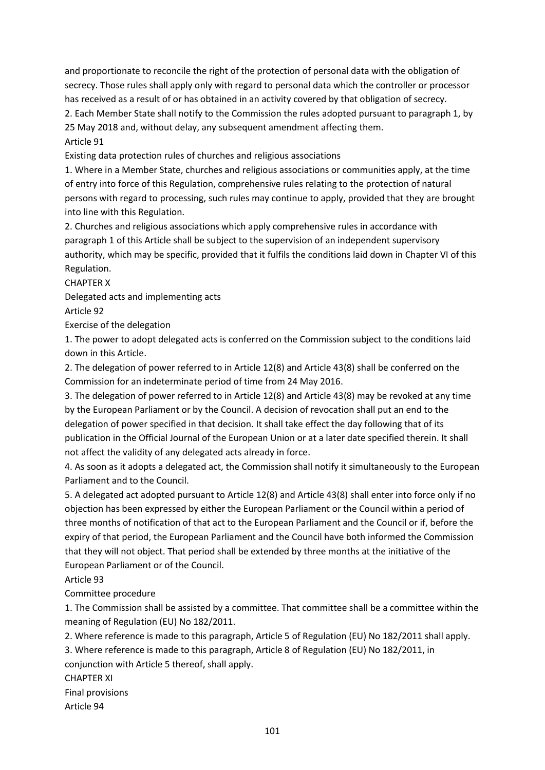and proportionate to reconcile the right of the protection of personal data with the obligation of secrecy. Those rules shall apply only with regard to personal data which the controller or processor has received as a result of or has obtained in an activity covered by that obligation of secrecy.

2. Each Member State shall notify to the Commission the rules adopted pursuant to paragraph 1, by 25 May 2018 and, without delay, any subsequent amendment affecting them.

### Article 91

#### Existing data protection rules of churches and religious associations

1. Where in a Member State, churches and religious associations or communities apply, at the time of entry into force of this Regulation, comprehensive rules relating to the protection of natural persons with regard to processing, such rules may continue to apply, provided that they are brought into line with this Regulation.

2. Churches and religious associations which apply comprehensive rules in accordance with paragraph 1 of this Article shall be subject to the supervision of an independent supervisory authority, which may be specific, provided that it fulfils the conditions laid down in Chapter VI of this Regulation.

## CHAPTER X

## Delegated acts and implementing acts

### Article 92

#### Exercise of the delegation

1. The power to adopt delegated acts is conferred on the Commission subject to the conditions laid down in this Article.

2. The delegation of power referred to in Article 12(8) and Article 43(8) shall be conferred on the Commission for an indeterminate period of time from 24 May 2016.

3. The delegation of power referred to in Article 12(8) and Article 43(8) may be revoked at any time by the European Parliament or by the Council. A decision of revocation shall put an end to the delegation of power specified in that decision. It shall take effect the day following that of its publication in the Official Journal of the European Union or at a later date specified therein. It shall not affect the validity of any delegated acts already in force.

4. As soon as it adopts a delegated act, the Commission shall notify it simultaneously to the European Parliament and to the Council.

5. A delegated act adopted pursuant to Article 12(8) and Article 43(8) shall enter into force only if no objection has been expressed by either the European Parliament or the Council within a period of three months of notification of that act to the European Parliament and the Council or if, before the expiry of that period, the European Parliament and the Council have both informed the Commission that they will not object. That period shall be extended by three months at the initiative of the European Parliament or of the Council.

### Article 93

#### Committee procedure

1. The Commission shall be assisted by a committee. That committee shall be a committee within the meaning of Regulation (EU) No 182/2011.

2. Where reference is made to this paragraph, Article 5 of Regulation (EU) No 182/2011 shall apply.

3. Where reference is made to this paragraph, Article 8 of Regulation (EU) No 182/2011, in conjunction with Article 5 thereof, shall apply.

## CHAPTER XI

## Final provisions

### Article 94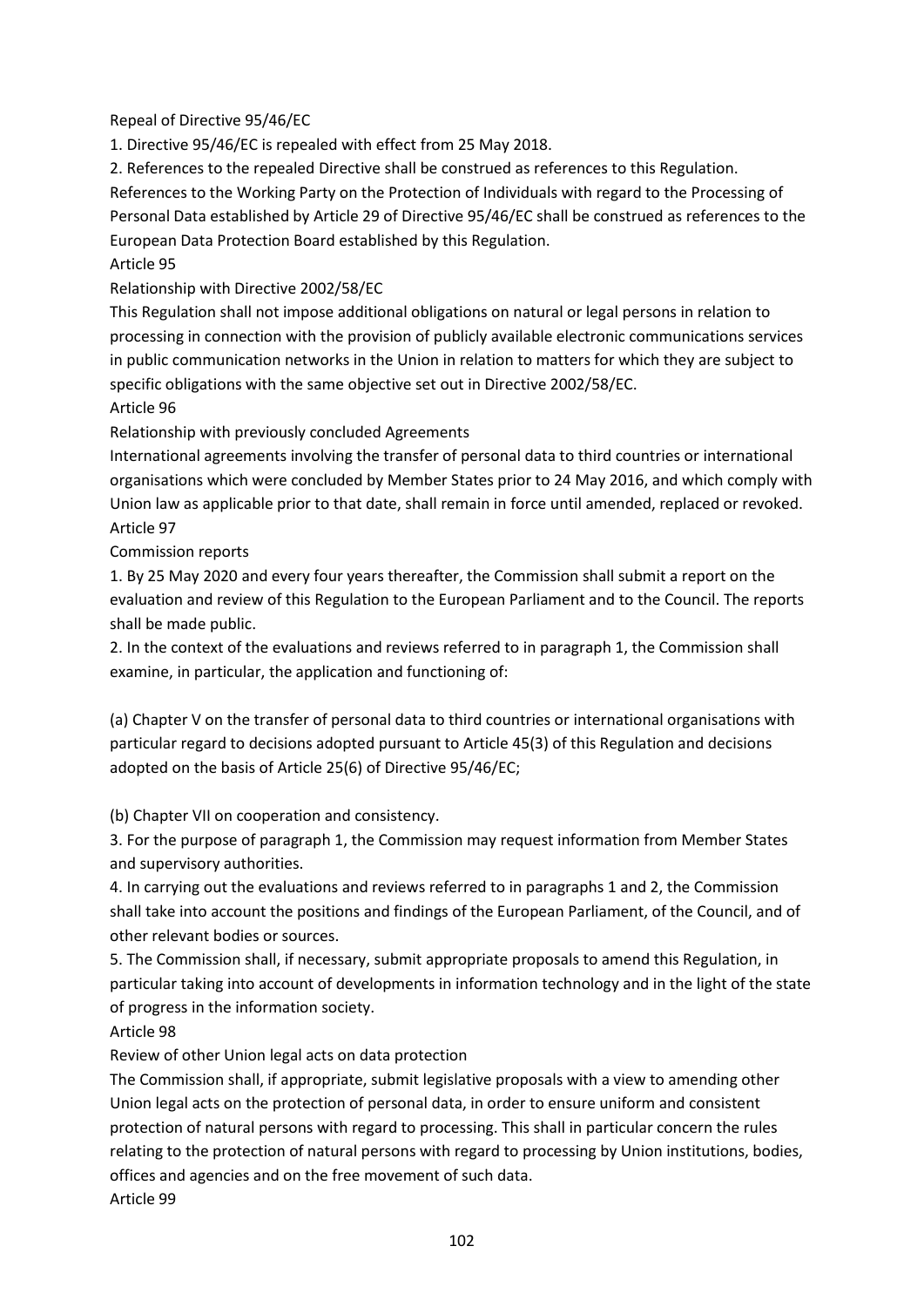Repeal of Directive 95/46/EC

1. Directive 95/46/EC is repealed with effect from 25 May 2018.

2. References to the repealed Directive shall be construed as references to this Regulation. References to the Working Party on the Protection of Individuals with regard to the Processing of Personal Data established by Article 29 of Directive 95/46/EC shall be construed as references to the European Data Protection Board established by this Regulation.

Article 95

Relationship with Directive 2002/58/EC

This Regulation shall not impose additional obligations on natural or legal persons in relation to processing in connection with the provision of publicly available electronic communications services in public communication networks in the Union in relation to matters for which they are subject to specific obligations with the same objective set out in Directive 2002/58/EC.

Article 96

Relationship with previously concluded Agreements

International agreements involving the transfer of personal data to third countries or international organisations which were concluded by Member States prior to 24 May 2016, and which comply with Union law as applicable prior to that date, shall remain in force until amended, replaced or revoked.

Article 97

Commission reports

1. By 25 May 2020 and every four years thereafter, the Commission shall submit a report on the evaluation and review of this Regulation to the European Parliament and to the Council. The reports shall be made public.

2. In the context of the evaluations and reviews referred to in paragraph 1, the Commission shall examine, in particular, the application and functioning of:

(a) Chapter V on the transfer of personal data to third countries or international organisations with particular regard to decisions adopted pursuant to Article 45(3) of this Regulation and decisions adopted on the basis of Article 25(6) of Directive 95/46/EC;

(b) Chapter VII on cooperation and consistency.

3. For the purpose of paragraph 1, the Commission may request information from Member States and supervisory authorities.

4. In carrying out the evaluations and reviews referred to in paragraphs 1 and 2, the Commission shall take into account the positions and findings of the European Parliament, of the Council, and of other relevant bodies or sources.

5. The Commission shall, if necessary, submit appropriate proposals to amend this Regulation, in particular taking into account of developments in information technology and in the light of the state of progress in the information society.

Article 98

Review of other Union legal acts on data protection

The Commission shall, if appropriate, submit legislative proposals with a view to amending other Union legal acts on the protection of personal data, in order to ensure uniform and consistent protection of natural persons with regard to processing. This shall in particular concern the rules relating to the protection of natural persons with regard to processing by Union institutions, bodies, offices and agencies and on the free movement of such data.

Article 99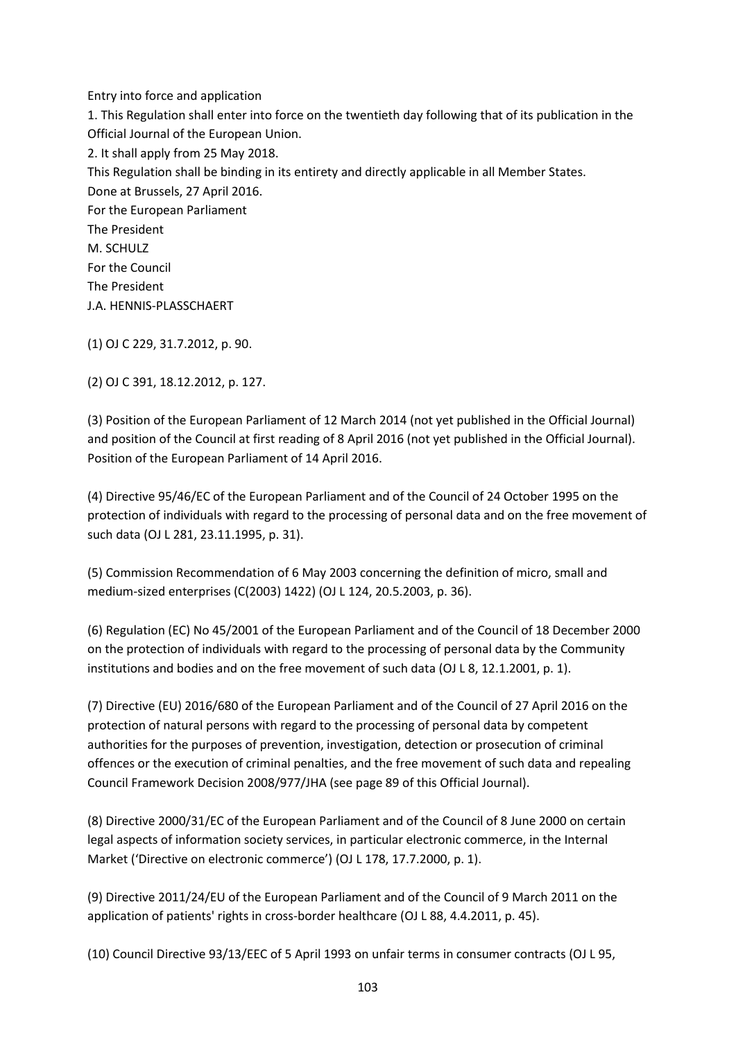Entry into force and application

1. This Regulation shall enter into force on the twentieth day following that of its publication in the Official Journal of the European Union.

2. It shall apply from 25 May 2018.

This Regulation shall be binding in its entirety and directly applicable in all Member States.

Done at Brussels, 27 April 2016.

For the European Parliament

The President

M. SCHULZ

For the Council

The President

J.A. HENNIS-PLASSCHAERT

(1) OJ C 229, 31.7.2012, p. 90.

(2) OJ C 391, 18.12.2012, p. 127.

(3) Position of the European Parliament of 12 March 2014 (not yet published in the Official Journal) and position of the Council at first reading of 8 April 2016 (not yet published in the Official Journal). Position of the European Parliament of 14 April 2016.

(4) Directive 95/46/EC of the European Parliament and of the Council of 24 October 1995 on the protection of individuals with regard to the processing of personal data and on the free movement of such data (OJ L 281, 23.11.1995, p. 31).

(5) Commission Recommendation of 6 May 2003 concerning the definition of micro, small and medium-sized enterprises (C(2003) 1422) (OJ L 124, 20.5.2003, p. 36).

(6) Regulation (EC) No 45/2001 of the European Parliament and of the Council of 18 December 2000 on the protection of individuals with regard to the processing of personal data by the Community institutions and bodies and on the free movement of such data (OJ L 8, 12.1.2001, p. 1).

(7) Directive (EU) 2016/680 of the European Parliament and of the Council of 27 April 2016 on the protection of natural persons with regard to the processing of personal data by competent authorities for the purposes of prevention, investigation, detection or prosecution of criminal offences or the execution of criminal penalties, and the free movement of such data and repealing Council Framework Decision 2008/977/JHA (see page 89 of this Official Journal).

(8) Directive 2000/31/EC of the European Parliament and of the Council of 8 June 2000 on certain legal aspects of information society services, in particular electronic commerce, in the Internal Market ('Directive on electronic commerce') (OJ L 178, 17.7.2000, p. 1).

(9) Directive 2011/24/EU of the European Parliament and of the Council of 9 March 2011 on the application of patients' rights in cross-border healthcare (OJ L 88, 4.4.2011, p. 45).

(10) Council Directive 93/13/EEC of 5 April 1993 on unfair terms in consumer contracts (OJ L 95,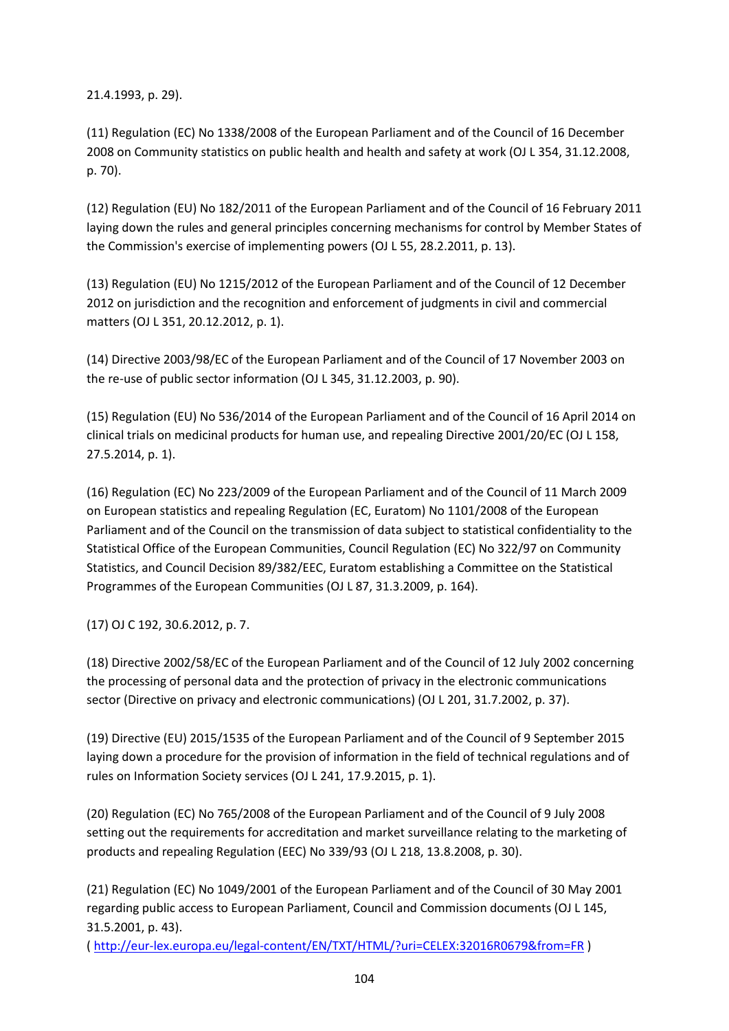21.4.1993, p. 29).

(11) Regulation (EC) No 1338/2008 of the European Parliament and of the Council of 16 December 2008 on Community statistics on public health and health and safety at work (OJ L 354, 31.12.2008, p. 70).

(12) Regulation (EU) No 182/2011 of the European Parliament and of the Council of 16 February 2011 laying down the rules and general principles concerning mechanisms for control by Member States of the Commission's exercise of implementing powers (OJ L 55, 28.2.2011, p. 13).

(13) Regulation (EU) No 1215/2012 of the European Parliament and of the Council of 12 December 2012 on jurisdiction and the recognition and enforcement of judgments in civil and commercial matters (OJ L 351, 20.12.2012, p. 1).

(14) Directive 2003/98/EC of the European Parliament and of the Council of 17 November 2003 on the re-use of public sector information (OJ L 345, 31.12.2003, p. 90).

(15) Regulation (EU) No 536/2014 of the European Parliament and of the Council of 16 April 2014 on clinical trials on medicinal products for human use, and repealing Directive 2001/20/EC (OJ L 158, 27.5.2014, p. 1).

(16) Regulation (EC) No 223/2009 of the European Parliament and of the Council of 11 March 2009 on European statistics and repealing Regulation (EC, Euratom) No 1101/2008 of the European Parliament and of the Council on the transmission of data subject to statistical confidentiality to the Statistical Office of the European Communities, Council Regulation (EC) No 322/97 on Community Statistics, and Council Decision 89/382/EEC, Euratom establishing a Committee on the Statistical Programmes of the European Communities (OJ L 87, 31.3.2009, p. 164).

(17) OJ C 192, 30.6.2012, p. 7.

(18) Directive 2002/58/EC of the European Parliament and of the Council of 12 July 2002 concerning the processing of personal data and the protection of privacy in the electronic communications sector (Directive on privacy and electronic communications) (OJ L 201, 31.7.2002, p. 37).

(19) Directive (EU) 2015/1535 of the European Parliament and of the Council of 9 September 2015 laying down a procedure for the provision of information in the field of technical regulations and of rules on Information Society services (OJ L 241, 17.9.2015, p. 1).

(20) Regulation (EC) No 765/2008 of the European Parliament and of the Council of 9 July 2008 setting out the requirements for accreditation and market surveillance relating to the marketing of products and repealing Regulation (EEC) No 339/93 (OJ L 218, 13.8.2008, p. 30).

(21) Regulation (EC) No 1049/2001 of the European Parliament and of the Council of 30 May 2001 regarding public access to European Parliament, Council and Commission documents (OJ L 145, 31.5.2001, p. 43).
( http://eur-lex.europa.eu/legal-content/EN/TXT/HTML/?uri=CELEX:32016R0679&from=FR )